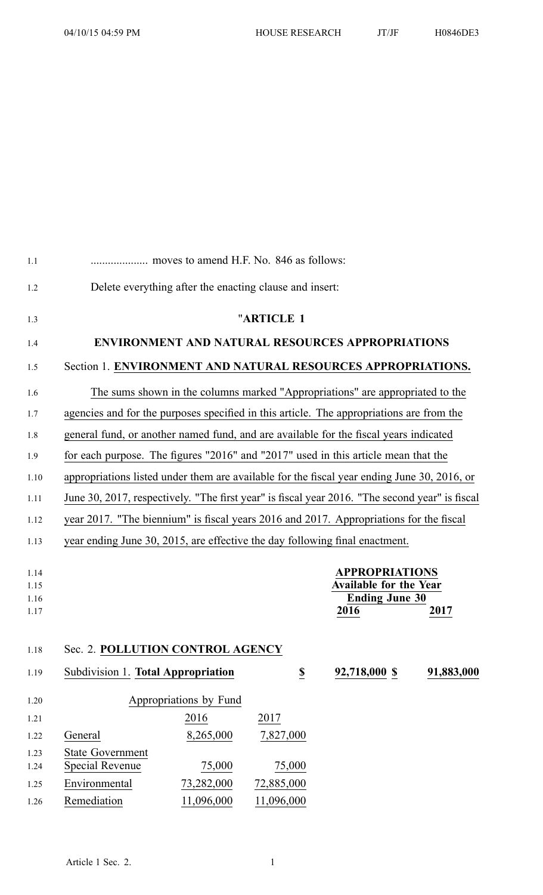.................... moves to amend H.F. No. 846 as follows:

Delete everything after the enacting clause and insert:

"**ARTICLE 1**

**ENVIRONMENT AND NATURAL RESOURCES APPROPRIATIONS**

Section 1. **ENVIRONMENT AND NATURAL RESOURCES APPROPRIATIONS.**

The sums shown in the columns marked "Appropriations" are appropriated to the agencies and for the purposes specified in this article. The appropriations are from the general fund, or another named fund, and are available for the fiscal years indicated for each purpose. The figures "2016" and "2017" used in this article mean that the appropriations listed under them are available for the fiscal year ending June 30, 2016, or June 30, 2017, respectively. "The first year" is fiscal year 2016. "The second year" is fiscal year 2017. "The biennium" is fiscal years 2016 and 2017. Appropriations for the fiscal year ending June 30, 2015, are effective the day following final enactment.

| | | APPROPRIATIONS Available for the Year Ending June 30 | |
|---|---|---|---|
| | | **2016** | **2017** |

Sec. 2. **POLLUTION CONTROL AGENCY**

| | | | |
|---|---|---|---|
| Subdivision 1. **Total Appropriation** | **$** | **92,718,000 $** | **91,883,000** |

| Appropriations by Fund | | |
|---|---|---|
| | 2016 | 2017 |
| General | 8,265,000 | 7,827,000 |
| State Government Special Revenue | 75,000 | 75,000 |
| Environmental | 73,282,000 | 72,885,000 |
| Remediation | 11,096,000 | 11,096,000 |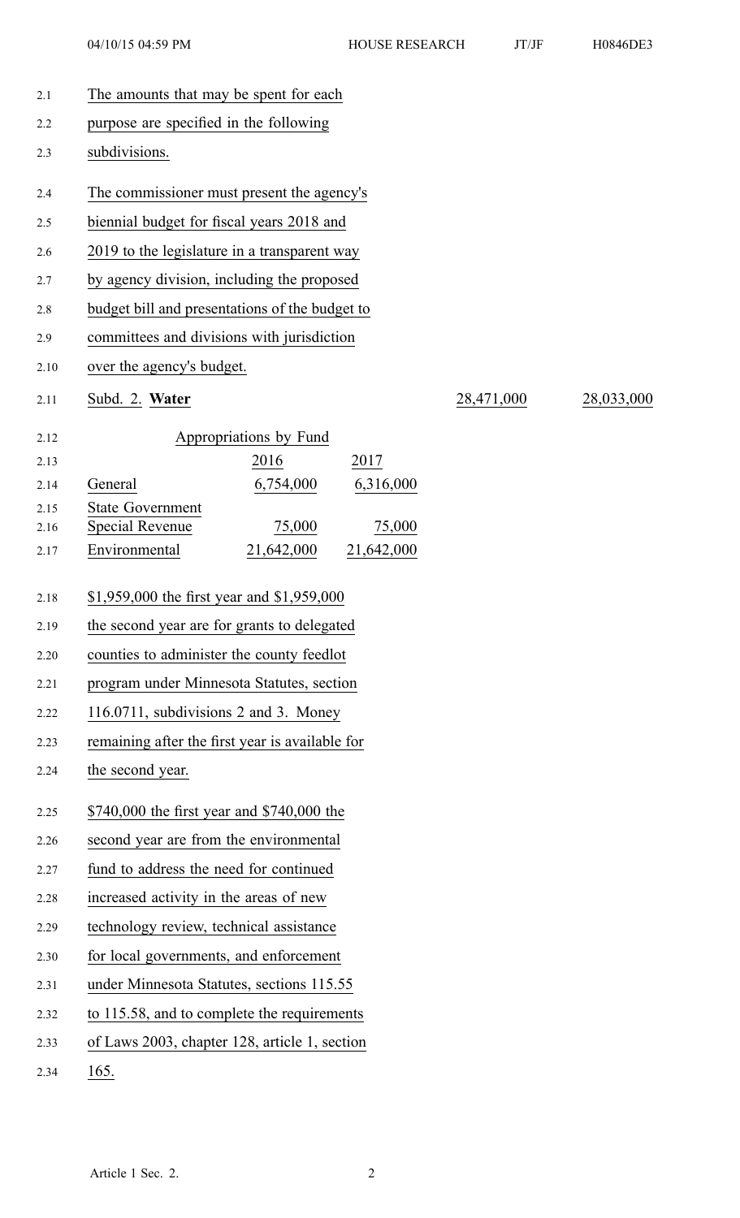The amounts that may be spent for each purpose are specified in the following subdivisions.

The commissioner must present the agency's biennial budget for fiscal years 2018 and 2019 to the legislature in a transparent way by agency division, including the proposed budget bill and presentations of the budget to committees and divisions with jurisdiction over the agency's budget.

| Subd. 2. **Water** | 28,471,000 | 28,033,000 |
|---|---|---|

| Appropriations by Fund | | |
|---|---|---|
| | 2016 | 2017 |
| General | 6,754,000 | 6,316,000 |
| State Government Special Revenue | 75,000 | 75,000 |
| Environmental | 21,642,000 | 21,642,000 |

$1,959,000 the first year and $1,959,000 the second year are for grants to delegated counties to administer the county feedlot program under Minnesota Statutes, section 116.0711, subdivisions 2 and 3. Money remaining after the first year is available for the second year.

$740,000 the first year and $740,000 the second year are from the environmental fund to address the need for continued increased activity in the areas of new technology review, technical assistance for local governments, and enforcement under Minnesota Statutes, sections 115.55 to 115.58, and to complete the requirements of Laws 2003, chapter 128, article 1, section 165.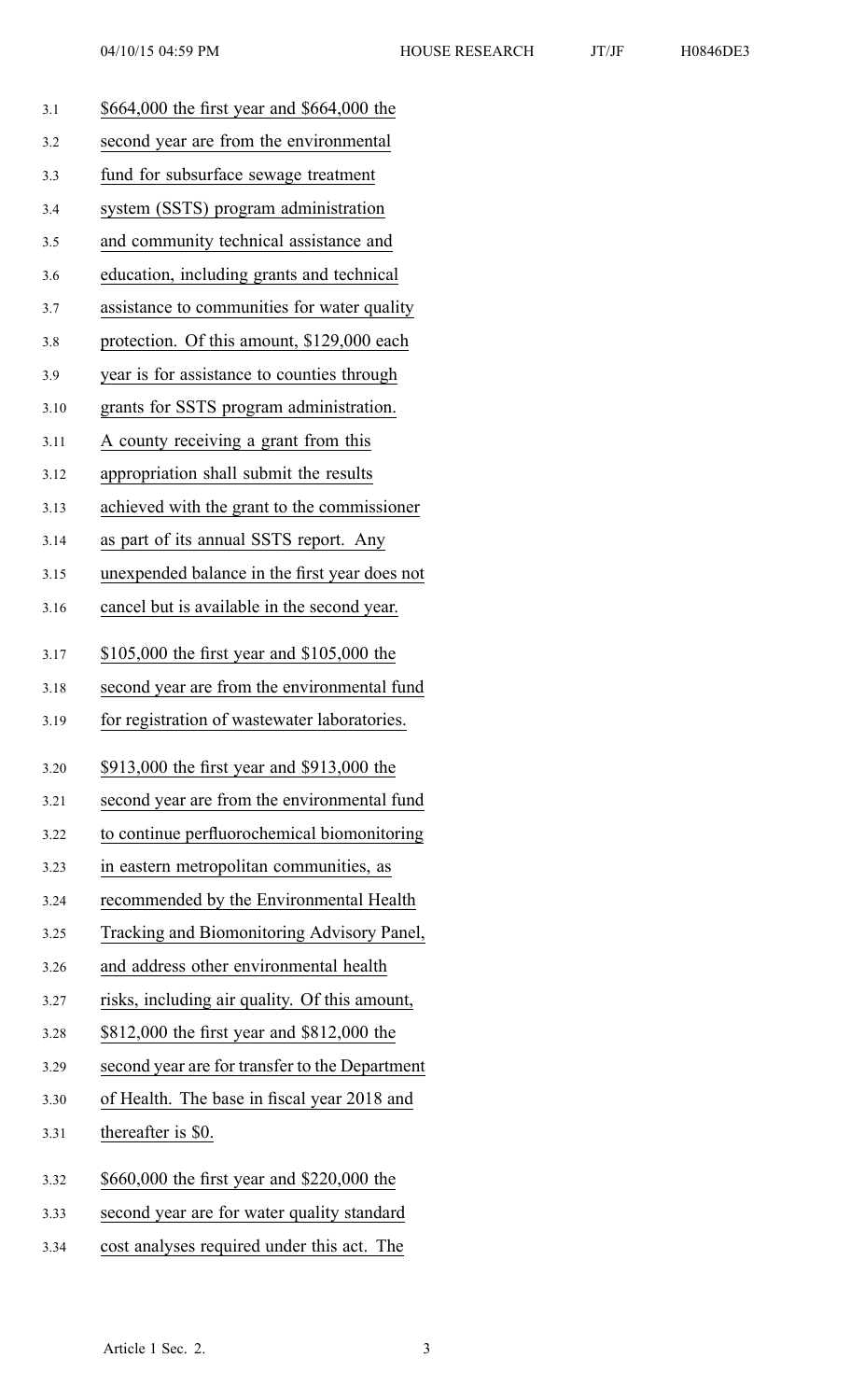$664,000 the first year and $664,000 the second year are from the environmental fund for subsurface sewage treatment system (SSTS) program administration and community technical assistance and education, including grants and technical assistance to communities for water quality protection. Of this amount, $129,000 each year is for assistance to counties through grants for SSTS program administration. A county receiving a grant from this appropriation shall submit the results achieved with the grant to the commissioner as part of its annual SSTS report. Any unexpended balance in the first year does not cancel but is available in the second year.

$105,000 the first year and $105,000 the second year are from the environmental fund for registration of wastewater laboratories.

$913,000 the first year and $913,000 the second year are from the environmental fund to continue perfluorochemical biomonitoring in eastern metropolitan communities, as recommended by the Environmental Health Tracking and Biomonitoring Advisory Panel, and address other environmental health risks, including air quality. Of this amount, $812,000 the first year and $812,000 the second year are for transfer to the Department of Health. The base in fiscal year 2018 and thereafter is $0.

$660,000 the first year and $220,000 the second year are for water quality standard cost analyses required under this act. The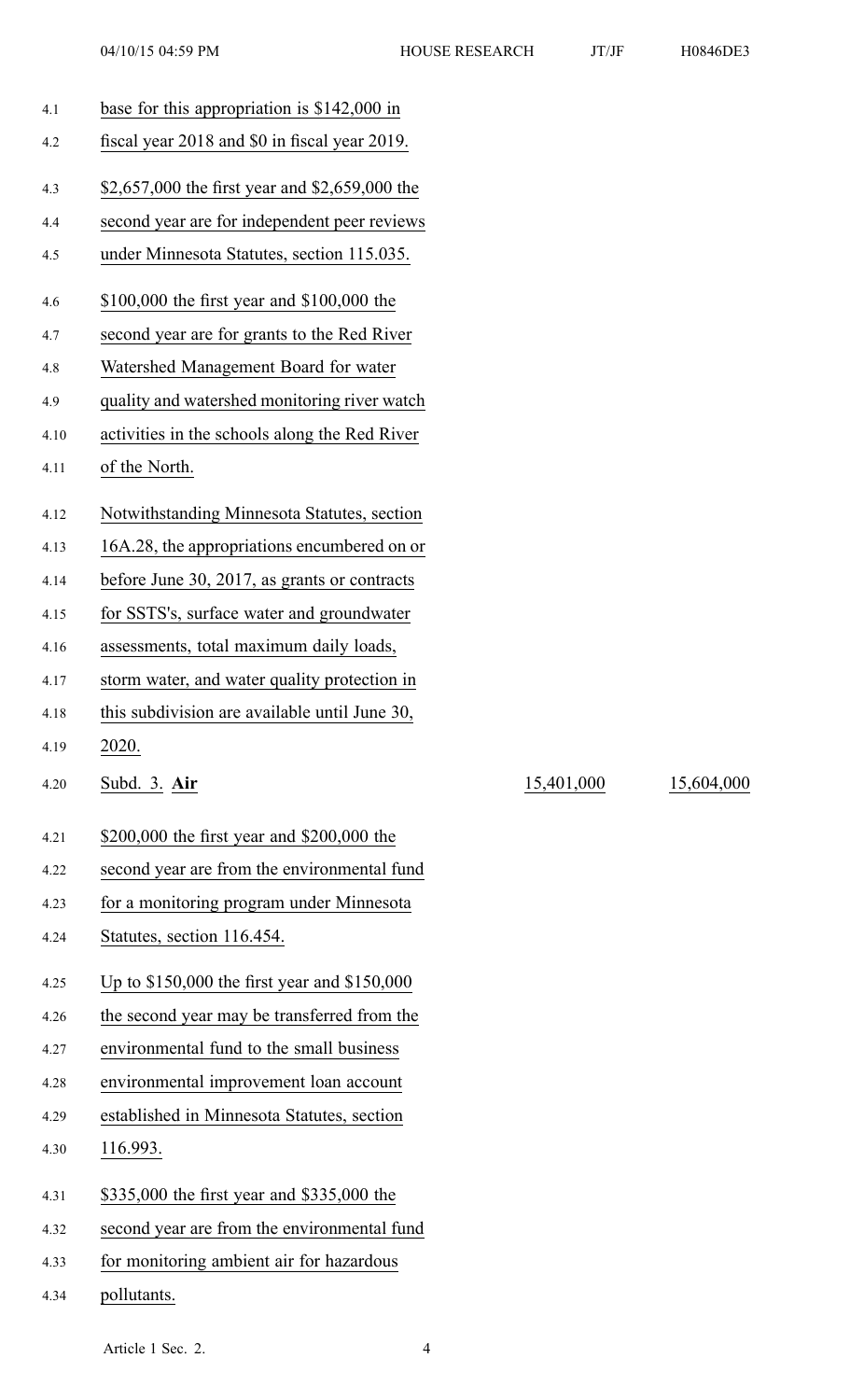base for this appropriation is $142,000 in fiscal year 2018 and $0 in fiscal year 2019.

$2,657,000 the first year and $2,659,000 the second year are for independent peer reviews under Minnesota Statutes, section 115.035.

$100,000 the first year and $100,000 the second year are for grants to the Red River Watershed Management Board for water quality and watershed monitoring river watch activities in the schools along the Red River of the North.

Notwithstanding Minnesota Statutes, section 16A.28, the appropriations encumbered on or before June 30, 2017, as grants or contracts for SSTS's, surface water and groundwater assessments, total maximum daily loads, storm water, and water quality protection in this subdivision are available until June 30, 2020.

| Subd. 3. **Air** | 15,401,000 | 15,604,000 |
|---|---|---|

$200,000 the first year and $200,000 the second year are from the environmental fund for a monitoring program under Minnesota Statutes, section 116.454.

Up to $150,000 the first year and $150,000 the second year may be transferred from the environmental fund to the small business environmental improvement loan account established in Minnesota Statutes, section 116.993.

$335,000 the first year and $335,000 the second year are from the environmental fund for monitoring ambient air for hazardous pollutants.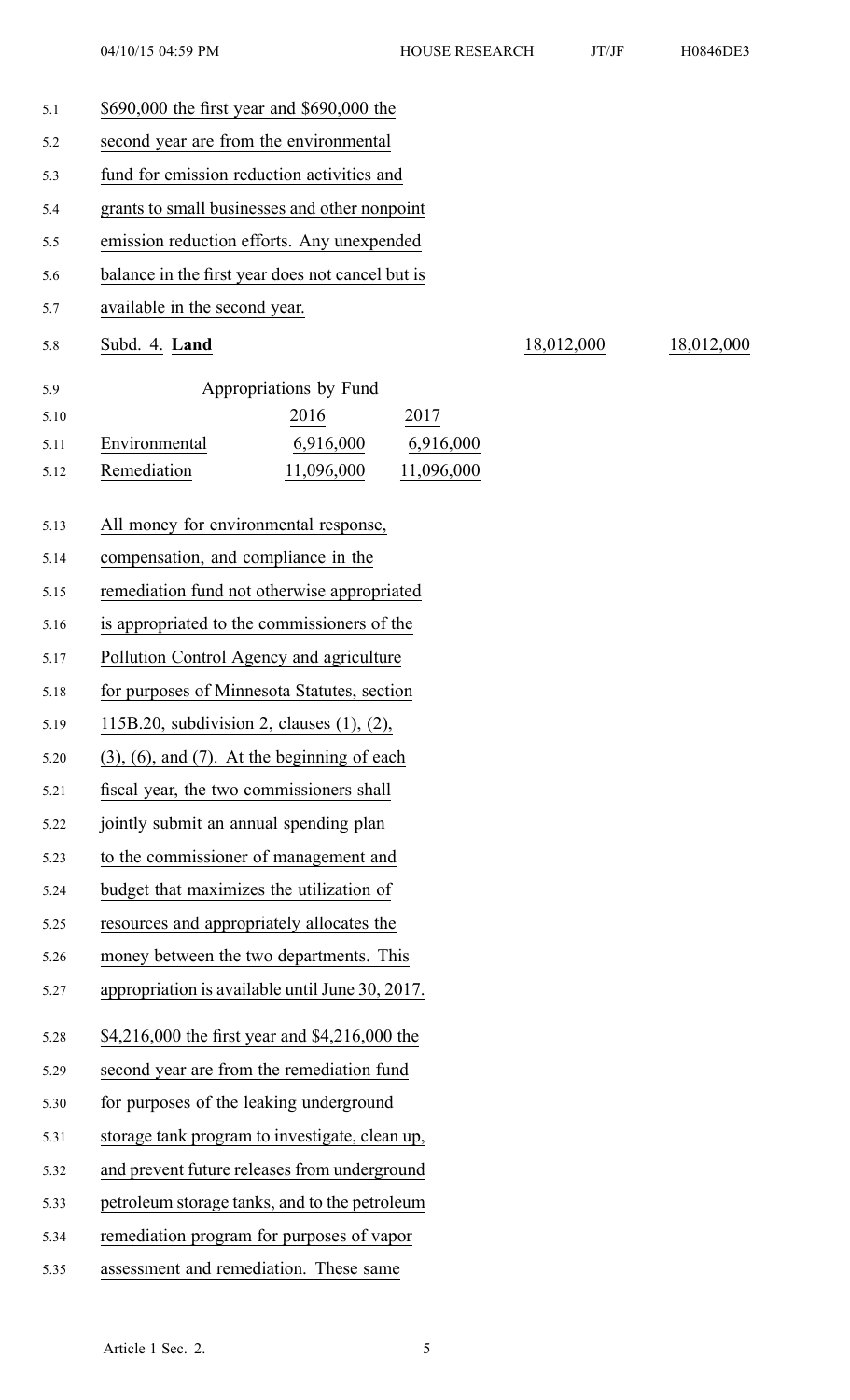$690,000 the first year and $690,000 the second year are from the environmental fund for emission reduction activities and grants to small businesses and other nonpoint emission reduction efforts. Any unexpended balance in the first year does not cancel but is available in the second year.

| Subd. 4. **Land** | | | 18,012,000 | 18,012,000 |
|---|---|---|---|---|

| Appropriations by Fund | | |
|---|---|---|
| | 2016 | 2017 |
| Environmental | 6,916,000 | 6,916,000 |
| Remediation | 11,096,000 | 11,096,000 |

All money for environmental response, compensation, and compliance in the remediation fund not otherwise appropriated is appropriated to the commissioners of the Pollution Control Agency and agriculture for purposes of Minnesota Statutes, section 115B.20, subdivision 2, clauses (1), (2), (3), (6), and (7). At the beginning of each fiscal year, the two commissioners shall jointly submit an annual spending plan to the commissioner of management and budget that maximizes the utilization of resources and appropriately allocates the money between the two departments. This appropriation is available until June 30, 2017.

$4,216,000 the first year and $4,216,000 the second year are from the remediation fund for purposes of the leaking underground storage tank program to investigate, clean up, and prevent future releases from underground petroleum storage tanks, and to the petroleum remediation program for purposes of vapor assessment and remediation. These same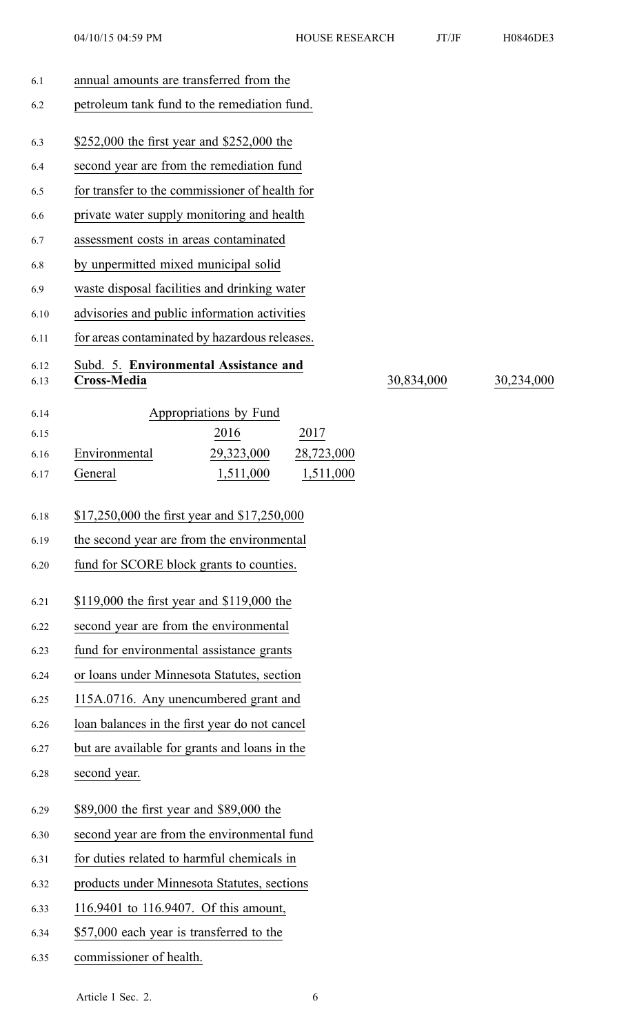annual amounts are transferred from the petroleum tank fund to the remediation fund.

$252,000 the first year and $252,000 the second year are from the remediation fund for transfer to the commissioner of health for private water supply monitoring and health assessment costs in areas contaminated by unpermitted mixed municipal solid waste disposal facilities and drinking water advisories and public information activities for areas contaminated by hazardous releases.

Subd. 5. **Environmental Assistance and Cross-Media** 30,834,000 30,234,000

| Appropriations by Fund | | |
|---|---|---|
| | 2016 | 2017 |
| Environmental | 29,323,000 | 28,723,000 |
| General | 1,511,000 | 1,511,000 |

$17,250,000 the first year and $17,250,000 the second year are from the environmental fund for SCORE block grants to counties.

$119,000 the first year and $119,000 the second year are from the environmental fund for environmental assistance grants or loans under Minnesota Statutes, section 115A.0716. Any unencumbered grant and loan balances in the first year do not cancel but are available for grants and loans in the second year.

$89,000 the first year and $89,000 the second year are from the environmental fund for duties related to harmful chemicals in products under Minnesota Statutes, sections 116.9401 to 116.9407. Of this amount, $57,000 each year is transferred to the commissioner of health.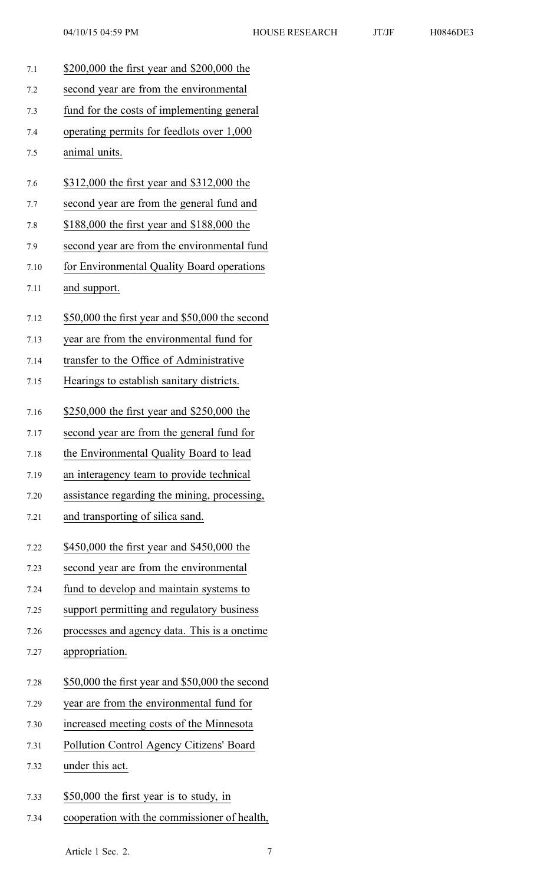$200,000 the first year and $200,000 the second year are from the environmental fund for the costs of implementing general operating permits for feedlots over 1,000 animal units.

$312,000 the first year and $312,000 the second year are from the general fund and $188,000 the first year and $188,000 the second year are from the environmental fund for Environmental Quality Board operations and support.

$50,000 the first year and $50,000 the second year are from the environmental fund for transfer to the Office of Administrative Hearings to establish sanitary districts.

$250,000 the first year and $250,000 the second year are from the general fund for the Environmental Quality Board to lead an interagency team to provide technical assistance regarding the mining, processing, and transporting of silica sand.

$450,000 the first year and $450,000 the second year are from the environmental fund to develop and maintain systems to support permitting and regulatory business processes and agency data. This is a onetime appropriation.

$50,000 the first year and $50,000 the second year are from the environmental fund for increased meeting costs of the Minnesota Pollution Control Agency Citizens' Board under this act.

$50,000 the first year is to study, in cooperation with the commissioner of health,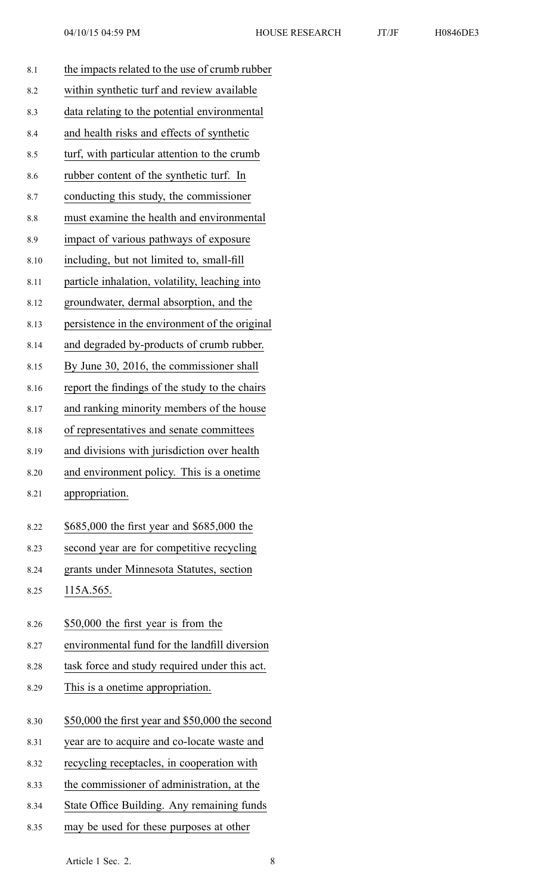the impacts related to the use of crumb rubber within synthetic turf and review available data relating to the potential environmental and health risks and effects of synthetic turf, with particular attention to the crumb rubber content of the synthetic turf. In conducting this study, the commissioner must examine the health and environmental impact of various pathways of exposure including, but not limited to, small-fill particle inhalation, volatility, leaching into groundwater, dermal absorption, and the persistence in the environment of the original and degraded by-products of crumb rubber. By June 30, 2016, the commissioner shall report the findings of the study to the chairs and ranking minority members of the house of representatives and senate committees and divisions with jurisdiction over health and environment policy. This is a onetime appropriation.

$685,000 the first year and $685,000 the second year are for competitive recycling grants under Minnesota Statutes, section 115A.565.

$50,000 the first year is from the environmental fund for the landfill diversion task force and study required under this act. This is a onetime appropriation.

$50,000 the first year and $50,000 the second year are to acquire and co-locate waste and recycling receptacles, in cooperation with the commissioner of administration, at the State Office Building. Any remaining funds may be used for these purposes at other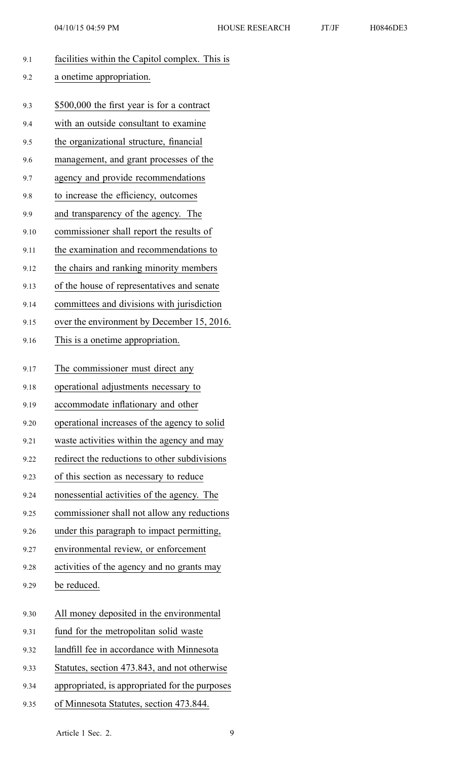facilities within the Capitol complex. This is a onetime appropriation.

$500,000 the first year is for a contract with an outside consultant to examine the organizational structure, financial management, and grant processes of the agency and provide recommendations to increase the efficiency, outcomes and transparency of the agency. The commissioner shall report the results of the examination and recommendations to the chairs and ranking minority members of the house of representatives and senate committees and divisions with jurisdiction over the environment by December 15, 2016. This is a onetime appropriation.

The commissioner must direct any operational adjustments necessary to accommodate inflationary and other operational increases of the agency to solid waste activities within the agency and may redirect the reductions to other subdivisions of this section as necessary to reduce nonessential activities of the agency. The commissioner shall not allow any reductions under this paragraph to impact permitting, environmental review, or enforcement activities of the agency and no grants may be reduced.

All money deposited in the environmental fund for the metropolitan solid waste landfill fee in accordance with Minnesota Statutes, section 473.843, and not otherwise appropriated, is appropriated for the purposes of Minnesota Statutes, section 473.844.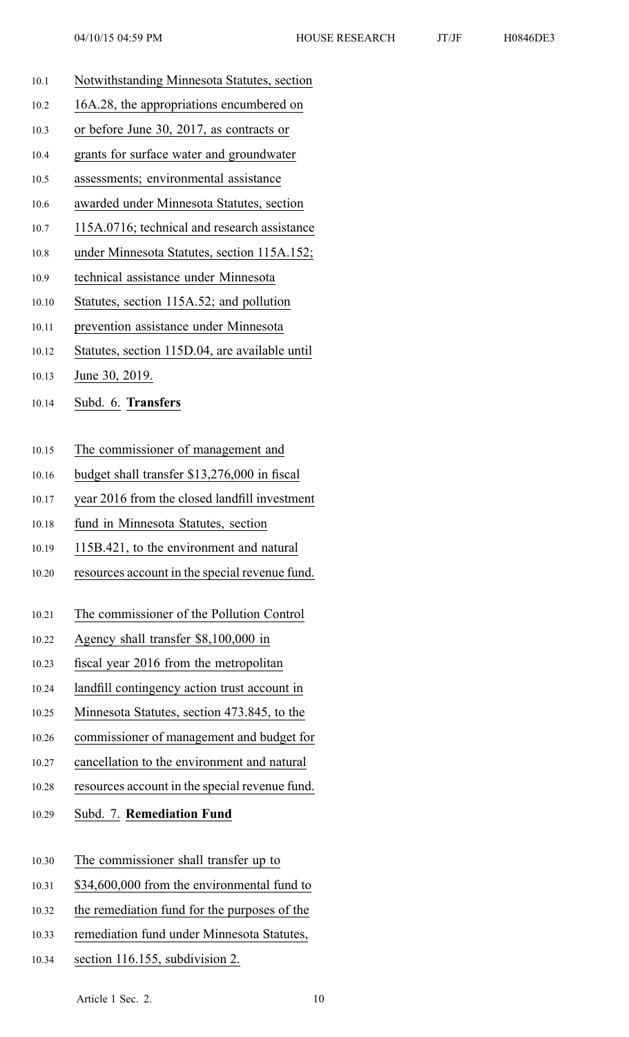Notwithstanding Minnesota Statutes, section 16A.28, the appropriations encumbered on or before June 30, 2017, as contracts or grants for surface water and groundwater assessments; environmental assistance awarded under Minnesota Statutes, section 115A.0716; technical and research assistance under Minnesota Statutes, section 115A.152; technical assistance under Minnesota Statutes, section 115A.52; and pollution prevention assistance under Minnesota Statutes, section 115D.04, are available until June 30, 2019.

Subd. 6. **Transfers**

The commissioner of management and budget shall transfer $13,276,000 in fiscal year 2016 from the closed landfill investment fund in Minnesota Statutes, section 115B.421, to the environment and natural resources account in the special revenue fund.

The commissioner of the Pollution Control Agency shall transfer $8,100,000 in fiscal year 2016 from the metropolitan landfill contingency action trust account in Minnesota Statutes, section 473.845, to the commissioner of management and budget for cancellation to the environment and natural resources account in the special revenue fund.

Subd. 7. **Remediation Fund**

The commissioner shall transfer up to $34,600,000 from the environmental fund to the remediation fund for the purposes of the remediation fund under Minnesota Statutes, section 116.155, subdivision 2.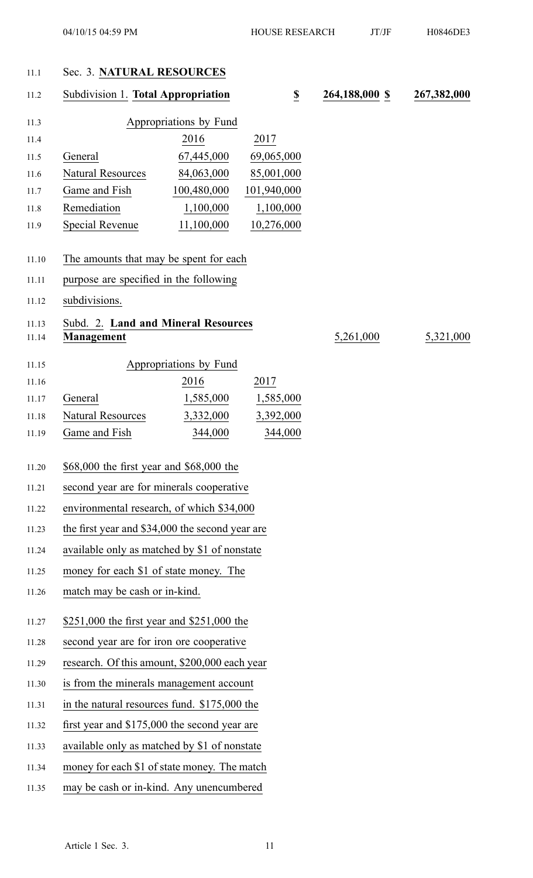## Sec. 3. **NATURAL RESOURCES**

| Subdivision 1. **Total Appropriation** | | $ | 264,188,000 $ | 267,382,000 |
|---|---|---|---|---|

| Appropriations by Fund | | |
|---|---|---|
| | 2016 | 2017 |
| General | 67,445,000 | 69,065,000 |
| Natural Resources | 84,063,000 | 85,001,000 |
| Game and Fish | 100,480,000 | 101,940,000 |
| Remediation | 1,100,000 | 1,100,000 |
| Special Revenue | 11,100,000 | 10,276,000 |

The amounts that may be spent for each purpose are specified in the following subdivisions.

| Subd. 2. **Land and Mineral Resources Management** | 5,261,000 | 5,321,000 |
|---|---|---|

| Appropriations by Fund | | |
|---|---|---|
| | 2016 | 2017 |
| General | 1,585,000 | 1,585,000 |
| Natural Resources | 3,332,000 | 3,392,000 |
| Game and Fish | 344,000 | 344,000 |

$68,000 the first year and $68,000 the second year are for minerals cooperative environmental research, of which $34,000 the first year and $34,000 the second year are available only as matched by $1 of nonstate money for each $1 of state money. The match may be cash or in-kind.

$251,000 the first year and $251,000 the second year are for iron ore cooperative research. Of this amount, $200,000 each year is from the minerals management account in the natural resources fund. $175,000 the first year and $175,000 the second year are available only as matched by $1 of nonstate money for each $1 of state money. The match may be cash or in-kind. Any unencumbered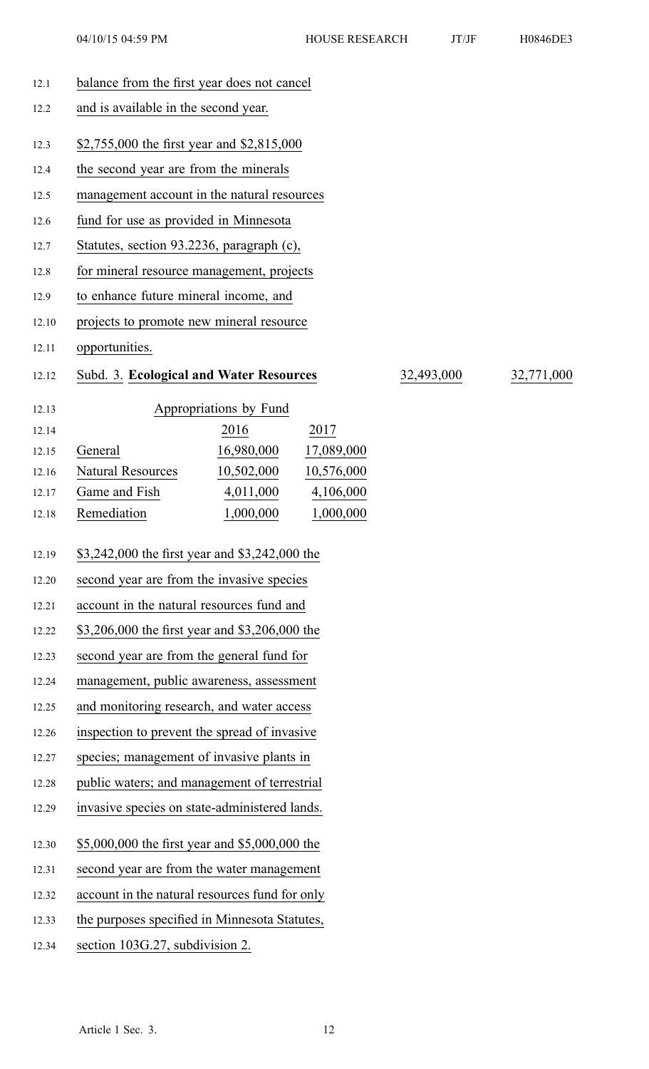balance from the first year does not cancel and is available in the second year.

$2,755,000 the first year and $2,815,000 the second year are from the minerals management account in the natural resources fund for use as provided in Minnesota Statutes, section 93.2236, paragraph (c), for mineral resource management, projects to enhance future mineral income, and projects to promote new mineral resource opportunities.

| Subd. 3. **Ecological and Water Resources** | | | 32,493,000 | 32,771,000 |
|---|---|---|---|---|

| Appropriations by Fund | | |
|---|---|---|
| | 2016 | 2017 |
| General | 16,980,000 | 17,089,000 |
| Natural Resources | 10,502,000 | 10,576,000 |
| Game and Fish | 4,011,000 | 4,106,000 |
| Remediation | 1,000,000 | 1,000,000 |

$3,242,000 the first year and $3,242,000 the second year are from the invasive species account in the natural resources fund and $3,206,000 the first year and $3,206,000 the second year are from the general fund for management, public awareness, assessment and monitoring research, and water access inspection to prevent the spread of invasive species; management of invasive plants in public waters; and management of terrestrial invasive species on state-administered lands.

$5,000,000 the first year and $5,000,000 the second year are from the water management account in the natural resources fund for only the purposes specified in Minnesota Statutes, section 103G.27, subdivision 2.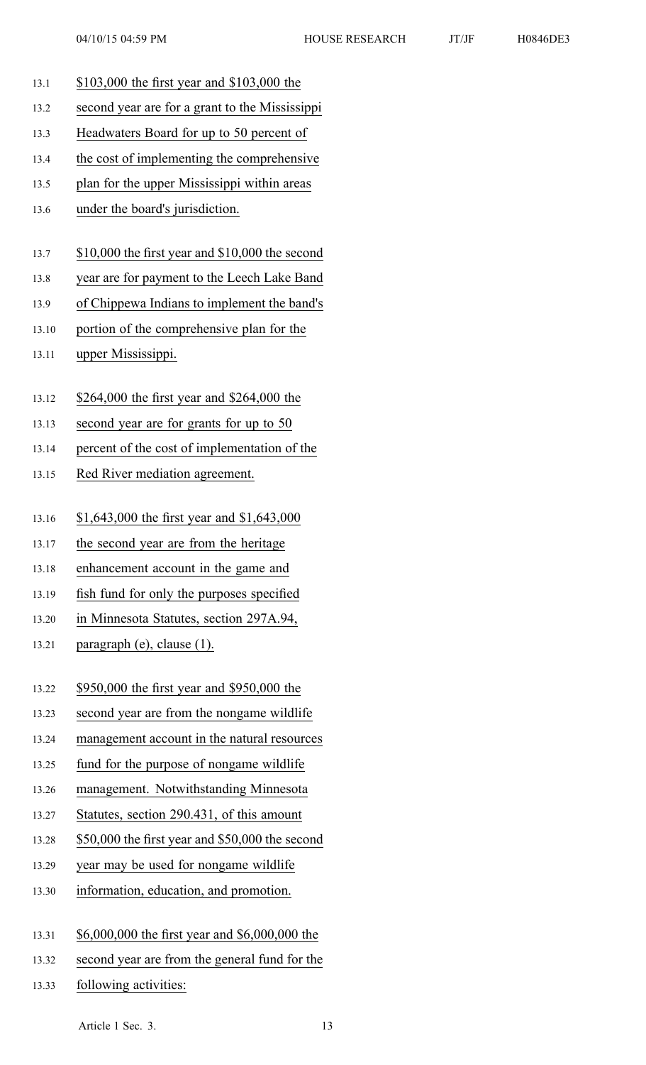$103,000 the first year and $103,000 the second year are for a grant to the Mississippi Headwaters Board for up to 50 percent of the cost of implementing the comprehensive plan for the upper Mississippi within areas under the board's jurisdiction.

$10,000 the first year and $10,000 the second year are for payment to the Leech Lake Band of Chippewa Indians to implement the band's portion of the comprehensive plan for the upper Mississippi.

$264,000 the first year and $264,000 the second year are for grants for up to 50 percent of the cost of implementation of the Red River mediation agreement.

$1,643,000 the first year and $1,643,000 the second year are from the heritage enhancement account in the game and fish fund for only the purposes specified in Minnesota Statutes, section 297A.94, paragraph (e), clause (1).

$950,000 the first year and $950,000 the second year are from the nongame wildlife management account in the natural resources fund for the purpose of nongame wildlife management. Notwithstanding Minnesota Statutes, section 290.431, of this amount $50,000 the first year and $50,000 the second year may be used for nongame wildlife information, education, and promotion.

$6,000,000 the first year and $6,000,000 the second year are from the general fund for the following activities: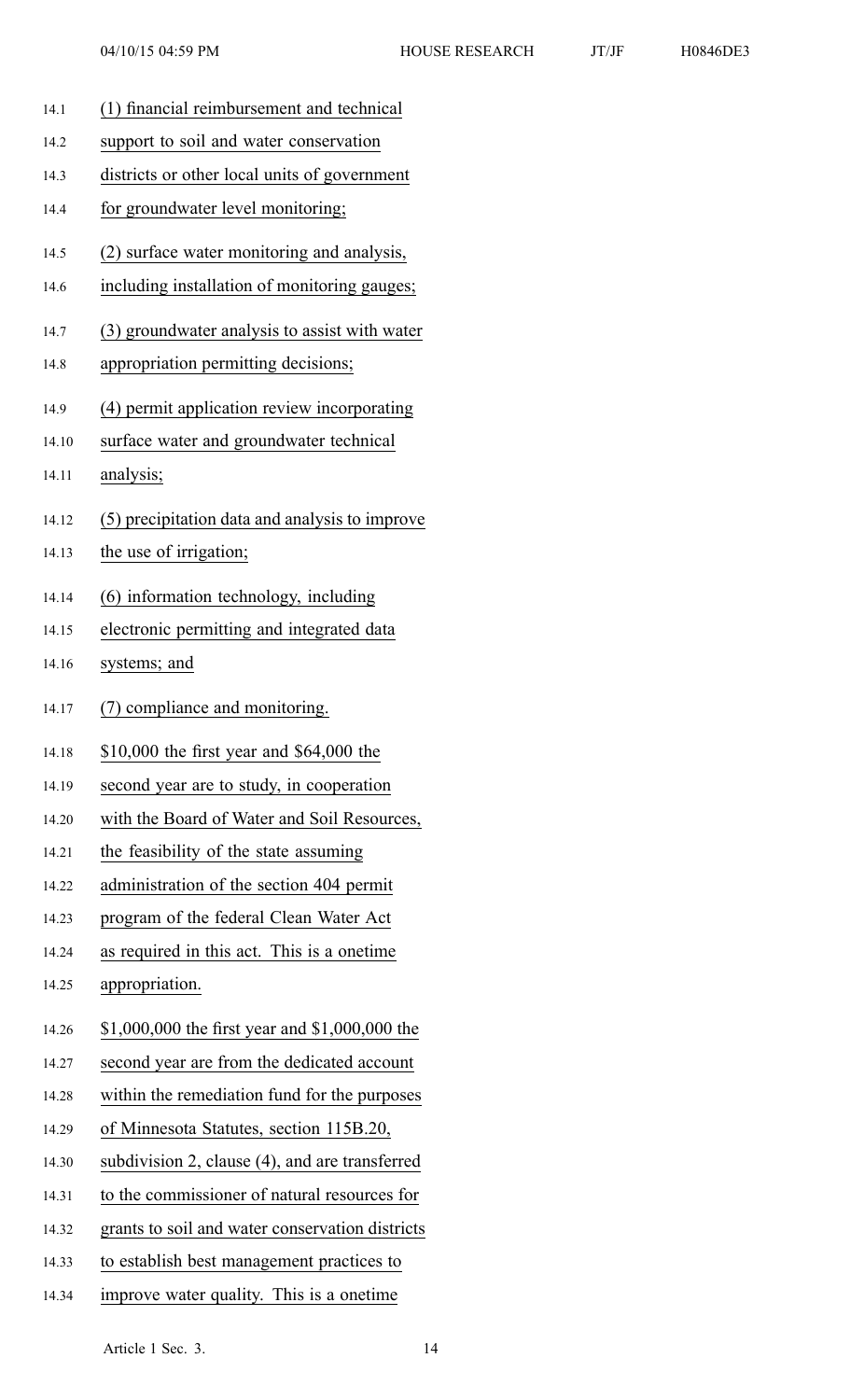(1) financial reimbursement and technical support to soil and water conservation districts or other local units of government for groundwater level monitoring;

(2) surface water monitoring and analysis, including installation of monitoring gauges;

(3) groundwater analysis to assist with water appropriation permitting decisions;

(4) permit application review incorporating surface water and groundwater technical analysis;

(5) precipitation data and analysis to improve the use of irrigation;

(6) information technology, including electronic permitting and integrated data systems; and

(7) compliance and monitoring.

$10,000 the first year and $64,000 the second year are to study, in cooperation with the Board of Water and Soil Resources, the feasibility of the state assuming administration of the section 404 permit program of the federal Clean Water Act as required in this act. This is a onetime appropriation.

$1,000,000 the first year and $1,000,000 the second year are from the dedicated account within the remediation fund for the purposes of Minnesota Statutes, section 115B.20, subdivision 2, clause (4), and are transferred to the commissioner of natural resources for grants to soil and water conservation districts to establish best management practices to improve water quality. This is a onetime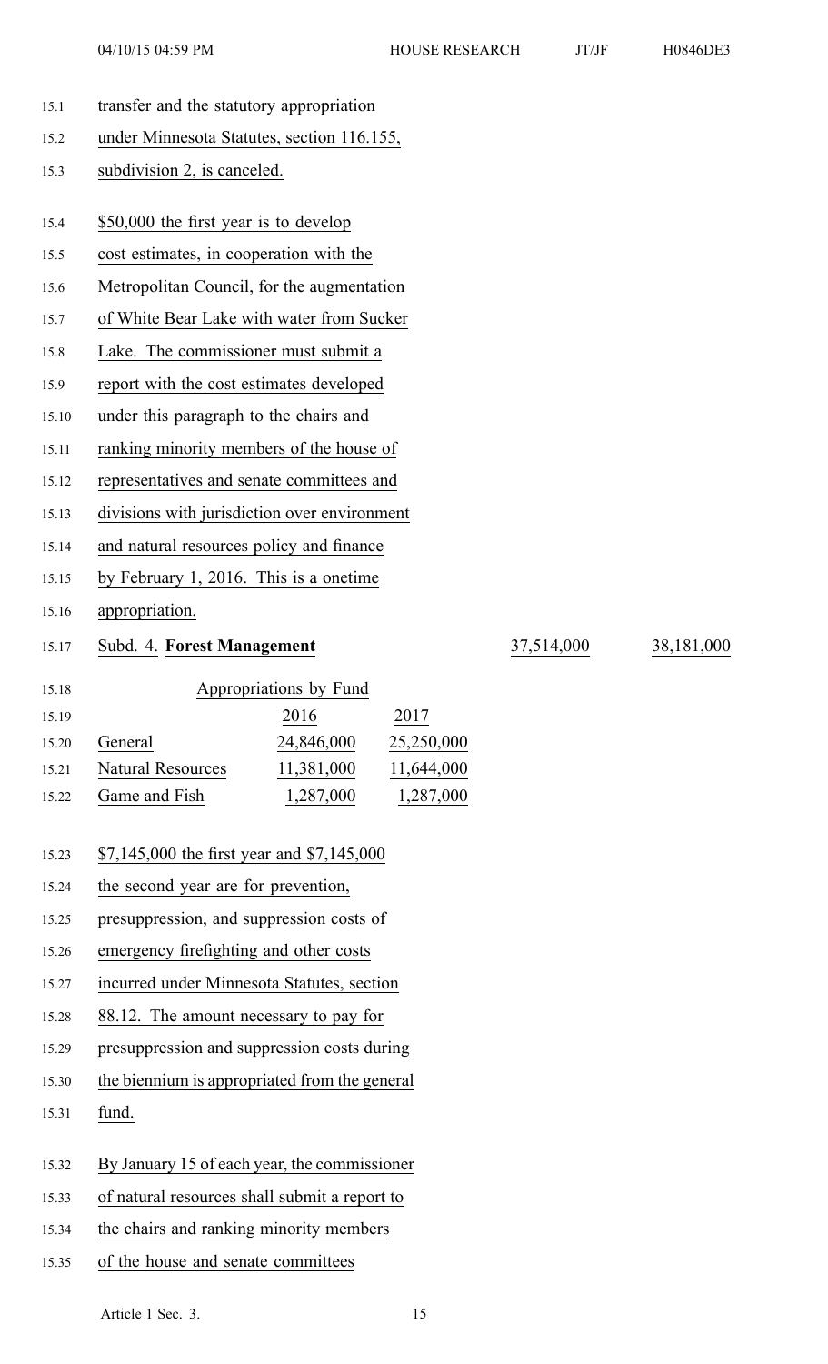transfer and the statutory appropriation under Minnesota Statutes, section 116.155, subdivision 2, is canceled.

$50,000 the first year is to develop cost estimates, in cooperation with the Metropolitan Council, for the augmentation of White Bear Lake with water from Sucker Lake. The commissioner must submit a report with the cost estimates developed under this paragraph to the chairs and ranking minority members of the house of representatives and senate committees and divisions with jurisdiction over environment and natural resources policy and finance by February 1, 2016. This is a onetime appropriation.

Subd. 4. **Forest Management** 37,514,000 38,181,000

| Appropriations by Fund | | |
|---|---|---|
| | 2016 | 2017 |
| General | 24,846,000 | 25,250,000 |
| Natural Resources | 11,381,000 | 11,644,000 |
| Game and Fish | 1,287,000 | 1,287,000 |

$7,145,000 the first year and $7,145,000 the second year are for prevention, presuppression, and suppression costs of emergency firefighting and other costs incurred under Minnesota Statutes, section 88.12. The amount necessary to pay for presuppression and suppression costs during the biennium is appropriated from the general fund.

By January 15 of each year, the commissioner of natural resources shall submit a report to the chairs and ranking minority members of the house and senate committees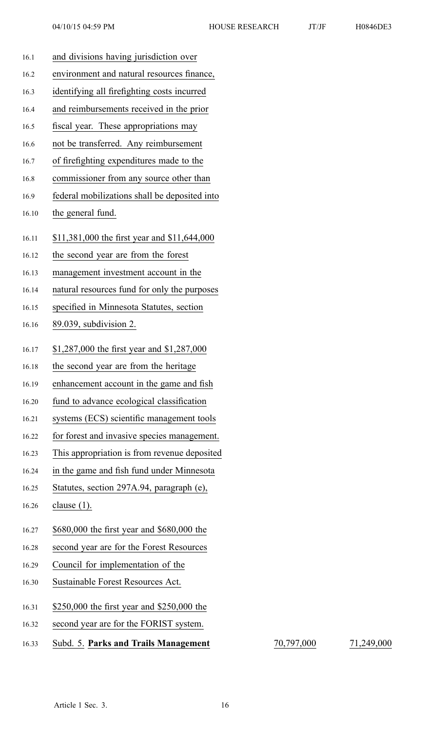and divisions having jurisdiction over environment and natural resources finance, identifying all firefighting costs incurred and reimbursements received in the prior fiscal year. These appropriations may not be transferred. Any reimbursement of firefighting expenditures made to the commissioner from any source other than federal mobilizations shall be deposited into the general fund.

$11,381,000 the first year and $11,644,000 the second year are from the forest management investment account in the natural resources fund for only the purposes specified in Minnesota Statutes, section 89.039, subdivision 2.

$1,287,000 the first year and $1,287,000 the second year are from the heritage enhancement account in the game and fish fund to advance ecological classification systems (ECS) scientific management tools for forest and invasive species management. This appropriation is from revenue deposited in the game and fish fund under Minnesota Statutes, section 297A.94, paragraph (e), clause (1).

$680,000 the first year and $680,000 the second year are for the Forest Resources Council for implementation of the Sustainable Forest Resources Act.

$250,000 the first year and $250,000 the second year are for the FORIST system.

| Subd. 5. **Parks and Trails Management** | 70,797,000 | 71,249,000 |
|---|---|---|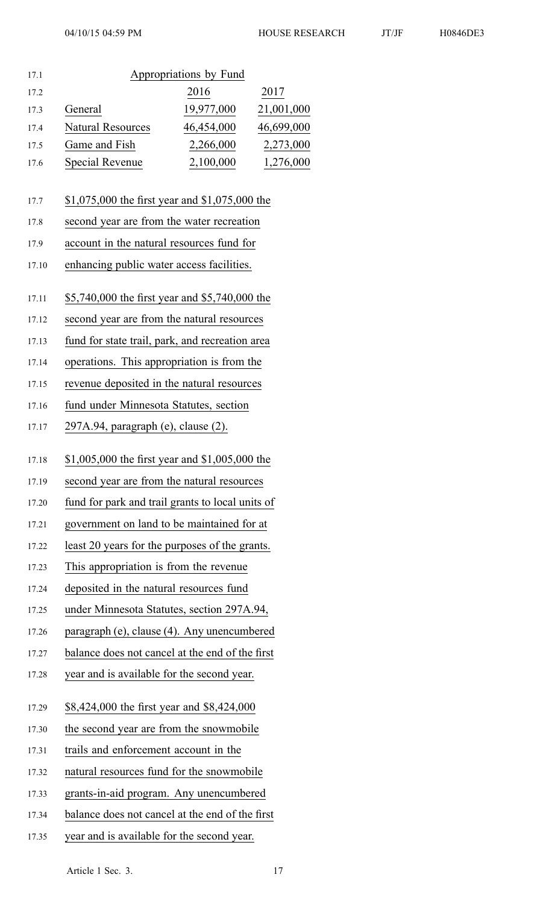| Appropriations by Fund | | |
|---|---|---|
| | 2016 | 2017 |
| General | 19,977,000 | 21,001,000 |
| Natural Resources | 46,454,000 | 46,699,000 |
| Game and Fish | 2,266,000 | 2,273,000 |
| Special Revenue | 2,100,000 | 1,276,000 |

$1,075,000 the first year and $1,075,000 the second year are from the water recreation account in the natural resources fund for enhancing public water access facilities.

$5,740,000 the first year and $5,740,000 the second year are from the natural resources fund for state trail, park, and recreation area operations. This appropriation is from the revenue deposited in the natural resources fund under Minnesota Statutes, section 297A.94, paragraph (e), clause (2).

$1,005,000 the first year and $1,005,000 the second year are from the natural resources fund for park and trail grants to local units of government on land to be maintained for at least 20 years for the purposes of the grants. This appropriation is from the revenue deposited in the natural resources fund under Minnesota Statutes, section 297A.94, paragraph (e), clause (4). Any unencumbered balance does not cancel at the end of the first year and is available for the second year.

$8,424,000 the first year and $8,424,000 the second year are from the snowmobile trails and enforcement account in the natural resources fund for the snowmobile grants-in-aid program. Any unencumbered balance does not cancel at the end of the first year and is available for the second year.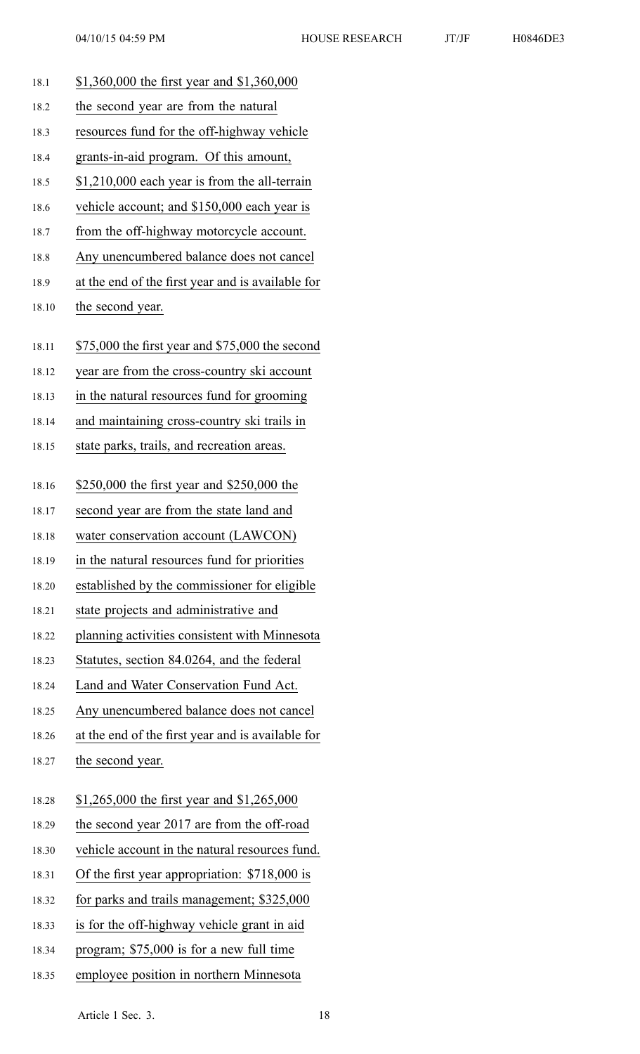$1,360,000 the first year and $1,360,000 the second year are from the natural resources fund for the off-highway vehicle grants-in-aid program. Of this amount, $1,210,000 each year is from the all-terrain vehicle account; and $150,000 each year is from the off-highway motorcycle account. Any unencumbered balance does not cancel at the end of the first year and is available for the second year.

$75,000 the first year and $75,000 the second year are from the cross-country ski account in the natural resources fund for grooming and maintaining cross-country ski trails in state parks, trails, and recreation areas.

$250,000 the first year and $250,000 the second year are from the state land and water conservation account (LAWCON) in the natural resources fund for priorities established by the commissioner for eligible state projects and administrative and planning activities consistent with Minnesota Statutes, section 84.0264, and the federal Land and Water Conservation Fund Act. Any unencumbered balance does not cancel at the end of the first year and is available for the second year.

$1,265,000 the first year and $1,265,000 the second year 2017 are from the off-road vehicle account in the natural resources fund. Of the first year appropriation: $718,000 is for parks and trails management; $325,000 is for the off-highway vehicle grant in aid program; $75,000 is for a new full time employee position in northern Minnesota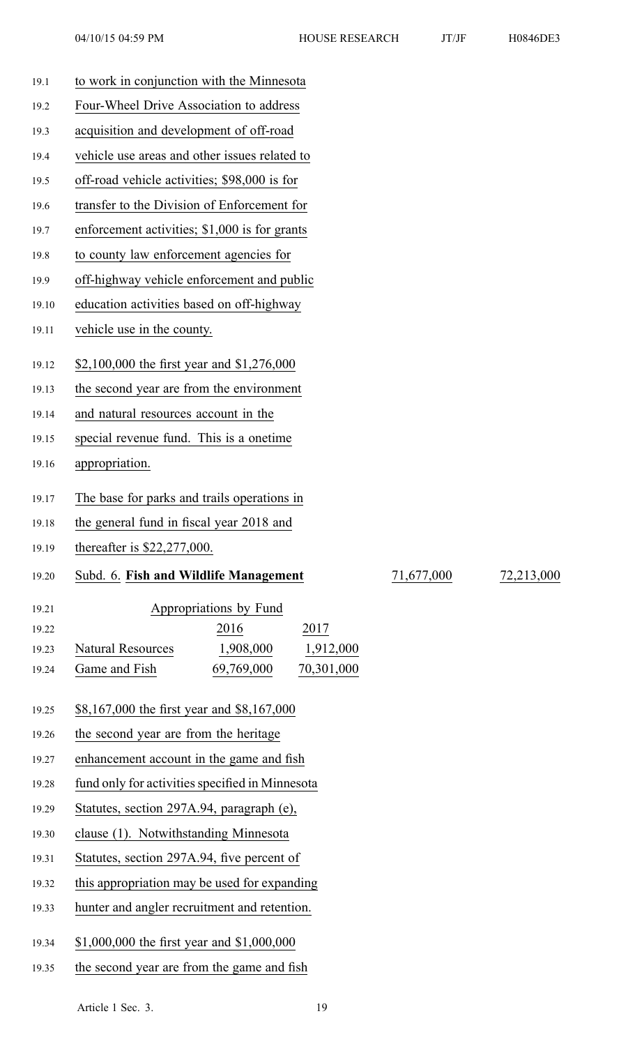to work in conjunction with the Minnesota Four-Wheel Drive Association to address acquisition and development of off-road vehicle use areas and other issues related to off-road vehicle activities; $98,000 is for transfer to the Division of Enforcement for enforcement activities; $1,000 is for grants to county law enforcement agencies for off-highway vehicle enforcement and public education activities based on off-highway vehicle use in the county.

$2,100,000 the first year and $1,276,000 the second year are from the environment and natural resources account in the special revenue fund. This is a onetime appropriation.

The base for parks and trails operations in the general fund in fiscal year 2018 and thereafter is $22,277,000.

Subd. 6. **Fish and Wildlife Management** 71,677,000 72,213,000

Appropriations by Fund

| | 2016 | 2017 |
|---|---|---|
| Natural Resources | 1,908,000 | 1,912,000 |
| Game and Fish | 69,769,000 | 70,301,000 |

$8,167,000 the first year and $8,167,000 the second year are from the heritage enhancement account in the game and fish fund only for activities specified in Minnesota Statutes, section 297A.94, paragraph (e), clause (1). Notwithstanding Minnesota Statutes, section 297A.94, five percent of this appropriation may be used for expanding hunter and angler recruitment and retention.

$1,000,000 the first year and $1,000,000 the second year are from the game and fish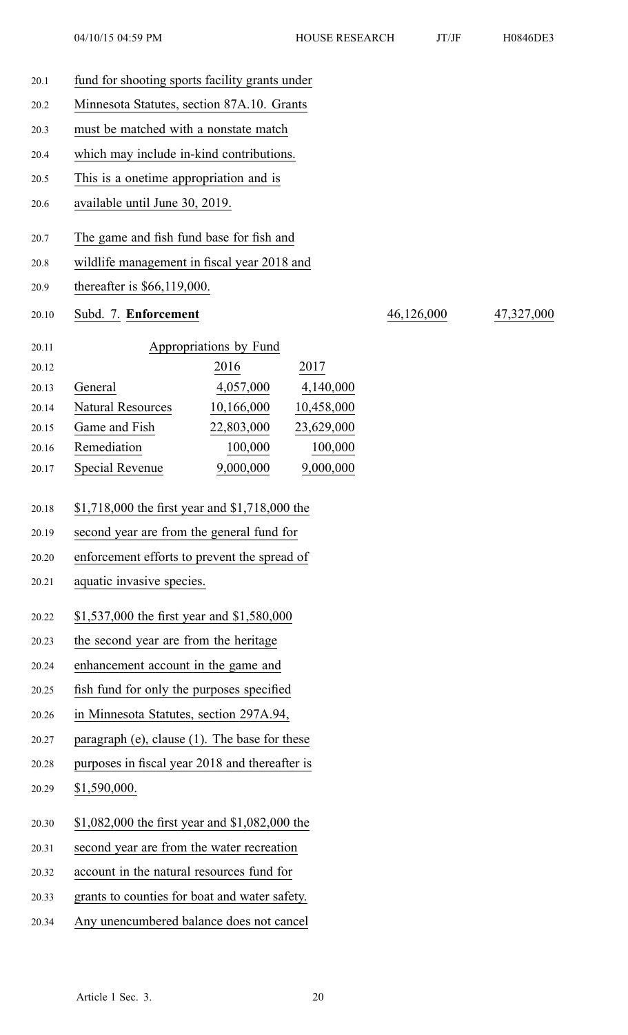fund for shooting sports facility grants under Minnesota Statutes, section 87A.10. Grants must be matched with a nonstate match which may include in-kind contributions. This is a onetime appropriation and is available until June 30, 2019.

The game and fish fund base for fish and wildlife management in fiscal year 2018 and thereafter is $66,119,000.

Subd. 7. **Enforcement** 46,126,000 47,327,000

| Appropriations by Fund | | |
|---|---|---|
| | 2016 | 2017 |
| General | 4,057,000 | 4,140,000 |
| Natural Resources | 10,166,000 | 10,458,000 |
| Game and Fish | 22,803,000 | 23,629,000 |
| Remediation | 100,000 | 100,000 |
| Special Revenue | 9,000,000 | 9,000,000 |

$1,718,000 the first year and $1,718,000 the second year are from the general fund for enforcement efforts to prevent the spread of aquatic invasive species.

$1,537,000 the first year and $1,580,000 the second year are from the heritage enhancement account in the game and fish fund for only the purposes specified in Minnesota Statutes, section 297A.94, paragraph (e), clause (1). The base for these purposes in fiscal year 2018 and thereafter is $1,590,000.

$1,082,000 the first year and $1,082,000 the second year are from the water recreation account in the natural resources fund for grants to counties for boat and water safety. Any unencumbered balance does not cancel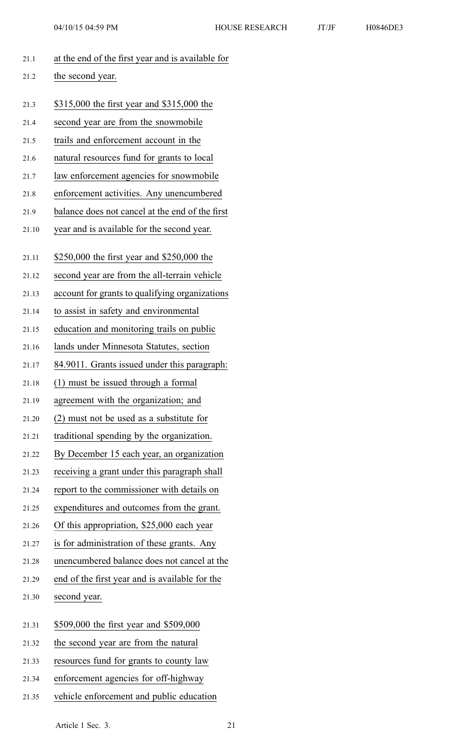at the end of the first year and is available for the second year.

$315,000 the first year and $315,000 the second year are from the snowmobile trails and enforcement account in the natural resources fund for grants to local law enforcement agencies for snowmobile enforcement activities. Any unencumbered balance does not cancel at the end of the first year and is available for the second year.

$250,000 the first year and $250,000 the second year are from the all-terrain vehicle account for grants to qualifying organizations to assist in safety and environmental education and monitoring trails on public lands under Minnesota Statutes, section 84.9011. Grants issued under this paragraph: (1) must be issued through a formal agreement with the organization; and (2) must not be used as a substitute for traditional spending by the organization. By December 15 each year, an organization receiving a grant under this paragraph shall report to the commissioner with details on expenditures and outcomes from the grant. Of this appropriation, $25,000 each year is for administration of these grants. Any unencumbered balance does not cancel at the end of the first year and is available for the second year.

$509,000 the first year and $509,000 the second year are from the natural resources fund for grants to county law enforcement agencies for off-highway vehicle enforcement and public education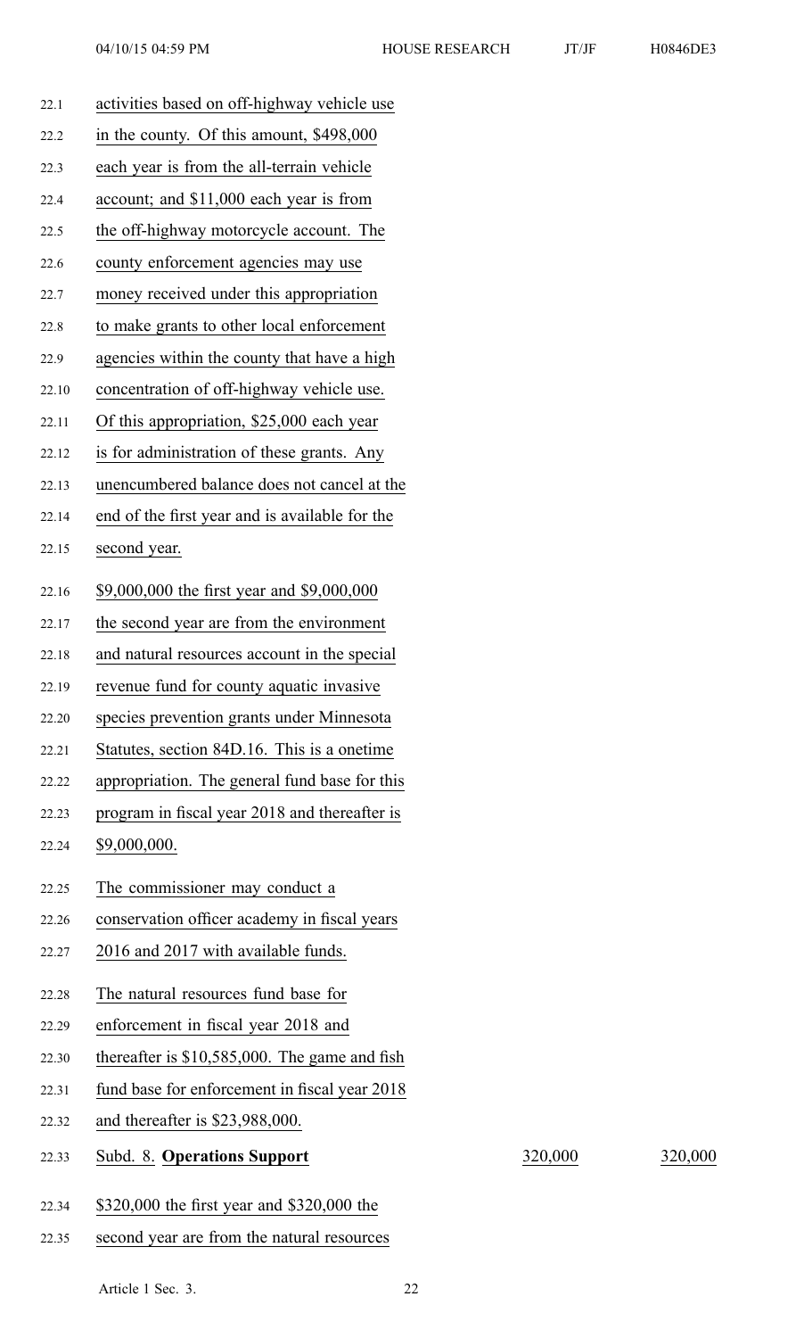activities based on off-highway vehicle use in the county. Of this amount, $498,000 each year is from the all-terrain vehicle account; and $11,000 each year is from the off-highway motorcycle account. The county enforcement agencies may use money received under this appropriation to make grants to other local enforcement agencies within the county that have a high concentration of off-highway vehicle use. Of this appropriation, $25,000 each year is for administration of these grants. Any unencumbered balance does not cancel at the end of the first year and is available for the second year.

$9,000,000 the first year and $9,000,000 the second year are from the environment and natural resources account in the special revenue fund for county aquatic invasive species prevention grants under Minnesota Statutes, section 84D.16. This is a onetime appropriation. The general fund base for this program in fiscal year 2018 and thereafter is $9,000,000.

The commissioner may conduct a conservation officer academy in fiscal years 2016 and 2017 with available funds.

The natural resources fund base for enforcement in fiscal year 2018 and thereafter is $10,585,000. The game and fish fund base for enforcement in fiscal year 2018 and thereafter is $23,988,000.

| | | |
|---|---|---|
| Subd. 8. **Operations Support** | 320,000 | 320,000 |

$320,000 the first year and $320,000 the second year are from the natural resources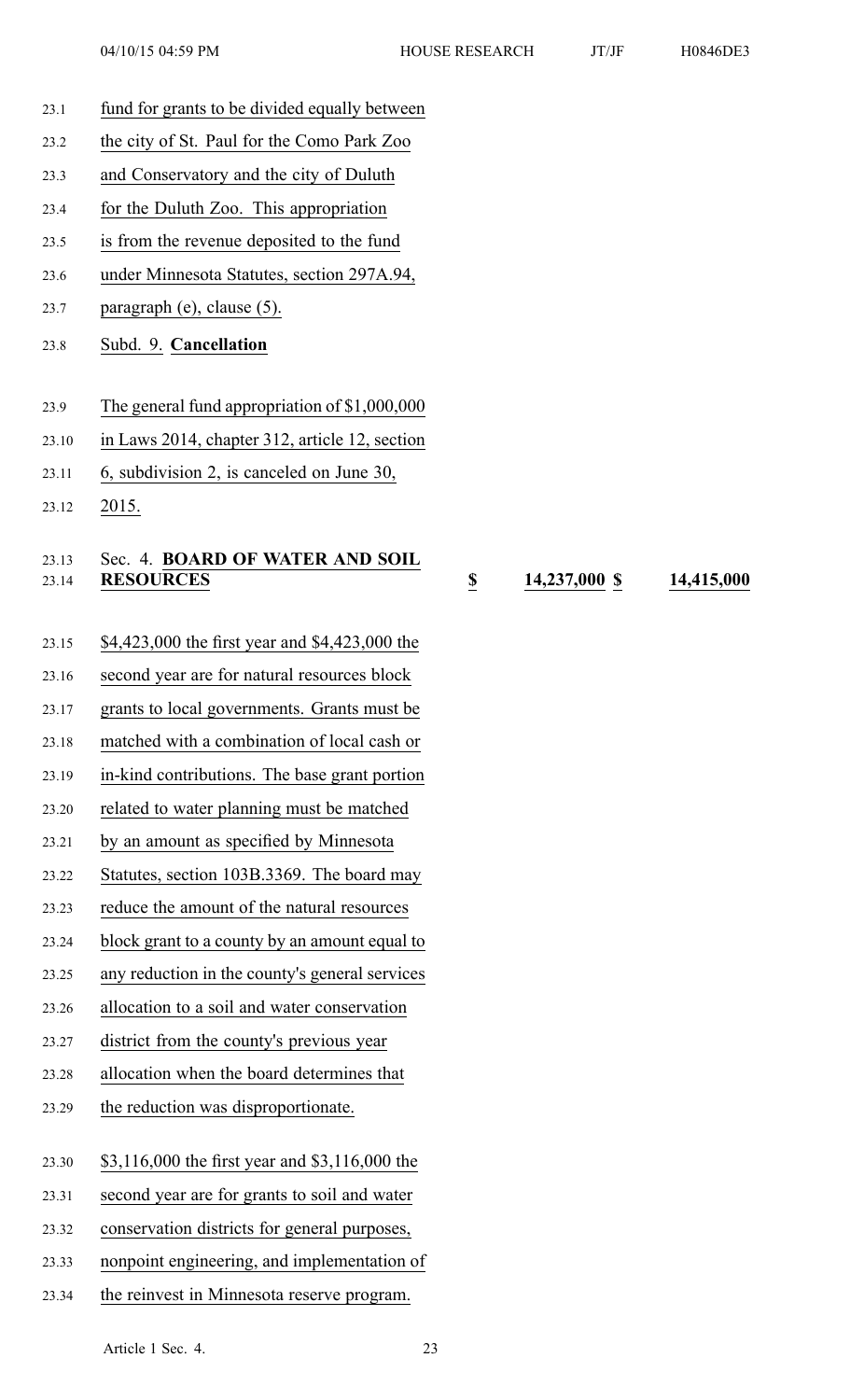fund for grants to be divided equally between the city of St. Paul for the Como Park Zoo and Conservatory and the city of Duluth for the Duluth Zoo. This appropriation is from the revenue deposited to the fund under Minnesota Statutes, section 297A.94, paragraph (e), clause (5).

Subd. 9. **Cancellation**

The general fund appropriation of $1,000,000 in Laws 2014, chapter 312, article 12, section 6, subdivision 2, is canceled on June 30, 2015.

| Sec. 4. **BOARD OF WATER AND SOIL RESOURCES** | $ | 14,237,000 | $ | 14,415,000 |
|---|---|---|---|---|

$4,423,000 the first year and $4,423,000 the second year are for natural resources block grants to local governments. Grants must be matched with a combination of local cash or in-kind contributions. The base grant portion related to water planning must be matched by an amount as specified by Minnesota Statutes, section 103B.3369. The board may reduce the amount of the natural resources block grant to a county by an amount equal to any reduction in the county's general services allocation to a soil and water conservation district from the county's previous year allocation when the board determines that the reduction was disproportionate.

$3,116,000 the first year and $3,116,000 the second year are for grants to soil and water conservation districts for general purposes, nonpoint engineering, and implementation of the reinvest in Minnesota reserve program.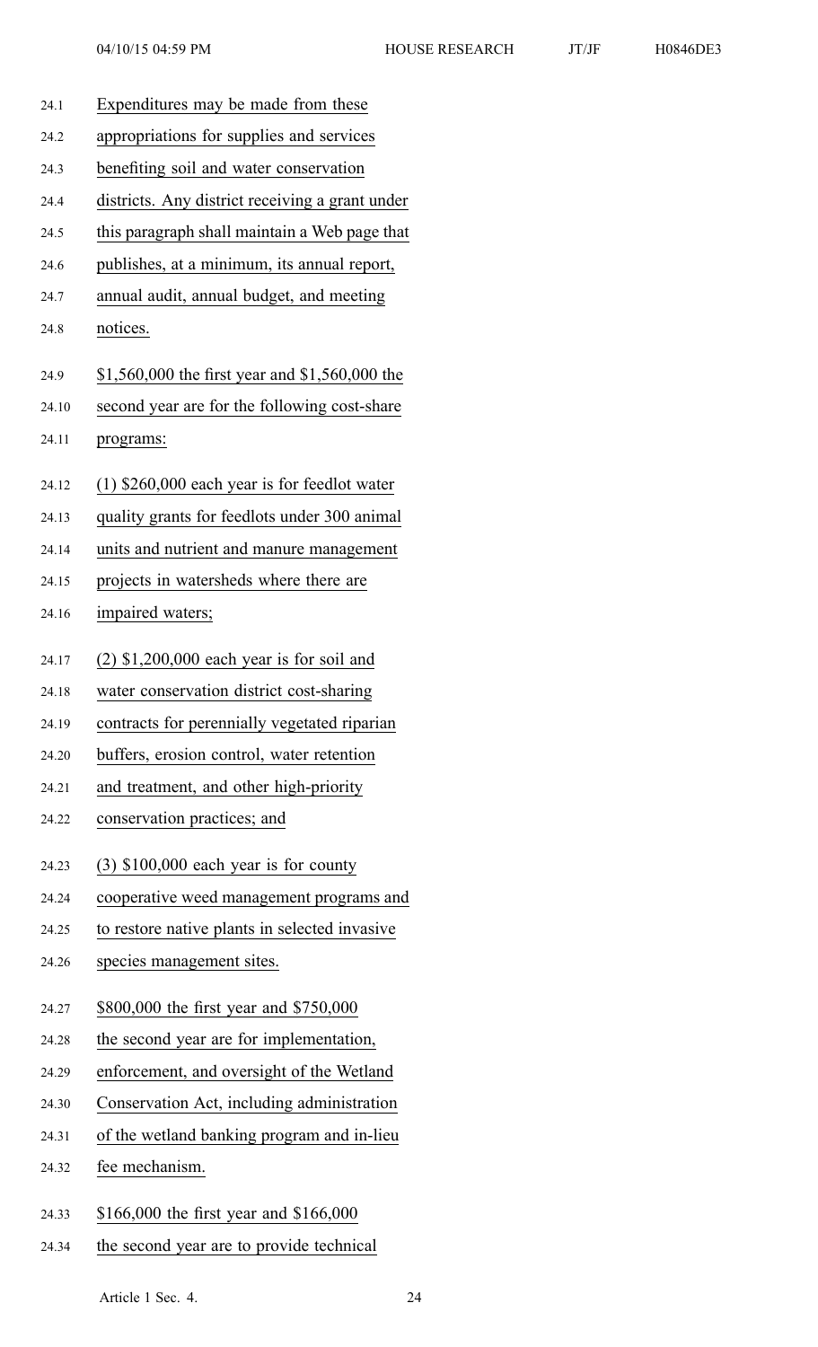Expenditures may be made from these appropriations for supplies and services benefiting soil and water conservation districts. Any district receiving a grant under this paragraph shall maintain a Web page that publishes, at a minimum, its annual report, annual audit, annual budget, and meeting notices.

$1,560,000 the first year and $1,560,000 the second year are for the following cost-share programs:

(1) $260,000 each year is for feedlot water quality grants for feedlots under 300 animal units and nutrient and manure management projects in watersheds where there are impaired waters;

(2) $1,200,000 each year is for soil and water conservation district cost-sharing contracts for perennially vegetated riparian buffers, erosion control, water retention and treatment, and other high-priority conservation practices; and

(3) $100,000 each year is for county cooperative weed management programs and to restore native plants in selected invasive species management sites.

$800,000 the first year and $750,000 the second year are for implementation, enforcement, and oversight of the Wetland Conservation Act, including administration of the wetland banking program and in-lieu fee mechanism.

$166,000 the first year and $166,000 the second year are to provide technical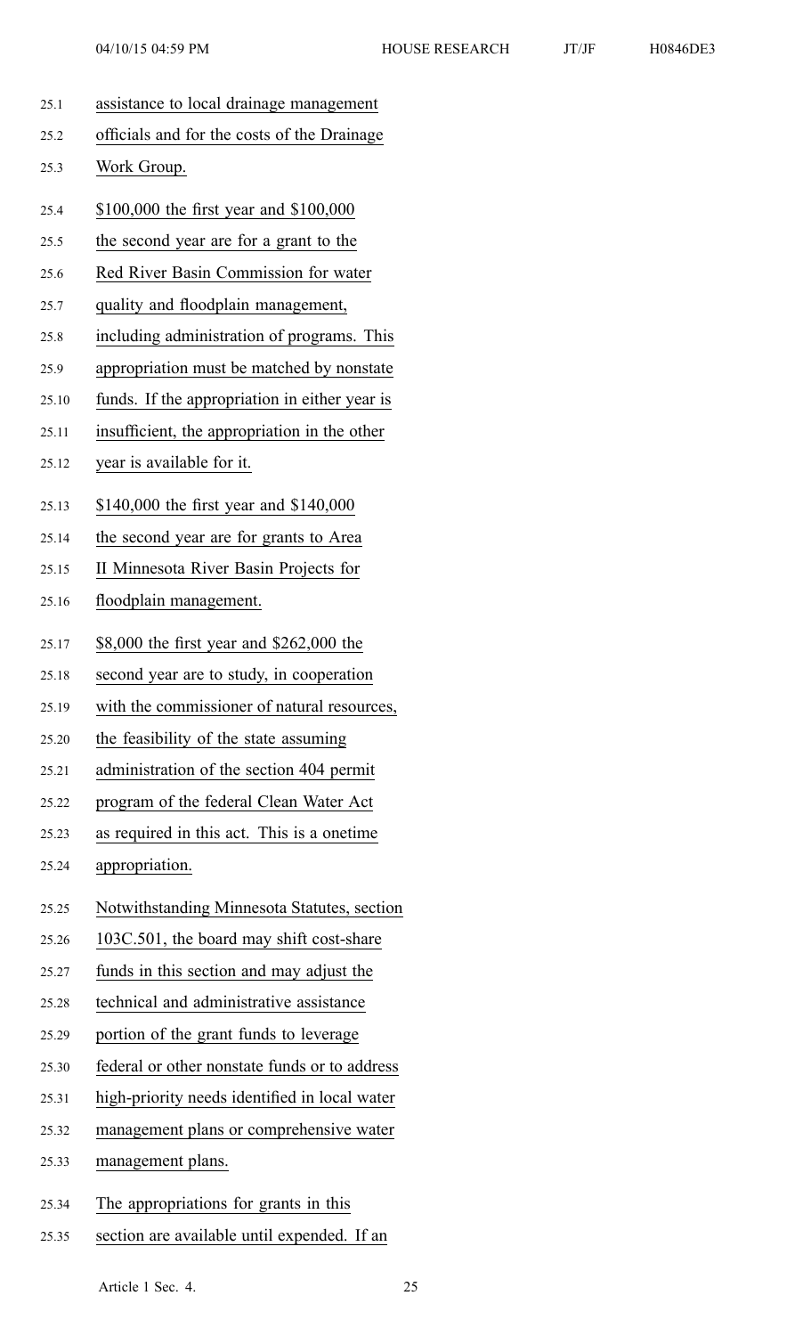assistance to local drainage management officials and for the costs of the Drainage Work Group.

\$100,000 the first year and \$100,000 the second year are for a grant to the Red River Basin Commission for water quality and floodplain management, including administration of programs. This appropriation must be matched by nonstate funds. If the appropriation in either year is insufficient, the appropriation in the other year is available for it.

\$140,000 the first year and \$140,000 the second year are for grants to Area II Minnesota River Basin Projects for floodplain management.

\$8,000 the first year and \$262,000 the second year are to study, in cooperation with the commissioner of natural resources, the feasibility of the state assuming administration of the section 404 permit program of the federal Clean Water Act as required in this act. This is a onetime appropriation.

Notwithstanding Minnesota Statutes, section 103C.501, the board may shift cost-share funds in this section and may adjust the technical and administrative assistance portion of the grant funds to leverage federal or other nonstate funds or to address high-priority needs identified in local water management plans or comprehensive water management plans.

The appropriations for grants in this section are available until expended. If an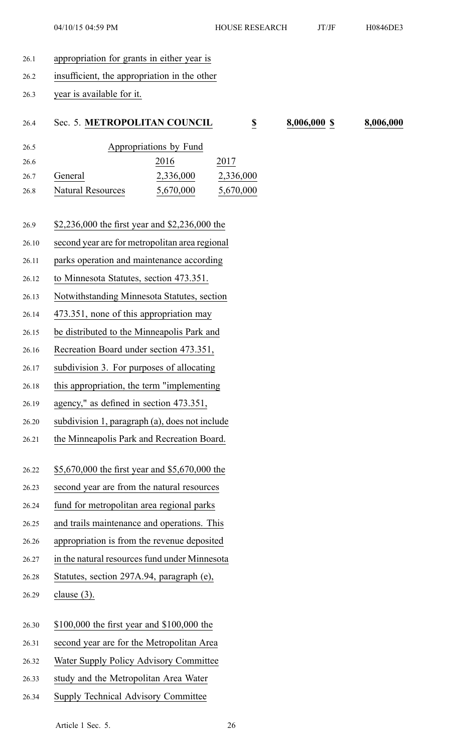appropriation for grants in either year is insufficient, the appropriation in the other year is available for it.

Sec. 5. **METROPOLITAN COUNCIL** $ 8,006,000 $ 8,006,000

Appropriations by Fund

| | 2016 | 2017 |
|---|---|---|
| General | 2,336,000 | 2,336,000 |
| Natural Resources | 5,670,000 | 5,670,000 |

$2,236,000 the first year and $2,236,000 the second year are for metropolitan area regional parks operation and maintenance according to Minnesota Statutes, section 473.351. Notwithstanding Minnesota Statutes, section 473.351, none of this appropriation may be distributed to the Minneapolis Park and Recreation Board under section 473.351, subdivision 3. For purposes of allocating this appropriation, the term "implementing agency," as defined in section 473.351, subdivision 1, paragraph (a), does not include the Minneapolis Park and Recreation Board.

$5,670,000 the first year and $5,670,000 the second year are from the natural resources fund for metropolitan area regional parks and trails maintenance and operations. This appropriation is from the revenue deposited in the natural resources fund under Minnesota Statutes, section 297A.94, paragraph (e), clause (3).

$100,000 the first year and $100,000 the second year are for the Metropolitan Area Water Supply Policy Advisory Committee study and the Metropolitan Area Water Supply Technical Advisory Committee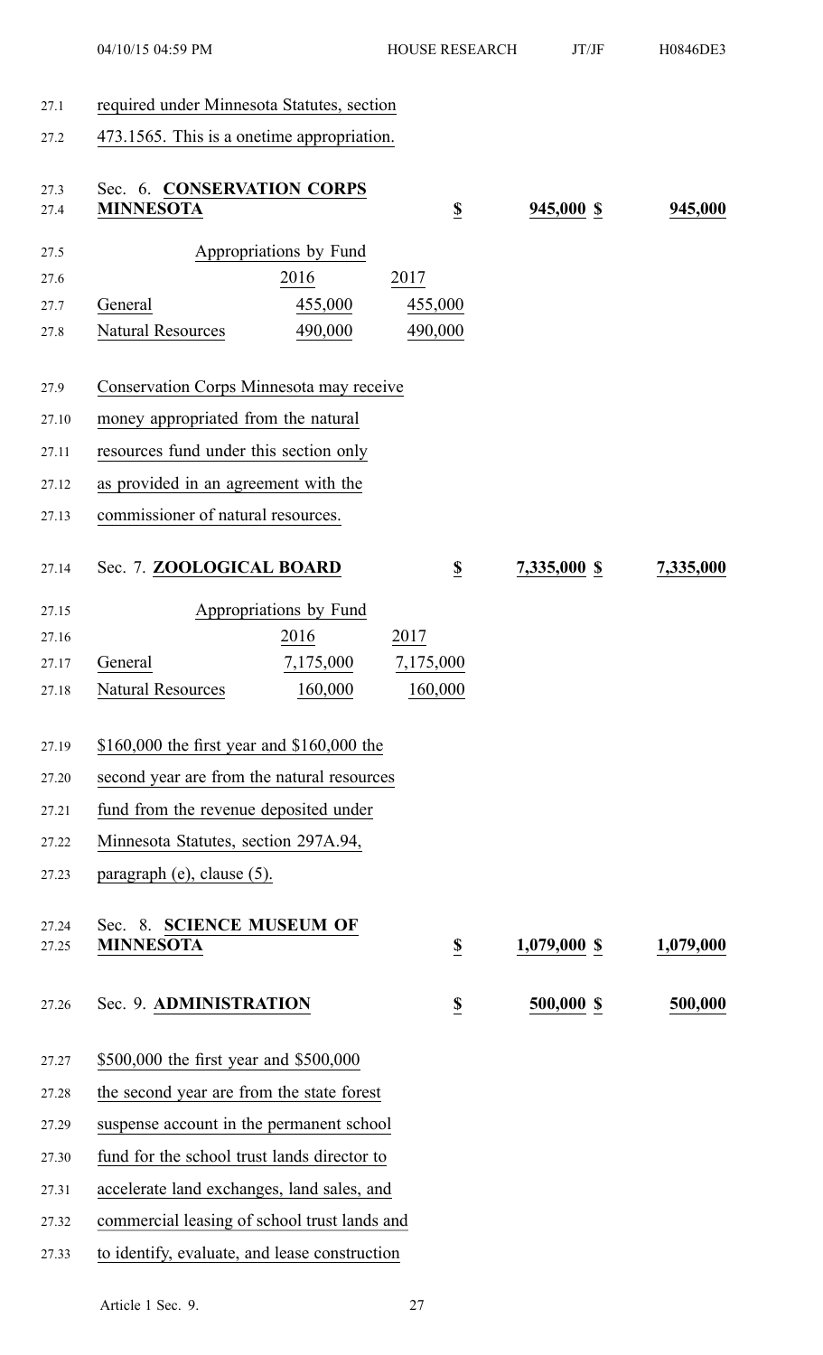required under Minnesota Statutes, section 473.1565. This is a onetime appropriation.

| Sec. 6. **CONSERVATION CORPS MINNESOTA** | $ | 945,000 | $ | 945,000 |
|---|---|---|---|---|

| Appropriations by Fund | | |
|---|---|---|
| | 2016 | 2017 |
| General | 455,000 | 455,000 |
| Natural Resources | 490,000 | 490,000 |

Conservation Corps Minnesota may receive money appropriated from the natural resources fund under this section only as provided in an agreement with the commissioner of natural resources.

| Sec. 7. **ZOOLOGICAL BOARD** | $ | 7,335,000 | $ | 7,335,000 |
|---|---|---|---|---|

| Appropriations by Fund | | |
|---|---|---|
| | 2016 | 2017 |
| General | 7,175,000 | 7,175,000 |
| Natural Resources | 160,000 | 160,000 |

$160,000 the first year and $160,000 the second year are from the natural resources fund from the revenue deposited under Minnesota Statutes, section 297A.94, paragraph (e), clause (5).

| Sec. 8. **SCIENCE MUSEUM OF MINNESOTA** | $ | 1,079,000 | $ | 1,079,000 |
|---|---|---|---|---|
| Sec. 9. **ADMINISTRATION** | $ | 500,000 | $ | 500,000 |

$500,000 the first year and $500,000 the second year are from the state forest suspense account in the permanent school fund for the school trust lands director to accelerate land exchanges, land sales, and commercial leasing of school trust lands and to identify, evaluate, and lease construction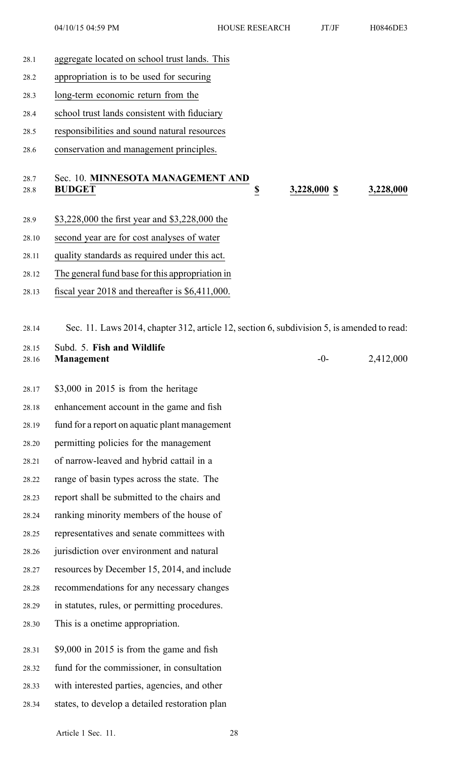aggregate located on school trust lands. This appropriation is to be used for securing long-term economic return from the school trust lands consistent with fiduciary responsibilities and sound natural resources conservation and management principles.

| Sec. 10. **MINNESOTA MANAGEMENT AND BUDGET** | **$** | **3,228,000** | **$** | **3,228,000** |
|---|---|---|---|---|

$3,228,000 the first year and $3,228,000 the second year are for cost analyses of water quality standards as required under this act. The general fund base for this appropriation in fiscal year 2018 and thereafter is $6,411,000.

Sec. 11. Laws 2014, chapter 312, article 12, section 6, subdivision 5, is amended to read:

| Subd. 5. **Fish and Wildlife Management** | -0- | 2,412,000 |
|---|---|---|

$3,000 in 2015 is from the heritage enhancement account in the game and fish fund for a report on aquatic plant management permitting policies for the management of narrow-leaved and hybrid cattail in a range of basin types across the state. The report shall be submitted to the chairs and ranking minority members of the house of representatives and senate committees with jurisdiction over environment and natural resources by December 15, 2014, and include recommendations for any necessary changes in statutes, rules, or permitting procedures. This is a onetime appropriation.

$9,000 in 2015 is from the game and fish fund for the commissioner, in consultation with interested parties, agencies, and other states, to develop a detailed restoration plan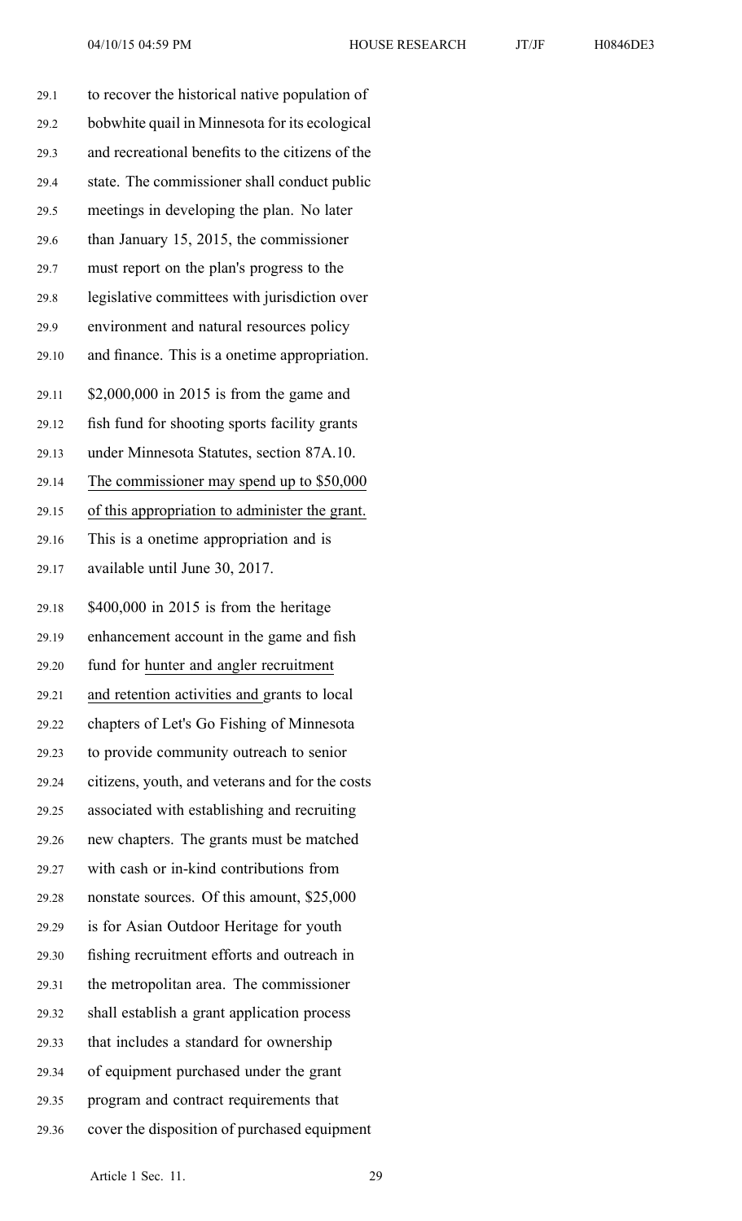to recover the historical native population of bobwhite quail in Minnesota for its ecological and recreational benefits to the citizens of the state. The commissioner shall conduct public meetings in developing the plan. No later than January 15, 2015, the commissioner must report on the plan's progress to the legislative committees with jurisdiction over environment and natural resources policy and finance. This is a onetime appropriation.

$2,000,000 in 2015 is from the game and fish fund for shooting sports facility grants under Minnesota Statutes, section 87A.10. The commissioner may spend up to $50,000 of this appropriation to administer the grant. This is a onetime appropriation and is available until June 30, 2017.

$400,000 in 2015 is from the heritage enhancement account in the game and fish fund for hunter and angler recruitment and retention activities and grants to local chapters of Let's Go Fishing of Minnesota to provide community outreach to senior citizens, youth, and veterans and for the costs associated with establishing and recruiting new chapters. The grants must be matched with cash or in-kind contributions from nonstate sources. Of this amount, $25,000 is for Asian Outdoor Heritage for youth fishing recruitment efforts and outreach in the metropolitan area. The commissioner shall establish a grant application process that includes a standard for ownership of equipment purchased under the grant program and contract requirements that cover the disposition of purchased equipment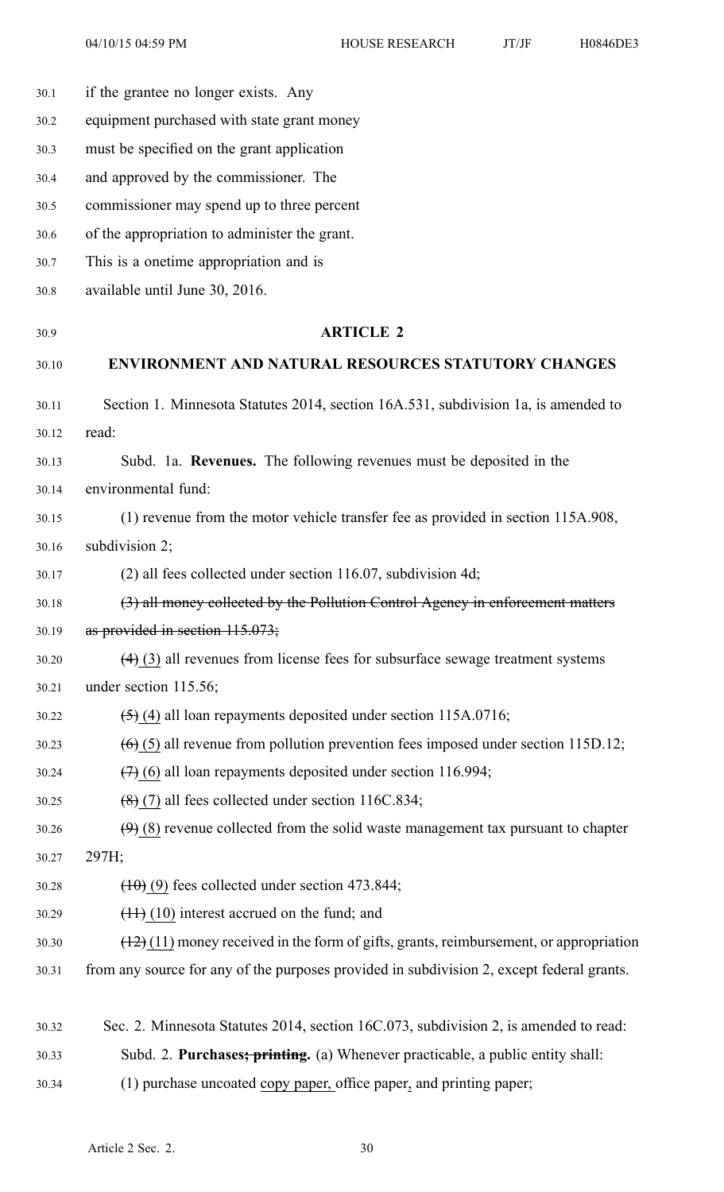if the grantee no longer exists. Any equipment purchased with state grant money must be specified on the grant application and approved by the commissioner. The commissioner may spend up to three percent of the appropriation to administer the grant. This is a onetime appropriation and is available until June 30, 2016.

## ARTICLE 2

## ENVIRONMENT AND NATURAL RESOURCES STATUTORY CHANGES

Section 1. Minnesota Statutes 2014, section 16A.531, subdivision 1a, is amended to read:

Subd. 1a. **Revenues.** The following revenues must be deposited in the environmental fund:

(1) revenue from the motor vehicle transfer fee as provided in section 115A.908, subdivision 2;

(2) all fees collected under section 116.07, subdivision 4d;

~~(3) all money collected by the Pollution Control Agency in enforcement matters as provided in section 115.073;~~

~~(4)~~ (3) all revenues from license fees for subsurface sewage treatment systems under section 115.56;

~~(5)~~ (4) all loan repayments deposited under section 115A.0716;

~~(6)~~ (5) all revenue from pollution prevention fees imposed under section 115D.12;

~~(7)~~ (6) all loan repayments deposited under section 116.994;

~~(8)~~ (7) all fees collected under section 116C.834;

~~(9)~~ (8) revenue collected from the solid waste management tax pursuant to chapter 297H;

~~(10)~~ (9) fees collected under section 473.844;

~~(11)~~ (10) interest accrued on the fund; and

~~(12)~~ (11) money received in the form of gifts, grants, reimbursement, or appropriation from any source for any of the purposes provided in subdivision 2, except federal grants.

Sec. 2. Minnesota Statutes 2014, section 16C.073, subdivision 2, is amended to read:

Subd. 2. **Purchases~~; printing~~.** (a) Whenever practicable, a public entity shall:

(1) purchase uncoated <u>copy paper,</u> office paper<u>,</u> and printing paper;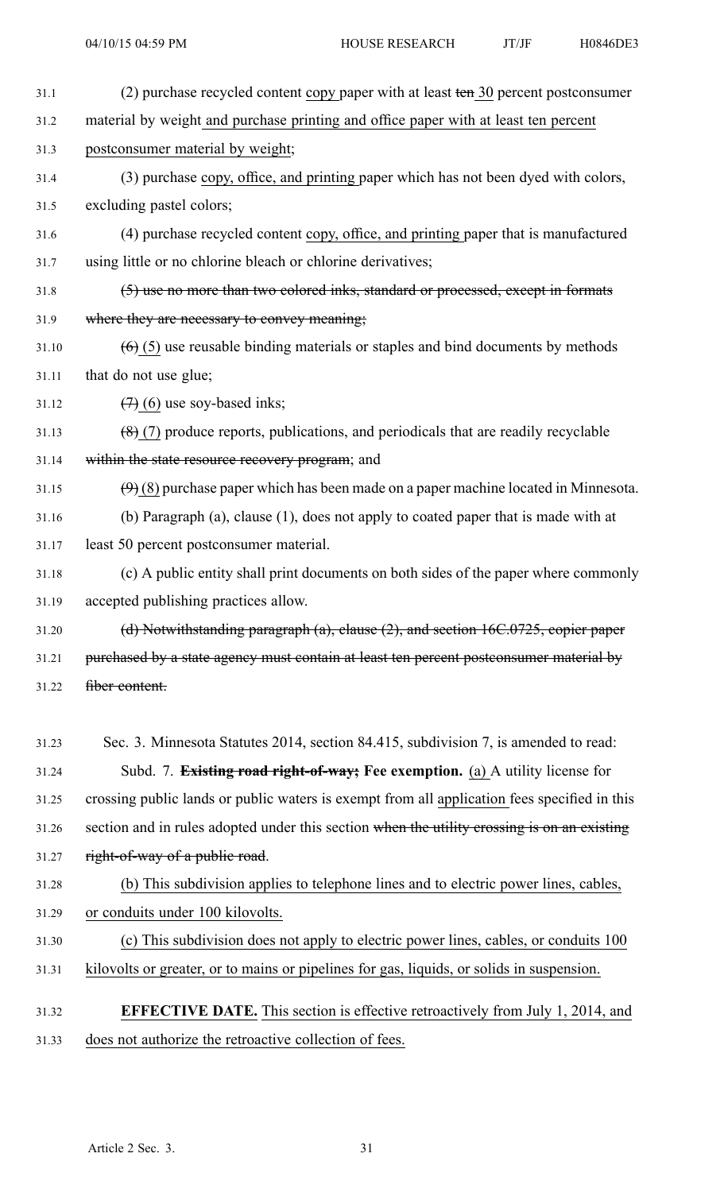(2) purchase recycled content copy paper with at least ~~ten~~ 30 percent postconsumer material by weight and purchase printing and office paper with at least ten percent postconsumer material by weight;

(3) purchase copy, office, and printing paper which has not been dyed with colors, excluding pastel colors;

(4) purchase recycled content copy, office, and printing paper that is manufactured using little or no chlorine bleach or chlorine derivatives;

~~(5) use no more than two colored inks, standard or processed, except in formats where they are necessary to convey meaning;~~

~~(6)~~ (5) use reusable binding materials or staples and bind documents by methods that do not use glue;

~~(7)~~ (6) use soy-based inks;

~~(8)~~ (7) produce reports, publications, and periodicals that are readily recyclable ~~within the state resource recovery program~~; and

~~(9)~~ (8) purchase paper which has been made on a paper machine located in Minnesota.

(b) Paragraph (a), clause (1), does not apply to coated paper that is made with at least 50 percent postconsumer material.

(c) A public entity shall print documents on both sides of the paper where commonly accepted publishing practices allow.

~~(d) Notwithstanding paragraph (a), clause (2), and section 16C.0725, copier paper purchased by a state agency must contain at least ten percent postconsumer material by fiber content.~~

Sec. 3. Minnesota Statutes 2014, section 84.415, subdivision 7, is amended to read:

Subd. 7. ~~**Existing road right-of-way;**~~ **Fee exemption.** (a) A utility license for crossing public lands or public waters is exempt from all application fees specified in this section and in rules adopted under this section ~~when the utility crossing is on an existing right-of-way of a public road~~.

(b) This subdivision applies to telephone lines and to electric power lines, cables, or conduits under 100 kilovolts.

(c) This subdivision does not apply to electric power lines, cables, or conduits 100 kilovolts or greater, or to mains or pipelines for gas, liquids, or solids in suspension.

**EFFECTIVE DATE.** This section is effective retroactively from July 1, 2014, and does not authorize the retroactive collection of fees.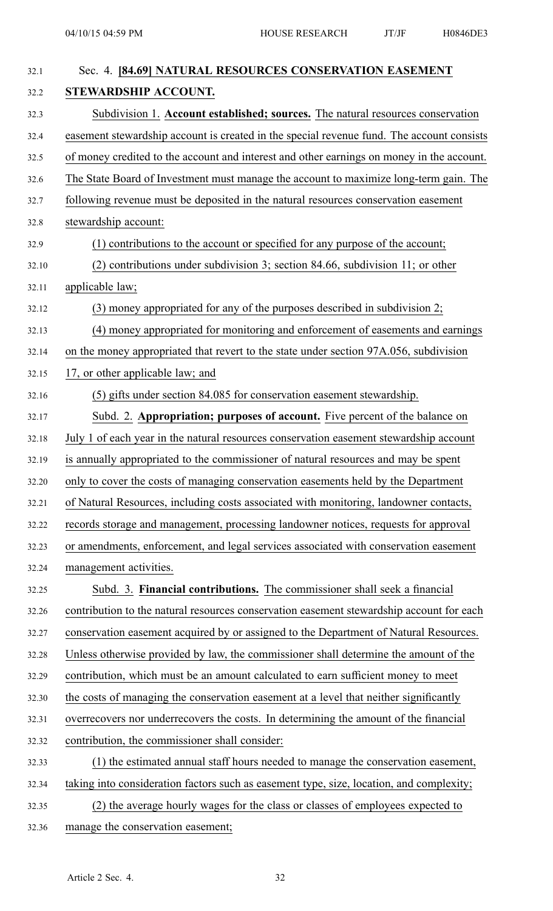Sec. 4. **[84.69] NATURAL RESOURCES CONSERVATION EASEMENT STEWARDSHIP ACCOUNT.**

Subdivision 1. **Account established; sources.** The natural resources conservation easement stewardship account is created in the special revenue fund. The account consists of money credited to the account and interest and other earnings on money in the account. The State Board of Investment must manage the account to maximize long-term gain. The following revenue must be deposited in the natural resources conservation easement stewardship account:

(1) contributions to the account or specified for any purpose of the account;

(2) contributions under subdivision 3; section 84.66, subdivision 11; or other applicable law;

(3) money appropriated for any of the purposes described in subdivision 2;

(4) money appropriated for monitoring and enforcement of easements and earnings on the money appropriated that revert to the state under section 97A.056, subdivision 17, or other applicable law; and

(5) gifts under section 84.085 for conservation easement stewardship.

Subd. 2. **Appropriation; purposes of account.** Five percent of the balance on July 1 of each year in the natural resources conservation easement stewardship account is annually appropriated to the commissioner of natural resources and may be spent only to cover the costs of managing conservation easements held by the Department of Natural Resources, including costs associated with monitoring, landowner contacts, records storage and management, processing landowner notices, requests for approval or amendments, enforcement, and legal services associated with conservation easement management activities.

Subd. 3. **Financial contributions.** The commissioner shall seek a financial contribution to the natural resources conservation easement stewardship account for each conservation easement acquired by or assigned to the Department of Natural Resources. Unless otherwise provided by law, the commissioner shall determine the amount of the contribution, which must be an amount calculated to earn sufficient money to meet the costs of managing the conservation easement at a level that neither significantly overrecovers nor underrecovers the costs. In determining the amount of the financial contribution, the commissioner shall consider:

(1) the estimated annual staff hours needed to manage the conservation easement, taking into consideration factors such as easement type, size, location, and complexity;

(2) the average hourly wages for the class or classes of employees expected to manage the conservation easement;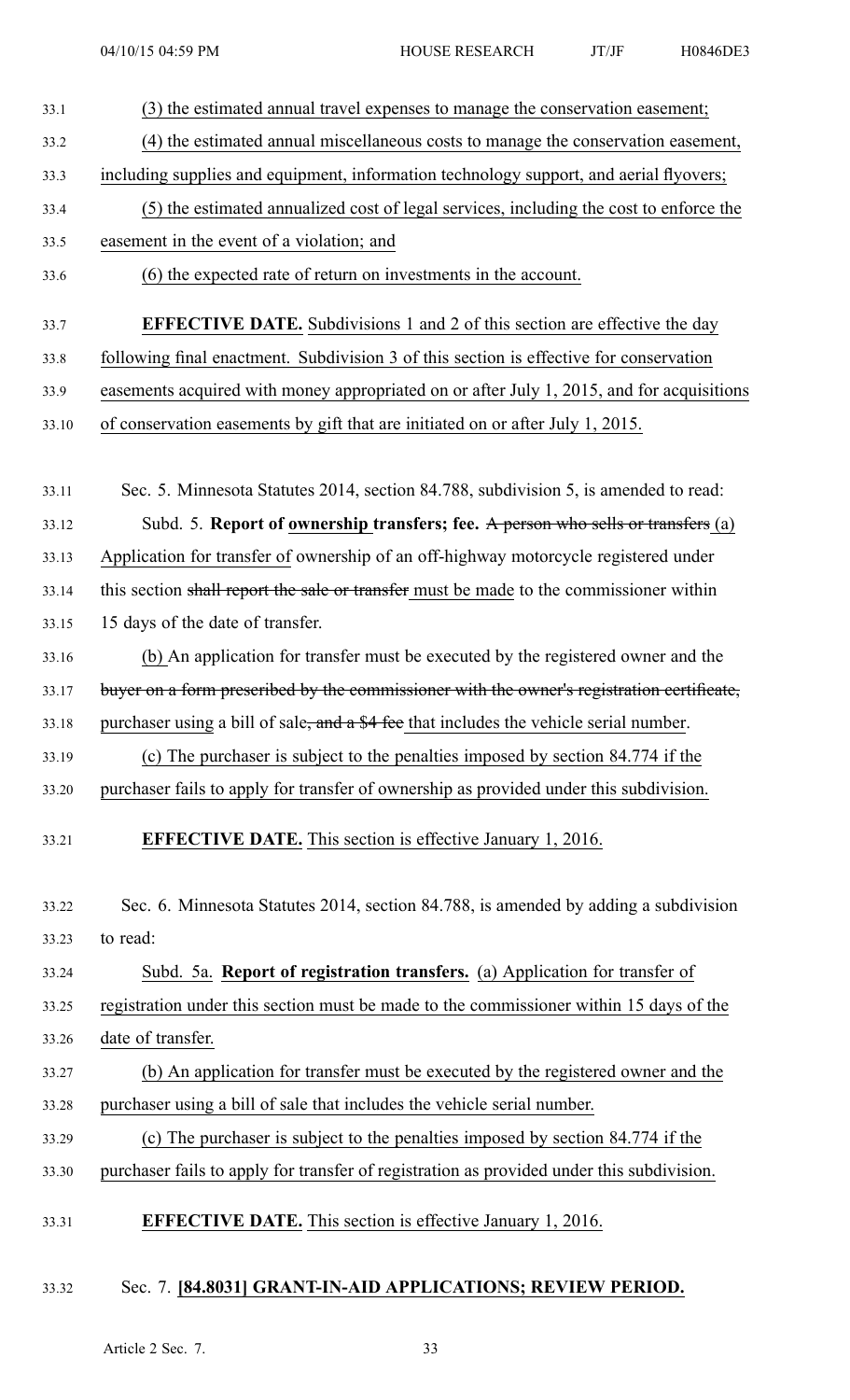(3) the estimated annual travel expenses to manage the conservation easement;

(4) the estimated annual miscellaneous costs to manage the conservation easement, including supplies and equipment, information technology support, and aerial flyovers;

(5) the estimated annualized cost of legal services, including the cost to enforce the easement in the event of a violation; and

(6) the expected rate of return on investments in the account.

**EFFECTIVE DATE.** Subdivisions 1 and 2 of this section are effective the day following final enactment. Subdivision 3 of this section is effective for conservation easements acquired with money appropriated on or after July 1, 2015, and for acquisitions of conservation easements by gift that are initiated on or after July 1, 2015.

Sec. 5. Minnesota Statutes 2014, section 84.788, subdivision 5, is amended to read:

Subd. 5. **Report of ownership transfers; fee.** ~~A person who sells or transfers~~ (a) Application for transfer of ownership of an off-highway motorcycle registered under this section ~~shall report the sale or transfer~~ must be made to the commissioner within 15 days of the date of transfer.

(b) An application for transfer must be executed by the registered owner and the ~~buyer on a form prescribed by the commissioner with the owner's registration certificate,~~ purchaser using a bill of sale~~, and a $4 fee~~ that includes the vehicle serial number.

(c) The purchaser is subject to the penalties imposed by section 84.774 if the purchaser fails to apply for transfer of ownership as provided under this subdivision.

**EFFECTIVE DATE.** This section is effective January 1, 2016.

Sec. 6. Minnesota Statutes 2014, section 84.788, is amended by adding a subdivision to read:

Subd. 5a. **Report of registration transfers.** (a) Application for transfer of registration under this section must be made to the commissioner within 15 days of the date of transfer.

(b) An application for transfer must be executed by the registered owner and the purchaser using a bill of sale that includes the vehicle serial number.

(c) The purchaser is subject to the penalties imposed by section 84.774 if the purchaser fails to apply for transfer of registration as provided under this subdivision.

**EFFECTIVE DATE.** This section is effective January 1, 2016.

Sec. 7. **[84.8031] GRANT-IN-AID APPLICATIONS; REVIEW PERIOD.**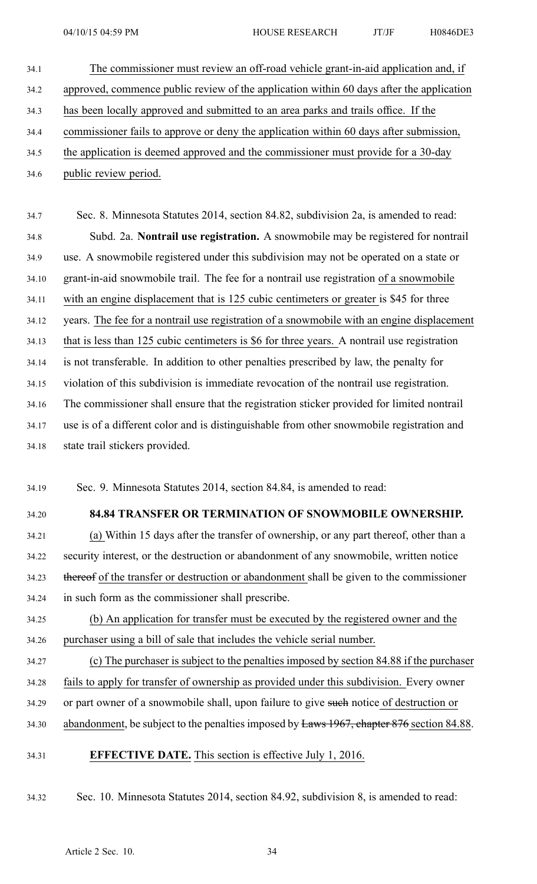The commissioner must review an off-road vehicle grant-in-aid application and, if approved, commence public review of the application within 60 days after the application has been locally approved and submitted to an area parks and trails office. If the commissioner fails to approve or deny the application within 60 days after submission, the application is deemed approved and the commissioner must provide for a 30-day public review period.

Sec. 8. Minnesota Statutes 2014, section 84.82, subdivision 2a, is amended to read:

Subd. 2a. **Nontrail use registration.** A snowmobile may be registered for nontrail use. A snowmobile registered under this subdivision may not be operated on a state or grant-in-aid snowmobile trail. The fee for a nontrail use registration of a snowmobile with an engine displacement that is 125 cubic centimeters or greater is $45 for three years. The fee for a nontrail use registration of a snowmobile with an engine displacement that is less than 125 cubic centimeters is $6 for three years. A nontrail use registration is not transferable. In addition to other penalties prescribed by law, the penalty for violation of this subdivision is immediate revocation of the nontrail use registration. The commissioner shall ensure that the registration sticker provided for limited nontrail use is of a different color and is distinguishable from other snowmobile registration and state trail stickers provided.

Sec. 9. Minnesota Statutes 2014, section 84.84, is amended to read:

**84.84 TRANSFER OR TERMINATION OF SNOWMOBILE OWNERSHIP.**

(a) Within 15 days after the transfer of ownership, or any part thereof, other than a security interest, or the destruction or abandonment of any snowmobile, written notice ~~thereof~~ of the transfer or destruction or abandonment shall be given to the commissioner in such form as the commissioner shall prescribe.

(b) An application for transfer must be executed by the registered owner and the purchaser using a bill of sale that includes the vehicle serial number.

(c) The purchaser is subject to the penalties imposed by section 84.88 if the purchaser fails to apply for transfer of ownership as provided under this subdivision. Every owner or part owner of a snowmobile shall, upon failure to give ~~such~~ notice of destruction or abandonment, be subject to the penalties imposed by ~~Laws 1967, chapter 876~~ section 84.88.

**EFFECTIVE DATE.** This section is effective July 1, 2016.

Sec. 10. Minnesota Statutes 2014, section 84.92, subdivision 8, is amended to read: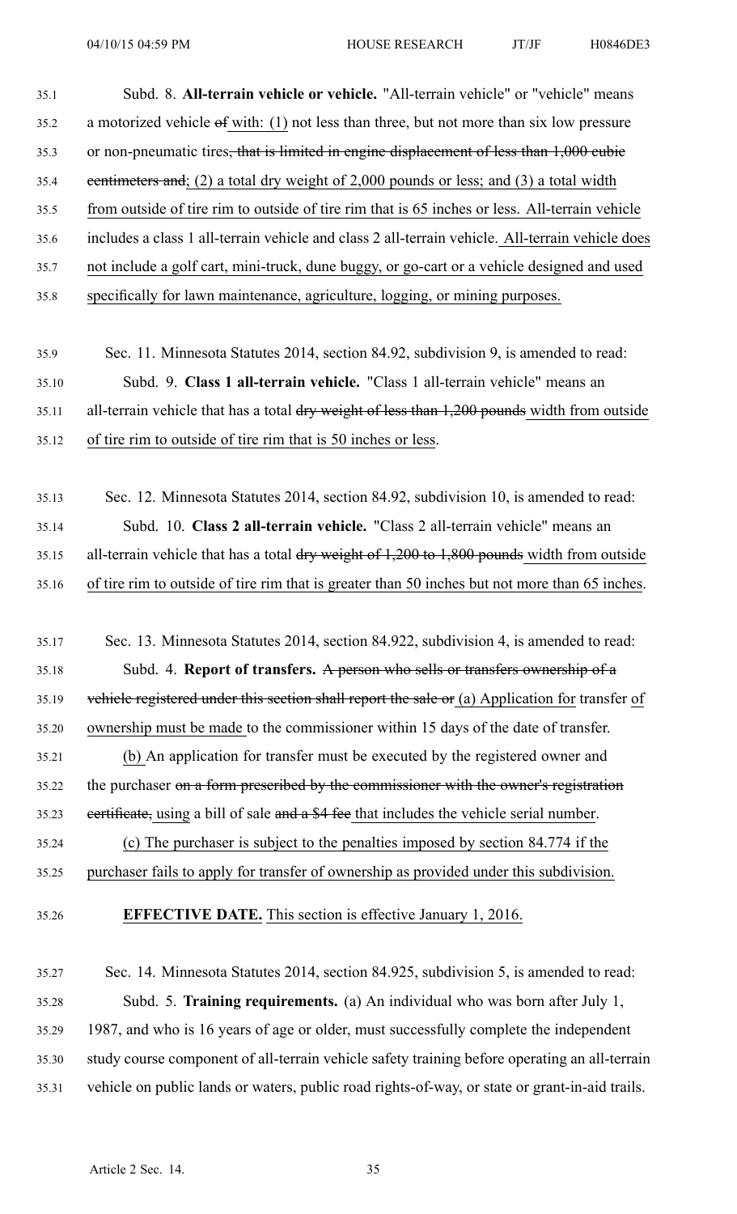Subd. 8. **All-terrain vehicle or vehicle.** "All-terrain vehicle" or "vehicle" means a motorized vehicle of with: (1) not less than three, but not more than six low pressure or non-pneumatic tires, that is limited in engine displacement of less than 1,000 cubic centimeters and; (2) a total dry weight of 2,000 pounds or less; and (3) a total width from outside of tire rim to outside of tire rim that is 65 inches or less. All-terrain vehicle includes a class 1 all-terrain vehicle and class 2 all-terrain vehicle. All-terrain vehicle does not include a golf cart, mini-truck, dune buggy, or go-cart or a vehicle designed and used specifically for lawn maintenance, agriculture, logging, or mining purposes.

Sec. 11. Minnesota Statutes 2014, section 84.92, subdivision 9, is amended to read:

Subd. 9. **Class 1 all-terrain vehicle.** "Class 1 all-terrain vehicle" means an all-terrain vehicle that has a total dry weight of less than 1,200 pounds width from outside of tire rim to outside of tire rim that is 50 inches or less.

Sec. 12. Minnesota Statutes 2014, section 84.92, subdivision 10, is amended to read:

Subd. 10. **Class 2 all-terrain vehicle.** "Class 2 all-terrain vehicle" means an all-terrain vehicle that has a total dry weight of 1,200 to 1,800 pounds width from outside of tire rim to outside of tire rim that is greater than 50 inches but not more than 65 inches.

Sec. 13. Minnesota Statutes 2014, section 84.922, subdivision 4, is amended to read:

Subd. 4. **Report of transfers.** A person who sells or transfers ownership of a vehicle registered under this section shall report the sale or (a) Application for transfer of ownership must be made to the commissioner within 15 days of the date of transfer.

(b) An application for transfer must be executed by the registered owner and the purchaser on a form prescribed by the commissioner with the owner's registration certificate, using a bill of sale and a $4 fee that includes the vehicle serial number.

(c) The purchaser is subject to the penalties imposed by section 84.774 if the purchaser fails to apply for transfer of ownership as provided under this subdivision.

**EFFECTIVE DATE.** This section is effective January 1, 2016.

Sec. 14. Minnesota Statutes 2014, section 84.925, subdivision 5, is amended to read:

Subd. 5. **Training requirements.** (a) An individual who was born after July 1, 1987, and who is 16 years of age or older, must successfully complete the independent study course component of all-terrain vehicle safety training before operating an all-terrain vehicle on public lands or waters, public road rights-of-way, or state or grant-in-aid trails.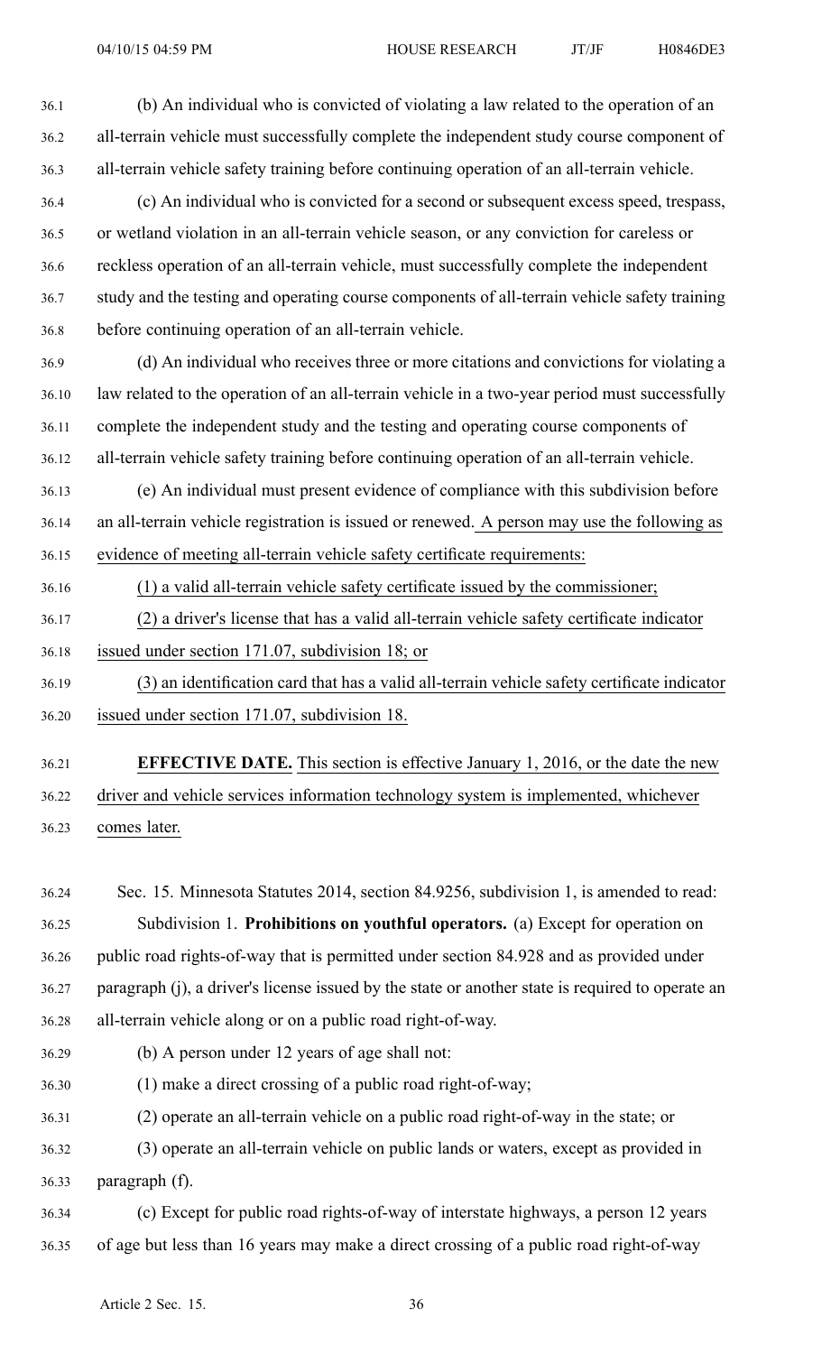(b) An individual who is convicted of violating a law related to the operation of an all-terrain vehicle must successfully complete the independent study course component of all-terrain vehicle safety training before continuing operation of an all-terrain vehicle.

(c) An individual who is convicted for a second or subsequent excess speed, trespass, or wetland violation in an all-terrain vehicle season, or any conviction for careless or reckless operation of an all-terrain vehicle, must successfully complete the independent study and the testing and operating course components of all-terrain vehicle safety training before continuing operation of an all-terrain vehicle.

(d) An individual who receives three or more citations and convictions for violating a law related to the operation of an all-terrain vehicle in a two-year period must successfully complete the independent study and the testing and operating course components of all-terrain vehicle safety training before continuing operation of an all-terrain vehicle.

(e) An individual must present evidence of compliance with this subdivision before an all-terrain vehicle registration is issued or renewed. A person may use the following as evidence of meeting all-terrain vehicle safety certificate requirements:

(1) a valid all-terrain vehicle safety certificate issued by the commissioner;

(2) a driver's license that has a valid all-terrain vehicle safety certificate indicator issued under section 171.07, subdivision 18; or

(3) an identification card that has a valid all-terrain vehicle safety certificate indicator issued under section 171.07, subdivision 18.

**EFFECTIVE DATE.** This section is effective January 1, 2016, or the date the new driver and vehicle services information technology system is implemented, whichever comes later.

Sec. 15. Minnesota Statutes 2014, section 84.9256, subdivision 1, is amended to read:

Subdivision 1. **Prohibitions on youthful operators.** (a) Except for operation on public road rights-of-way that is permitted under section 84.928 and as provided under paragraph (j), a driver's license issued by the state or another state is required to operate an all-terrain vehicle along or on a public road right-of-way.

(b) A person under 12 years of age shall not:

(1) make a direct crossing of a public road right-of-way;

(2) operate an all-terrain vehicle on a public road right-of-way in the state; or

(3) operate an all-terrain vehicle on public lands or waters, except as provided in paragraph (f).

(c) Except for public road rights-of-way of interstate highways, a person 12 years of age but less than 16 years may make a direct crossing of a public road right-of-way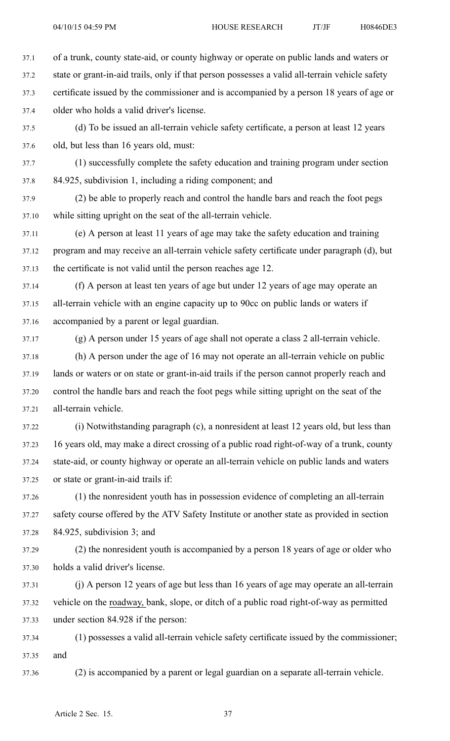of a trunk, county state-aid, or county highway or operate on public lands and waters or state or grant-in-aid trails, only if that person possesses a valid all-terrain vehicle safety certificate issued by the commissioner and is accompanied by a person 18 years of age or older who holds a valid driver's license.

(d) To be issued an all-terrain vehicle safety certificate, a person at least 12 years old, but less than 16 years old, must:

(1) successfully complete the safety education and training program under section 84.925, subdivision 1, including a riding component; and

(2) be able to properly reach and control the handle bars and reach the foot pegs while sitting upright on the seat of the all-terrain vehicle.

(e) A person at least 11 years of age may take the safety education and training program and may receive an all-terrain vehicle safety certificate under paragraph (d), but the certificate is not valid until the person reaches age 12.

(f) A person at least ten years of age but under 12 years of age may operate an all-terrain vehicle with an engine capacity up to 90cc on public lands or waters if accompanied by a parent or legal guardian.

(g) A person under 15 years of age shall not operate a class 2 all-terrain vehicle.

(h) A person under the age of 16 may not operate an all-terrain vehicle on public lands or waters or on state or grant-in-aid trails if the person cannot properly reach and control the handle bars and reach the foot pegs while sitting upright on the seat of the all-terrain vehicle.

(i) Notwithstanding paragraph (c), a nonresident at least 12 years old, but less than 16 years old, may make a direct crossing of a public road right-of-way of a trunk, county state-aid, or county highway or operate an all-terrain vehicle on public lands and waters or state or grant-in-aid trails if:

(1) the nonresident youth has in possession evidence of completing an all-terrain safety course offered by the ATV Safety Institute or another state as provided in section 84.925, subdivision 3; and

(2) the nonresident youth is accompanied by a person 18 years of age or older who holds a valid driver's license.

(j) A person 12 years of age but less than 16 years of age may operate an all-terrain vehicle on the roadway, bank, slope, or ditch of a public road right-of-way as permitted under section 84.928 if the person:

(1) possesses a valid all-terrain vehicle safety certificate issued by the commissioner; and

(2) is accompanied by a parent or legal guardian on a separate all-terrain vehicle.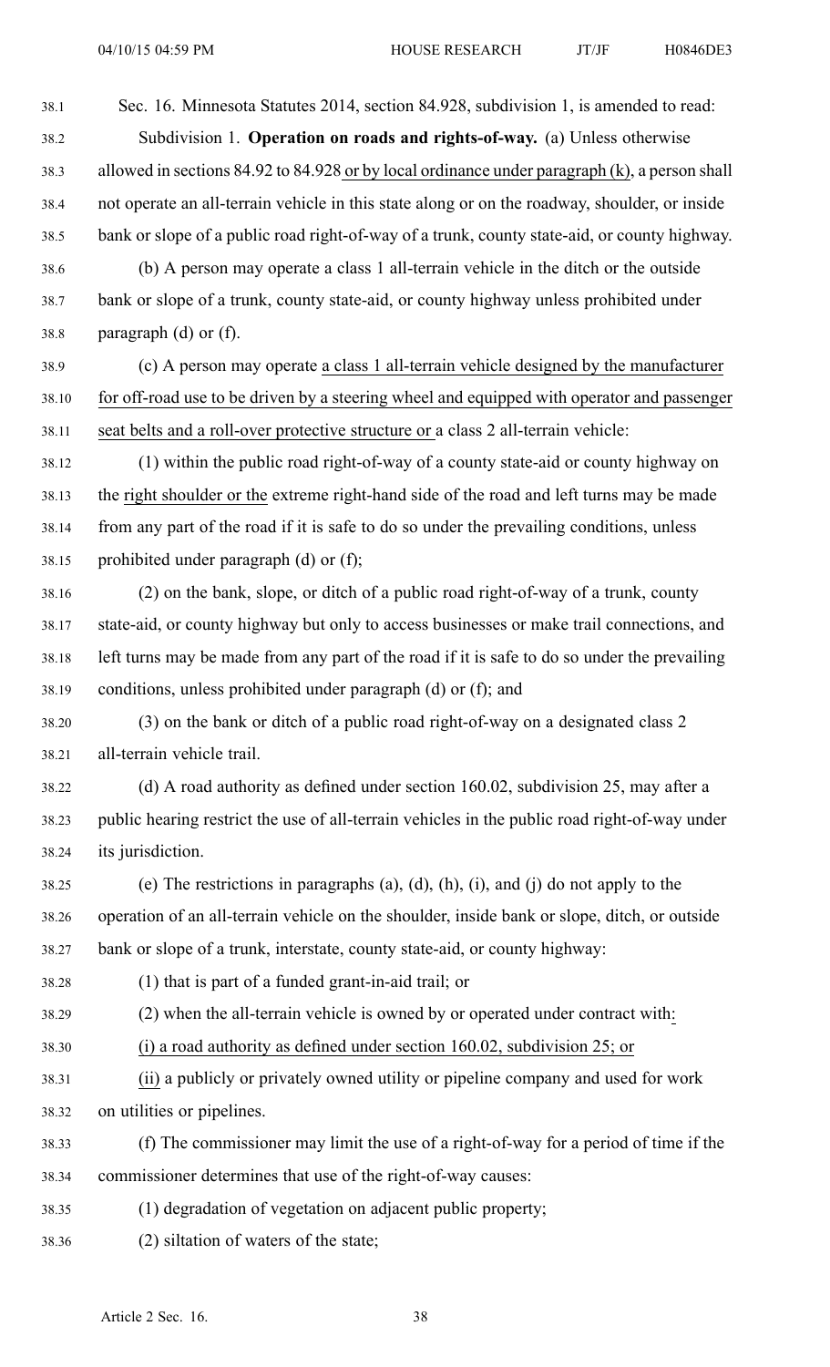Sec. 16. Minnesota Statutes 2014, section 84.928, subdivision 1, is amended to read:

Subdivision 1. **Operation on roads and rights-of-way.** (a) Unless otherwise allowed in sections 84.92 to 84.928 or by local ordinance under paragraph (k), a person shall not operate an all-terrain vehicle in this state along or on the roadway, shoulder, or inside bank or slope of a public road right-of-way of a trunk, county state-aid, or county highway.

(b) A person may operate a class 1 all-terrain vehicle in the ditch or the outside bank or slope of a trunk, county state-aid, or county highway unless prohibited under paragraph (d) or (f).

(c) A person may operate a class 1 all-terrain vehicle designed by the manufacturer for off-road use to be driven by a steering wheel and equipped with operator and passenger seat belts and a roll-over protective structure or a class 2 all-terrain vehicle:

(1) within the public road right-of-way of a county state-aid or county highway on the right shoulder or the extreme right-hand side of the road and left turns may be made from any part of the road if it is safe to do so under the prevailing conditions, unless prohibited under paragraph (d) or (f);

(2) on the bank, slope, or ditch of a public road right-of-way of a trunk, county state-aid, or county highway but only to access businesses or make trail connections, and left turns may be made from any part of the road if it is safe to do so under the prevailing conditions, unless prohibited under paragraph (d) or (f); and

(3) on the bank or ditch of a public road right-of-way on a designated class 2 all-terrain vehicle trail.

(d) A road authority as defined under section 160.02, subdivision 25, may after a public hearing restrict the use of all-terrain vehicles in the public road right-of-way under its jurisdiction.

(e) The restrictions in paragraphs (a), (d), (h), (i), and (j) do not apply to the operation of an all-terrain vehicle on the shoulder, inside bank or slope, ditch, or outside bank or slope of a trunk, interstate, county state-aid, or county highway:

(1) that is part of a funded grant-in-aid trail; or

(2) when the all-terrain vehicle is owned by or operated under contract with:

(i) a road authority as defined under section 160.02, subdivision 25; or

(ii) a publicly or privately owned utility or pipeline company and used for work on utilities or pipelines.

(f) The commissioner may limit the use of a right-of-way for a period of time if the commissioner determines that use of the right-of-way causes:

(1) degradation of vegetation on adjacent public property;

(2) siltation of waters of the state;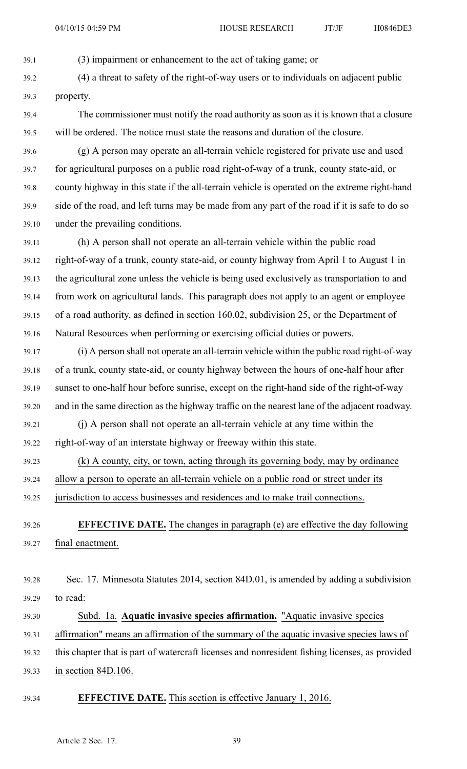(3) impairment or enhancement to the act of taking game; or

(4) a threat to safety of the right-of-way users or to individuals on adjacent public property.

The commissioner must notify the road authority as soon as it is known that a closure will be ordered. The notice must state the reasons and duration of the closure.

(g) A person may operate an all-terrain vehicle registered for private use and used for agricultural purposes on a public road right-of-way of a trunk, county state-aid, or county highway in this state if the all-terrain vehicle is operated on the extreme right-hand side of the road, and left turns may be made from any part of the road if it is safe to do so under the prevailing conditions.

(h) A person shall not operate an all-terrain vehicle within the public road right-of-way of a trunk, county state-aid, or county highway from April 1 to August 1 in the agricultural zone unless the vehicle is being used exclusively as transportation to and from work on agricultural lands. This paragraph does not apply to an agent or employee of a road authority, as defined in section 160.02, subdivision 25, or the Department of Natural Resources when performing or exercising official duties or powers.

(i) A person shall not operate an all-terrain vehicle within the public road right-of-way of a trunk, county state-aid, or county highway between the hours of one-half hour after sunset to one-half hour before sunrise, except on the right-hand side of the right-of-way and in the same direction as the highway traffic on the nearest lane of the adjacent roadway.

(j) A person shall not operate an all-terrain vehicle at any time within the right-of-way of an interstate highway or freeway within this state.

(k) A county, city, or town, acting through its governing body, may by ordinance allow a person to operate an all-terrain vehicle on a public road or street under its jurisdiction to access businesses and residences and to make trail connections.

**EFFECTIVE DATE.** The changes in paragraph (e) are effective the day following final enactment.

Sec. 17. Minnesota Statutes 2014, section 84D.01, is amended by adding a subdivision to read:

Subd. 1a. **Aquatic invasive species affirmation.** "Aquatic invasive species affirmation" means an affirmation of the summary of the aquatic invasive species laws of this chapter that is part of watercraft licenses and nonresident fishing licenses, as provided in section 84D.106.

**EFFECTIVE DATE.** This section is effective January 1, 2016.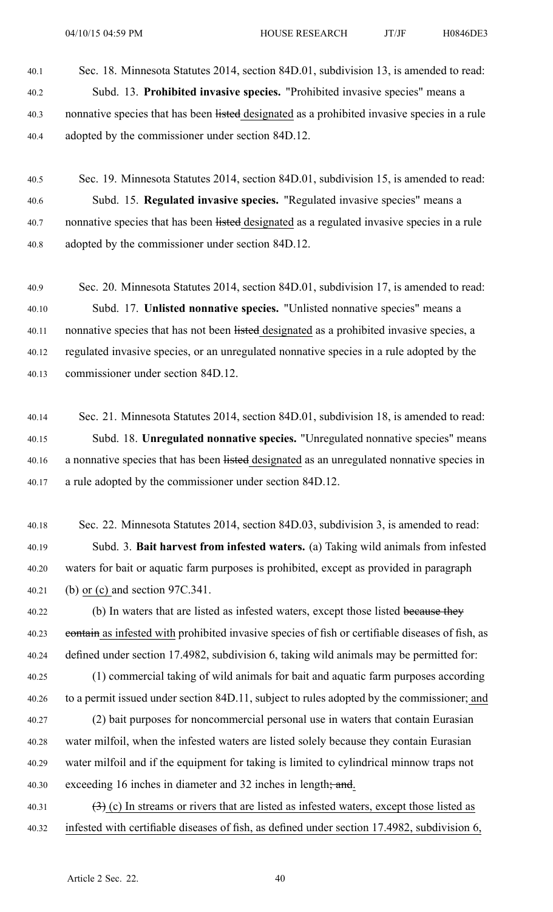Sec. 18. Minnesota Statutes 2014, section 84D.01, subdivision 13, is amended to read:

Subd. 13. **Prohibited invasive species.** "Prohibited invasive species" means a nonnative species that has been ~~listed~~ designated as a prohibited invasive species in a rule adopted by the commissioner under section 84D.12.

Sec. 19. Minnesota Statutes 2014, section 84D.01, subdivision 15, is amended to read:

Subd. 15. **Regulated invasive species.** "Regulated invasive species" means a nonnative species that has been ~~listed~~ designated as a regulated invasive species in a rule adopted by the commissioner under section 84D.12.

Sec. 20. Minnesota Statutes 2014, section 84D.01, subdivision 17, is amended to read:

Subd. 17. **Unlisted nonnative species.** "Unlisted nonnative species" means a nonnative species that has not been ~~listed~~ designated as a prohibited invasive species, a regulated invasive species, or an unregulated nonnative species in a rule adopted by the commissioner under section 84D.12.

Sec. 21. Minnesota Statutes 2014, section 84D.01, subdivision 18, is amended to read:

Subd. 18. **Unregulated nonnative species.** "Unregulated nonnative species" means a nonnative species that has been ~~listed~~ designated as an unregulated nonnative species in a rule adopted by the commissioner under section 84D.12.

Sec. 22. Minnesota Statutes 2014, section 84D.03, subdivision 3, is amended to read:

Subd. 3. **Bait harvest from infested waters.** (a) Taking wild animals from infested waters for bait or aquatic farm purposes is prohibited, except as provided in paragraph (b) or (c) and section 97C.341.

(b) In waters that are listed as infested waters, except those listed ~~because they contain~~ as infested with prohibited invasive species of fish or certifiable diseases of fish, as defined under section 17.4982, subdivision 6, taking wild animals may be permitted for:

(1) commercial taking of wild animals for bait and aquatic farm purposes according to a permit issued under section 84D.11, subject to rules adopted by the commissioner; and

(2) bait purposes for noncommercial personal use in waters that contain Eurasian water milfoil, when the infested waters are listed solely because they contain Eurasian water milfoil and if the equipment for taking is limited to cylindrical minnow traps not exceeding 16 inches in diameter and 32 inches in length~~; and~~.

~~(3)~~ (c) In streams or rivers that are listed as infested waters, except those listed as infested with certifiable diseases of fish, as defined under section 17.4982, subdivision 6,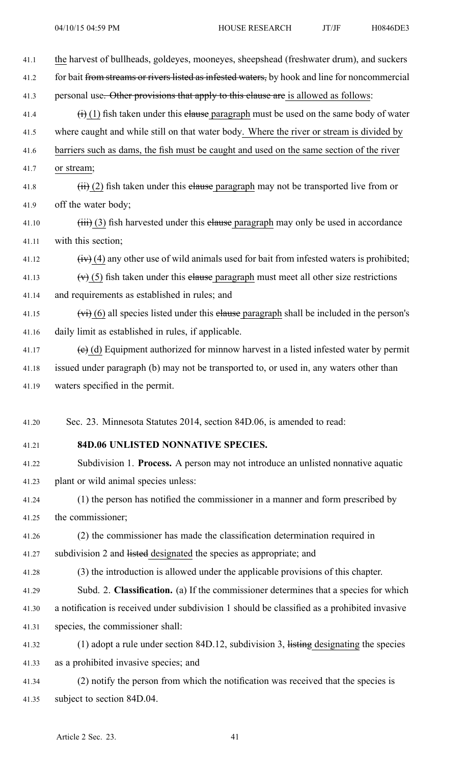the harvest of bullheads, goldeyes, mooneyes, sheepshead (freshwater drum), and suckers for bait ~~from streams or rivers listed as infested waters,~~ by hook and line for noncommercial personal use~~. Other provisions that apply to this clause are~~ is allowed as follows:

~~(i)~~ (1) fish taken under this ~~clause~~ paragraph must be used on the same body of water where caught and while still on that water body. Where the river or stream is divided by barriers such as dams, the fish must be caught and used on the same section of the river or stream;

~~(ii)~~ (2) fish taken under this ~~clause~~ paragraph may not be transported live from or off the water body;

~~(iii)~~ (3) fish harvested under this ~~clause~~ paragraph may only be used in accordance with this section;

~~(iv)~~ (4) any other use of wild animals used for bait from infested waters is prohibited;

~~(v)~~ (5) fish taken under this ~~clause~~ paragraph must meet all other size restrictions and requirements as established in rules; and

~~(vi)~~ (6) all species listed under this ~~clause~~ paragraph shall be included in the person's daily limit as established in rules, if applicable.

~~(c)~~ (d) Equipment authorized for minnow harvest in a listed infested water by permit issued under paragraph (b) may not be transported to, or used in, any waters other than waters specified in the permit.

Sec. 23. Minnesota Statutes 2014, section 84D.06, is amended to read:

**84D.06 UNLISTED NONNATIVE SPECIES.**

Subdivision 1. **Process.** A person may not introduce an unlisted nonnative aquatic plant or wild animal species unless:

(1) the person has notified the commissioner in a manner and form prescribed by the commissioner;

(2) the commissioner has made the classification determination required in subdivision 2 and ~~listed~~ designated the species as appropriate; and

(3) the introduction is allowed under the applicable provisions of this chapter.

Subd. 2. **Classification.** (a) If the commissioner determines that a species for which a notification is received under subdivision 1 should be classified as a prohibited invasive species, the commissioner shall:

(1) adopt a rule under section 84D.12, subdivision 3, ~~listing~~ designating the species as a prohibited invasive species; and

(2) notify the person from which the notification was received that the species is subject to section 84D.04.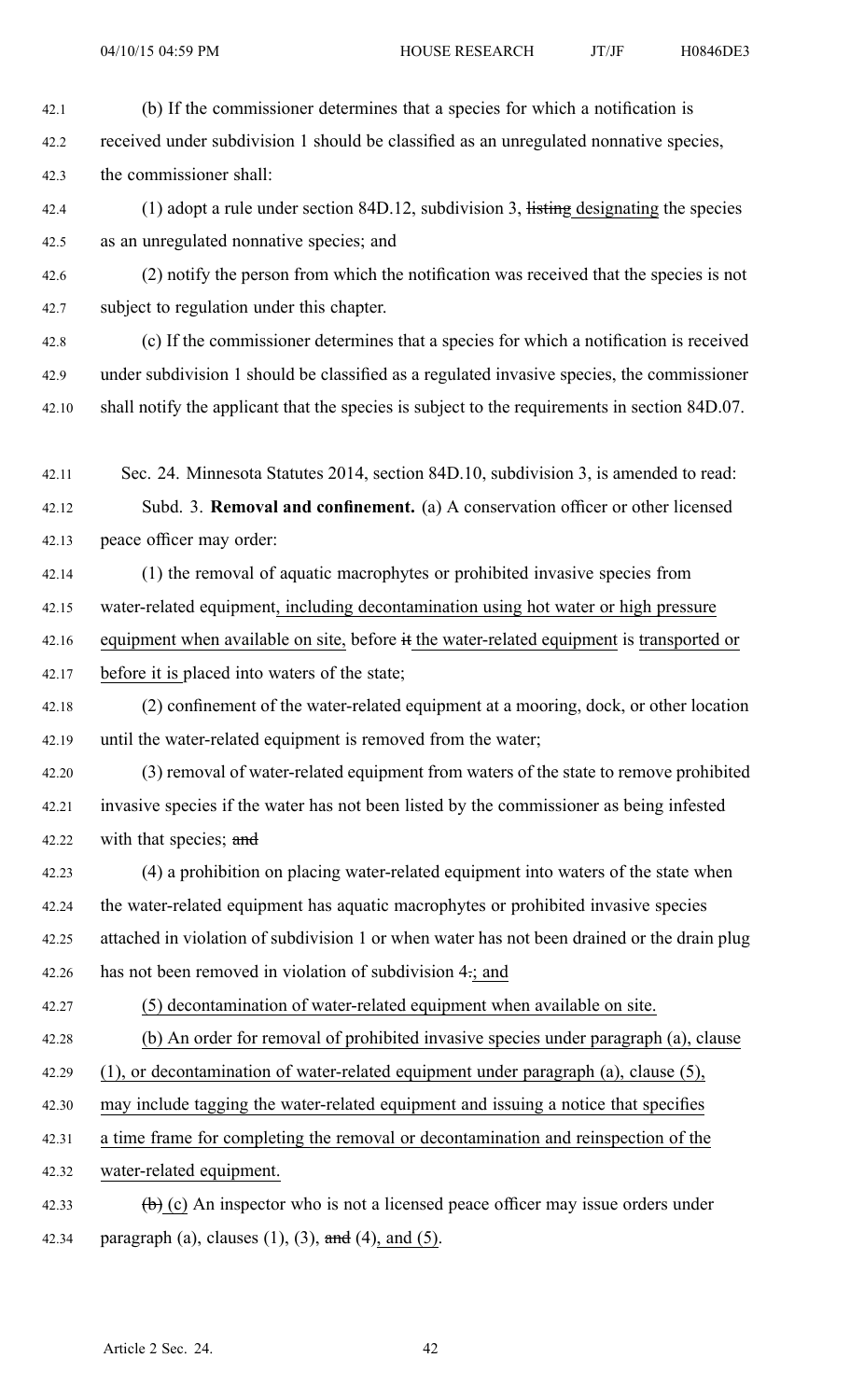(b) If the commissioner determines that a species for which a notification is received under subdivision 1 should be classified as an unregulated nonnative species, the commissioner shall:

(1) adopt a rule under section 84D.12, subdivision 3, ~~listing~~ designating the species as an unregulated nonnative species; and

(2) notify the person from which the notification was received that the species is not subject to regulation under this chapter.

(c) If the commissioner determines that a species for which a notification is received under subdivision 1 should be classified as a regulated invasive species, the commissioner shall notify the applicant that the species is subject to the requirements in section 84D.07.

Sec. 24. Minnesota Statutes 2014, section 84D.10, subdivision 3, is amended to read:

Subd. 3. **Removal and confinement.** (a) A conservation officer or other licensed peace officer may order:

(1) the removal of aquatic macrophytes or prohibited invasive species from water-related equipment, including decontamination using hot water or high pressure equipment when available on site, before ~~it~~ the water-related equipment is transported or before it is placed into waters of the state;

(2) confinement of the water-related equipment at a mooring, dock, or other location until the water-related equipment is removed from the water;

(3) removal of water-related equipment from waters of the state to remove prohibited invasive species if the water has not been listed by the commissioner as being infested with that species; ~~and~~

(4) a prohibition on placing water-related equipment into waters of the state when the water-related equipment has aquatic macrophytes or prohibited invasive species attached in violation of subdivision 1 or when water has not been drained or the drain plug has not been removed in violation of subdivision 4~~.~~; and

(5) decontamination of water-related equipment when available on site.

(b) An order for removal of prohibited invasive species under paragraph (a), clause (1), or decontamination of water-related equipment under paragraph (a), clause (5), may include tagging the water-related equipment and issuing a notice that specifies a time frame for completing the removal or decontamination and reinspection of the water-related equipment.

~~(b)~~ (c) An inspector who is not a licensed peace officer may issue orders under paragraph (a), clauses (1), (3), ~~and~~ (4), and (5).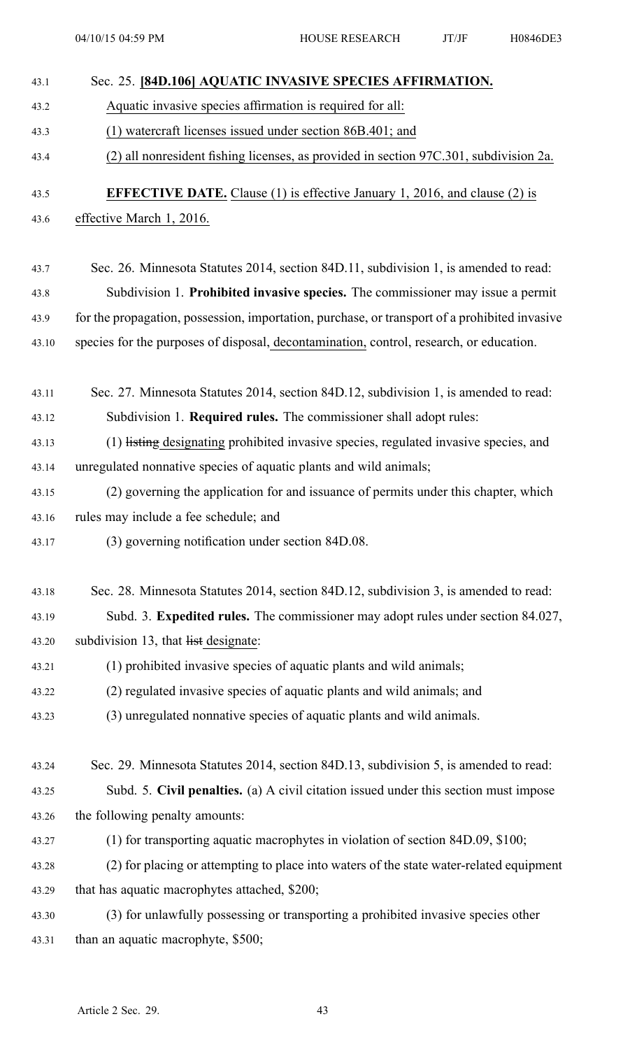Sec. 25. **[84D.106] AQUATIC INVASIVE SPECIES AFFIRMATION.**

Aquatic invasive species affirmation is required for all:

(1) watercraft licenses issued under section 86B.401; and

(2) all nonresident fishing licenses, as provided in section 97C.301, subdivision 2a.

**EFFECTIVE DATE.** Clause (1) is effective January 1, 2016, and clause (2) is effective March 1, 2016.

Sec. 26. Minnesota Statutes 2014, section 84D.11, subdivision 1, is amended to read:

Subdivision 1. **Prohibited invasive species.** The commissioner may issue a permit for the propagation, possession, importation, purchase, or transport of a prohibited invasive species for the purposes of disposal, decontamination, control, research, or education.

Sec. 27. Minnesota Statutes 2014, section 84D.12, subdivision 1, is amended to read:

Subdivision 1. **Required rules.** The commissioner shall adopt rules:

(1) ~~listing~~ designating prohibited invasive species, regulated invasive species, and unregulated nonnative species of aquatic plants and wild animals;

(2) governing the application for and issuance of permits under this chapter, which rules may include a fee schedule; and

(3) governing notification under section 84D.08.

Sec. 28. Minnesota Statutes 2014, section 84D.12, subdivision 3, is amended to read:

Subd. 3. **Expedited rules.** The commissioner may adopt rules under section 84.027, subdivision 13, that ~~list~~ designate:

(1) prohibited invasive species of aquatic plants and wild animals;

(2) regulated invasive species of aquatic plants and wild animals; and

(3) unregulated nonnative species of aquatic plants and wild animals.

Sec. 29. Minnesota Statutes 2014, section 84D.13, subdivision 5, is amended to read:

Subd. 5. **Civil penalties.** (a) A civil citation issued under this section must impose the following penalty amounts:

(1) for transporting aquatic macrophytes in violation of section 84D.09, $100;

(2) for placing or attempting to place into waters of the state water-related equipment that has aquatic macrophytes attached, $200;

(3) for unlawfully possessing or transporting a prohibited invasive species other than an aquatic macrophyte, $500;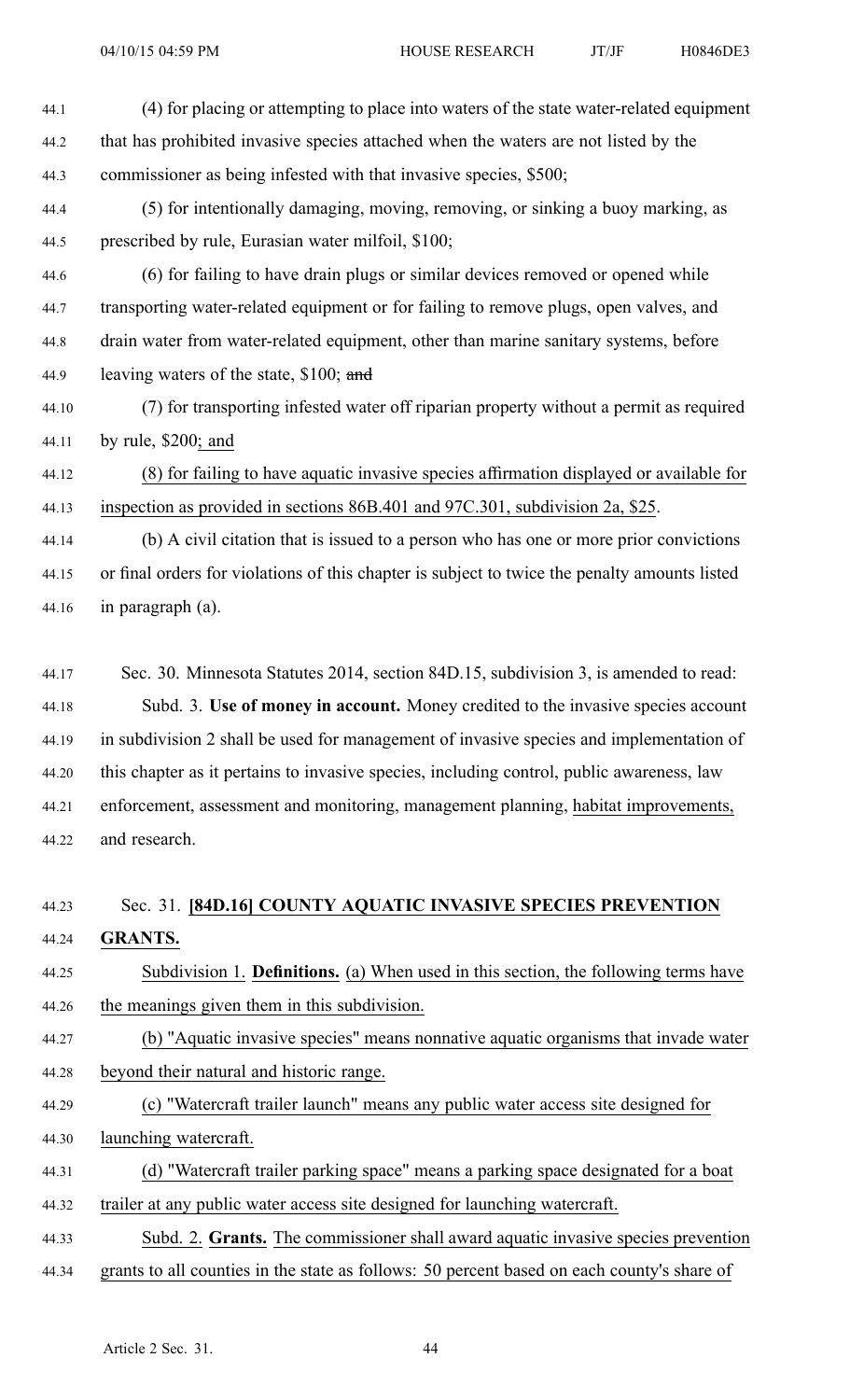(4) for placing or attempting to place into waters of the state water-related equipment that has prohibited invasive species attached when the waters are not listed by the commissioner as being infested with that invasive species, $500;

(5) for intentionally damaging, moving, removing, or sinking a buoy marking, as prescribed by rule, Eurasian water milfoil, $100;

(6) for failing to have drain plugs or similar devices removed or opened while transporting water-related equipment or for failing to remove plugs, open valves, and drain water from water-related equipment, other than marine sanitary systems, before leaving waters of the state, $100; ~~and~~

(7) for transporting infested water off riparian property without a permit as required by rule, $200; and

(8) for failing to have aquatic invasive species affirmation displayed or available for inspection as provided in sections 86B.401 and 97C.301, subdivision 2a, $25.

(b) A civil citation that is issued to a person who has one or more prior convictions or final orders for violations of this chapter is subject to twice the penalty amounts listed in paragraph (a).

Sec. 30. Minnesota Statutes 2014, section 84D.15, subdivision 3, is amended to read:

Subd. 3. **Use of money in account.** Money credited to the invasive species account in subdivision 2 shall be used for management of invasive species and implementation of this chapter as it pertains to invasive species, including control, public awareness, law enforcement, assessment and monitoring, management planning, habitat improvements, and research.

Sec. 31. **[84D.16] COUNTY AQUATIC INVASIVE SPECIES PREVENTION GRANTS.**

Subdivision 1. **Definitions.** (a) When used in this section, the following terms have the meanings given them in this subdivision.

(b) "Aquatic invasive species" means nonnative aquatic organisms that invade water beyond their natural and historic range.

(c) "Watercraft trailer launch" means any public water access site designed for launching watercraft.

(d) "Watercraft trailer parking space" means a parking space designated for a boat trailer at any public water access site designed for launching watercraft.

Subd. 2. **Grants.** The commissioner shall award aquatic invasive species prevention grants to all counties in the state as follows: 50 percent based on each county's share of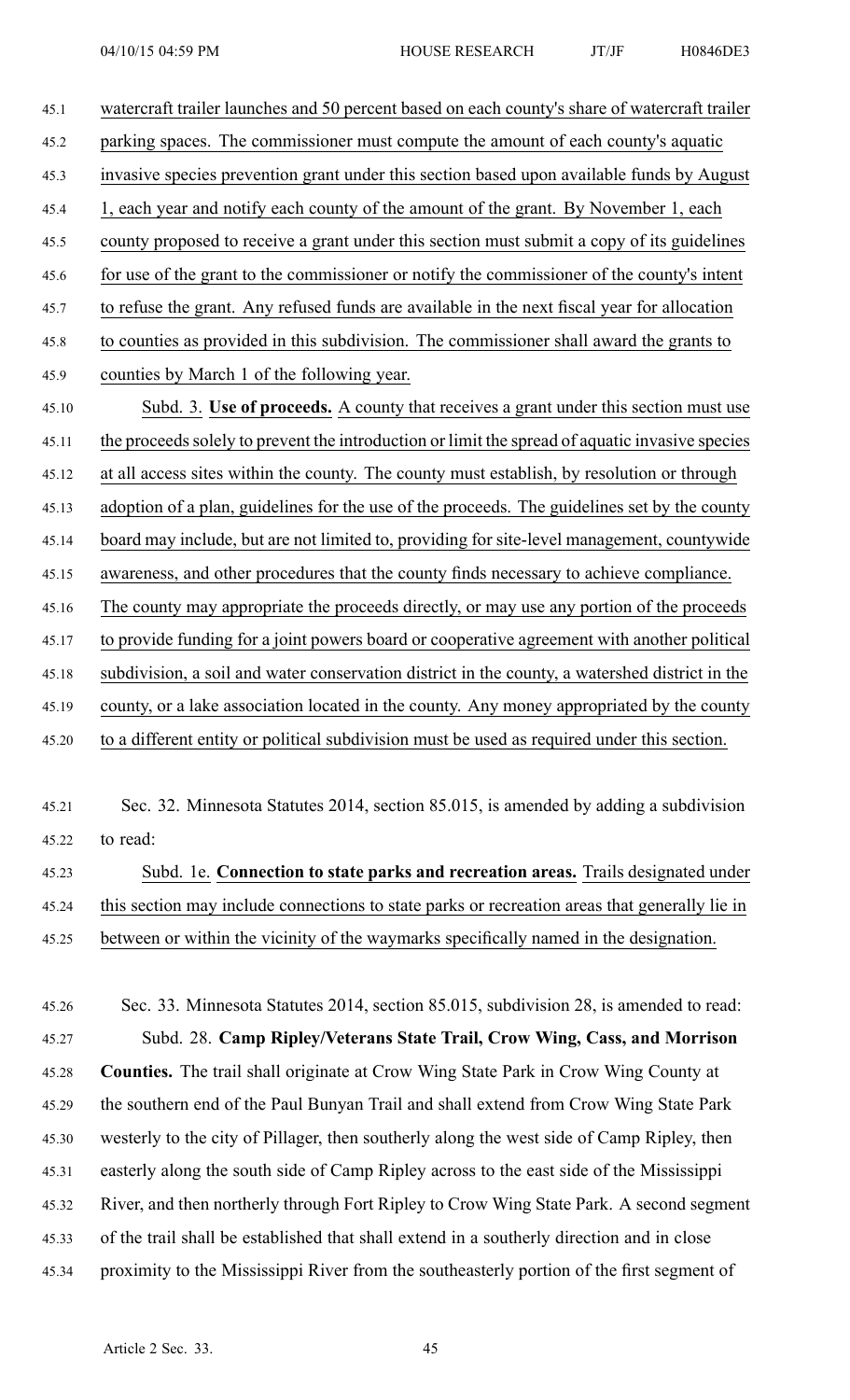watercraft trailer launches and 50 percent based on each county's share of watercraft trailer parking spaces. The commissioner must compute the amount of each county's aquatic invasive species prevention grant under this section based upon available funds by August 1, each year and notify each county of the amount of the grant. By November 1, each county proposed to receive a grant under this section must submit a copy of its guidelines for use of the grant to the commissioner or notify the commissioner of the county's intent to refuse the grant. Any refused funds are available in the next fiscal year for allocation to counties as provided in this subdivision. The commissioner shall award the grants to counties by March 1 of the following year.

Subd. 3. **Use of proceeds.** A county that receives a grant under this section must use the proceeds solely to prevent the introduction or limit the spread of aquatic invasive species at all access sites within the county. The county must establish, by resolution or through adoption of a plan, guidelines for the use of the proceeds. The guidelines set by the county board may include, but are not limited to, providing for site-level management, countywide awareness, and other procedures that the county finds necessary to achieve compliance. The county may appropriate the proceeds directly, or may use any portion of the proceeds to provide funding for a joint powers board or cooperative agreement with another political subdivision, a soil and water conservation district in the county, a watershed district in the county, or a lake association located in the county. Any money appropriated by the county to a different entity or political subdivision must be used as required under this section.

Sec. 32. Minnesota Statutes 2014, section 85.015, is amended by adding a subdivision to read:

Subd. 1e. **Connection to state parks and recreation areas.** Trails designated under this section may include connections to state parks or recreation areas that generally lie in between or within the vicinity of the waymarks specifically named in the designation.

Sec. 33. Minnesota Statutes 2014, section 85.015, subdivision 28, is amended to read:

Subd. 28. **Camp Ripley/Veterans State Trail, Crow Wing, Cass, and Morrison Counties.** The trail shall originate at Crow Wing State Park in Crow Wing County at the southern end of the Paul Bunyan Trail and shall extend from Crow Wing State Park westerly to the city of Pillager, then southerly along the west side of Camp Ripley, then easterly along the south side of Camp Ripley across to the east side of the Mississippi River, and then northerly through Fort Ripley to Crow Wing State Park. A second segment of the trail shall be established that shall extend in a southerly direction and in close proximity to the Mississippi River from the southeasterly portion of the first segment of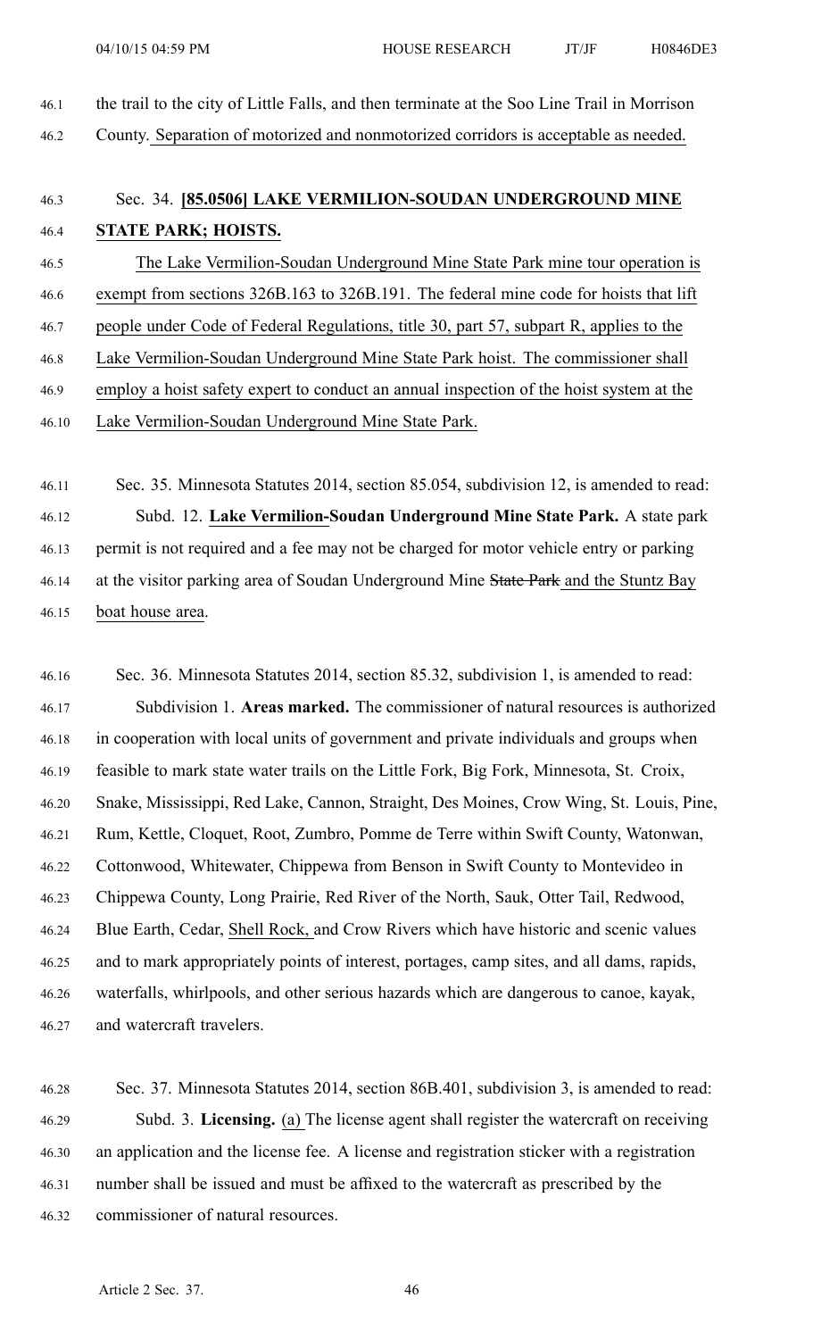the trail to the city of Little Falls, and then terminate at the Soo Line Trail in Morrison County. Separation of motorized and nonmotorized corridors is acceptable as needed.

Sec. 34. **[85.0506] LAKE VERMILION-SOUDAN UNDERGROUND MINE STATE PARK; HOISTS.**

The Lake Vermilion-Soudan Underground Mine State Park mine tour operation is exempt from sections 326B.163 to 326B.191. The federal mine code for hoists that lift people under Code of Federal Regulations, title 30, part 57, subpart R, applies to the Lake Vermilion-Soudan Underground Mine State Park hoist. The commissioner shall employ a hoist safety expert to conduct an annual inspection of the hoist system at the Lake Vermilion-Soudan Underground Mine State Park.

Sec. 35. Minnesota Statutes 2014, section 85.054, subdivision 12, is amended to read:

Subd. 12. **Lake Vermilion-Soudan Underground Mine State Park.** A state park permit is not required and a fee may not be charged for motor vehicle entry or parking at the visitor parking area of Soudan Underground Mine ~~State Park~~ and the Stuntz Bay boat house area.

Sec. 36. Minnesota Statutes 2014, section 85.32, subdivision 1, is amended to read:

Subdivision 1. **Areas marked.** The commissioner of natural resources is authorized in cooperation with local units of government and private individuals and groups when feasible to mark state water trails on the Little Fork, Big Fork, Minnesota, St. Croix, Snake, Mississippi, Red Lake, Cannon, Straight, Des Moines, Crow Wing, St. Louis, Pine, Rum, Kettle, Cloquet, Root, Zumbro, Pomme de Terre within Swift County, Watonwan, Cottonwood, Whitewater, Chippewa from Benson in Swift County to Montevideo in Chippewa County, Long Prairie, Red River of the North, Sauk, Otter Tail, Redwood, Blue Earth, Cedar, Shell Rock, and Crow Rivers which have historic and scenic values and to mark appropriately points of interest, portages, camp sites, and all dams, rapids, waterfalls, whirlpools, and other serious hazards which are dangerous to canoe, kayak, and watercraft travelers.

Sec. 37. Minnesota Statutes 2014, section 86B.401, subdivision 3, is amended to read:

Subd. 3. **Licensing.** (a) The license agent shall register the watercraft on receiving an application and the license fee. A license and registration sticker with a registration number shall be issued and must be affixed to the watercraft as prescribed by the commissioner of natural resources.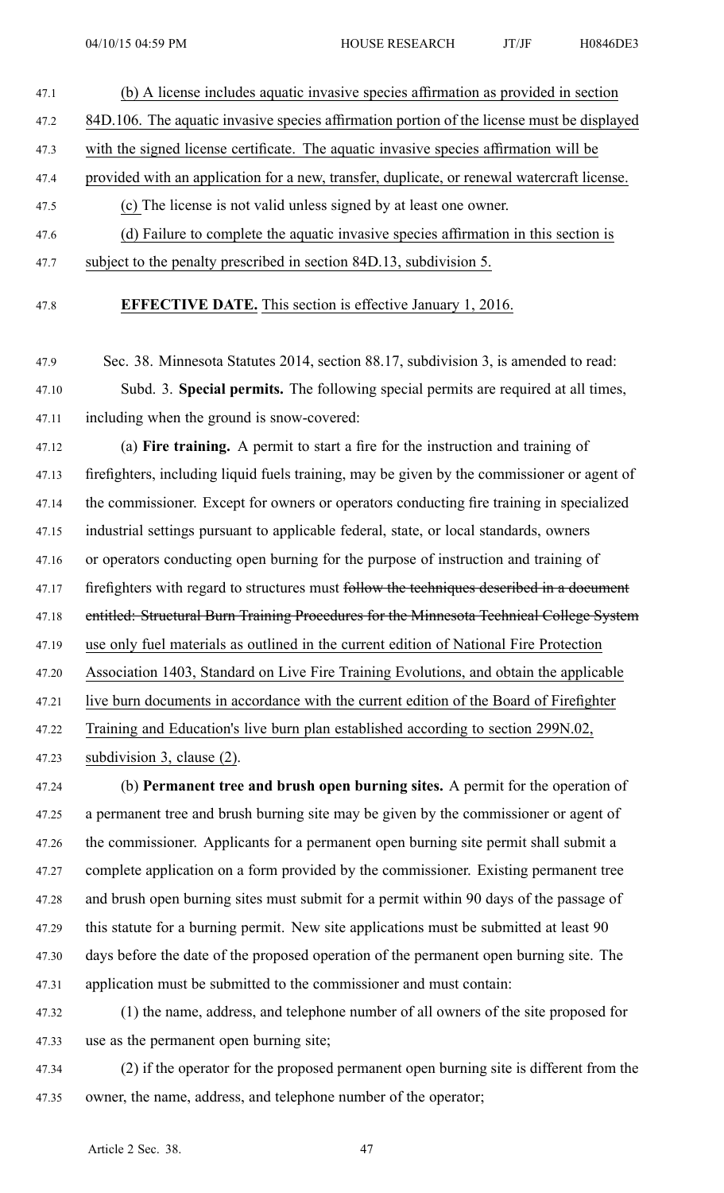(b) A license includes aquatic invasive species affirmation as provided in section 84D.106. The aquatic invasive species affirmation portion of the license must be displayed with the signed license certificate. The aquatic invasive species affirmation will be provided with an application for a new, transfer, duplicate, or renewal watercraft license.

(c) The license is not valid unless signed by at least one owner.

(d) Failure to complete the aquatic invasive species affirmation in this section is subject to the penalty prescribed in section 84D.13, subdivision 5.

**EFFECTIVE DATE.** This section is effective January 1, 2016.

Sec. 38. Minnesota Statutes 2014, section 88.17, subdivision 3, is amended to read:

Subd. 3. **Special permits.** The following special permits are required at all times, including when the ground is snow-covered:

(a) **Fire training.** A permit to start a fire for the instruction and training of firefighters, including liquid fuels training, may be given by the commissioner or agent of the commissioner. Except for owners or operators conducting fire training in specialized industrial settings pursuant to applicable federal, state, or local standards, owners or operators conducting open burning for the purpose of instruction and training of firefighters with regard to structures must ~~follow the techniques described in a document entitled: Structural Burn Training Procedures for the Minnesota Technical College System~~ use only fuel materials as outlined in the current edition of National Fire Protection Association 1403, Standard on Live Fire Training Evolutions, and obtain the applicable live burn documents in accordance with the current edition of the Board of Firefighter Training and Education's live burn plan established according to section 299N.02, subdivision 3, clause (2).

(b) **Permanent tree and brush open burning sites.** A permit for the operation of a permanent tree and brush burning site may be given by the commissioner or agent of the commissioner. Applicants for a permanent open burning site permit shall submit a complete application on a form provided by the commissioner. Existing permanent tree and brush open burning sites must submit for a permit within 90 days of the passage of this statute for a burning permit. New site applications must be submitted at least 90 days before the date of the proposed operation of the permanent open burning site. The application must be submitted to the commissioner and must contain:

(1) the name, address, and telephone number of all owners of the site proposed for use as the permanent open burning site;

(2) if the operator for the proposed permanent open burning site is different from the owner, the name, address, and telephone number of the operator;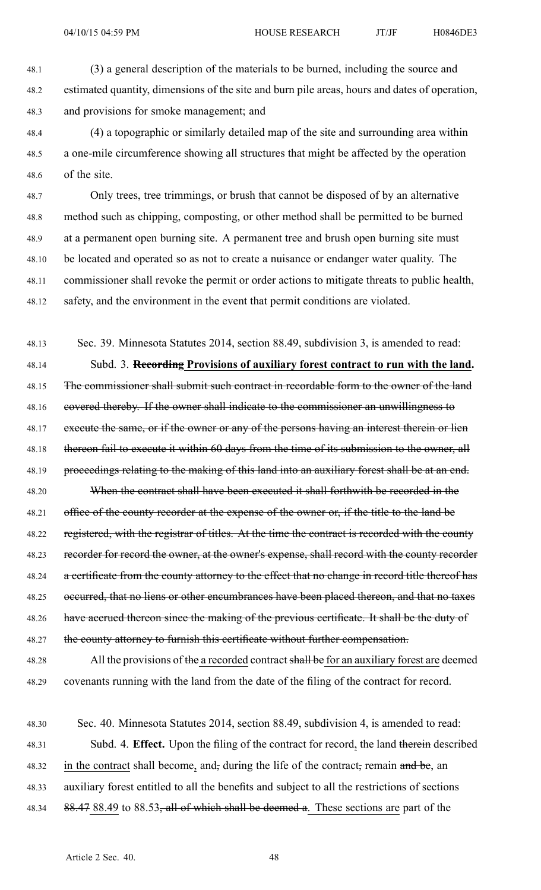(3) a general description of the materials to be burned, including the source and estimated quantity, dimensions of the site and burn pile areas, hours and dates of operation, and provisions for smoke management; and

(4) a topographic or similarly detailed map of the site and surrounding area within a one-mile circumference showing all structures that might be affected by the operation of the site.

Only trees, tree trimmings, or brush that cannot be disposed of by an alternative method such as chipping, composting, or other method shall be permitted to be burned at a permanent open burning site. A permanent tree and brush open burning site must be located and operated so as not to create a nuisance or endanger water quality. The commissioner shall revoke the permit or order actions to mitigate threats to public health, safety, and the environment in the event that permit conditions are violated.

Sec. 39. Minnesota Statutes 2014, section 88.49, subdivision 3, is amended to read:

Subd. 3. ~~**Recording**~~ **Provisions of auxiliary forest contract to run with the land.** ~~The commissioner shall submit such contract in recordable form to the owner of the land covered thereby. If the owner shall indicate to the commissioner an unwillingness to execute the same, or if the owner or any of the persons having an interest therein or lien thereon fail to execute it within 60 days from the time of its submission to the owner, all proceedings relating to the making of this land into an auxiliary forest shall be at an end.~~

~~When the contract shall have been executed it shall forthwith be recorded in the office of the county recorder at the expense of the owner or, if the title to the land be registered, with the registrar of titles. At the time the contract is recorded with the county recorder for record the owner, at the owner's expense, shall record with the county recorder a certificate from the county attorney to the effect that no change in record title thereof has occurred, that no liens or other encumbrances have been placed thereon, and that no taxes have accrued thereon since the making of the previous certificate. It shall be the duty of the county attorney to furnish this certificate without further compensation.~~

All the provisions of ~~the~~ a recorded contract ~~shall be~~ for an auxiliary forest are deemed covenants running with the land from the date of the filing of the contract for record.

Sec. 40. Minnesota Statutes 2014, section 88.49, subdivision 4, is amended to read:

Subd. 4. **Effect.** Upon the filing of the contract for record, the land ~~therein~~ described in the contract shall become, and~~,~~ during the life of the contract~~,~~ remain ~~and be~~, an auxiliary forest entitled to all the benefits and subject to all the restrictions of sections ~~88.47~~ 88.49 to 88.53~~, all of which shall be deemed a~~. These sections are part of the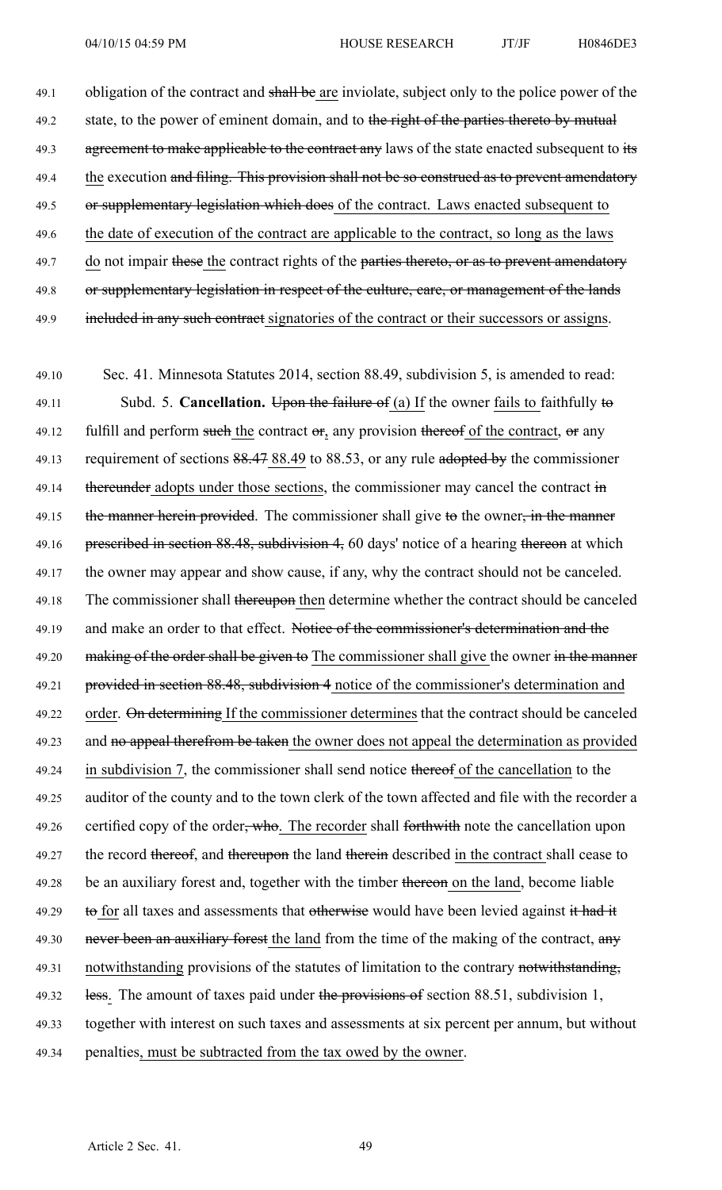49.1 obligation of the contract and ~~shall be~~ are inviolate, subject only to the police power of the
49.2 state, to the power of eminent domain, and to ~~the right of the parties thereto by mutual~~
49.3 ~~agreement to make applicable to the contract any~~ laws of the state enacted subsequent to ~~its~~
49.4 the execution ~~and filing. This provision shall not be so construed as to prevent amendatory~~
49.5 ~~or supplementary legislation which does~~ of the contract. Laws enacted subsequent to
49.6 the date of execution of the contract are applicable to the contract, so long as the laws
49.7 do not impair ~~these~~ the contract rights of the ~~parties thereto, or as to prevent amendatory~~
49.8 ~~or supplementary legislation in respect of the culture, care, or management of the lands~~
49.9 ~~included in any such contract~~ signatories of the contract or their successors or assigns.

49.10 Sec. 41. Minnesota Statutes 2014, section 88.49, subdivision 5, is amended to read:

49.11 Subd. 5. **Cancellation.** ~~Upon the failure of~~ (a) If the owner fails to faithfully ~~to~~
49.12 fulfill and perform ~~such~~ the contract ~~or~~, any provision ~~thereof~~ of the contract, ~~or~~ any
49.13 requirement of sections ~~88.47~~ 88.49 to 88.53, or any rule ~~adopted by~~ the commissioner
49.14 ~~thereunder~~ adopts under those sections, the commissioner may cancel the contract ~~in~~
49.15 ~~the manner herein provided~~. The commissioner shall give ~~to~~ the owner~~, in the manner~~
49.16 ~~prescribed in section 88.48, subdivision 4,~~ 60 days' notice of a hearing ~~thereon~~ at which
49.17 the owner may appear and show cause, if any, why the contract should not be canceled.
49.18 The commissioner shall ~~thereupon~~ then determine whether the contract should be canceled
49.19 and make an order to that effect. ~~Notice of the commissioner's determination and the~~
49.20 ~~making of the order shall be given to~~ The commissioner shall give the owner ~~in the manner~~
49.21 ~~provided in section 88.48, subdivision 4~~ notice of the commissioner's determination and
49.22 order. ~~On determining~~ If the commissioner determines that the contract should be canceled
49.23 and ~~no appeal therefrom be taken~~ the owner does not appeal the determination as provided
49.24 in subdivision 7, the commissioner shall send notice ~~thereof~~ of the cancellation to the
49.25 auditor of the county and to the town clerk of the town affected and file with the recorder a
49.26 certified copy of the order~~, who~~. The recorder shall ~~forthwith~~ note the cancellation upon
49.27 the record ~~thereof~~, and ~~thereupon~~ the land ~~therein~~ described in the contract shall cease to
49.28 be an auxiliary forest and, together with the timber ~~thereon~~ on the land, become liable
49.29 ~~to~~ for all taxes and assessments that ~~otherwise~~ would have been levied against ~~it had it~~
49.30 ~~never been an auxiliary forest~~ the land from the time of the making of the contract, ~~any~~
49.31 notwithstanding provisions of the statutes of limitation to the contrary ~~notwithstanding,~~
49.32 ~~less~~. The amount of taxes paid under ~~the provisions of~~ section 88.51, subdivision 1,
49.33 together with interest on such taxes and assessments at six percent per annum, but without
49.34 penalties, must be subtracted from the tax owed by the owner.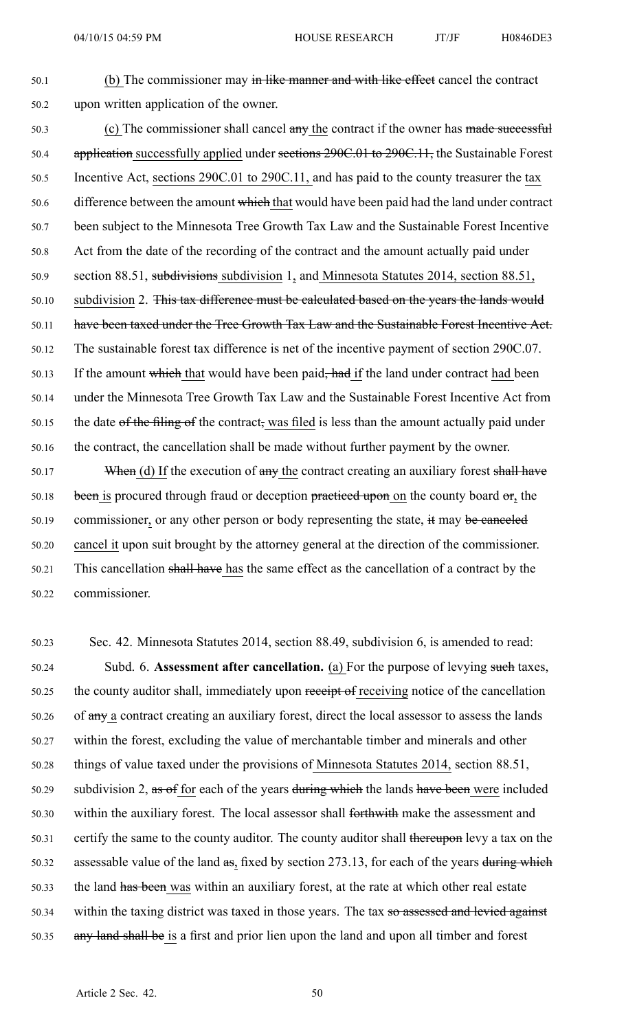50.1 (b) The commissioner may ~~in like manner and with like effect~~ cancel the contract
50.2 upon written application of the owner.

50.3 (c) The commissioner shall cancel ~~any~~ the contract if the owner has ~~made successful~~
50.4 ~~application~~ successfully applied under ~~sections 290C.01 to 290C.11,~~ the Sustainable Forest
50.5 Incentive Act, sections 290C.01 to 290C.11, and has paid to the county treasurer the tax
50.6 difference between the amount ~~which~~ that would have been paid had the land under contract
50.7 been subject to the Minnesota Tree Growth Tax Law and the Sustainable Forest Incentive
50.8 Act from the date of the recording of the contract and the amount actually paid under
50.9 section 88.51, ~~subdivisions~~ subdivision 1, and Minnesota Statutes 2014, section 88.51,
50.10 subdivision 2. ~~This tax difference must be calculated based on the years the lands would~~
50.11 ~~have been taxed under the Tree Growth Tax Law and the Sustainable Forest Incentive Act.~~
50.12 The sustainable forest tax difference is net of the incentive payment of section 290C.07.
50.13 If the amount ~~which~~ that would have been paid~~, had~~ if the land under contract had been
50.14 under the Minnesota Tree Growth Tax Law and the Sustainable Forest Incentive Act from
50.15 the date ~~of the filing of~~ the contract~~,~~ was filed is less than the amount actually paid under
50.16 the contract, the cancellation shall be made without further payment by the owner.

50.17 ~~When~~ (d) If the execution of ~~any~~ the contract creating an auxiliary forest ~~shall have~~
50.18 ~~been~~ is procured through fraud or deception ~~practiced upon~~ on the county board ~~or~~, the
50.19 commissioner, or any other person or body representing the state, ~~it~~ may ~~be canceled~~
50.20 cancel it upon suit brought by the attorney general at the direction of the commissioner.
50.21 This cancellation ~~shall have~~ has the same effect as the cancellation of a contract by the
50.22 commissioner.

50.23 Sec. 42. Minnesota Statutes 2014, section 88.49, subdivision 6, is amended to read:

50.24 Subd. 6. **Assessment after cancellation.** (a) For the purpose of levying ~~such~~ taxes,
50.25 the county auditor shall, immediately upon ~~receipt of~~ receiving notice of the cancellation
50.26 of ~~any~~ a contract creating an auxiliary forest, direct the local assessor to assess the lands
50.27 within the forest, excluding the value of merchantable timber and minerals and other
50.28 things of value taxed under the provisions of Minnesota Statutes 2014, section 88.51,
50.29 subdivision 2, ~~as of~~ for each of the years ~~during which~~ the lands ~~have been~~ were included
50.30 within the auxiliary forest. The local assessor shall ~~forthwith~~ make the assessment and
50.31 certify the same to the county auditor. The county auditor shall ~~thereupon~~ levy a tax on the
50.32 assessable value of the land ~~as~~, fixed by section 273.13, for each of the years ~~during which~~
50.33 the land ~~has been~~ was within an auxiliary forest, at the rate at which other real estate
50.34 within the taxing district was taxed in those years. The tax ~~so assessed and levied against~~
50.35 ~~any land shall be~~ is a first and prior lien upon the land and upon all timber and forest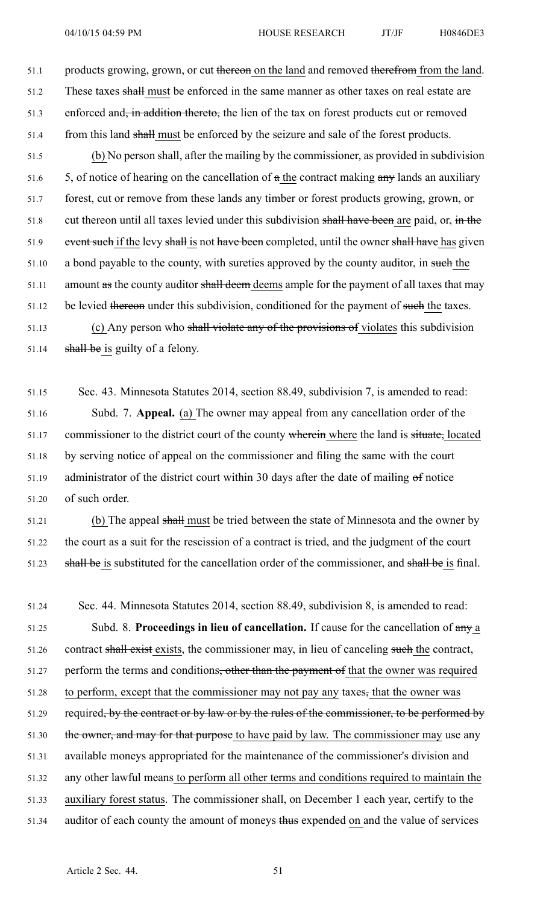products growing, grown, or cut ~~thereon~~ on the land and removed ~~therefrom~~ from the land. These taxes ~~shall~~ must be enforced in the same manner as other taxes on real estate are enforced and~~, in addition thereto,~~ the lien of the tax on forest products cut or removed from this land ~~shall~~ must be enforced by the seizure and sale of the forest products.

(b) No person shall, after the mailing by the commissioner, as provided in subdivision 5, of notice of hearing on the cancellation of ~~a~~ the contract making ~~any~~ lands an auxiliary forest, cut or remove from these lands any timber or forest products growing, grown, or cut thereon until all taxes levied under this subdivision ~~shall have been~~ are paid, or, ~~in the event such~~ if the levy ~~shall~~ is not ~~have been~~ completed, until the owner ~~shall have~~ has given a bond payable to the county, with sureties approved by the county auditor, in ~~such~~ the amount ~~as~~ the county auditor ~~shall deem~~ deems ample for the payment of all taxes that may be levied ~~thereon~~ under this subdivision, conditioned for the payment of ~~such~~ the taxes.

(c) Any person who ~~shall violate any of the provisions of~~ violates this subdivision ~~shall be~~ is guilty of a felony.

Sec. 43. Minnesota Statutes 2014, section 88.49, subdivision 7, is amended to read:

Subd. 7. **Appeal.** (a) The owner may appeal from any cancellation order of the commissioner to the district court of the county ~~wherein~~ where the land is ~~situate,~~ located by serving notice of appeal on the commissioner and filing the same with the court administrator of the district court within 30 days after the date of mailing ~~of~~ notice of such order.

(b) The appeal ~~shall~~ must be tried between the state of Minnesota and the owner by the court as a suit for the rescission of a contract is tried, and the judgment of the court ~~shall be~~ is substituted for the cancellation order of the commissioner, and ~~shall be~~ is final.

Sec. 44. Minnesota Statutes 2014, section 88.49, subdivision 8, is amended to read:

Subd. 8. **Proceedings in lieu of cancellation.** If cause for the cancellation of ~~any~~ a contract ~~shall exist~~ exists, the commissioner may, in lieu of canceling ~~such~~ the contract, perform the terms and conditions~~, other than the payment of~~ that the owner was required to perform, except that the commissioner may not pay any taxes~~,~~ that the owner was required~~, by the contract or by law or by the rules of the commissioner, to be performed by the owner, and may for that purpose~~ to have paid by law. The commissioner may use any available moneys appropriated for the maintenance of the commissioner's division and any other lawful means to perform all other terms and conditions required to maintain the auxiliary forest status. The commissioner shall, on December 1 each year, certify to the auditor of each county the amount of moneys ~~thus~~ expended on and the value of services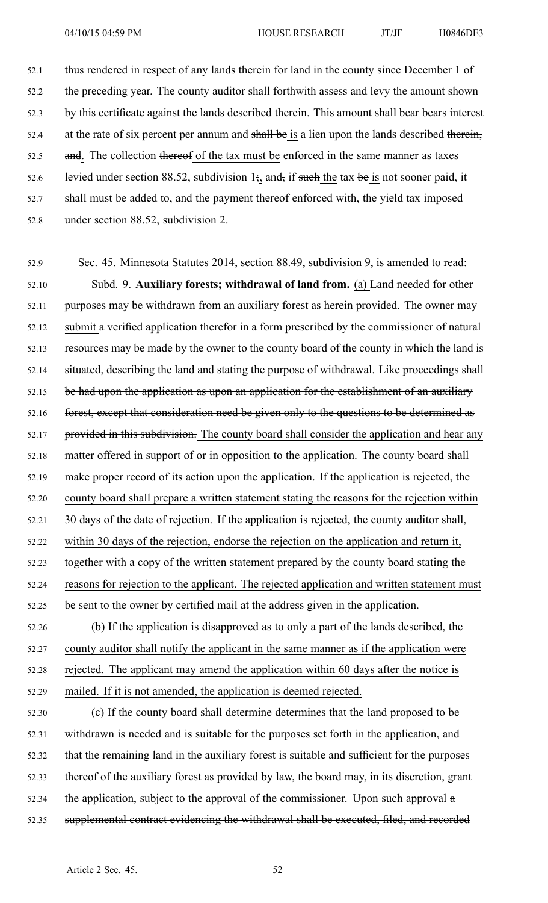~~thus~~ rendered ~~in respect of any lands therein~~ for land in the county since December 1 of the preceding year. The county auditor shall ~~forthwith~~ assess and levy the amount shown by this certificate against the lands described ~~therein~~. This amount ~~shall bear~~ bears interest at the rate of six percent per annum and ~~shall be~~ is a lien upon the lands described ~~therein, and~~. The collection ~~thereof~~ of the tax must be enforced in the same manner as taxes levied under section 88.52, subdivision 1~~;~~, and~~,~~ if ~~such~~ the tax ~~be~~ is not sooner paid, it ~~shall~~ must be added to, and the payment ~~thereof~~ enforced with, the yield tax imposed under section 88.52, subdivision 2.

Sec. 45. Minnesota Statutes 2014, section 88.49, subdivision 9, is amended to read:

Subd. 9. **Auxiliary forests; withdrawal of land from.** (a) Land needed for other purposes may be withdrawn from an auxiliary forest ~~as herein provided~~. The owner may submit a verified application ~~therefor~~ in a form prescribed by the commissioner of natural resources ~~may be made by the owner~~ to the county board of the county in which the land is situated, describing the land and stating the purpose of withdrawal. ~~Like proceedings shall be had upon the application as upon an application for the establishment of an auxiliary forest, except that consideration need be given only to the questions to be determined as provided in this subdivision.~~ The county board shall consider the application and hear any matter offered in support of or in opposition to the application. The county board shall make proper record of its action upon the application. If the application is rejected, the county board shall prepare a written statement stating the reasons for the rejection within 30 days of the date of rejection. If the application is rejected, the county auditor shall, within 30 days of the rejection, endorse the rejection on the application and return it, together with a copy of the written statement prepared by the county board stating the reasons for rejection to the applicant. The rejected application and written statement must be sent to the owner by certified mail at the address given in the application.

(b) If the application is disapproved as to only a part of the lands described, the county auditor shall notify the applicant in the same manner as if the application were rejected. The applicant may amend the application within 60 days after the notice is mailed. If it is not amended, the application is deemed rejected.

(c) If the county board ~~shall determine~~ determines that the land proposed to be withdrawn is needed and is suitable for the purposes set forth in the application, and that the remaining land in the auxiliary forest is suitable and sufficient for the purposes ~~thereof~~ of the auxiliary forest as provided by law, the board may, in its discretion, grant the application, subject to the approval of the commissioner. Upon such approval ~~a supplemental contract evidencing the withdrawal shall be executed, filed, and recorded~~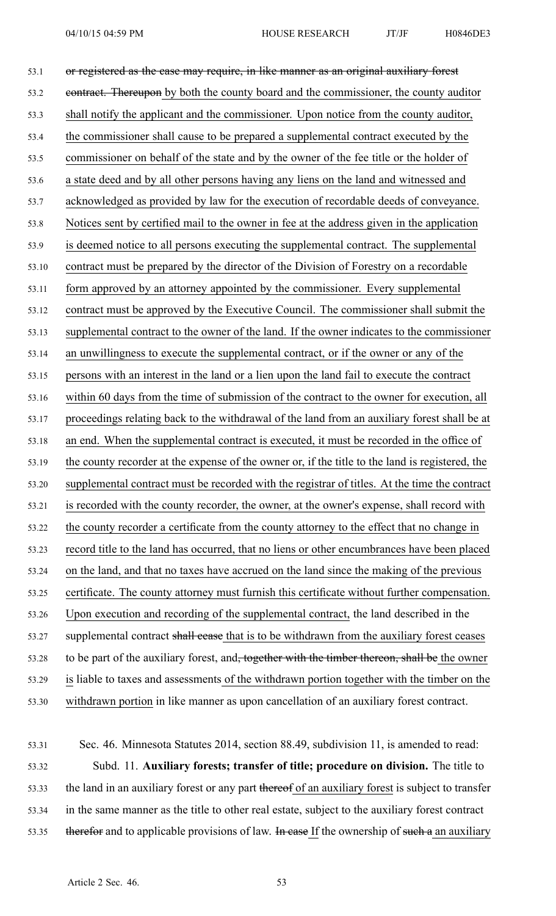53.1 ~~or registered as the case may require, in like manner as an original auxiliary forest~~
53.2 ~~contract. Thereupon~~ by both the county board and the commissioner, the county auditor
53.3 shall notify the applicant and the commissioner. Upon notice from the county auditor,
53.4 the commissioner shall cause to be prepared a supplemental contract executed by the
53.5 commissioner on behalf of the state and by the owner of the fee title or the holder of
53.6 a state deed and by all other persons having any liens on the land and witnessed and
53.7 acknowledged as provided by law for the execution of recordable deeds of conveyance.
53.8 Notices sent by certified mail to the owner in fee at the address given in the application
53.9 is deemed notice to all persons executing the supplemental contract. The supplemental
53.10 contract must be prepared by the director of the Division of Forestry on a recordable
53.11 form approved by an attorney appointed by the commissioner. Every supplemental
53.12 contract must be approved by the Executive Council. The commissioner shall submit the
53.13 supplemental contract to the owner of the land. If the owner indicates to the commissioner
53.14 an unwillingness to execute the supplemental contract, or if the owner or any of the
53.15 persons with an interest in the land or a lien upon the land fail to execute the contract
53.16 within 60 days from the time of submission of the contract to the owner for execution, all
53.17 proceedings relating back to the withdrawal of the land from an auxiliary forest shall be at
53.18 an end. When the supplemental contract is executed, it must be recorded in the office of
53.19 the county recorder at the expense of the owner or, if the title to the land is registered, the
53.20 supplemental contract must be recorded with the registrar of titles. At the time the contract
53.21 is recorded with the county recorder, the owner, at the owner's expense, shall record with
53.22 the county recorder a certificate from the county attorney to the effect that no change in
53.23 record title to the land has occurred, that no liens or other encumbrances have been placed
53.24 on the land, and that no taxes have accrued on the land since the making of the previous
53.25 certificate. The county attorney must furnish this certificate without further compensation.
53.26 Upon execution and recording of the supplemental contract, the land described in the
53.27 supplemental contract ~~shall cease~~ that is to be withdrawn from the auxiliary forest ceases
53.28 to be part of the auxiliary forest, and~~, together with the timber thereon, shall be~~ the owner
53.29 is liable to taxes and assessments of the withdrawn portion together with the timber on the
53.30 withdrawn portion in like manner as upon cancellation of an auxiliary forest contract.

53.31 Sec. 46. Minnesota Statutes 2014, section 88.49, subdivision 11, is amended to read:
53.32 Subd. 11. **Auxiliary forests; transfer of title; procedure on division.** The title to
53.33 the land in an auxiliary forest or any part ~~thereof~~ of an auxiliary forest is subject to transfer
53.34 in the same manner as the title to other real estate, subject to the auxiliary forest contract
53.35 ~~therefor~~ and to applicable provisions of law. ~~In case~~ If the ownership of ~~such a~~ an auxiliary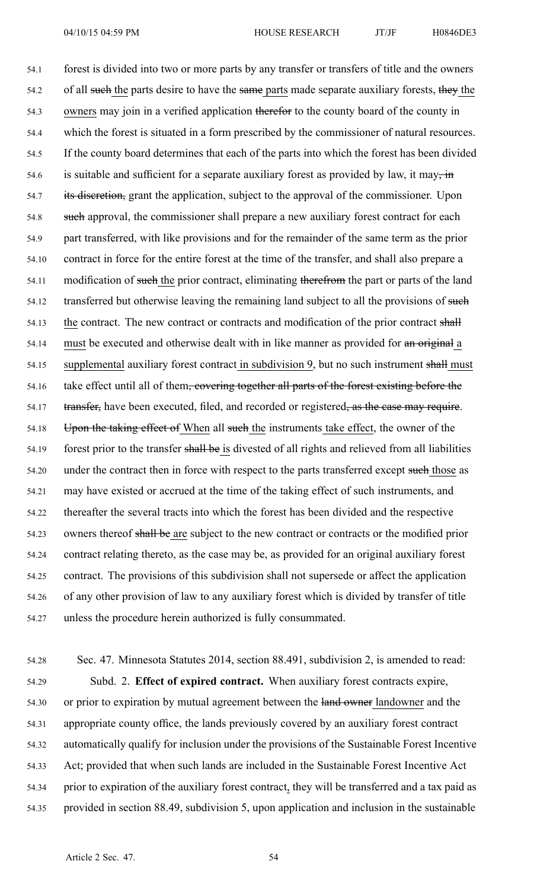forest is divided into two or more parts by any transfer or transfers of title and the owners of all such the parts desire to have the same parts made separate auxiliary forests, they the owners may join in a verified application therefor to the county board of the county in which the forest is situated in a form prescribed by the commissioner of natural resources. If the county board determines that each of the parts into which the forest has been divided is suitable and sufficient for a separate auxiliary forest as provided by law, it may, in its discretion, grant the application, subject to the approval of the commissioner. Upon such approval, the commissioner shall prepare a new auxiliary forest contract for each part transferred, with like provisions and for the remainder of the same term as the prior contract in force for the entire forest at the time of the transfer, and shall also prepare a modification of such the prior contract, eliminating therefrom the part or parts of the land transferred but otherwise leaving the remaining land subject to all the provisions of such the contract. The new contract or contracts and modification of the prior contract shall must be executed and otherwise dealt with in like manner as provided for an original a supplemental auxiliary forest contract in subdivision 9, but no such instrument shall must take effect until all of them, covering together all parts of the forest existing before the transfer, have been executed, filed, and recorded or registered, as the case may require. Upon the taking effect of When all such the instruments take effect, the owner of the forest prior to the transfer shall be is divested of all rights and relieved from all liabilities under the contract then in force with respect to the parts transferred except such those as may have existed or accrued at the time of the taking effect of such instruments, and thereafter the several tracts into which the forest has been divided and the respective owners thereof shall be are subject to the new contract or contracts or the modified prior contract relating thereto, as the case may be, as provided for an original auxiliary forest contract. The provisions of this subdivision shall not supersede or affect the application of any other provision of law to any auxiliary forest which is divided by transfer of title unless the procedure herein authorized is fully consummated.

Sec. 47. Minnesota Statutes 2014, section 88.491, subdivision 2, is amended to read:

Subd. 2. **Effect of expired contract.** When auxiliary forest contracts expire, or prior to expiration by mutual agreement between the land owner landowner and the appropriate county office, the lands previously covered by an auxiliary forest contract automatically qualify for inclusion under the provisions of the Sustainable Forest Incentive Act; provided that when such lands are included in the Sustainable Forest Incentive Act prior to expiration of the auxiliary forest contract, they will be transferred and a tax paid as provided in section 88.49, subdivision 5, upon application and inclusion in the sustainable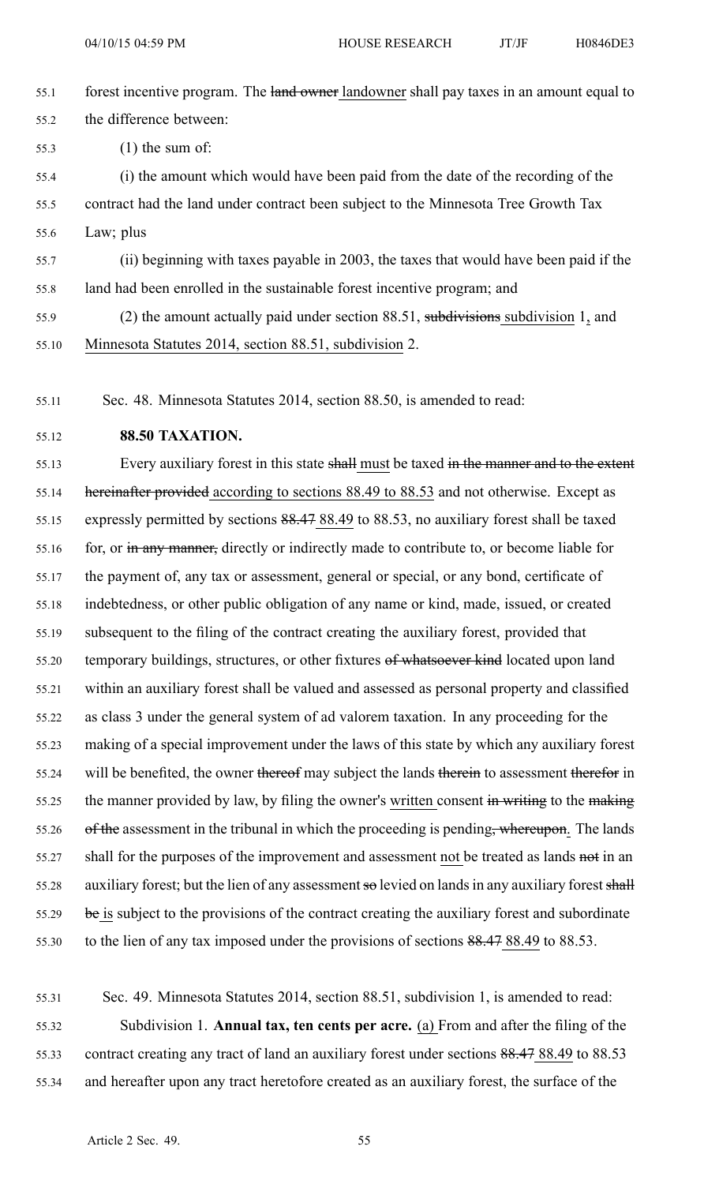forest incentive program. The ~~land owner~~ landowner shall pay taxes in an amount equal to the difference between:

(1) the sum of:

(i) the amount which would have been paid from the date of the recording of the contract had the land under contract been subject to the Minnesota Tree Growth Tax Law; plus

(ii) beginning with taxes payable in 2003, the taxes that would have been paid if the land had been enrolled in the sustainable forest incentive program; and

(2) the amount actually paid under section 88.51, ~~subdivisions~~ subdivision 1, and Minnesota Statutes 2014, section 88.51, subdivision 2.

Sec. 48. Minnesota Statutes 2014, section 88.50, is amended to read:

**88.50 TAXATION.**

Every auxiliary forest in this state ~~shall~~ must be taxed ~~in the manner and to the extent hereinafter provided~~ according to sections 88.49 to 88.53 and not otherwise. Except as expressly permitted by sections ~~88.47~~ 88.49 to 88.53, no auxiliary forest shall be taxed for, or ~~in any manner,~~ directly or indirectly made to contribute to, or become liable for the payment of, any tax or assessment, general or special, or any bond, certificate of indebtedness, or other public obligation of any name or kind, made, issued, or created subsequent to the filing of the contract creating the auxiliary forest, provided that temporary buildings, structures, or other fixtures ~~of whatsoever kind~~ located upon land within an auxiliary forest shall be valued and assessed as personal property and classified as class 3 under the general system of ad valorem taxation. In any proceeding for the making of a special improvement under the laws of this state by which any auxiliary forest will be benefited, the owner ~~thereof~~ may subject the lands ~~therein~~ to assessment ~~therefor~~ in the manner provided by law, by filing the owner's written consent ~~in writing~~ to the ~~making of the~~ assessment in the tribunal in which the proceeding is pending~~, whereupon~~. The lands shall for the purposes of the improvement and assessment not be treated as lands ~~not~~ in an auxiliary forest; but the lien of any assessment ~~so~~ levied on lands in any auxiliary forest ~~shall be~~ is subject to the provisions of the contract creating the auxiliary forest and subordinate to the lien of any tax imposed under the provisions of sections ~~88.47~~ 88.49 to 88.53.

Sec. 49. Minnesota Statutes 2014, section 88.51, subdivision 1, is amended to read:

Subdivision 1. **Annual tax, ten cents per acre.** (a) From and after the filing of the contract creating any tract of land an auxiliary forest under sections ~~88.47~~ 88.49 to 88.53 and hereafter upon any tract heretofore created as an auxiliary forest, the surface of the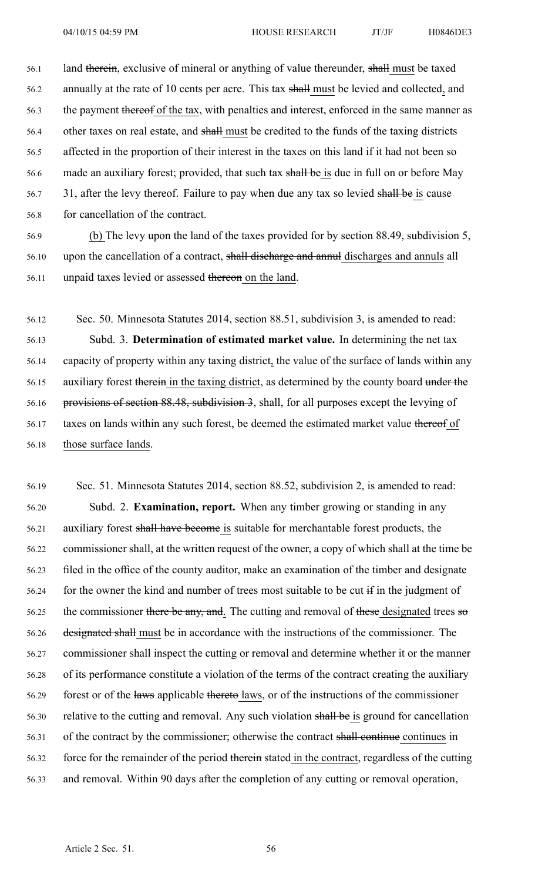56.1 land ~~therein~~, exclusive of mineral or anything of value thereunder, ~~shall~~ must be taxed
56.2 annually at the rate of 10 cents per acre. This tax ~~shall~~ must be levied and collected, and
56.3 the payment ~~thereof~~ of the tax, with penalties and interest, enforced in the same manner as
56.4 other taxes on real estate, and ~~shall~~ must be credited to the funds of the taxing districts
56.5 affected in the proportion of their interest in the taxes on this land if it had not been so
56.6 made an auxiliary forest; provided, that such tax ~~shall be~~ is due in full on or before May
56.7 31, after the levy thereof. Failure to pay when due any tax so levied ~~shall be~~ is cause
56.8 for cancellation of the contract.

56.9 (b) The levy upon the land of the taxes provided for by section 88.49, subdivision 5,
56.10 upon the cancellation of a contract, ~~shall discharge and annul~~ discharges and annuls all
56.11 unpaid taxes levied or assessed ~~thereon~~ on the land.

56.12 Sec. 50. Minnesota Statutes 2014, section 88.51, subdivision 3, is amended to read:

56.13 Subd. 3. **Determination of estimated market value.** In determining the net tax
56.14 capacity of property within any taxing district, the value of the surface of lands within any
56.15 auxiliary forest ~~therein~~ in the taxing district, as determined by the county board ~~under the~~
56.16 ~~provisions of section 88.48, subdivision 3~~, shall, for all purposes except the levying of
56.17 taxes on lands within any such forest, be deemed the estimated market value ~~thereof~~ of
56.18 those surface lands.

56.19 Sec. 51. Minnesota Statutes 2014, section 88.52, subdivision 2, is amended to read:

56.20 Subd. 2. **Examination, report.** When any timber growing or standing in any
56.21 auxiliary forest ~~shall have become~~ is suitable for merchantable forest products, the
56.22 commissioner shall, at the written request of the owner, a copy of which shall at the time be
56.23 filed in the office of the county auditor, make an examination of the timber and designate
56.24 for the owner the kind and number of trees most suitable to be cut ~~if~~ in the judgment of
56.25 the commissioner ~~there be any, and~~. The cutting and removal of ~~these~~ designated trees ~~so~~
56.26 ~~designated shall~~ must be in accordance with the instructions of the commissioner. The
56.27 commissioner shall inspect the cutting or removal and determine whether it or the manner
56.28 of its performance constitute a violation of the terms of the contract creating the auxiliary
56.29 forest or of the ~~laws~~ applicable ~~thereto~~ laws, or of the instructions of the commissioner
56.30 relative to the cutting and removal. Any such violation ~~shall be~~ is ground for cancellation
56.31 of the contract by the commissioner; otherwise the contract ~~shall continue~~ continues in
56.32 force for the remainder of the period ~~therein~~ stated in the contract, regardless of the cutting
56.33 and removal. Within 90 days after the completion of any cutting or removal operation,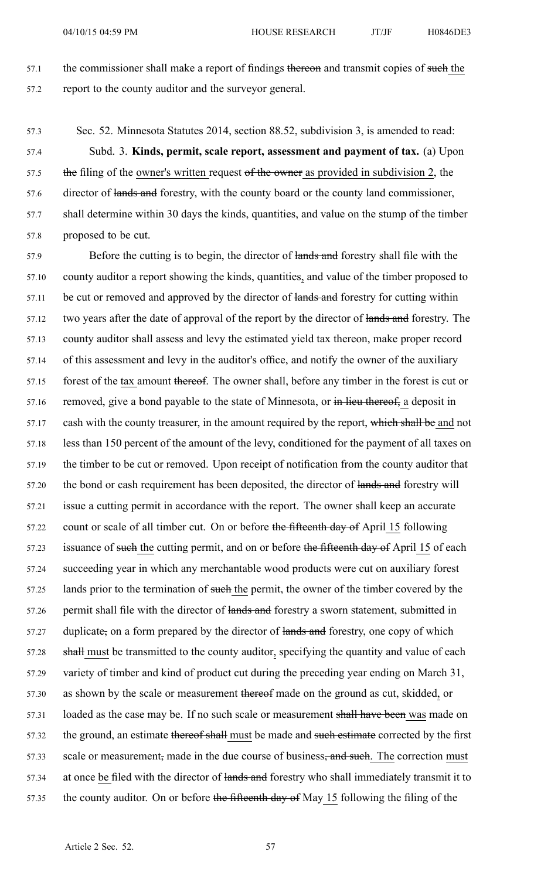the commissioner shall make a report of findings thereon and transmit copies of such the report to the county auditor and the surveyor general.

Sec. 52. Minnesota Statutes 2014, section 88.52, subdivision 3, is amended to read:

Subd. 3. **Kinds, permit, scale report, assessment and payment of tax.** (a) Upon the filing of the owner's written request of the owner as provided in subdivision 2, the director of lands and forestry, with the county board or the county land commissioner, shall determine within 30 days the kinds, quantities, and value on the stump of the timber proposed to be cut.

Before the cutting is to begin, the director of lands and forestry shall file with the county auditor a report showing the kinds, quantities, and value of the timber proposed to be cut or removed and approved by the director of lands and forestry for cutting within two years after the date of approval of the report by the director of lands and forestry. The county auditor shall assess and levy the estimated yield tax thereon, make proper record of this assessment and levy in the auditor's office, and notify the owner of the auxiliary forest of the tax amount thereof. The owner shall, before any timber in the forest is cut or removed, give a bond payable to the state of Minnesota, or in lieu thereof, a deposit in cash with the county treasurer, in the amount required by the report, which shall be and not less than 150 percent of the amount of the levy, conditioned for the payment of all taxes on the timber to be cut or removed. Upon receipt of notification from the county auditor that the bond or cash requirement has been deposited, the director of lands and forestry will issue a cutting permit in accordance with the report. The owner shall keep an accurate count or scale of all timber cut. On or before the fifteenth day of April 15 following issuance of such the cutting permit, and on or before the fifteenth day of April 15 of each succeeding year in which any merchantable wood products were cut on auxiliary forest lands prior to the termination of such the permit, the owner of the timber covered by the permit shall file with the director of lands and forestry a sworn statement, submitted in duplicate, on a form prepared by the director of lands and forestry, one copy of which shall must be transmitted to the county auditor, specifying the quantity and value of each variety of timber and kind of product cut during the preceding year ending on March 31, as shown by the scale or measurement thereof made on the ground as cut, skidded, or loaded as the case may be. If no such scale or measurement shall have been was made on the ground, an estimate thereof shall must be made and such estimate corrected by the first scale or measurement, made in the due course of business, and such. The correction must at once be filed with the director of lands and forestry who shall immediately transmit it to the county auditor. On or before the fifteenth day of May 15 following the filing of the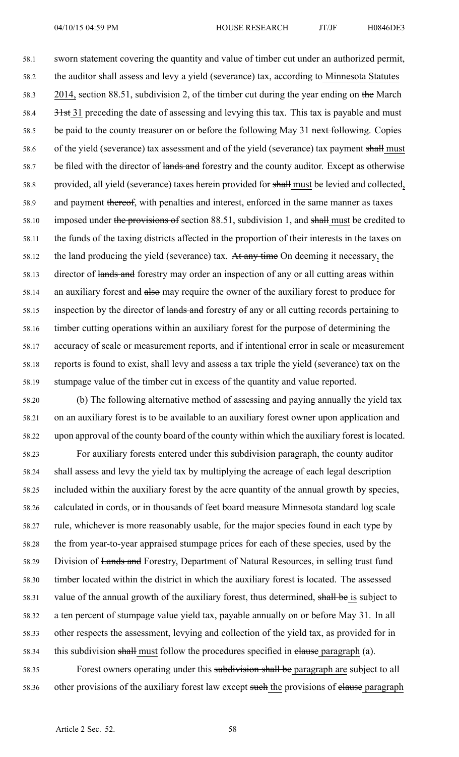sworn statement covering the quantity and value of timber cut under an authorized permit, the auditor shall assess and levy a yield (severance) tax, according to Minnesota Statutes 2014, section 88.51, subdivision 2, of the timber cut during the year ending on ~~the~~ March ~~31st~~ 31 preceding the date of assessing and levying this tax. This tax is payable and must be paid to the county treasurer on or before the following May 31 ~~next following~~. Copies of the yield (severance) tax assessment and of the yield (severance) tax payment ~~shall~~ must be filed with the director of ~~lands and~~ forestry and the county auditor. Except as otherwise provided, all yield (severance) taxes herein provided for ~~shall~~ must be levied and collected, and payment ~~thereof~~, with penalties and interest, enforced in the same manner as taxes imposed under ~~the provisions of~~ section 88.51, subdivision 1, and ~~shall~~ must be credited to the funds of the taxing districts affected in the proportion of their interests in the taxes on the land producing the yield (severance) tax. ~~At any time~~ On deeming it necessary, the director of ~~lands and~~ forestry may order an inspection of any or all cutting areas within an auxiliary forest and ~~also~~ may require the owner of the auxiliary forest to produce for inspection by the director of ~~lands and~~ forestry ~~of~~ any or all cutting records pertaining to timber cutting operations within an auxiliary forest for the purpose of determining the accuracy of scale or measurement reports, and if intentional error in scale or measurement reports is found to exist, shall levy and assess a tax triple the yield (severance) tax on the stumpage value of the timber cut in excess of the quantity and value reported.

(b) The following alternative method of assessing and paying annually the yield tax on an auxiliary forest is to be available to an auxiliary forest owner upon application and upon approval of the county board of the county within which the auxiliary forest is located.

For auxiliary forests entered under this ~~subdivision~~ paragraph, the county auditor shall assess and levy the yield tax by multiplying the acreage of each legal description included within the auxiliary forest by the acre quantity of the annual growth by species, calculated in cords, or in thousands of feet board measure Minnesota standard log scale rule, whichever is more reasonably usable, for the major species found in each type by the from year-to-year appraised stumpage prices for each of these species, used by the Division of ~~Lands and~~ Forestry, Department of Natural Resources, in selling trust fund timber located within the district in which the auxiliary forest is located. The assessed value of the annual growth of the auxiliary forest, thus determined, ~~shall be~~ is subject to a ten percent of stumpage value yield tax, payable annually on or before May 31. In all other respects the assessment, levying and collection of the yield tax, as provided for in this subdivision ~~shall~~ must follow the procedures specified in ~~clause~~ paragraph (a).

Forest owners operating under this ~~subdivision shall be~~ paragraph are subject to all other provisions of the auxiliary forest law except ~~such~~ the provisions of ~~clause~~ paragraph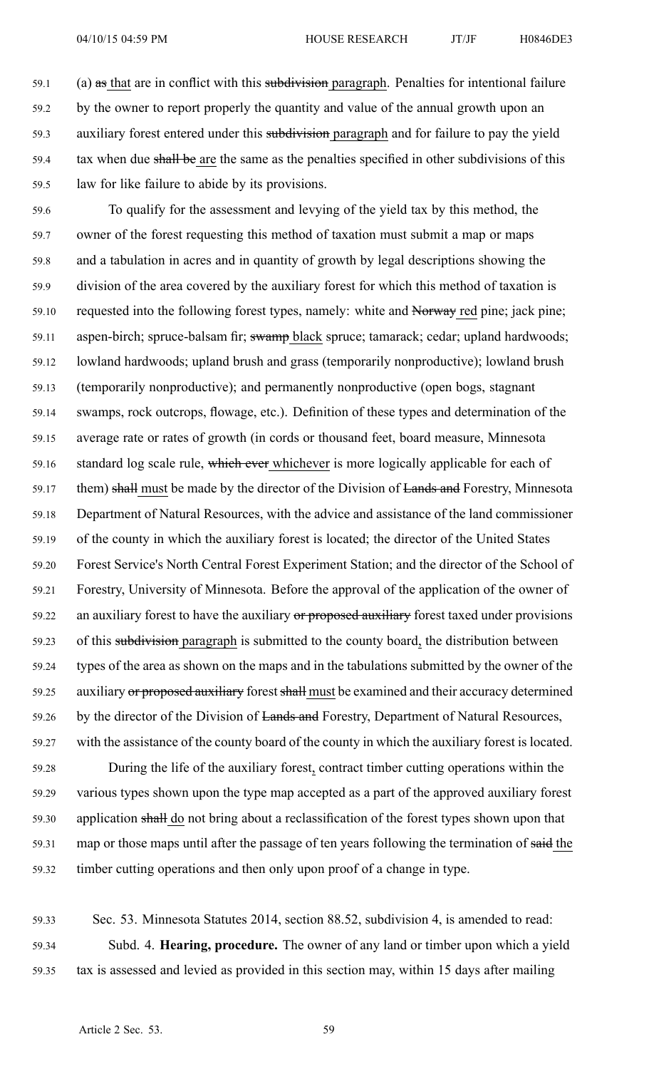(a) ~~as~~ that are in conflict with this ~~subdivision~~ paragraph. Penalties for intentional failure by the owner to report properly the quantity and value of the annual growth upon an auxiliary forest entered under this ~~subdivision~~ paragraph and for failure to pay the yield tax when due ~~shall be~~ are the same as the penalties specified in other subdivisions of this law for like failure to abide by its provisions.

To qualify for the assessment and levying of the yield tax by this method, the owner of the forest requesting this method of taxation must submit a map or maps and a tabulation in acres and in quantity of growth by legal descriptions showing the division of the area covered by the auxiliary forest for which this method of taxation is requested into the following forest types, namely: white and ~~Norway~~ red pine; jack pine; aspen-birch; spruce-balsam fir; ~~swamp~~ black spruce; tamarack; cedar; upland hardwoods; lowland hardwoods; upland brush and grass (temporarily nonproductive); lowland brush (temporarily nonproductive); and permanently nonproductive (open bogs, stagnant swamps, rock outcrops, flowage, etc.). Definition of these types and determination of the average rate or rates of growth (in cords or thousand feet, board measure, Minnesota standard log scale rule, ~~which ever~~ whichever is more logically applicable for each of them) ~~shall~~ must be made by the director of the Division of ~~Lands and~~ Forestry, Minnesota Department of Natural Resources, with the advice and assistance of the land commissioner of the county in which the auxiliary forest is located; the director of the United States Forest Service's North Central Forest Experiment Station; and the director of the School of Forestry, University of Minnesota. Before the approval of the application of the owner of an auxiliary forest to have the auxiliary ~~or proposed auxiliary~~ forest taxed under provisions of this ~~subdivision~~ paragraph is submitted to the county board, the distribution between types of the area as shown on the maps and in the tabulations submitted by the owner of the auxiliary ~~or proposed auxiliary~~ forest ~~shall~~ must be examined and their accuracy determined by the director of the Division of ~~Lands and~~ Forestry, Department of Natural Resources, with the assistance of the county board of the county in which the auxiliary forest is located.

During the life of the auxiliary forest, contract timber cutting operations within the various types shown upon the type map accepted as a part of the approved auxiliary forest application ~~shall~~ do not bring about a reclassification of the forest types shown upon that map or those maps until after the passage of ten years following the termination of ~~said~~ the timber cutting operations and then only upon proof of a change in type.

Sec. 53. Minnesota Statutes 2014, section 88.52, subdivision 4, is amended to read:

Subd. 4. **Hearing, procedure.** The owner of any land or timber upon which a yield tax is assessed and levied as provided in this section may, within 15 days after mailing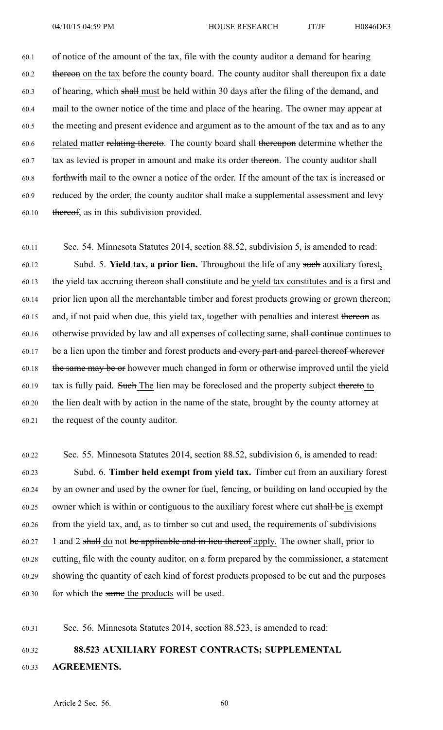of notice of the amount of the tax, file with the county auditor a demand for hearing ~~thereon~~ on the tax before the county board. The county auditor shall thereupon fix a date of hearing, which ~~shall~~ must be held within 30 days after the filing of the demand, and mail to the owner notice of the time and place of the hearing. The owner may appear at the meeting and present evidence and argument as to the amount of the tax and as to any related matter ~~relating thereto~~. The county board shall ~~thereupon~~ determine whether the tax as levied is proper in amount and make its order ~~thereon~~. The county auditor shall ~~forthwith~~ mail to the owner a notice of the order. If the amount of the tax is increased or reduced by the order, the county auditor shall make a supplemental assessment and levy ~~thereof~~, as in this subdivision provided.

Sec. 54. Minnesota Statutes 2014, section 88.52, subdivision 5, is amended to read:

Subd. 5. **Yield tax, a prior lien.** Throughout the life of any ~~such~~ auxiliary forest, the ~~yield tax~~ accruing ~~thereon shall constitute and be~~ yield tax constitutes and is a first and prior lien upon all the merchantable timber and forest products growing or grown thereon; and, if not paid when due, this yield tax, together with penalties and interest ~~thereon~~ as otherwise provided by law and all expenses of collecting same, ~~shall continue~~ continues to be a lien upon the timber and forest products ~~and every part and parcel thereof wherever the same may be or~~ however much changed in form or otherwise improved until the yield tax is fully paid. ~~Such~~ The lien may be foreclosed and the property subject ~~thereto~~ to the lien dealt with by action in the name of the state, brought by the county attorney at the request of the county auditor.

Sec. 55. Minnesota Statutes 2014, section 88.52, subdivision 6, is amended to read:

Subd. 6. **Timber held exempt from yield tax.** Timber cut from an auxiliary forest by an owner and used by the owner for fuel, fencing, or building on land occupied by the owner which is within or contiguous to the auxiliary forest where cut ~~shall be~~ is exempt from the yield tax, and, as to timber so cut and used, the requirements of subdivisions 1 and 2 ~~shall~~ do not ~~be applicable and in lieu thereof~~ apply. The owner shall, prior to cutting, file with the county auditor, on a form prepared by the commissioner, a statement showing the quantity of each kind of forest products proposed to be cut and the purposes for which the ~~same~~ the products will be used.

Sec. 56. Minnesota Statutes 2014, section 88.523, is amended to read:

**88.523 AUXILIARY FOREST CONTRACTS; SUPPLEMENTAL AGREEMENTS.**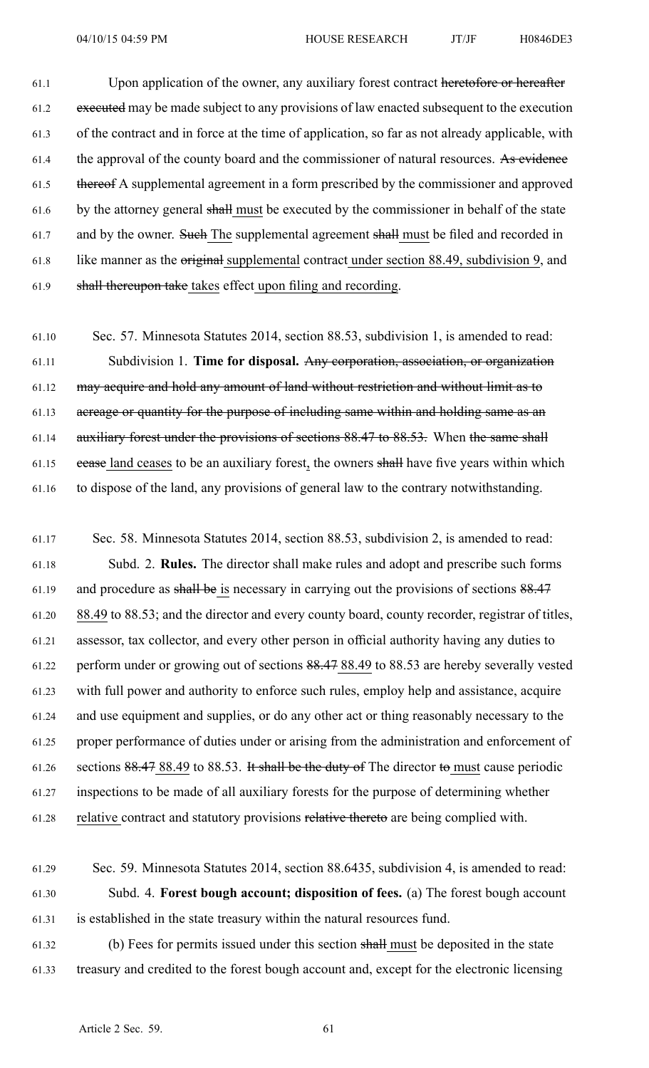61.1 Upon application of the owner, any auxiliary forest contract ~~heretofore or hereafter~~
61.2 ~~executed~~ may be made subject to any provisions of law enacted subsequent to the execution
61.3 of the contract and in force at the time of application, so far as not already applicable, with
61.4 the approval of the county board and the commissioner of natural resources. ~~As evidence~~
61.5 ~~thereof~~ A supplemental agreement in a form prescribed by the commissioner and approved
61.6 by the attorney general ~~shall~~ must be executed by the commissioner in behalf of the state
61.7 and by the owner. ~~Such~~ The supplemental agreement ~~shall~~ must be filed and recorded in
61.8 like manner as the ~~original~~ supplemental contract under section 88.49, subdivision 9, and
61.9 ~~shall thereupon take~~ takes effect upon filing and recording.

61.10 Sec. 57. Minnesota Statutes 2014, section 88.53, subdivision 1, is amended to read:

61.11 Subdivision 1. **Time for disposal.** ~~Any corporation, association, or organization~~
61.12 ~~may acquire and hold any amount of land without restriction and without limit as to~~
61.13 ~~acreage or quantity for the purpose of including same within and holding same as an~~
61.14 ~~auxiliary forest under the provisions of sections 88.47 to 88.53.~~ When ~~the same shall~~
61.15 ~~cease~~ land ceases to be an auxiliary forest, the owners ~~shall~~ have five years within which
61.16 to dispose of the land, any provisions of general law to the contrary notwithstanding.

61.17 Sec. 58. Minnesota Statutes 2014, section 88.53, subdivision 2, is amended to read:

61.18 Subd. 2. **Rules.** The director shall make rules and adopt and prescribe such forms
61.19 and procedure as ~~shall be~~ is necessary in carrying out the provisions of sections ~~88.47~~
61.20 88.49 to 88.53; and the director and every county board, county recorder, registrar of titles,
61.21 assessor, tax collector, and every other person in official authority having any duties to
61.22 perform under or growing out of sections ~~88.47~~ 88.49 to 88.53 are hereby severally vested
61.23 with full power and authority to enforce such rules, employ help and assistance, acquire
61.24 and use equipment and supplies, or do any other act or thing reasonably necessary to the
61.25 proper performance of duties under or arising from the administration and enforcement of
61.26 sections ~~88.47~~ 88.49 to 88.53. ~~It shall be the duty of~~ The director ~~to~~ must cause periodic
61.27 inspections to be made of all auxiliary forests for the purpose of determining whether
61.28 relative contract and statutory provisions ~~relative thereto~~ are being complied with.

61.29 Sec. 59. Minnesota Statutes 2014, section 88.6435, subdivision 4, is amended to read:

61.30 Subd. 4. **Forest bough account; disposition of fees.** (a) The forest bough account
61.31 is established in the state treasury within the natural resources fund.

61.32 (b) Fees for permits issued under this section ~~shall~~ must be deposited in the state
61.33 treasury and credited to the forest bough account and, except for the electronic licensing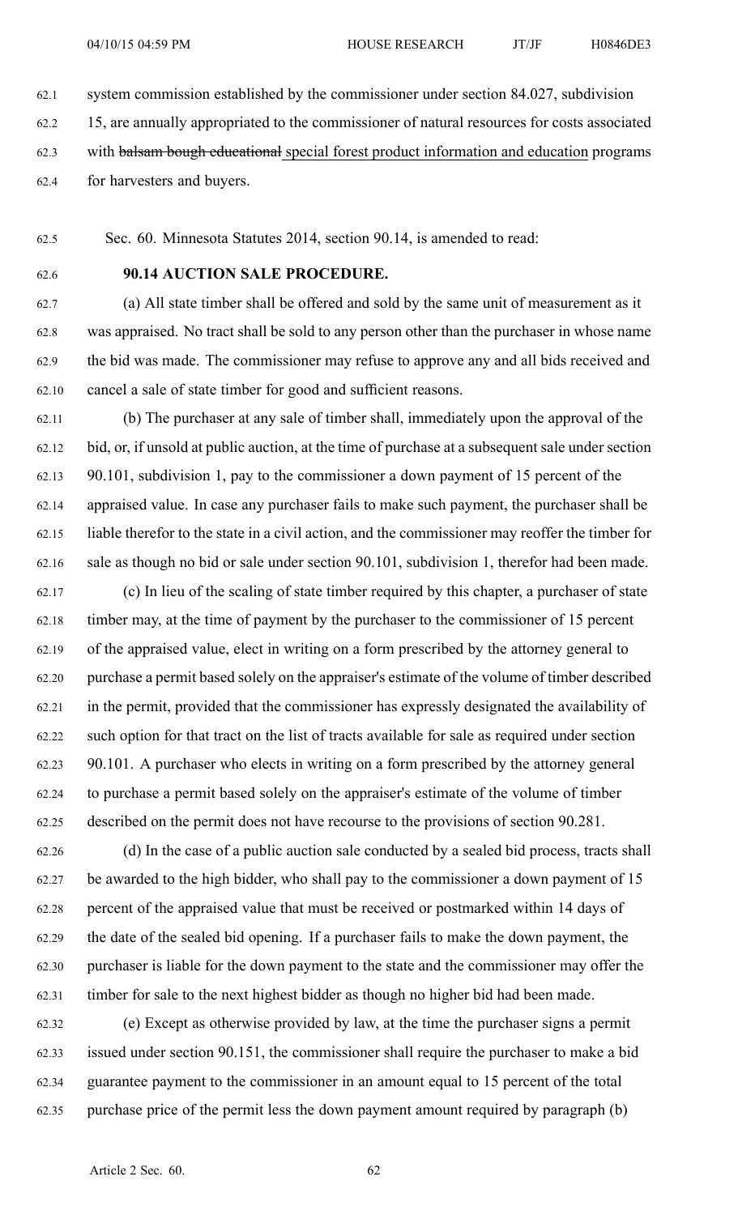system commission established by the commissioner under section 84.027, subdivision 15, are annually appropriated to the commissioner of natural resources for costs associated with ~~balsam bough educational~~ special forest product information and education programs for harvesters and buyers.

Sec. 60. Minnesota Statutes 2014, section 90.14, is amended to read:

**90.14 AUCTION SALE PROCEDURE.**

(a) All state timber shall be offered and sold by the same unit of measurement as it was appraised. No tract shall be sold to any person other than the purchaser in whose name the bid was made. The commissioner may refuse to approve any and all bids received and cancel a sale of state timber for good and sufficient reasons.

(b) The purchaser at any sale of timber shall, immediately upon the approval of the bid, or, if unsold at public auction, at the time of purchase at a subsequent sale under section 90.101, subdivision 1, pay to the commissioner a down payment of 15 percent of the appraised value. In case any purchaser fails to make such payment, the purchaser shall be liable therefor to the state in a civil action, and the commissioner may reoffer the timber for sale as though no bid or sale under section 90.101, subdivision 1, therefor had been made.

(c) In lieu of the scaling of state timber required by this chapter, a purchaser of state timber may, at the time of payment by the purchaser to the commissioner of 15 percent of the appraised value, elect in writing on a form prescribed by the attorney general to purchase a permit based solely on the appraiser's estimate of the volume of timber described in the permit, provided that the commissioner has expressly designated the availability of such option for that tract on the list of tracts available for sale as required under section 90.101. A purchaser who elects in writing on a form prescribed by the attorney general to purchase a permit based solely on the appraiser's estimate of the volume of timber described on the permit does not have recourse to the provisions of section 90.281.

(d) In the case of a public auction sale conducted by a sealed bid process, tracts shall be awarded to the high bidder, who shall pay to the commissioner a down payment of 15 percent of the appraised value that must be received or postmarked within 14 days of the date of the sealed bid opening. If a purchaser fails to make the down payment, the purchaser is liable for the down payment to the state and the commissioner may offer the timber for sale to the next highest bidder as though no higher bid had been made.

(e) Except as otherwise provided by law, at the time the purchaser signs a permit issued under section 90.151, the commissioner shall require the purchaser to make a bid guarantee payment to the commissioner in an amount equal to 15 percent of the total purchase price of the permit less the down payment amount required by paragraph (b)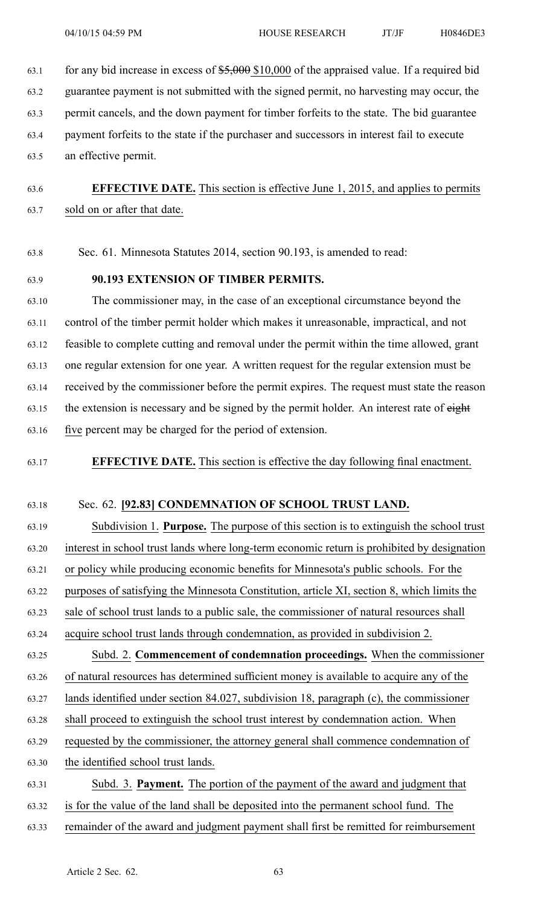for any bid increase in excess of ~~$5,000~~ $10,000 of the appraised value. If a required bid guarantee payment is not submitted with the signed permit, no harvesting may occur, the permit cancels, and the down payment for timber forfeits to the state. The bid guarantee payment forfeits to the state if the purchaser and successors in interest fail to execute an effective permit.

**EFFECTIVE DATE.** This section is effective June 1, 2015, and applies to permits sold on or after that date.

Sec. 61. Minnesota Statutes 2014, section 90.193, is amended to read:

**90.193 EXTENSION OF TIMBER PERMITS.**

The commissioner may, in the case of an exceptional circumstance beyond the control of the timber permit holder which makes it unreasonable, impractical, and not feasible to complete cutting and removal under the permit within the time allowed, grant one regular extension for one year. A written request for the regular extension must be received by the commissioner before the permit expires. The request must state the reason the extension is necessary and be signed by the permit holder. An interest rate of ~~eight~~ five percent may be charged for the period of extension.

**EFFECTIVE DATE.** This section is effective the day following final enactment.

Sec. 62. **[92.83] CONDEMNATION OF SCHOOL TRUST LAND.**

Subdivision 1. **Purpose.** The purpose of this section is to extinguish the school trust interest in school trust lands where long-term economic return is prohibited by designation or policy while producing economic benefits for Minnesota's public schools. For the purposes of satisfying the Minnesota Constitution, article XI, section 8, which limits the sale of school trust lands to a public sale, the commissioner of natural resources shall acquire school trust lands through condemnation, as provided in subdivision 2.

Subd. 2. **Commencement of condemnation proceedings.** When the commissioner of natural resources has determined sufficient money is available to acquire any of the lands identified under section 84.027, subdivision 18, paragraph (c), the commissioner shall proceed to extinguish the school trust interest by condemnation action. When requested by the commissioner, the attorney general shall commence condemnation of the identified school trust lands.

Subd. 3. **Payment.** The portion of the payment of the award and judgment that is for the value of the land shall be deposited into the permanent school fund. The remainder of the award and judgment payment shall first be remitted for reimbursement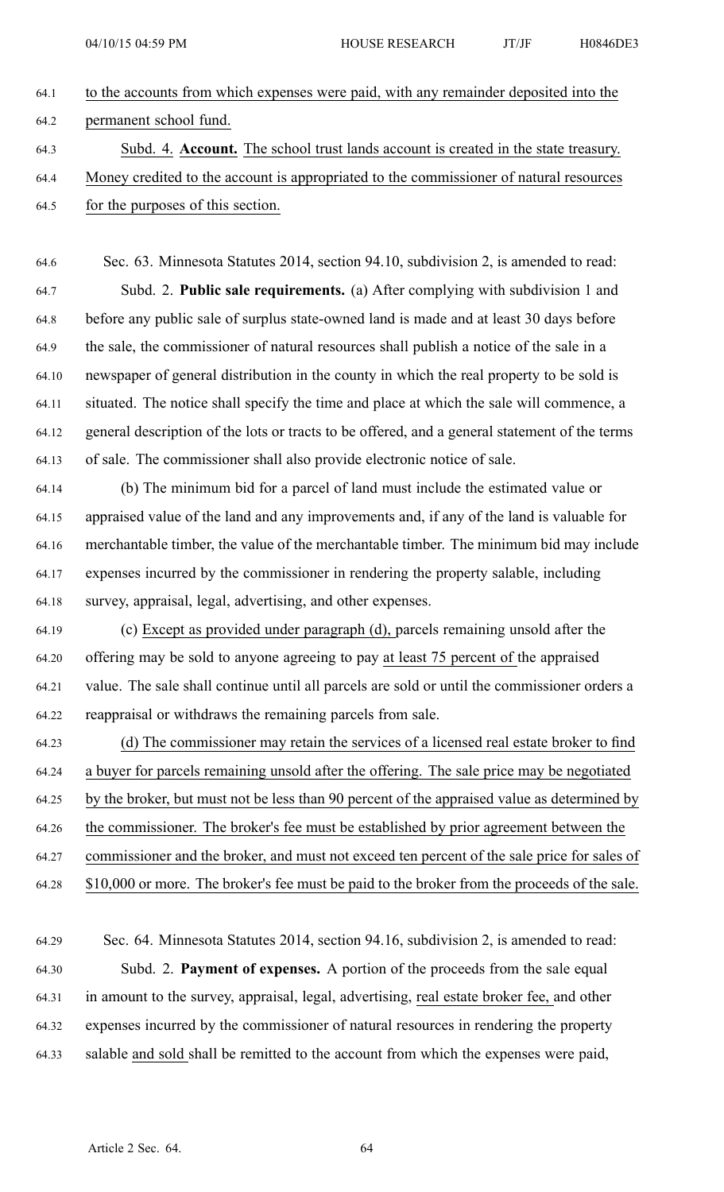to the accounts from which expenses were paid, with any remainder deposited into the permanent school fund.

Subd. 4. **Account.** The school trust lands account is created in the state treasury. Money credited to the account is appropriated to the commissioner of natural resources for the purposes of this section.

Sec. 63. Minnesota Statutes 2014, section 94.10, subdivision 2, is amended to read:

Subd. 2. **Public sale requirements.** (a) After complying with subdivision 1 and before any public sale of surplus state-owned land is made and at least 30 days before the sale, the commissioner of natural resources shall publish a notice of the sale in a newspaper of general distribution in the county in which the real property to be sold is situated. The notice shall specify the time and place at which the sale will commence, a general description of the lots or tracts to be offered, and a general statement of the terms of sale. The commissioner shall also provide electronic notice of sale.

(b) The minimum bid for a parcel of land must include the estimated value or appraised value of the land and any improvements and, if any of the land is valuable for merchantable timber, the value of the merchantable timber. The minimum bid may include expenses incurred by the commissioner in rendering the property salable, including survey, appraisal, legal, advertising, and other expenses.

(c) Except as provided under paragraph (d), parcels remaining unsold after the offering may be sold to anyone agreeing to pay at least 75 percent of the appraised value. The sale shall continue until all parcels are sold or until the commissioner orders a reappraisal or withdraws the remaining parcels from sale.

(d) The commissioner may retain the services of a licensed real estate broker to find a buyer for parcels remaining unsold after the offering. The sale price may be negotiated by the broker, but must not be less than 90 percent of the appraised value as determined by the commissioner. The broker's fee must be established by prior agreement between the commissioner and the broker, and must not exceed ten percent of the sale price for sales of $10,000 or more. The broker's fee must be paid to the broker from the proceeds of the sale.

Sec. 64. Minnesota Statutes 2014, section 94.16, subdivision 2, is amended to read:

Subd. 2. **Payment of expenses.** A portion of the proceeds from the sale equal in amount to the survey, appraisal, legal, advertising, real estate broker fee, and other expenses incurred by the commissioner of natural resources in rendering the property salable and sold shall be remitted to the account from which the expenses were paid,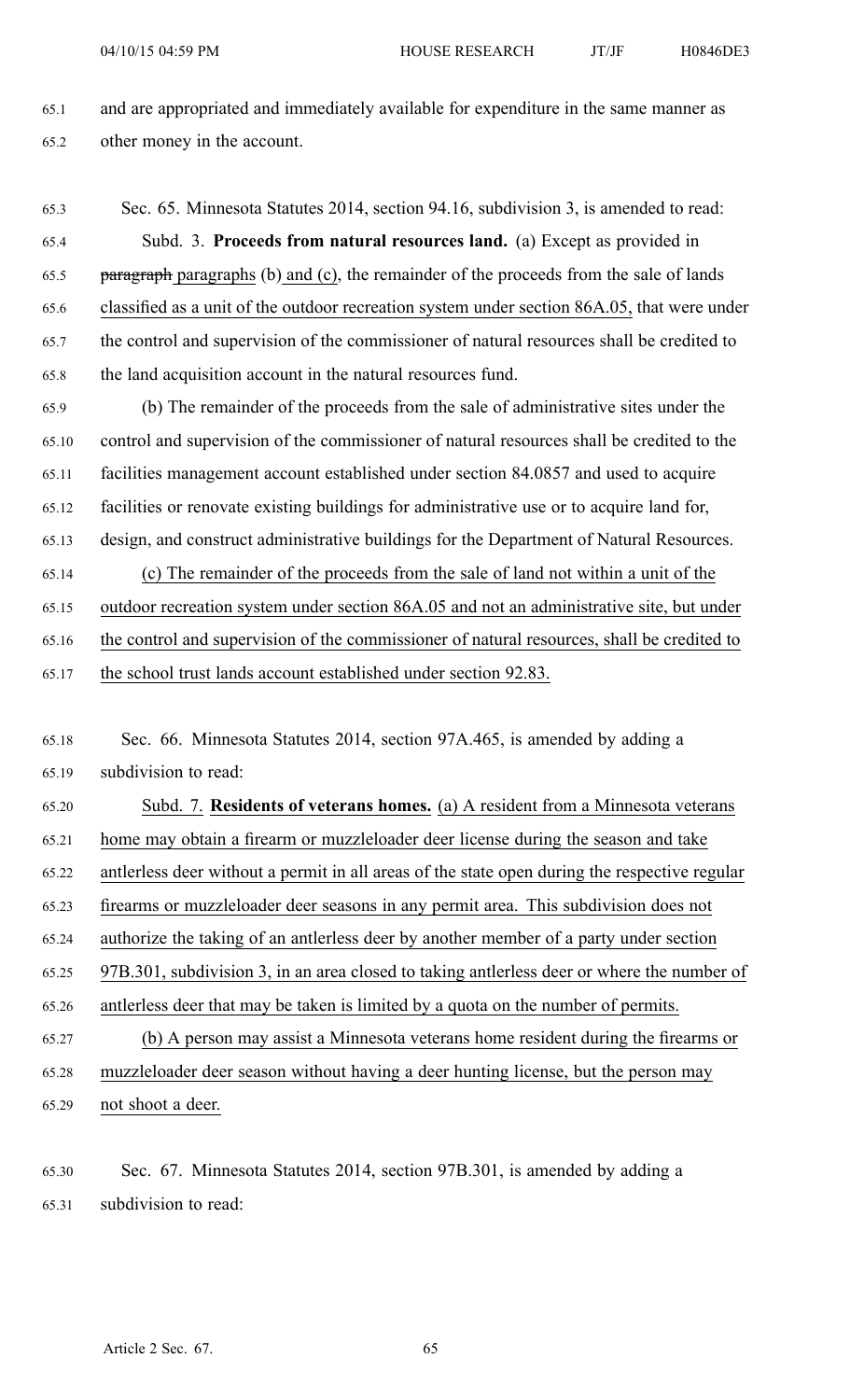and are appropriated and immediately available for expenditure in the same manner as other money in the account.

Sec. 65. Minnesota Statutes 2014, section 94.16, subdivision 3, is amended to read:

Subd. 3. **Proceeds from natural resources land.** (a) Except as provided in ~~paragraph~~ paragraphs (b) and (c), the remainder of the proceeds from the sale of lands classified as a unit of the outdoor recreation system under section 86A.05, that were under the control and supervision of the commissioner of natural resources shall be credited to the land acquisition account in the natural resources fund.

(b) The remainder of the proceeds from the sale of administrative sites under the control and supervision of the commissioner of natural resources shall be credited to the facilities management account established under section 84.0857 and used to acquire facilities or renovate existing buildings for administrative use or to acquire land for, design, and construct administrative buildings for the Department of Natural Resources.

(c) The remainder of the proceeds from the sale of land not within a unit of the outdoor recreation system under section 86A.05 and not an administrative site, but under the control and supervision of the commissioner of natural resources, shall be credited to the school trust lands account established under section 92.83.

Sec. 66. Minnesota Statutes 2014, section 97A.465, is amended by adding a subdivision to read:

Subd. 7. **Residents of veterans homes.** (a) A resident from a Minnesota veterans home may obtain a firearm or muzzleloader deer license during the season and take antlerless deer without a permit in all areas of the state open during the respective regular firearms or muzzleloader deer seasons in any permit area. This subdivision does not authorize the taking of an antlerless deer by another member of a party under section 97B.301, subdivision 3, in an area closed to taking antlerless deer or where the number of antlerless deer that may be taken is limited by a quota on the number of permits.

(b) A person may assist a Minnesota veterans home resident during the firearms or muzzleloader deer season without having a deer hunting license, but the person may not shoot a deer.

Sec. 67. Minnesota Statutes 2014, section 97B.301, is amended by adding a subdivision to read: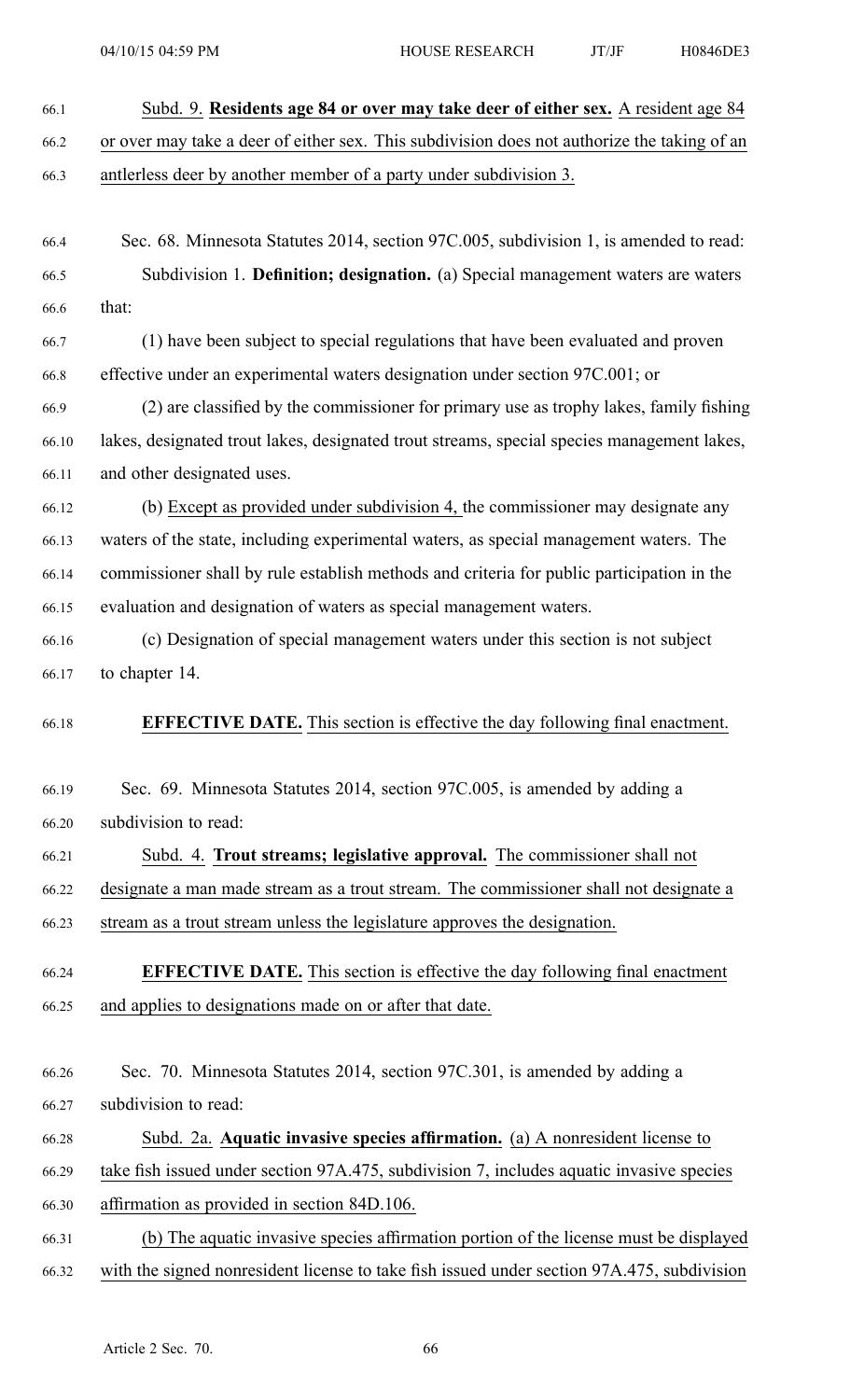Subd. 9. **Residents age 84 or over may take deer of either sex.** A resident age 84 or over may take a deer of either sex. This subdivision does not authorize the taking of an antlerless deer by another member of a party under subdivision 3.

Sec. 68. Minnesota Statutes 2014, section 97C.005, subdivision 1, is amended to read:

Subdivision 1. **Definition; designation.** (a) Special management waters are waters that:

(1) have been subject to special regulations that have been evaluated and proven effective under an experimental waters designation under section 97C.001; or

(2) are classified by the commissioner for primary use as trophy lakes, family fishing lakes, designated trout lakes, designated trout streams, special species management lakes, and other designated uses.

(b) Except as provided under subdivision 4, the commissioner may designate any waters of the state, including experimental waters, as special management waters. The commissioner shall by rule establish methods and criteria for public participation in the evaluation and designation of waters as special management waters.

(c) Designation of special management waters under this section is not subject to chapter 14.

**EFFECTIVE DATE.** This section is effective the day following final enactment.

Sec. 69. Minnesota Statutes 2014, section 97C.005, is amended by adding a subdivision to read:

Subd. 4. **Trout streams; legislative approval.** The commissioner shall not designate a man made stream as a trout stream. The commissioner shall not designate a stream as a trout stream unless the legislature approves the designation.

**EFFECTIVE DATE.** This section is effective the day following final enactment and applies to designations made on or after that date.

Sec. 70. Minnesota Statutes 2014, section 97C.301, is amended by adding a subdivision to read:

Subd. 2a. **Aquatic invasive species affirmation.** (a) A nonresident license to take fish issued under section 97A.475, subdivision 7, includes aquatic invasive species affirmation as provided in section 84D.106.

(b) The aquatic invasive species affirmation portion of the license must be displayed with the signed nonresident license to take fish issued under section 97A.475, subdivision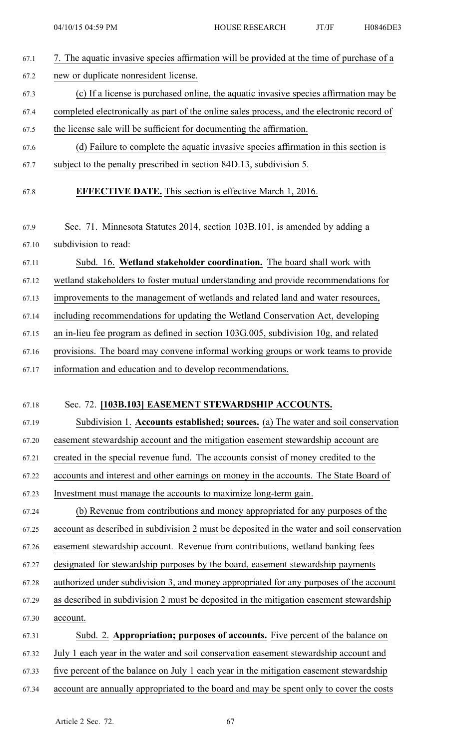7. The aquatic invasive species affirmation will be provided at the time of purchase of a new or duplicate nonresident license.

(c) If a license is purchased online, the aquatic invasive species affirmation may be completed electronically as part of the online sales process, and the electronic record of the license sale will be sufficient for documenting the affirmation.

(d) Failure to complete the aquatic invasive species affirmation in this section is subject to the penalty prescribed in section 84D.13, subdivision 5.

**EFFECTIVE DATE.** This section is effective March 1, 2016.

Sec. 71. Minnesota Statutes 2014, section 103B.101, is amended by adding a subdivision to read:

Subd. 16. **Wetland stakeholder coordination.** The board shall work with wetland stakeholders to foster mutual understanding and provide recommendations for improvements to the management of wetlands and related land and water resources, including recommendations for updating the Wetland Conservation Act, developing an in-lieu fee program as defined in section 103G.005, subdivision 10g, and related provisions. The board may convene informal working groups or work teams to provide information and education and to develop recommendations.

Sec. 72. **[103B.103] EASEMENT STEWARDSHIP ACCOUNTS.**

Subdivision 1. **Accounts established; sources.** (a) The water and soil conservation easement stewardship account and the mitigation easement stewardship account are created in the special revenue fund. The accounts consist of money credited to the accounts and interest and other earnings on money in the accounts. The State Board of Investment must manage the accounts to maximize long-term gain.

(b) Revenue from contributions and money appropriated for any purposes of the account as described in subdivision 2 must be deposited in the water and soil conservation easement stewardship account. Revenue from contributions, wetland banking fees designated for stewardship purposes by the board, easement stewardship payments authorized under subdivision 3, and money appropriated for any purposes of the account as described in subdivision 2 must be deposited in the mitigation easement stewardship account.

Subd. 2. **Appropriation; purposes of accounts.** Five percent of the balance on July 1 each year in the water and soil conservation easement stewardship account and five percent of the balance on July 1 each year in the mitigation easement stewardship account are annually appropriated to the board and may be spent only to cover the costs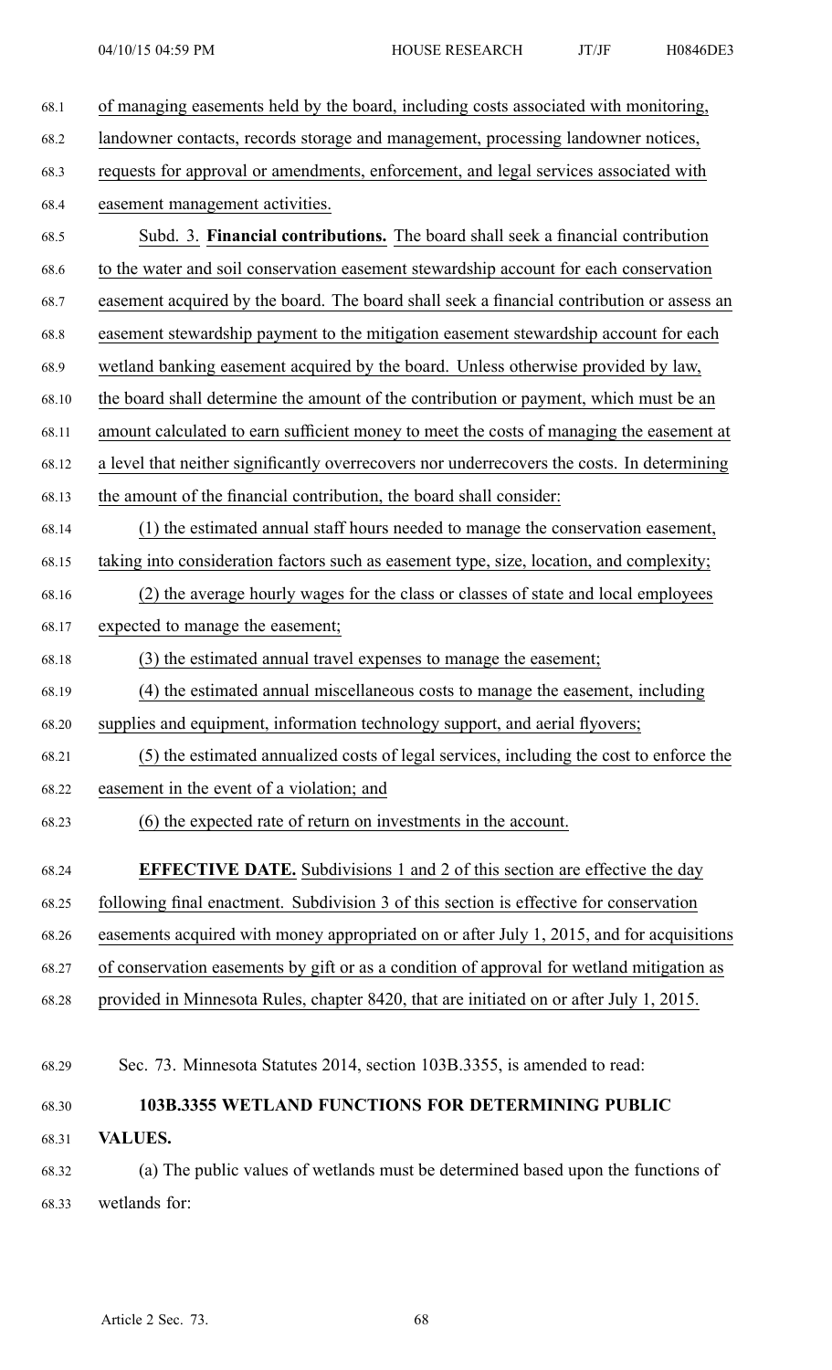of managing easements held by the board, including costs associated with monitoring, landowner contacts, records storage and management, processing landowner notices, requests for approval or amendments, enforcement, and legal services associated with easement management activities.

Subd. 3. **Financial contributions.** The board shall seek a financial contribution to the water and soil conservation easement stewardship account for each conservation easement acquired by the board. The board shall seek a financial contribution or assess an easement stewardship payment to the mitigation easement stewardship account for each wetland banking easement acquired by the board. Unless otherwise provided by law, the board shall determine the amount of the contribution or payment, which must be an amount calculated to earn sufficient money to meet the costs of managing the easement at a level that neither significantly overrecovers nor underrecovers the costs. In determining the amount of the financial contribution, the board shall consider:

(1) the estimated annual staff hours needed to manage the conservation easement, taking into consideration factors such as easement type, size, location, and complexity;

(2) the average hourly wages for the class or classes of state and local employees expected to manage the easement;

(3) the estimated annual travel expenses to manage the easement;

(4) the estimated annual miscellaneous costs to manage the easement, including supplies and equipment, information technology support, and aerial flyovers;

(5) the estimated annualized costs of legal services, including the cost to enforce the easement in the event of a violation; and

(6) the expected rate of return on investments in the account.

**EFFECTIVE DATE.** Subdivisions 1 and 2 of this section are effective the day following final enactment. Subdivision 3 of this section is effective for conservation easements acquired with money appropriated on or after July 1, 2015, and for acquisitions of conservation easements by gift or as a condition of approval for wetland mitigation as provided in Minnesota Rules, chapter 8420, that are initiated on or after July 1, 2015.

Sec. 73. Minnesota Statutes 2014, section 103B.3355, is amended to read:

**103B.3355 WETLAND FUNCTIONS FOR DETERMINING PUBLIC VALUES.**

(a) The public values of wetlands must be determined based upon the functions of wetlands for: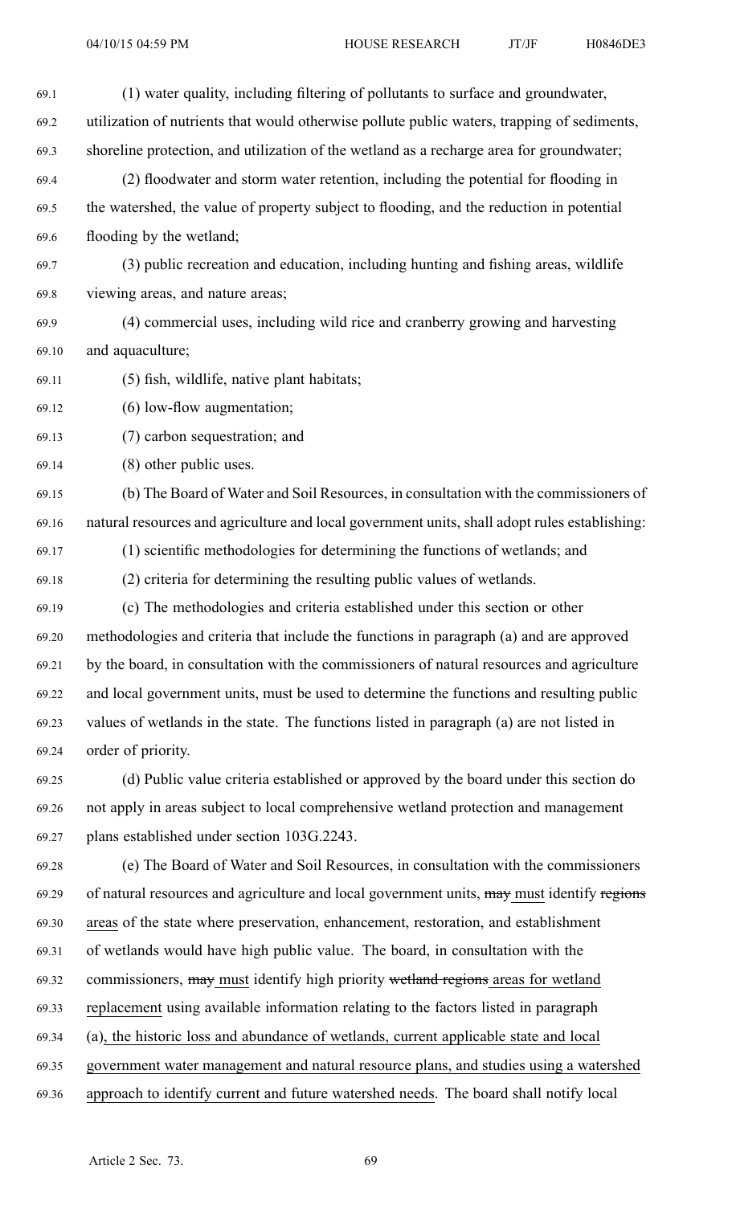(1) water quality, including filtering of pollutants to surface and groundwater, utilization of nutrients that would otherwise pollute public waters, trapping of sediments, shoreline protection, and utilization of the wetland as a recharge area for groundwater;

(2) floodwater and storm water retention, including the potential for flooding in the watershed, the value of property subject to flooding, and the reduction in potential flooding by the wetland;

(3) public recreation and education, including hunting and fishing areas, wildlife viewing areas, and nature areas;

(4) commercial uses, including wild rice and cranberry growing and harvesting and aquaculture;

(5) fish, wildlife, native plant habitats;

(6) low-flow augmentation;

(7) carbon sequestration; and

(8) other public uses.

(b) The Board of Water and Soil Resources, in consultation with the commissioners of natural resources and agriculture and local government units, shall adopt rules establishing:

(1) scientific methodologies for determining the functions of wetlands; and

(2) criteria for determining the resulting public values of wetlands.

(c) The methodologies and criteria established under this section or other methodologies and criteria that include the functions in paragraph (a) and are approved by the board, in consultation with the commissioners of natural resources and agriculture and local government units, must be used to determine the functions and resulting public values of wetlands in the state. The functions listed in paragraph (a) are not listed in order of priority.

(d) Public value criteria established or approved by the board under this section do not apply in areas subject to local comprehensive wetland protection and management plans established under section 103G.2243.

(e) The Board of Water and Soil Resources, in consultation with the commissioners of natural resources and agriculture and local government units, ~~may~~ <u>must</u> identify ~~regions~~ <u>areas</u> of the state where preservation, enhancement, restoration, and establishment of wetlands would have high public value. The board, in consultation with the commissioners, ~~may~~ <u>must</u> identify high priority ~~wetland regions~~ <u>areas for wetland replacement</u> using available information relating to the factors listed in paragraph (a)<u>, the historic loss and abundance of wetlands, current applicable state and local government water management and natural resource plans, and studies using a watershed approach to identify current and future watershed needs</u>. The board shall notify local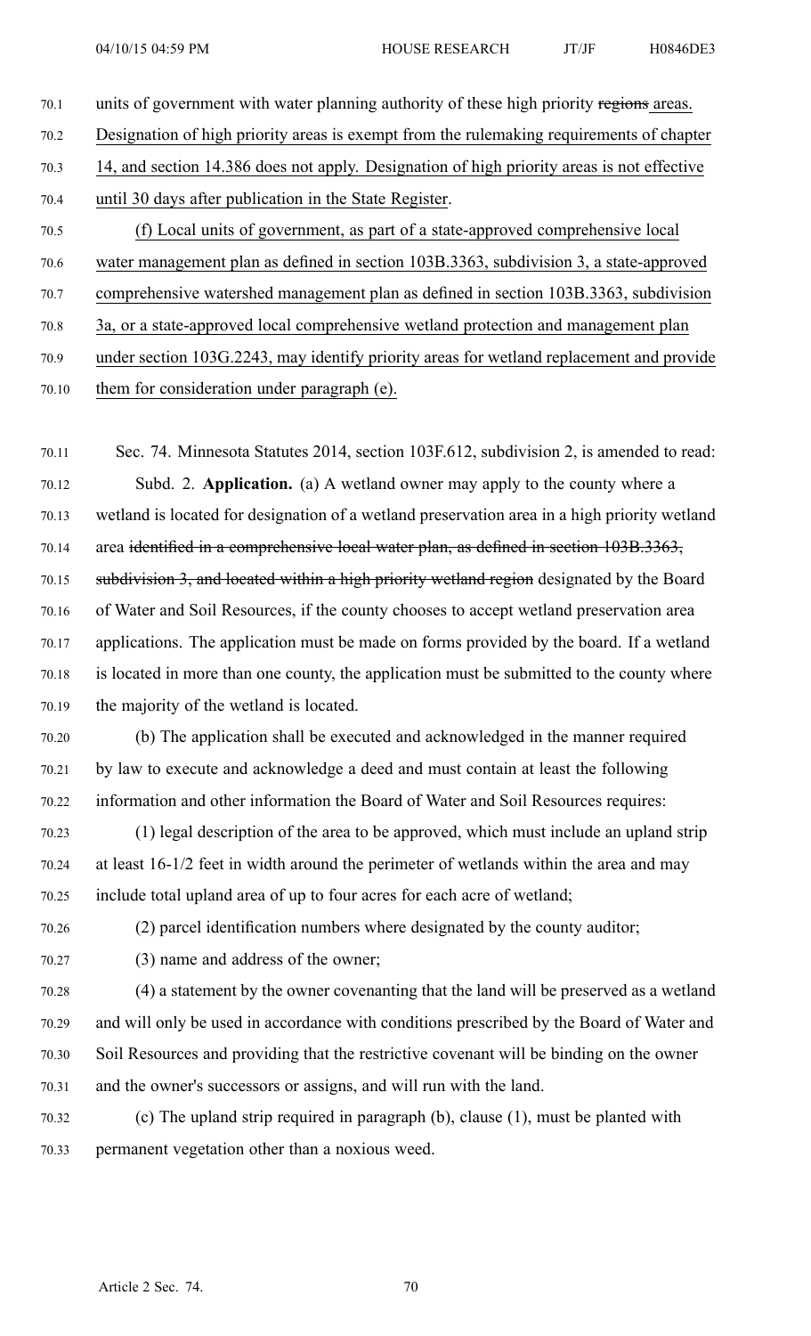units of government with water planning authority of these high priority ~~regions~~ areas. Designation of high priority areas is exempt from the rulemaking requirements of chapter 14, and section 14.386 does not apply. Designation of high priority areas is not effective until 30 days after publication in the State Register.

(f) Local units of government, as part of a state-approved comprehensive local water management plan as defined in section 103B.3363, subdivision 3, a state-approved comprehensive watershed management plan as defined in section 103B.3363, subdivision 3a, or a state-approved local comprehensive wetland protection and management plan under section 103G.2243, may identify priority areas for wetland replacement and provide them for consideration under paragraph (e).

Sec. 74. Minnesota Statutes 2014, section 103F.612, subdivision 2, is amended to read:

Subd. 2. **Application.** (a) A wetland owner may apply to the county where a wetland is located for designation of a wetland preservation area in a high priority wetland area ~~identified in a comprehensive local water plan, as defined in section 103B.3363, subdivision 3, and located within a high priority wetland region~~ designated by the Board of Water and Soil Resources, if the county chooses to accept wetland preservation area applications. The application must be made on forms provided by the board. If a wetland is located in more than one county, the application must be submitted to the county where the majority of the wetland is located.

(b) The application shall be executed and acknowledged in the manner required by law to execute and acknowledge a deed and must contain at least the following information and other information the Board of Water and Soil Resources requires:

(1) legal description of the area to be approved, which must include an upland strip at least 16-1/2 feet in width around the perimeter of wetlands within the area and may include total upland area of up to four acres for each acre of wetland;

(2) parcel identification numbers where designated by the county auditor;

(3) name and address of the owner;

(4) a statement by the owner covenanting that the land will be preserved as a wetland and will only be used in accordance with conditions prescribed by the Board of Water and Soil Resources and providing that the restrictive covenant will be binding on the owner and the owner's successors or assigns, and will run with the land.

(c) The upland strip required in paragraph (b), clause (1), must be planted with permanent vegetation other than a noxious weed.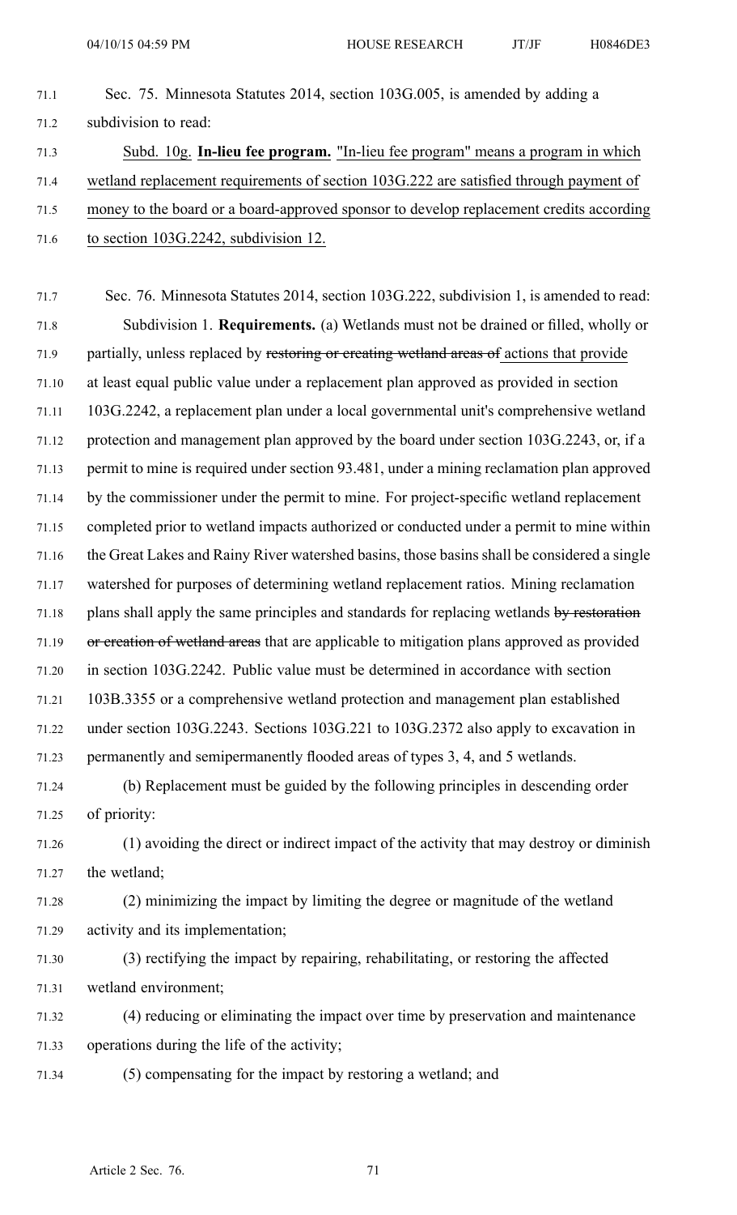Sec. 75. Minnesota Statutes 2014, section 103G.005, is amended by adding a subdivision to read:

Subd. 10g. **In-lieu fee program.** "In-lieu fee program" means a program in which wetland replacement requirements of section 103G.222 are satisfied through payment of money to the board or a board-approved sponsor to develop replacement credits according to section 103G.2242, subdivision 12.

Sec. 76. Minnesota Statutes 2014, section 103G.222, subdivision 1, is amended to read:

Subdivision 1. **Requirements.** (a) Wetlands must not be drained or filled, wholly or partially, unless replaced by ~~restoring or creating wetland areas of~~ actions that provide at least equal public value under a replacement plan approved as provided in section 103G.2242, a replacement plan under a local governmental unit's comprehensive wetland protection and management plan approved by the board under section 103G.2243, or, if a permit to mine is required under section 93.481, under a mining reclamation plan approved by the commissioner under the permit to mine. For project-specific wetland replacement completed prior to wetland impacts authorized or conducted under a permit to mine within the Great Lakes and Rainy River watershed basins, those basins shall be considered a single watershed for purposes of determining wetland replacement ratios. Mining reclamation plans shall apply the same principles and standards for replacing wetlands ~~by restoration or creation of wetland areas~~ that are applicable to mitigation plans approved as provided in section 103G.2242. Public value must be determined in accordance with section 103B.3355 or a comprehensive wetland protection and management plan established under section 103G.2243. Sections 103G.221 to 103G.2372 also apply to excavation in permanently and semipermanently flooded areas of types 3, 4, and 5 wetlands.

(b) Replacement must be guided by the following principles in descending order of priority:

(1) avoiding the direct or indirect impact of the activity that may destroy or diminish the wetland;

(2) minimizing the impact by limiting the degree or magnitude of the wetland activity and its implementation;

(3) rectifying the impact by repairing, rehabilitating, or restoring the affected wetland environment;

(4) reducing or eliminating the impact over time by preservation and maintenance operations during the life of the activity;

(5) compensating for the impact by restoring a wetland; and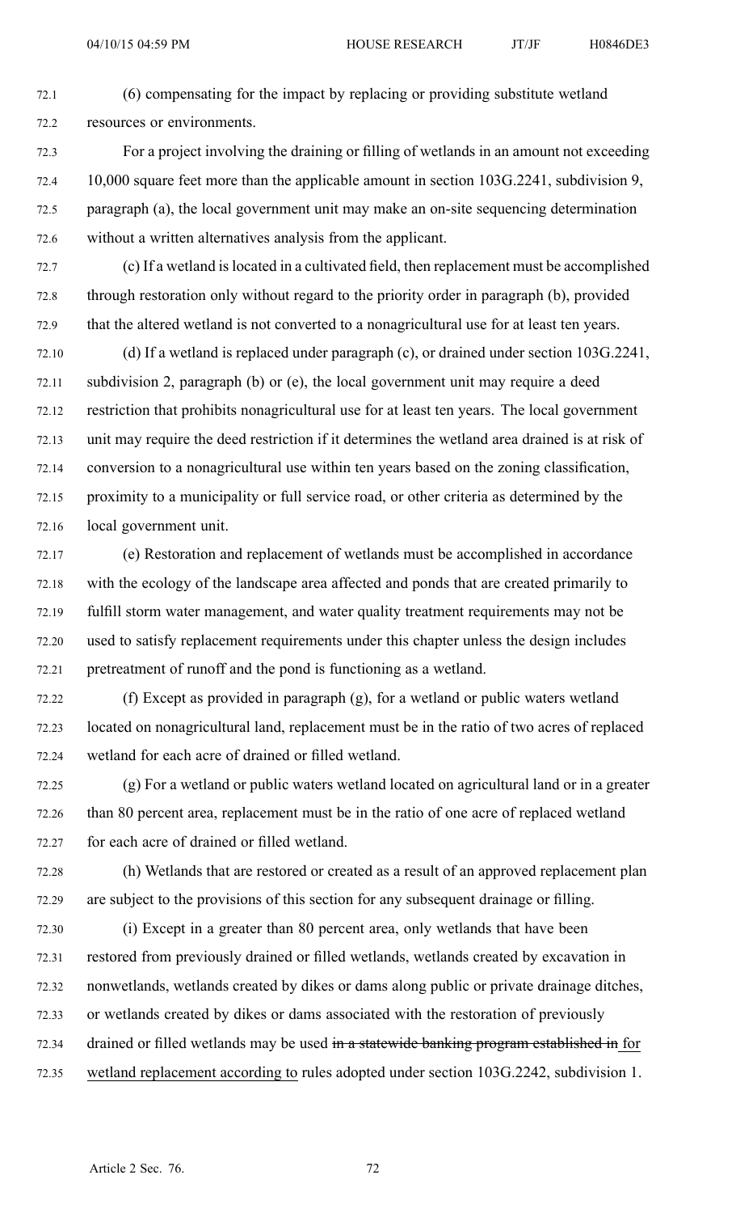(6) compensating for the impact by replacing or providing substitute wetland resources or environments.

For a project involving the draining or filling of wetlands in an amount not exceeding 10,000 square feet more than the applicable amount in section 103G.2241, subdivision 9, paragraph (a), the local government unit may make an on-site sequencing determination without a written alternatives analysis from the applicant.

(c) If a wetland is located in a cultivated field, then replacement must be accomplished through restoration only without regard to the priority order in paragraph (b), provided that the altered wetland is not converted to a nonagricultural use for at least ten years.

(d) If a wetland is replaced under paragraph (c), or drained under section 103G.2241, subdivision 2, paragraph (b) or (e), the local government unit may require a deed restriction that prohibits nonagricultural use for at least ten years. The local government unit may require the deed restriction if it determines the wetland area drained is at risk of conversion to a nonagricultural use within ten years based on the zoning classification, proximity to a municipality or full service road, or other criteria as determined by the local government unit.

(e) Restoration and replacement of wetlands must be accomplished in accordance with the ecology of the landscape area affected and ponds that are created primarily to fulfill storm water management, and water quality treatment requirements may not be used to satisfy replacement requirements under this chapter unless the design includes pretreatment of runoff and the pond is functioning as a wetland.

(f) Except as provided in paragraph (g), for a wetland or public waters wetland located on nonagricultural land, replacement must be in the ratio of two acres of replaced wetland for each acre of drained or filled wetland.

(g) For a wetland or public waters wetland located on agricultural land or in a greater than 80 percent area, replacement must be in the ratio of one acre of replaced wetland for each acre of drained or filled wetland.

(h) Wetlands that are restored or created as a result of an approved replacement plan are subject to the provisions of this section for any subsequent drainage or filling.

(i) Except in a greater than 80 percent area, only wetlands that have been restored from previously drained or filled wetlands, wetlands created by excavation in nonwetlands, wetlands created by dikes or dams along public or private drainage ditches, or wetlands created by dikes or dams associated with the restoration of previously drained or filled wetlands may be used ~~in a statewide banking program established in~~ for wetland replacement according to rules adopted under section 103G.2242, subdivision 1.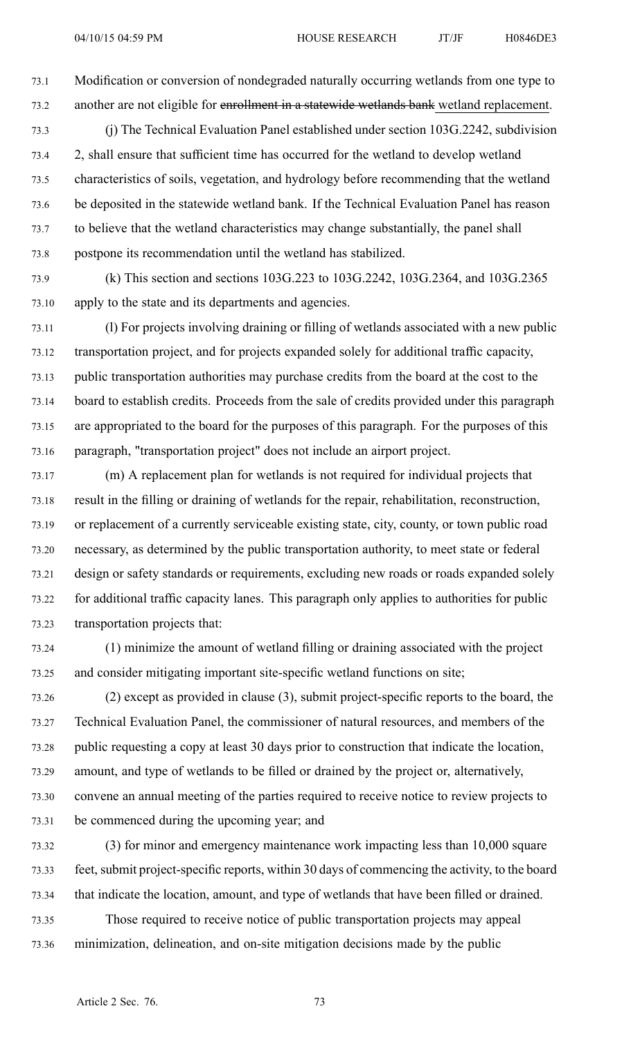Modification or conversion of nondegraded naturally occurring wetlands from one type to another are not eligible for ~~enrollment in a statewide wetlands bank~~ wetland replacement.

(j) The Technical Evaluation Panel established under section 103G.2242, subdivision 2, shall ensure that sufficient time has occurred for the wetland to develop wetland characteristics of soils, vegetation, and hydrology before recommending that the wetland be deposited in the statewide wetland bank. If the Technical Evaluation Panel has reason to believe that the wetland characteristics may change substantially, the panel shall postpone its recommendation until the wetland has stabilized.

(k) This section and sections 103G.223 to 103G.2242, 103G.2364, and 103G.2365 apply to the state and its departments and agencies.

(l) For projects involving draining or filling of wetlands associated with a new public transportation project, and for projects expanded solely for additional traffic capacity, public transportation authorities may purchase credits from the board at the cost to the board to establish credits. Proceeds from the sale of credits provided under this paragraph are appropriated to the board for the purposes of this paragraph. For the purposes of this paragraph, "transportation project" does not include an airport project.

(m) A replacement plan for wetlands is not required for individual projects that result in the filling or draining of wetlands for the repair, rehabilitation, reconstruction, or replacement of a currently serviceable existing state, city, county, or town public road necessary, as determined by the public transportation authority, to meet state or federal design or safety standards or requirements, excluding new roads or roads expanded solely for additional traffic capacity lanes. This paragraph only applies to authorities for public transportation projects that:

(1) minimize the amount of wetland filling or draining associated with the project and consider mitigating important site-specific wetland functions on site;

(2) except as provided in clause (3), submit project-specific reports to the board, the Technical Evaluation Panel, the commissioner of natural resources, and members of the public requesting a copy at least 30 days prior to construction that indicate the location, amount, and type of wetlands to be filled or drained by the project or, alternatively, convene an annual meeting of the parties required to receive notice to review projects to be commenced during the upcoming year; and

(3) for minor and emergency maintenance work impacting less than 10,000 square feet, submit project-specific reports, within 30 days of commencing the activity, to the board that indicate the location, amount, and type of wetlands that have been filled or drained.

Those required to receive notice of public transportation projects may appeal minimization, delineation, and on-site mitigation decisions made by the public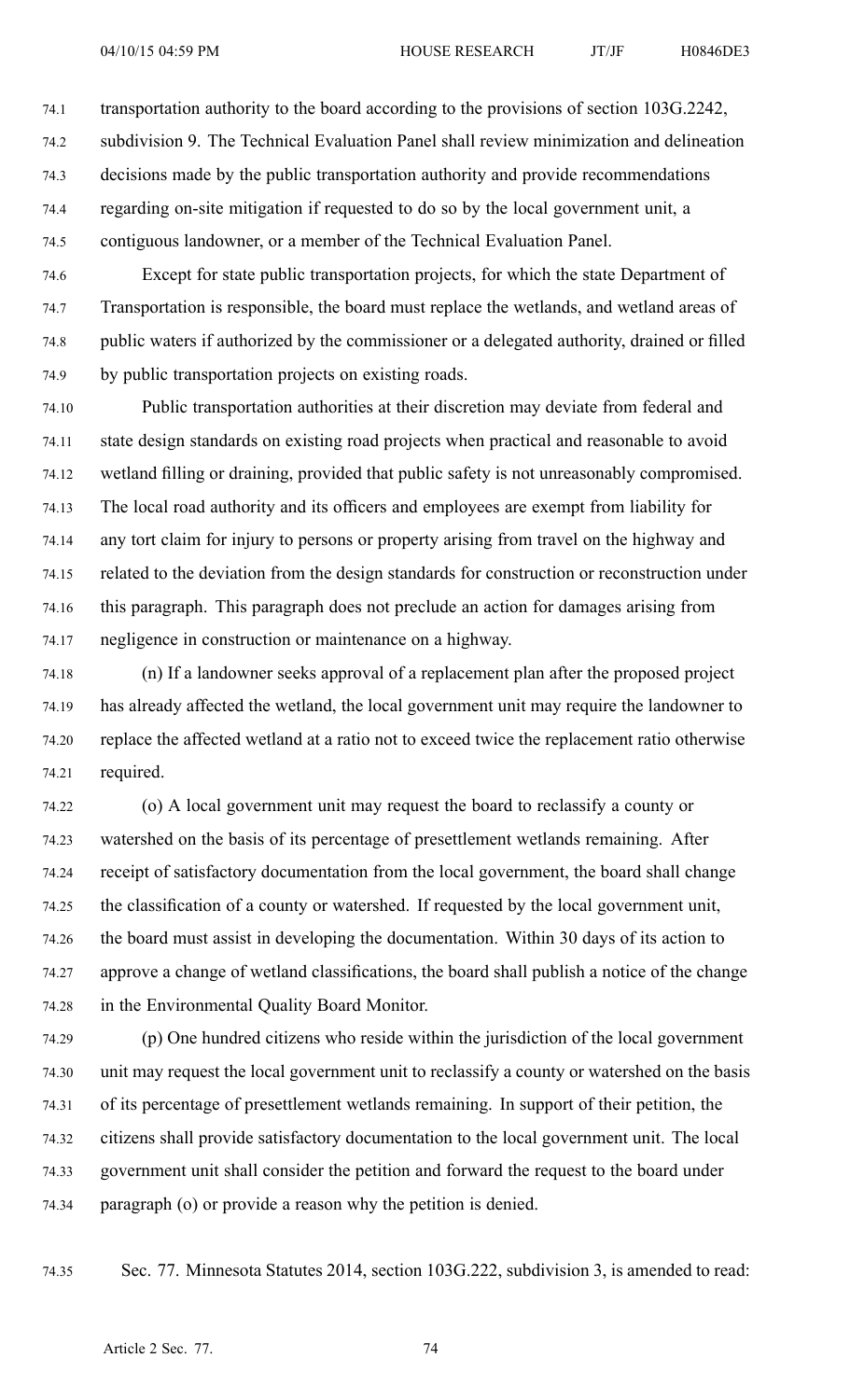transportation authority to the board according to the provisions of section 103G.2242, subdivision 9. The Technical Evaluation Panel shall review minimization and delineation decisions made by the public transportation authority and provide recommendations regarding on-site mitigation if requested to do so by the local government unit, a contiguous landowner, or a member of the Technical Evaluation Panel.

Except for state public transportation projects, for which the state Department of Transportation is responsible, the board must replace the wetlands, and wetland areas of public waters if authorized by the commissioner or a delegated authority, drained or filled by public transportation projects on existing roads.

Public transportation authorities at their discretion may deviate from federal and state design standards on existing road projects when practical and reasonable to avoid wetland filling or draining, provided that public safety is not unreasonably compromised. The local road authority and its officers and employees are exempt from liability for any tort claim for injury to persons or property arising from travel on the highway and related to the deviation from the design standards for construction or reconstruction under this paragraph. This paragraph does not preclude an action for damages arising from negligence in construction or maintenance on a highway.

(n) If a landowner seeks approval of a replacement plan after the proposed project has already affected the wetland, the local government unit may require the landowner to replace the affected wetland at a ratio not to exceed twice the replacement ratio otherwise required.

(o) A local government unit may request the board to reclassify a county or watershed on the basis of its percentage of presettlement wetlands remaining. After receipt of satisfactory documentation from the local government, the board shall change the classification of a county or watershed. If requested by the local government unit, the board must assist in developing the documentation. Within 30 days of its action to approve a change of wetland classifications, the board shall publish a notice of the change in the Environmental Quality Board Monitor.

(p) One hundred citizens who reside within the jurisdiction of the local government unit may request the local government unit to reclassify a county or watershed on the basis of its percentage of presettlement wetlands remaining. In support of their petition, the citizens shall provide satisfactory documentation to the local government unit. The local government unit shall consider the petition and forward the request to the board under paragraph (o) or provide a reason why the petition is denied.

Sec. 77. Minnesota Statutes 2014, section 103G.222, subdivision 3, is amended to read: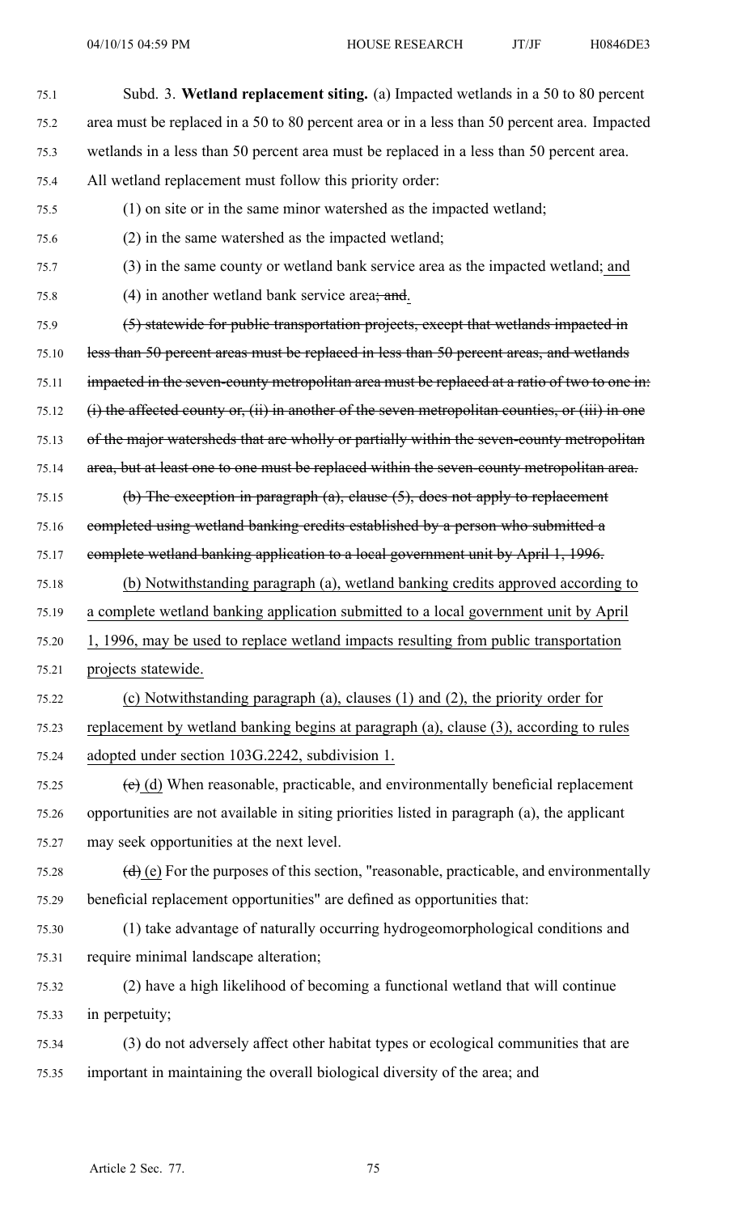Subd. 3. **Wetland replacement siting.** (a) Impacted wetlands in a 50 to 80 percent area must be replaced in a 50 to 80 percent area or in a less than 50 percent area. Impacted wetlands in a less than 50 percent area must be replaced in a less than 50 percent area. All wetland replacement must follow this priority order:

(1) on site or in the same minor watershed as the impacted wetland;

(2) in the same watershed as the impacted wetland;

(3) in the same county or wetland bank service area as the impacted wetland; and

(4) in another wetland bank service area~~; and~~.

~~(5) statewide for public transportation projects, except that wetlands impacted in less than 50 percent areas must be replaced in less than 50 percent areas, and wetlands impacted in the seven-county metropolitan area must be replaced at a ratio of two to one in: (i) the affected county or, (ii) in another of the seven metropolitan counties, or (iii) in one of the major watersheds that are wholly or partially within the seven-county metropolitan area, but at least one to one must be replaced within the seven-county metropolitan area.~~

~~(b) The exception in paragraph (a), clause (5), does not apply to replacement completed using wetland banking credits established by a person who submitted a complete wetland banking application to a local government unit by April 1, 1996.~~

(b) Notwithstanding paragraph (a), wetland banking credits approved according to a complete wetland banking application submitted to a local government unit by April 1, 1996, may be used to replace wetland impacts resulting from public transportation projects statewide.

(c) Notwithstanding paragraph (a), clauses (1) and (2), the priority order for replacement by wetland banking begins at paragraph (a), clause (3), according to rules adopted under section 103G.2242, subdivision 1.

~~(c)~~ (d) When reasonable, practicable, and environmentally beneficial replacement opportunities are not available in siting priorities listed in paragraph (a), the applicant may seek opportunities at the next level.

~~(d)~~ (e) For the purposes of this section, "reasonable, practicable, and environmentally beneficial replacement opportunities" are defined as opportunities that:

(1) take advantage of naturally occurring hydrogeomorphological conditions and require minimal landscape alteration;

(2) have a high likelihood of becoming a functional wetland that will continue in perpetuity;

(3) do not adversely affect other habitat types or ecological communities that are important in maintaining the overall biological diversity of the area; and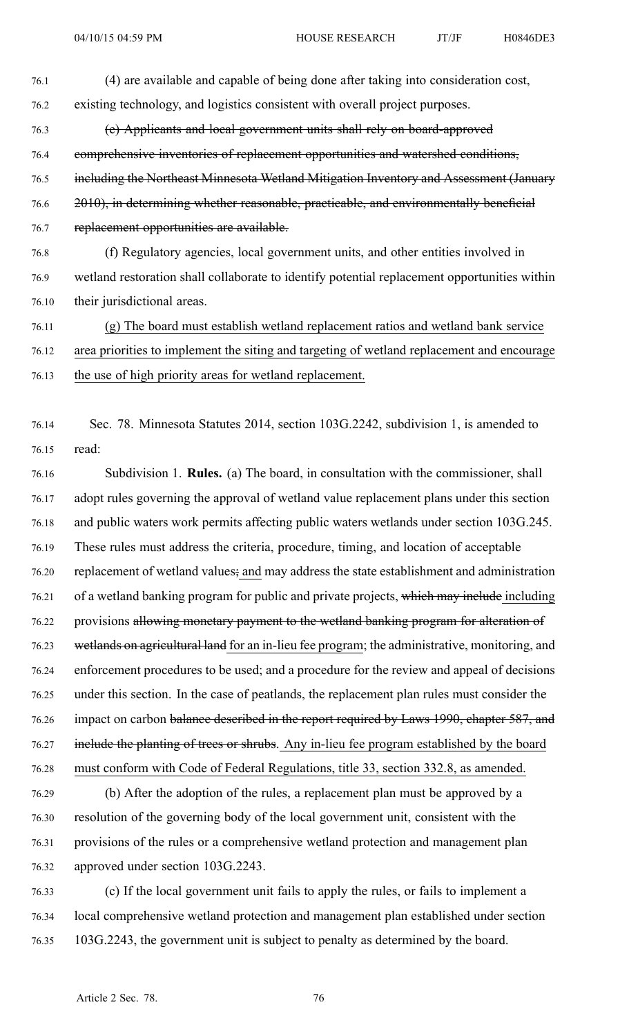(4) are available and capable of being done after taking into consideration cost, existing technology, and logistics consistent with overall project purposes.

~~(e) Applicants and local government units shall rely on board-approved comprehensive inventories of replacement opportunities and watershed conditions, including the Northeast Minnesota Wetland Mitigation Inventory and Assessment (January 2010), in determining whether reasonable, practicable, and environmentally beneficial replacement opportunities are available.~~

(f) Regulatory agencies, local government units, and other entities involved in wetland restoration shall collaborate to identify potential replacement opportunities within their jurisdictional areas.

(g) The board must establish wetland replacement ratios and wetland bank service area priorities to implement the siting and targeting of wetland replacement and encourage the use of high priority areas for wetland replacement.

Sec. 78. Minnesota Statutes 2014, section 103G.2242, subdivision 1, is amended to read:

Subdivision 1. **Rules.** (a) The board, in consultation with the commissioner, shall adopt rules governing the approval of wetland value replacement plans under this section and public waters work permits affecting public waters wetlands under section 103G.245. These rules must address the criteria, procedure, timing, and location of acceptable replacement of wetland values~~;~~ and may address the state establishment and administration of a wetland banking program for public and private projects, ~~which may include~~ including provisions ~~allowing monetary payment to the wetland banking program for alteration of wetlands on agricultural land~~ for an in-lieu fee program; the administrative, monitoring, and enforcement procedures to be used; and a procedure for the review and appeal of decisions under this section. In the case of peatlands, the replacement plan rules must consider the impact on carbon ~~balance described in the report required by Laws 1990, chapter 587, and include the planting of trees or shrubs~~. Any in-lieu fee program established by the board must conform with Code of Federal Regulations, title 33, section 332.8, as amended.

(b) After the adoption of the rules, a replacement plan must be approved by a resolution of the governing body of the local government unit, consistent with the provisions of the rules or a comprehensive wetland protection and management plan approved under section 103G.2243.

(c) If the local government unit fails to apply the rules, or fails to implement a local comprehensive wetland protection and management plan established under section 103G.2243, the government unit is subject to penalty as determined by the board.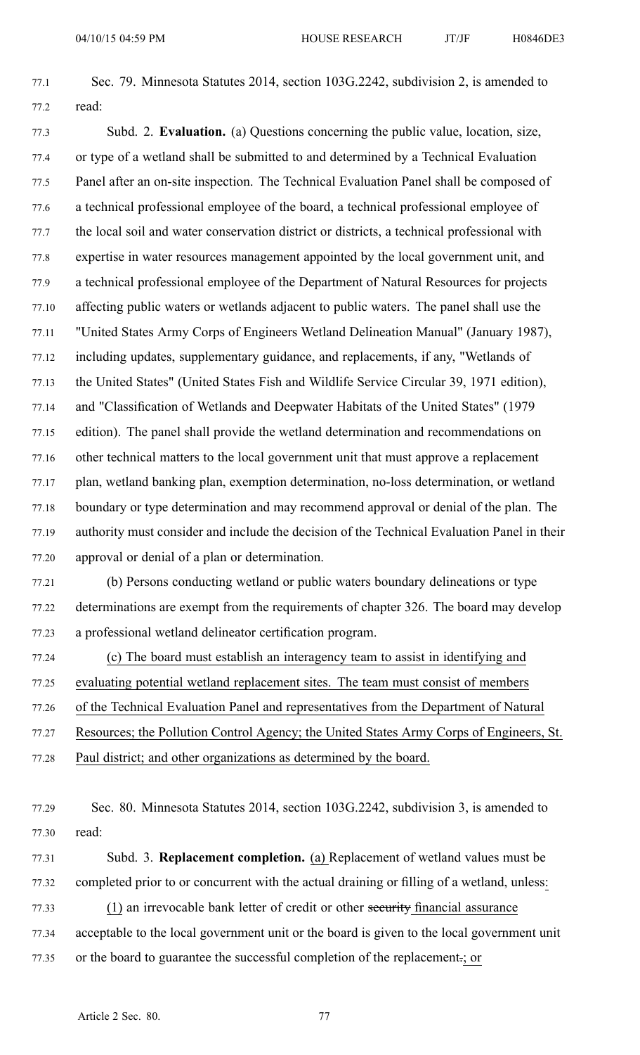Sec. 79. Minnesota Statutes 2014, section 103G.2242, subdivision 2, is amended to read:

Subd. 2. **Evaluation.** (a) Questions concerning the public value, location, size, or type of a wetland shall be submitted to and determined by a Technical Evaluation Panel after an on-site inspection. The Technical Evaluation Panel shall be composed of a technical professional employee of the board, a technical professional employee of the local soil and water conservation district or districts, a technical professional with expertise in water resources management appointed by the local government unit, and a technical professional employee of the Department of Natural Resources for projects affecting public waters or wetlands adjacent to public waters. The panel shall use the "United States Army Corps of Engineers Wetland Delineation Manual" (January 1987), including updates, supplementary guidance, and replacements, if any, "Wetlands of the United States" (United States Fish and Wildlife Service Circular 39, 1971 edition), and "Classification of Wetlands and Deepwater Habitats of the United States" (1979 edition). The panel shall provide the wetland determination and recommendations on other technical matters to the local government unit that must approve a replacement plan, wetland banking plan, exemption determination, no-loss determination, or wetland boundary or type determination and may recommend approval or denial of the plan. The authority must consider and include the decision of the Technical Evaluation Panel in their approval or denial of a plan or determination.

(b) Persons conducting wetland or public waters boundary delineations or type determinations are exempt from the requirements of chapter 326. The board may develop a professional wetland delineator certification program.

(c) The board must establish an interagency team to assist in identifying and evaluating potential wetland replacement sites. The team must consist of members of the Technical Evaluation Panel and representatives from the Department of Natural Resources; the Pollution Control Agency; the United States Army Corps of Engineers, St. Paul district; and other organizations as determined by the board.

Sec. 80. Minnesota Statutes 2014, section 103G.2242, subdivision 3, is amended to read:

Subd. 3. **Replacement completion.** (a) Replacement of wetland values must be completed prior to or concurrent with the actual draining or filling of a wetland, unless:

(1) an irrevocable bank letter of credit or other ~~security~~ financial assurance acceptable to the local government unit or the board is given to the local government unit or the board to guarantee the successful completion of the replacement~~.~~; or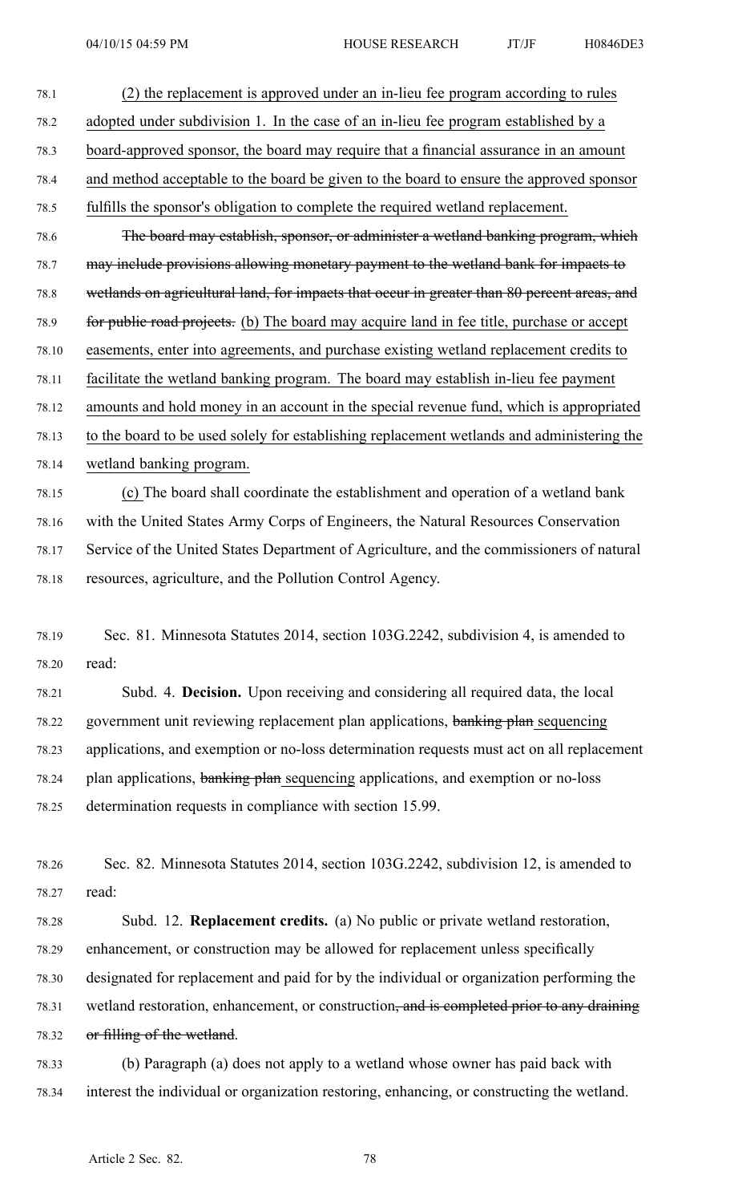(2) the replacement is approved under an in-lieu fee program according to rules adopted under subdivision 1. In the case of an in-lieu fee program established by a board-approved sponsor, the board may require that a financial assurance in an amount and method acceptable to the board be given to the board to ensure the approved sponsor fulfills the sponsor's obligation to complete the required wetland replacement.

~~The board may establish, sponsor, or administer a wetland banking program, which may include provisions allowing monetary payment to the wetland bank for impacts to wetlands on agricultural land, for impacts that occur in greater than 80 percent areas, and for public road projects.~~ (b) The board may acquire land in fee title, purchase or accept easements, enter into agreements, and purchase existing wetland replacement credits to facilitate the wetland banking program. The board may establish in-lieu fee payment amounts and hold money in an account in the special revenue fund, which is appropriated to the board to be used solely for establishing replacement wetlands and administering the wetland banking program.

(c) The board shall coordinate the establishment and operation of a wetland bank with the United States Army Corps of Engineers, the Natural Resources Conservation Service of the United States Department of Agriculture, and the commissioners of natural resources, agriculture, and the Pollution Control Agency.

Sec. 81. Minnesota Statutes 2014, section 103G.2242, subdivision 4, is amended to read:

Subd. 4. **Decision.** Upon receiving and considering all required data, the local government unit reviewing replacement plan applications, ~~banking plan~~ sequencing applications, and exemption or no-loss determination requests must act on all replacement plan applications, ~~banking plan~~ sequencing applications, and exemption or no-loss determination requests in compliance with section 15.99.

Sec. 82. Minnesota Statutes 2014, section 103G.2242, subdivision 12, is amended to read:

Subd. 12. **Replacement credits.** (a) No public or private wetland restoration, enhancement, or construction may be allowed for replacement unless specifically designated for replacement and paid for by the individual or organization performing the wetland restoration, enhancement, or construction~~, and is completed prior to any draining or filling of the wetland~~.

(b) Paragraph (a) does not apply to a wetland whose owner has paid back with interest the individual or organization restoring, enhancing, or constructing the wetland.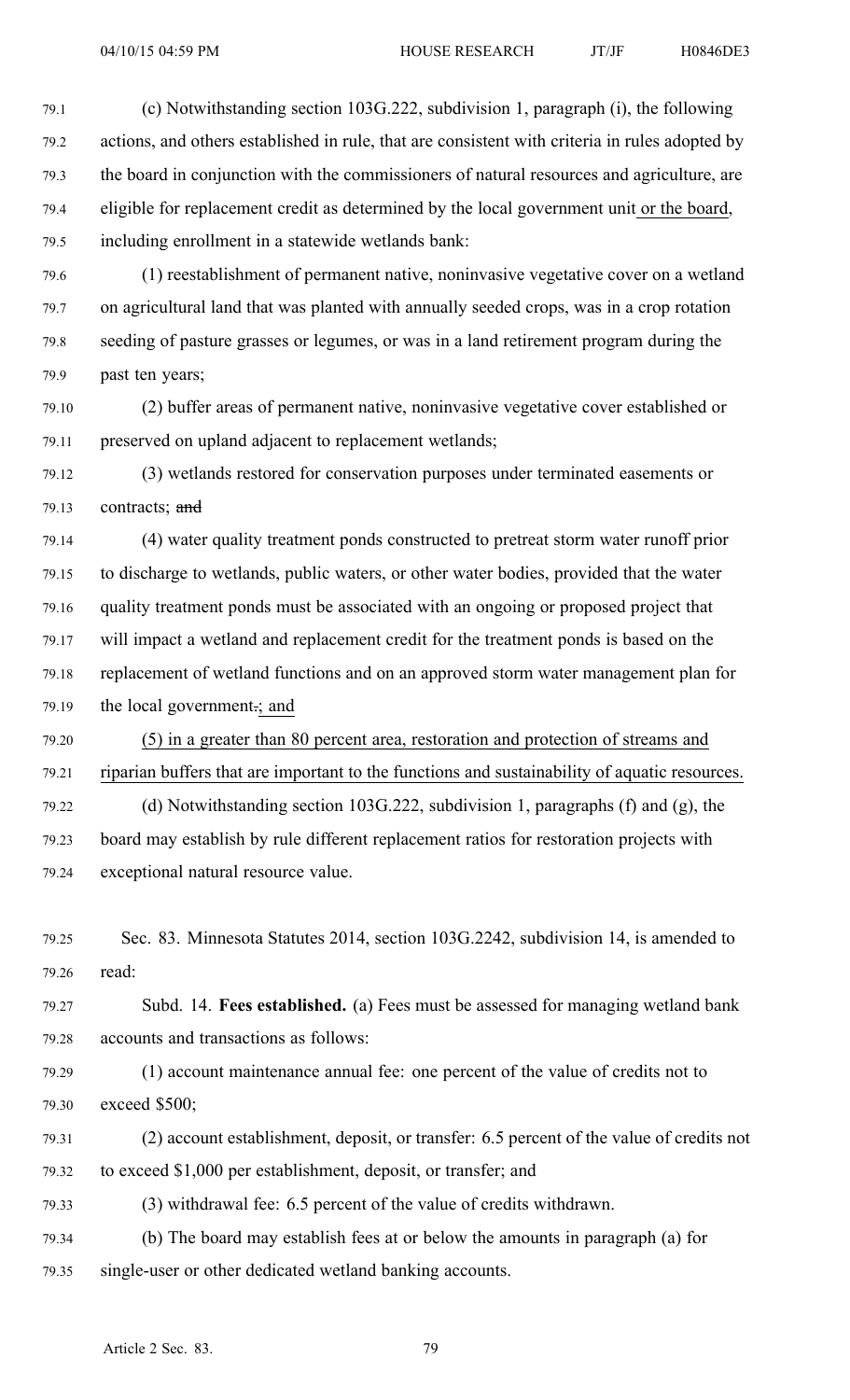(c) Notwithstanding section 103G.222, subdivision 1, paragraph (i), the following actions, and others established in rule, that are consistent with criteria in rules adopted by the board in conjunction with the commissioners of natural resources and agriculture, are eligible for replacement credit as determined by the local government unit or the board, including enrollment in a statewide wetlands bank:

(1) reestablishment of permanent native, noninvasive vegetative cover on a wetland on agricultural land that was planted with annually seeded crops, was in a crop rotation seeding of pasture grasses or legumes, or was in a land retirement program during the past ten years;

(2) buffer areas of permanent native, noninvasive vegetative cover established or preserved on upland adjacent to replacement wetlands;

(3) wetlands restored for conservation purposes under terminated easements or contracts; ~~and~~

(4) water quality treatment ponds constructed to pretreat storm water runoff prior to discharge to wetlands, public waters, or other water bodies, provided that the water quality treatment ponds must be associated with an ongoing or proposed project that will impact a wetland and replacement credit for the treatment ponds is based on the replacement of wetland functions and on an approved storm water management plan for the local government~~.~~; and

(5) in a greater than 80 percent area, restoration and protection of streams and riparian buffers that are important to the functions and sustainability of aquatic resources.

(d) Notwithstanding section 103G.222, subdivision 1, paragraphs (f) and (g), the board may establish by rule different replacement ratios for restoration projects with exceptional natural resource value.

Sec. 83. Minnesota Statutes 2014, section 103G.2242, subdivision 14, is amended to read:

Subd. 14. **Fees established.** (a) Fees must be assessed for managing wetland bank accounts and transactions as follows:

(1) account maintenance annual fee: one percent of the value of credits not to exceed $500;

(2) account establishment, deposit, or transfer: 6.5 percent of the value of credits not to exceed $1,000 per establishment, deposit, or transfer; and

(3) withdrawal fee: 6.5 percent of the value of credits withdrawn.

(b) The board may establish fees at or below the amounts in paragraph (a) for single-user or other dedicated wetland banking accounts.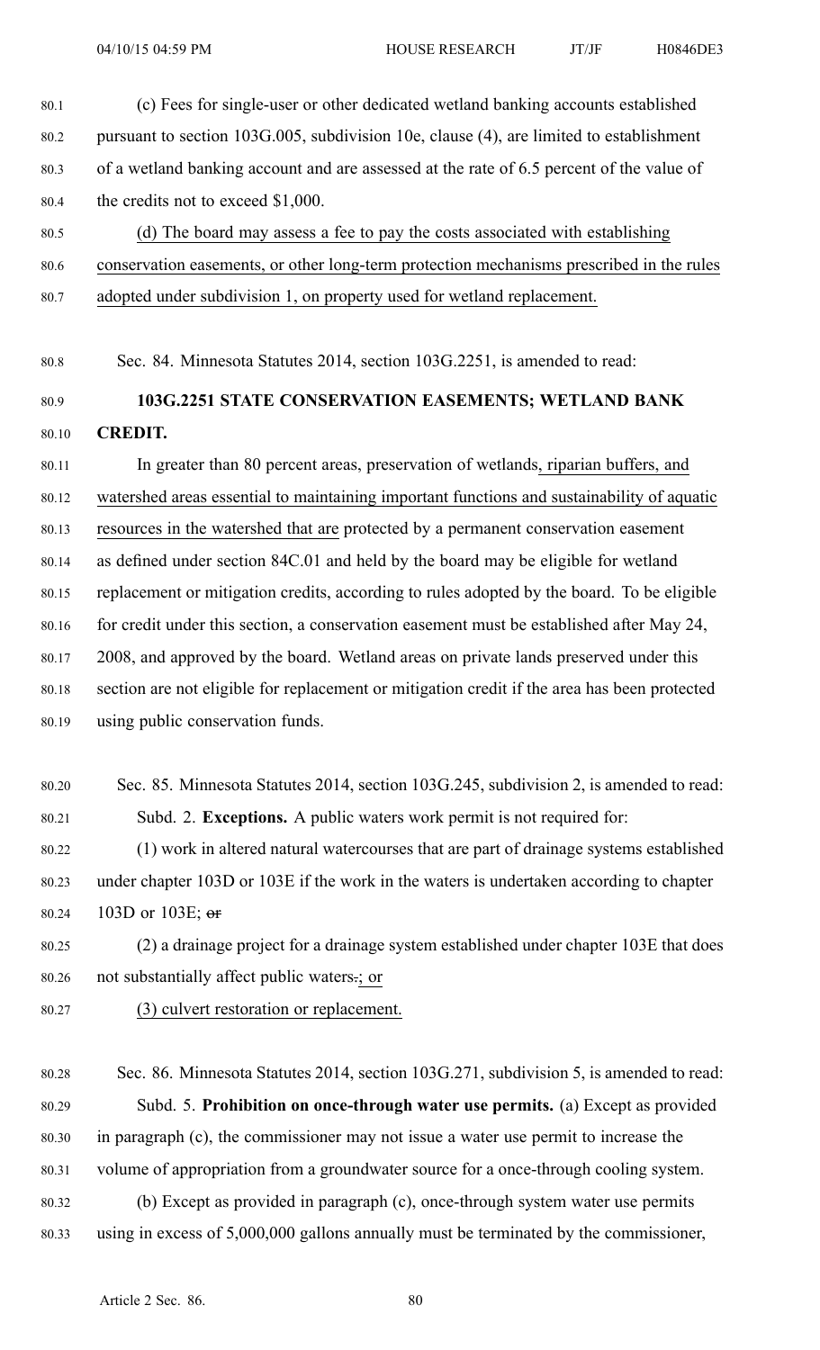(c) Fees for single-user or other dedicated wetland banking accounts established pursuant to section 103G.005, subdivision 10e, clause (4), are limited to establishment of a wetland banking account and are assessed at the rate of 6.5 percent of the value of the credits not to exceed $1,000.

(d) The board may assess a fee to pay the costs associated with establishing conservation easements, or other long-term protection mechanisms prescribed in the rules adopted under subdivision 1, on property used for wetland replacement.

Sec. 84. Minnesota Statutes 2014, section 103G.2251, is amended to read:

**103G.2251 STATE CONSERVATION EASEMENTS; WETLAND BANK CREDIT.**

In greater than 80 percent areas, preservation of wetlands, riparian buffers, and watershed areas essential to maintaining important functions and sustainability of aquatic resources in the watershed that are protected by a permanent conservation easement as defined under section 84C.01 and held by the board may be eligible for wetland replacement or mitigation credits, according to rules adopted by the board. To be eligible for credit under this section, a conservation easement must be established after May 24, 2008, and approved by the board. Wetland areas on private lands preserved under this section are not eligible for replacement or mitigation credit if the area has been protected using public conservation funds.

Sec. 85. Minnesota Statutes 2014, section 103G.245, subdivision 2, is amended to read:

Subd. 2. **Exceptions.** A public waters work permit is not required for:

(1) work in altered natural watercourses that are part of drainage systems established under chapter 103D or 103E if the work in the waters is undertaken according to chapter 103D or 103E; ~~or~~

(2) a drainage project for a drainage system established under chapter 103E that does not substantially affect public waters~~.~~; or

(3) culvert restoration or replacement.

Sec. 86. Minnesota Statutes 2014, section 103G.271, subdivision 5, is amended to read:

Subd. 5. **Prohibition on once-through water use permits.** (a) Except as provided in paragraph (c), the commissioner may not issue a water use permit to increase the volume of appropriation from a groundwater source for a once-through cooling system.

(b) Except as provided in paragraph (c), once-through system water use permits using in excess of 5,000,000 gallons annually must be terminated by the commissioner,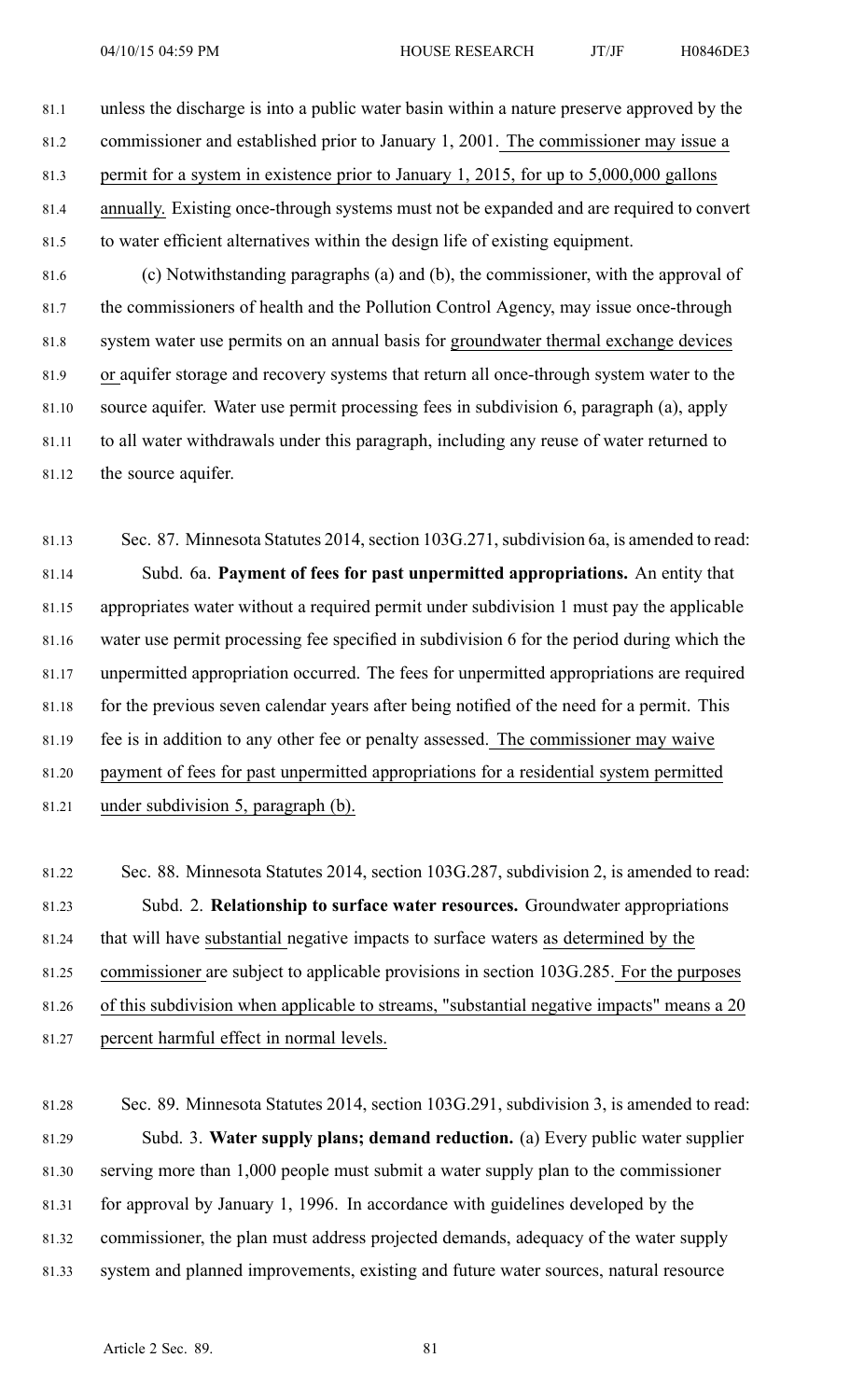unless the discharge is into a public water basin within a nature preserve approved by the commissioner and established prior to January 1, 2001. The commissioner may issue a permit for a system in existence prior to January 1, 2015, for up to 5,000,000 gallons annually. Existing once-through systems must not be expanded and are required to convert to water efficient alternatives within the design life of existing equipment.

(c) Notwithstanding paragraphs (a) and (b), the commissioner, with the approval of the commissioners of health and the Pollution Control Agency, may issue once-through system water use permits on an annual basis for groundwater thermal exchange devices or aquifer storage and recovery systems that return all once-through system water to the source aquifer. Water use permit processing fees in subdivision 6, paragraph (a), apply to all water withdrawals under this paragraph, including any reuse of water returned to the source aquifer.

Sec. 87. Minnesota Statutes 2014, section 103G.271, subdivision 6a, is amended to read:

Subd. 6a. **Payment of fees for past unpermitted appropriations.** An entity that appropriates water without a required permit under subdivision 1 must pay the applicable water use permit processing fee specified in subdivision 6 for the period during which the unpermitted appropriation occurred. The fees for unpermitted appropriations are required for the previous seven calendar years after being notified of the need for a permit. This fee is in addition to any other fee or penalty assessed. The commissioner may waive payment of fees for past unpermitted appropriations for a residential system permitted under subdivision 5, paragraph (b).

Sec. 88. Minnesota Statutes 2014, section 103G.287, subdivision 2, is amended to read:

Subd. 2. **Relationship to surface water resources.** Groundwater appropriations that will have substantial negative impacts to surface waters as determined by the commissioner are subject to applicable provisions in section 103G.285. For the purposes of this subdivision when applicable to streams, "substantial negative impacts" means a 20 percent harmful effect in normal levels.

Sec. 89. Minnesota Statutes 2014, section 103G.291, subdivision 3, is amended to read:

Subd. 3. **Water supply plans; demand reduction.** (a) Every public water supplier serving more than 1,000 people must submit a water supply plan to the commissioner for approval by January 1, 1996. In accordance with guidelines developed by the commissioner, the plan must address projected demands, adequacy of the water supply system and planned improvements, existing and future water sources, natural resource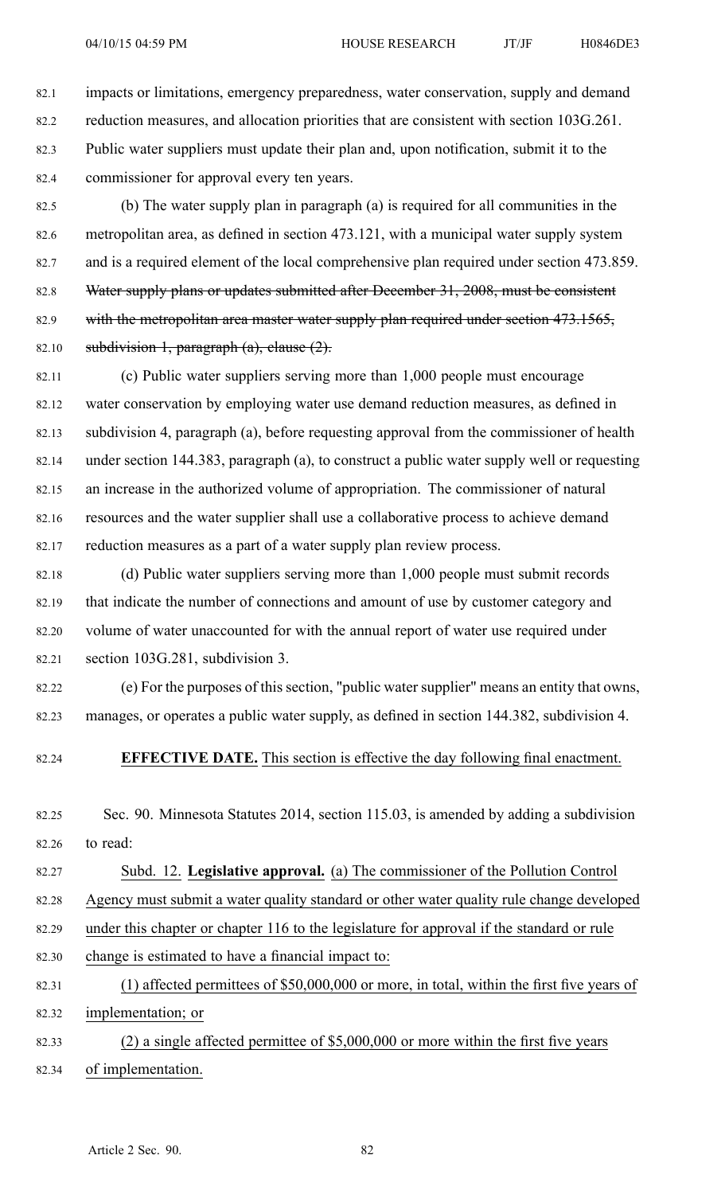impacts or limitations, emergency preparedness, water conservation, supply and demand reduction measures, and allocation priorities that are consistent with section 103G.261. Public water suppliers must update their plan and, upon notification, submit it to the commissioner for approval every ten years.

(b) The water supply plan in paragraph (a) is required for all communities in the metropolitan area, as defined in section 473.121, with a municipal water supply system and is a required element of the local comprehensive plan required under section 473.859. ~~Water supply plans or updates submitted after December 31, 2008, must be consistent with the metropolitan area master water supply plan required under section 473.1565, subdivision 1, paragraph (a), clause (2).~~

(c) Public water suppliers serving more than 1,000 people must encourage water conservation by employing water use demand reduction measures, as defined in subdivision 4, paragraph (a), before requesting approval from the commissioner of health under section 144.383, paragraph (a), to construct a public water supply well or requesting an increase in the authorized volume of appropriation. The commissioner of natural resources and the water supplier shall use a collaborative process to achieve demand reduction measures as a part of a water supply plan review process.

(d) Public water suppliers serving more than 1,000 people must submit records that indicate the number of connections and amount of use by customer category and volume of water unaccounted for with the annual report of water use required under section 103G.281, subdivision 3.

(e) For the purposes of this section, "public water supplier" means an entity that owns, manages, or operates a public water supply, as defined in section 144.382, subdivision 4.

**EFFECTIVE DATE.** <u>This section is effective the day following final enactment.</u>

Sec. 90. Minnesota Statutes 2014, section 115.03, is amended by adding a subdivision to read:

<u>Subd. 12.</u> <u>**Legislative approval.**</u> <u>(a) The commissioner of the Pollution Control Agency must submit a water quality standard or other water quality rule change developed under this chapter or chapter 116 to the legislature for approval if the standard or rule change is estimated to have a financial impact to:</u>

<u>(1) affected permittees of $50,000,000 or more, in total, within the first five years of implementation; or</u>

<u>(2) a single affected permittee of $5,000,000 or more within the first five years of implementation.</u>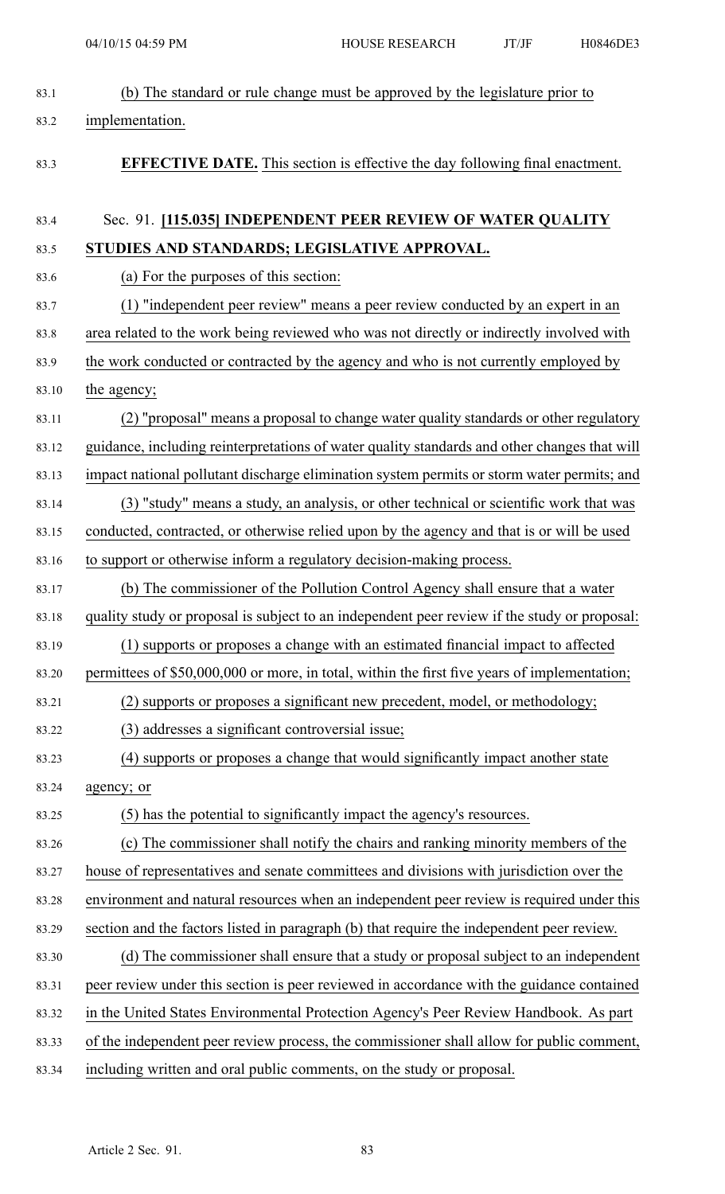(b) The standard or rule change must be approved by the legislature prior to implementation.

**EFFECTIVE DATE.** This section is effective the day following final enactment.

Sec. 91. **[115.035] INDEPENDENT PEER REVIEW OF WATER QUALITY STUDIES AND STANDARDS; LEGISLATIVE APPROVAL.**

(a) For the purposes of this section:

(1) "independent peer review" means a peer review conducted by an expert in an area related to the work being reviewed who was not directly or indirectly involved with the work conducted or contracted by the agency and who is not currently employed by the agency;

(2) "proposal" means a proposal to change water quality standards or other regulatory guidance, including reinterpretations of water quality standards and other changes that will impact national pollutant discharge elimination system permits or storm water permits; and

(3) "study" means a study, an analysis, or other technical or scientific work that was conducted, contracted, or otherwise relied upon by the agency and that is or will be used to support or otherwise inform a regulatory decision-making process.

(b) The commissioner of the Pollution Control Agency shall ensure that a water quality study or proposal is subject to an independent peer review if the study or proposal:

(1) supports or proposes a change with an estimated financial impact to affected permittees of $50,000,000 or more, in total, within the first five years of implementation;

(2) supports or proposes a significant new precedent, model, or methodology;

(3) addresses a significant controversial issue;

(4) supports or proposes a change that would significantly impact another state agency; or

(5) has the potential to significantly impact the agency's resources.

(c) The commissioner shall notify the chairs and ranking minority members of the house of representatives and senate committees and divisions with jurisdiction over the environment and natural resources when an independent peer review is required under this section and the factors listed in paragraph (b) that require the independent peer review.

(d) The commissioner shall ensure that a study or proposal subject to an independent peer review under this section is peer reviewed in accordance with the guidance contained in the United States Environmental Protection Agency's Peer Review Handbook. As part of the independent peer review process, the commissioner shall allow for public comment, including written and oral public comments, on the study or proposal.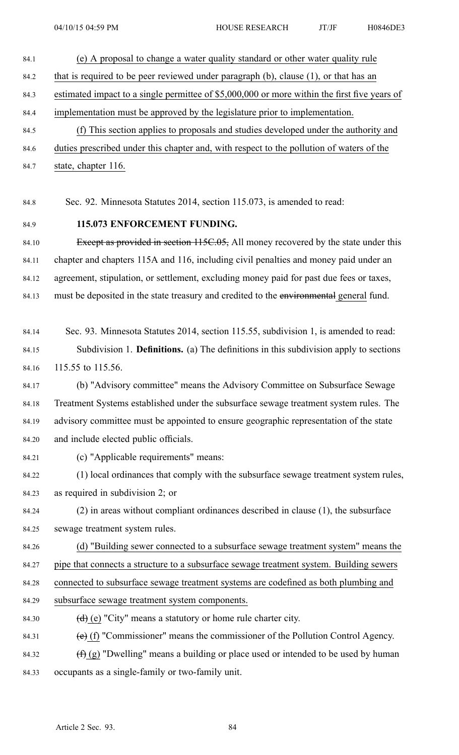(e) A proposal to change a water quality standard or other water quality rule that is required to be peer reviewed under paragraph (b), clause (1), or that has an estimated impact to a single permittee of $5,000,000 or more within the first five years of implementation must be approved by the legislature prior to implementation.

(f) This section applies to proposals and studies developed under the authority and duties prescribed under this chapter and, with respect to the pollution of waters of the state, chapter 116.

Sec. 92. Minnesota Statutes 2014, section 115.073, is amended to read:

**115.073 ENFORCEMENT FUNDING.**

~~Except as provided in section 115C.05,~~ All money recovered by the state under this chapter and chapters 115A and 116, including civil penalties and money paid under an agreement, stipulation, or settlement, excluding money paid for past due fees or taxes, must be deposited in the state treasury and credited to the ~~environmental~~ general fund.

Sec. 93. Minnesota Statutes 2014, section 115.55, subdivision 1, is amended to read:

Subdivision 1. **Definitions.** (a) The definitions in this subdivision apply to sections 115.55 to 115.56.

(b) "Advisory committee" means the Advisory Committee on Subsurface Sewage Treatment Systems established under the subsurface sewage treatment system rules. The advisory committee must be appointed to ensure geographic representation of the state and include elected public officials.

(c) "Applicable requirements" means:

(1) local ordinances that comply with the subsurface sewage treatment system rules, as required in subdivision 2; or

(2) in areas without compliant ordinances described in clause (1), the subsurface sewage treatment system rules.

(d) "Building sewer connected to a subsurface sewage treatment system" means the pipe that connects a structure to a subsurface sewage treatment system. Building sewers connected to subsurface sewage treatment systems are codefined as both plumbing and subsurface sewage treatment system components.

~~(d)~~ (e) "City" means a statutory or home rule charter city.

~~(e)~~ (f) "Commissioner" means the commissioner of the Pollution Control Agency.

~~(f)~~ (g) "Dwelling" means a building or place used or intended to be used by human occupants as a single-family or two-family unit.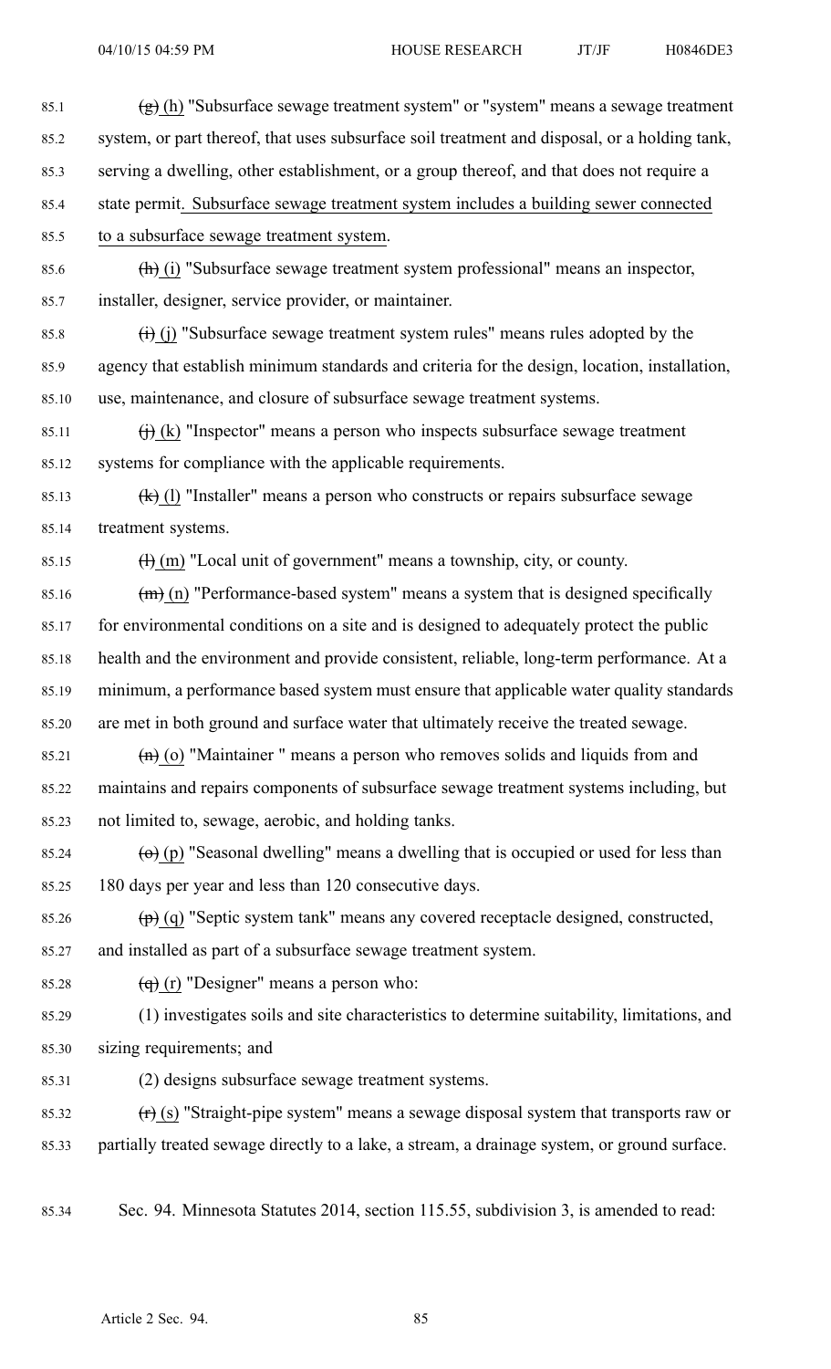~~(g)~~ (h) "Subsurface sewage treatment system" or "system" means a sewage treatment system, or part thereof, that uses subsurface soil treatment and disposal, or a holding tank, serving a dwelling, other establishment, or a group thereof, and that does not require a state permit. Subsurface sewage treatment system includes a building sewer connected to a subsurface sewage treatment system.

~~(h)~~ (i) "Subsurface sewage treatment system professional" means an inspector, installer, designer, service provider, or maintainer.

~~(i)~~ (j) "Subsurface sewage treatment system rules" means rules adopted by the agency that establish minimum standards and criteria for the design, location, installation, use, maintenance, and closure of subsurface sewage treatment systems.

~~(j)~~ (k) "Inspector" means a person who inspects subsurface sewage treatment systems for compliance with the applicable requirements.

~~(k)~~ (l) "Installer" means a person who constructs or repairs subsurface sewage treatment systems.

~~(l)~~ (m) "Local unit of government" means a township, city, or county.

~~(m)~~ (n) "Performance-based system" means a system that is designed specifically for environmental conditions on a site and is designed to adequately protect the public health and the environment and provide consistent, reliable, long-term performance. At a minimum, a performance based system must ensure that applicable water quality standards are met in both ground and surface water that ultimately receive the treated sewage.

~~(n)~~ (o) "Maintainer " means a person who removes solids and liquids from and maintains and repairs components of subsurface sewage treatment systems including, but not limited to, sewage, aerobic, and holding tanks.

~~(o)~~ (p) "Seasonal dwelling" means a dwelling that is occupied or used for less than 180 days per year and less than 120 consecutive days.

~~(p)~~ (q) "Septic system tank" means any covered receptacle designed, constructed, and installed as part of a subsurface sewage treatment system.

~~(q)~~ (r) "Designer" means a person who:

(1) investigates soils and site characteristics to determine suitability, limitations, and sizing requirements; and

(2) designs subsurface sewage treatment systems.

~~(r)~~ (s) "Straight-pipe system" means a sewage disposal system that transports raw or partially treated sewage directly to a lake, a stream, a drainage system, or ground surface.

Sec. 94. Minnesota Statutes 2014, section 115.55, subdivision 3, is amended to read: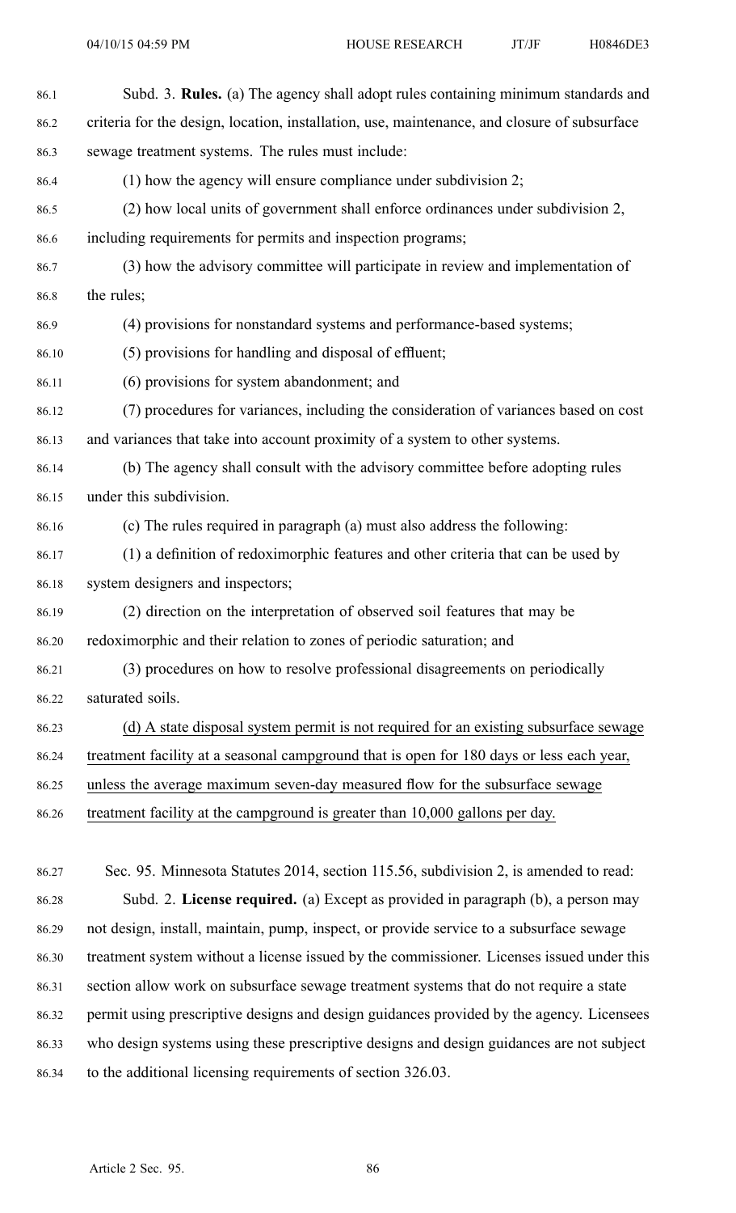Subd. 3. **Rules.** (a) The agency shall adopt rules containing minimum standards and criteria for the design, location, installation, use, maintenance, and closure of subsurface sewage treatment systems. The rules must include:

(1) how the agency will ensure compliance under subdivision 2;

(2) how local units of government shall enforce ordinances under subdivision 2, including requirements for permits and inspection programs;

(3) how the advisory committee will participate in review and implementation of the rules;

(4) provisions for nonstandard systems and performance-based systems;

(5) provisions for handling and disposal of effluent;

(6) provisions for system abandonment; and

(7) procedures for variances, including the consideration of variances based on cost and variances that take into account proximity of a system to other systems.

(b) The agency shall consult with the advisory committee before adopting rules under this subdivision.

(c) The rules required in paragraph (a) must also address the following:

(1) a definition of redoximorphic features and other criteria that can be used by system designers and inspectors;

(2) direction on the interpretation of observed soil features that may be redoximorphic and their relation to zones of periodic saturation; and

(3) procedures on how to resolve professional disagreements on periodically saturated soils.

<u>(d) A state disposal system permit is not required for an existing subsurface sewage treatment facility at a seasonal campground that is open for 180 days or less each year, unless the average maximum seven-day measured flow for the subsurface sewage treatment facility at the campground is greater than 10,000 gallons per day.</u>

Sec. 95. Minnesota Statutes 2014, section 115.56, subdivision 2, is amended to read:

Subd. 2. **License required.** (a) Except as provided in paragraph (b), a person may not design, install, maintain, pump, inspect, or provide service to a subsurface sewage treatment system without a license issued by the commissioner. Licenses issued under this section allow work on subsurface sewage treatment systems that do not require a state permit using prescriptive designs and design guidances provided by the agency. Licensees who design systems using these prescriptive designs and design guidances are not subject to the additional licensing requirements of section 326.03.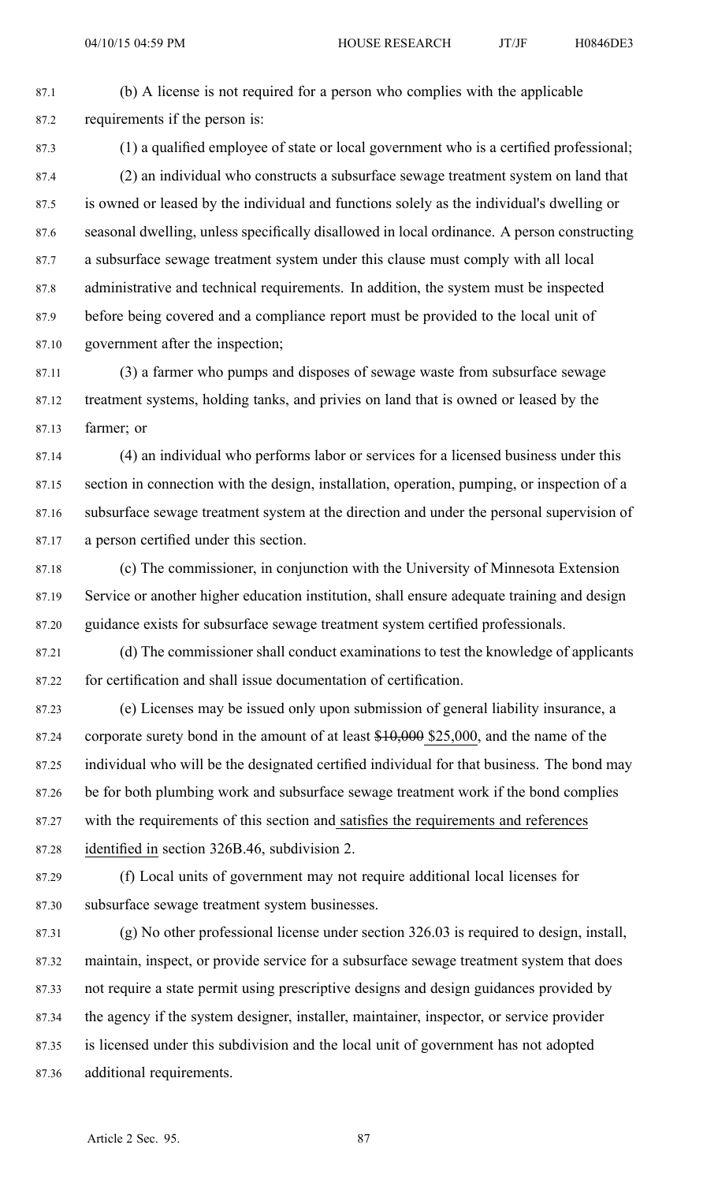(b) A license is not required for a person who complies with the applicable requirements if the person is:

(1) a qualified employee of state or local government who is a certified professional;

(2) an individual who constructs a subsurface sewage treatment system on land that is owned or leased by the individual and functions solely as the individual's dwelling or seasonal dwelling, unless specifically disallowed in local ordinance. A person constructing a subsurface sewage treatment system under this clause must comply with all local administrative and technical requirements. In addition, the system must be inspected before being covered and a compliance report must be provided to the local unit of government after the inspection;

(3) a farmer who pumps and disposes of sewage waste from subsurface sewage treatment systems, holding tanks, and privies on land that is owned or leased by the farmer; or

(4) an individual who performs labor or services for a licensed business under this section in connection with the design, installation, operation, pumping, or inspection of a subsurface sewage treatment system at the direction and under the personal supervision of a person certified under this section.

(c) The commissioner, in conjunction with the University of Minnesota Extension Service or another higher education institution, shall ensure adequate training and design guidance exists for subsurface sewage treatment system certified professionals.

(d) The commissioner shall conduct examinations to test the knowledge of applicants for certification and shall issue documentation of certification.

(e) Licenses may be issued only upon submission of general liability insurance, a corporate surety bond in the amount of at least ~~$10,000~~ $25,000, and the name of the individual who will be the designated certified individual for that business. The bond may be for both plumbing work and subsurface sewage treatment work if the bond complies with the requirements of this section and satisfies the requirements and references identified in section 326B.46, subdivision 2.

(f) Local units of government may not require additional local licenses for subsurface sewage treatment system businesses.

(g) No other professional license under section 326.03 is required to design, install, maintain, inspect, or provide service for a subsurface sewage treatment system that does not require a state permit using prescriptive designs and design guidances provided by the agency if the system designer, installer, maintainer, inspector, or service provider is licensed under this subdivision and the local unit of government has not adopted additional requirements.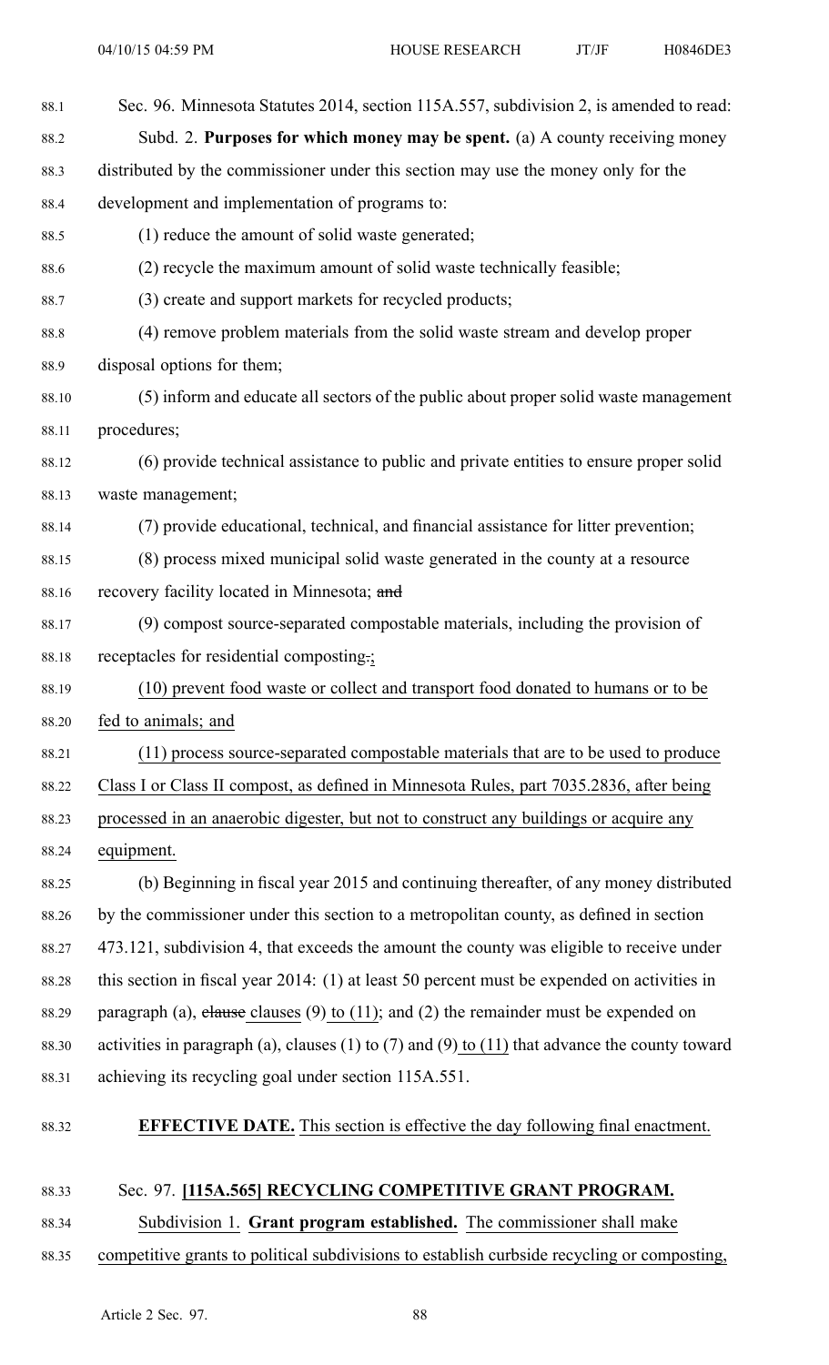Sec. 96. Minnesota Statutes 2014, section 115A.557, subdivision 2, is amended to read:

Subd. 2. **Purposes for which money may be spent.** (a) A county receiving money distributed by the commissioner under this section may use the money only for the development and implementation of programs to:

(1) reduce the amount of solid waste generated;

(2) recycle the maximum amount of solid waste technically feasible;

(3) create and support markets for recycled products;

(4) remove problem materials from the solid waste stream and develop proper disposal options for them;

(5) inform and educate all sectors of the public about proper solid waste management procedures;

(6) provide technical assistance to public and private entities to ensure proper solid waste management;

(7) provide educational, technical, and financial assistance for litter prevention;

(8) process mixed municipal solid waste generated in the county at a resource recovery facility located in Minnesota; ~~and~~

(9) compost source-separated compostable materials, including the provision of receptacles for residential composting~~.~~;

(10) prevent food waste or collect and transport food donated to humans or to be fed to animals; and

(11) process source-separated compostable materials that are to be used to produce Class I or Class II compost, as defined in Minnesota Rules, part 7035.2836, after being processed in an anaerobic digester, but not to construct any buildings or acquire any equipment.

(b) Beginning in fiscal year 2015 and continuing thereafter, of any money distributed by the commissioner under this section to a metropolitan county, as defined in section 473.121, subdivision 4, that exceeds the amount the county was eligible to receive under this section in fiscal year 2014: (1) at least 50 percent must be expended on activities in paragraph (a), ~~clause~~ clauses (9) to (11); and (2) the remainder must be expended on activities in paragraph (a), clauses (1) to (7) and (9) to (11) that advance the county toward achieving its recycling goal under section 115A.551.

**EFFECTIVE DATE.** This section is effective the day following final enactment.

Sec. 97. **[115A.565] RECYCLING COMPETITIVE GRANT PROGRAM.**

Subdivision 1. **Grant program established.** The commissioner shall make competitive grants to political subdivisions to establish curbside recycling or composting,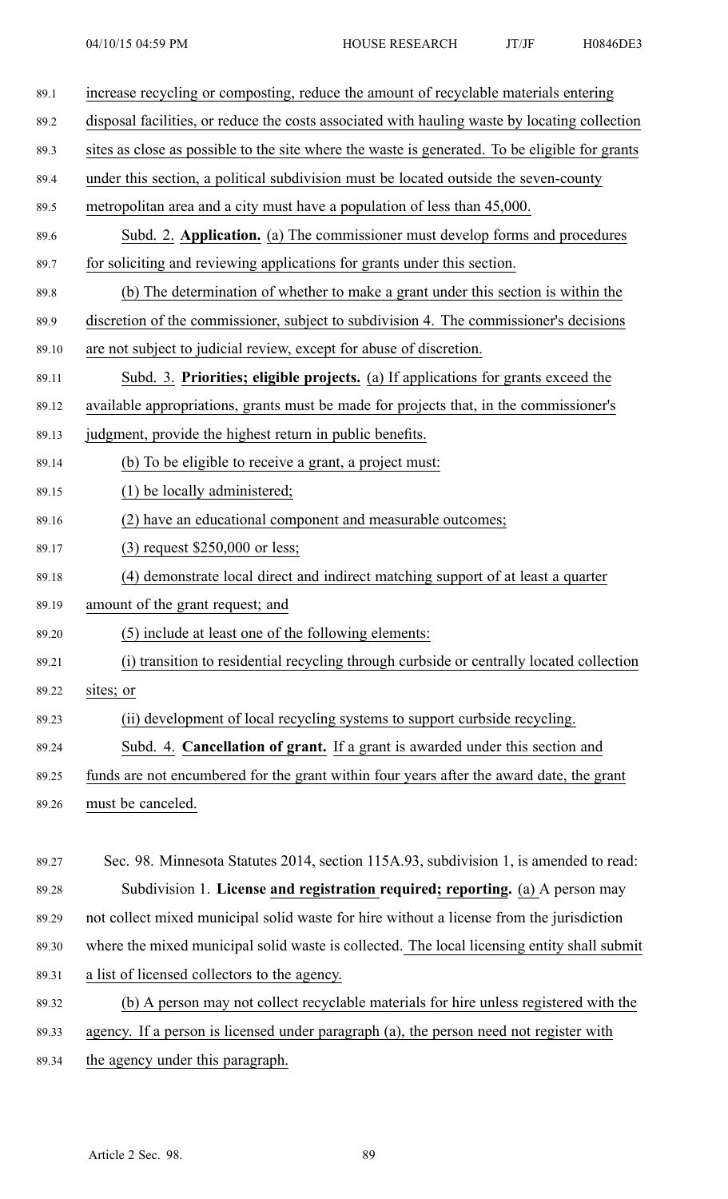increase recycling or composting, reduce the amount of recyclable materials entering disposal facilities, or reduce the costs associated with hauling waste by locating collection sites as close as possible to the site where the waste is generated. To be eligible for grants under this section, a political subdivision must be located outside the seven-county metropolitan area and a city must have a population of less than 45,000.

Subd. 2. **Application.** (a) The commissioner must develop forms and procedures for soliciting and reviewing applications for grants under this section.

(b) The determination of whether to make a grant under this section is within the discretion of the commissioner, subject to subdivision 4. The commissioner's decisions are not subject to judicial review, except for abuse of discretion.

Subd. 3. **Priorities; eligible projects.** (a) If applications for grants exceed the available appropriations, grants must be made for projects that, in the commissioner's judgment, provide the highest return in public benefits.

(b) To be eligible to receive a grant, a project must:

(1) be locally administered;

(2) have an educational component and measurable outcomes;

(3) request $250,000 or less;

(4) demonstrate local direct and indirect matching support of at least a quarter amount of the grant request; and

(5) include at least one of the following elements:

(i) transition to residential recycling through curbside or centrally located collection sites; or

(ii) development of local recycling systems to support curbside recycling.

Subd. 4. **Cancellation of grant.** If a grant is awarded under this section and funds are not encumbered for the grant within four years after the award date, the grant must be canceled.

Sec. 98. Minnesota Statutes 2014, section 115A.93, subdivision 1, is amended to read:

Subdivision 1. **License and registration required; reporting.** (a) A person may not collect mixed municipal solid waste for hire without a license from the jurisdiction where the mixed municipal solid waste is collected. The local licensing entity shall submit a list of licensed collectors to the agency.

(b) A person may not collect recyclable materials for hire unless registered with the agency. If a person is licensed under paragraph (a), the person need not register with the agency under this paragraph.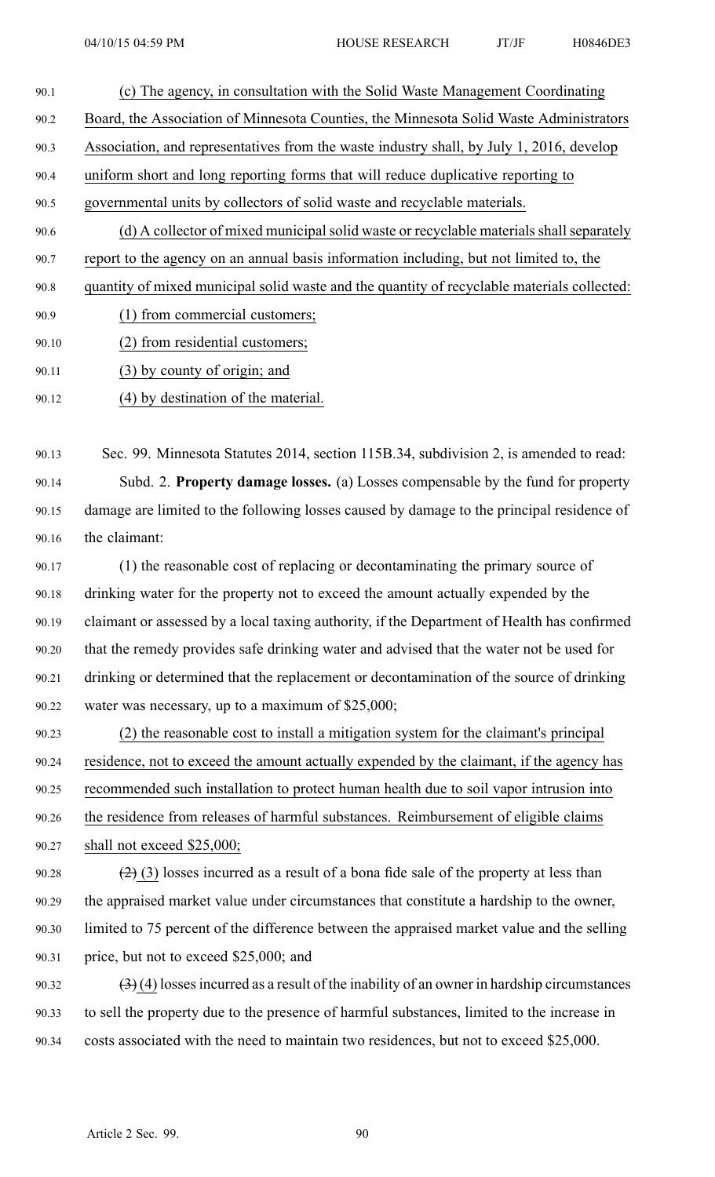(c) The agency, in consultation with the Solid Waste Management Coordinating Board, the Association of Minnesota Counties, the Minnesota Solid Waste Administrators Association, and representatives from the waste industry shall, by July 1, 2016, develop uniform short and long reporting forms that will reduce duplicative reporting to governmental units by collectors of solid waste and recyclable materials.

(d) A collector of mixed municipal solid waste or recyclable materials shall separately report to the agency on an annual basis information including, but not limited to, the quantity of mixed municipal solid waste and the quantity of recyclable materials collected:

(1) from commercial customers;

(2) from residential customers;

(3) by county of origin; and

(4) by destination of the material.

Sec. 99. Minnesota Statutes 2014, section 115B.34, subdivision 2, is amended to read:

Subd. 2. **Property damage losses.** (a) Losses compensable by the fund for property damage are limited to the following losses caused by damage to the principal residence of the claimant:

(1) the reasonable cost of replacing or decontaminating the primary source of drinking water for the property not to exceed the amount actually expended by the claimant or assessed by a local taxing authority, if the Department of Health has confirmed that the remedy provides safe drinking water and advised that the water not be used for drinking or determined that the replacement or decontamination of the source of drinking water was necessary, up to a maximum of $25,000;

(2) the reasonable cost to install a mitigation system for the claimant's principal residence, not to exceed the amount actually expended by the claimant, if the agency has recommended such installation to protect human health due to soil vapor intrusion into the residence from releases of harmful substances. Reimbursement of eligible claims shall not exceed $25,000;

~~(2)~~ (3) losses incurred as a result of a bona fide sale of the property at less than the appraised market value under circumstances that constitute a hardship to the owner, limited to 75 percent of the difference between the appraised market value and the selling price, but not to exceed $25,000; and

~~(3)~~ (4) losses incurred as a result of the inability of an owner in hardship circumstances to sell the property due to the presence of harmful substances, limited to the increase in costs associated with the need to maintain two residences, but not to exceed $25,000.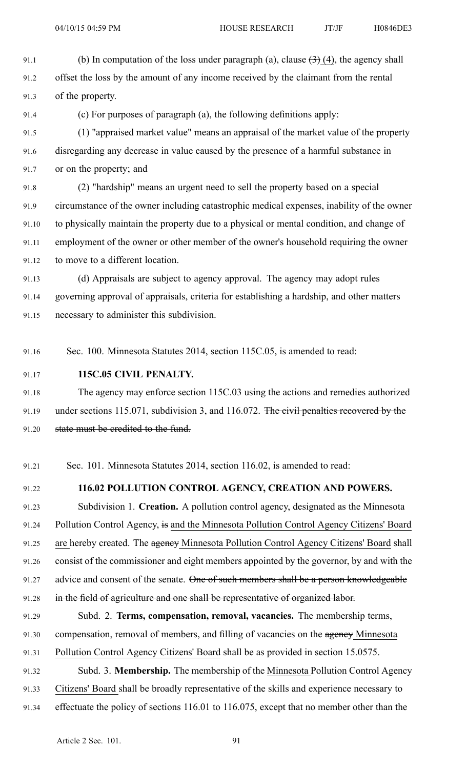(b) In computation of the loss under paragraph (a), clause ~~(3)~~ (4), the agency shall offset the loss by the amount of any income received by the claimant from the rental of the property.

(c) For purposes of paragraph (a), the following definitions apply:

(1) "appraised market value" means an appraisal of the market value of the property disregarding any decrease in value caused by the presence of a harmful substance in or on the property; and

(2) "hardship" means an urgent need to sell the property based on a special circumstance of the owner including catastrophic medical expenses, inability of the owner to physically maintain the property due to a physical or mental condition, and change of employment of the owner or other member of the owner's household requiring the owner to move to a different location.

(d) Appraisals are subject to agency approval. The agency may adopt rules governing approval of appraisals, criteria for establishing a hardship, and other matters necessary to administer this subdivision.

Sec. 100. Minnesota Statutes 2014, section 115C.05, is amended to read:

**115C.05 CIVIL PENALTY.**

The agency may enforce section 115C.03 using the actions and remedies authorized under sections 115.071, subdivision 3, and 116.072. ~~The civil penalties recovered by the state must be credited to the fund.~~

Sec. 101. Minnesota Statutes 2014, section 116.02, is amended to read:

**116.02 POLLUTION CONTROL AGENCY, CREATION AND POWERS.**

Subdivision 1. **Creation.** A pollution control agency, designated as the Minnesota Pollution Control Agency, ~~is~~ and the Minnesota Pollution Control Agency Citizens' Board are hereby created. The ~~agency~~ Minnesota Pollution Control Agency Citizens' Board shall consist of the commissioner and eight members appointed by the governor, by and with the advice and consent of the senate. ~~One of such members shall be a person knowledgeable in the field of agriculture and one shall be representative of organized labor.~~

Subd. 2. **Terms, compensation, removal, vacancies.** The membership terms, compensation, removal of members, and filling of vacancies on the ~~agency~~ Minnesota Pollution Control Agency Citizens' Board shall be as provided in section 15.0575.

Subd. 3. **Membership.** The membership of the Minnesota Pollution Control Agency Citizens' Board shall be broadly representative of the skills and experience necessary to effectuate the policy of sections 116.01 to 116.075, except that no member other than the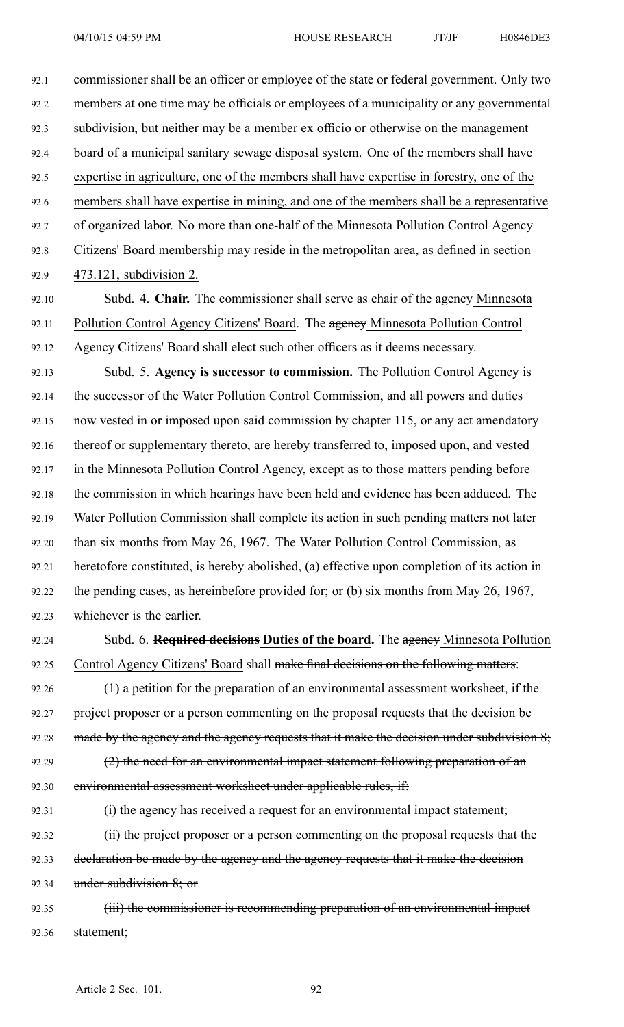commissioner shall be an officer or employee of the state or federal government. Only two members at one time may be officials or employees of a municipality or any governmental subdivision, but neither may be a member ex officio or otherwise on the management board of a municipal sanitary sewage disposal system. One of the members shall have expertise in agriculture, one of the members shall have expertise in forestry, one of the members shall have expertise in mining, and one of the members shall be a representative of organized labor. No more than one-half of the Minnesota Pollution Control Agency Citizens' Board membership may reside in the metropolitan area, as defined in section 473.121, subdivision 2.

Subd. 4. **Chair.** The commissioner shall serve as chair of the ~~agency~~ Minnesota Pollution Control Agency Citizens' Board. The ~~agency~~ Minnesota Pollution Control Agency Citizens' Board shall elect ~~such~~ other officers as it deems necessary.

Subd. 5. **Agency is successor to commission.** The Pollution Control Agency is the successor of the Water Pollution Control Commission, and all powers and duties now vested in or imposed upon said commission by chapter 115, or any act amendatory thereof or supplementary thereto, are hereby transferred to, imposed upon, and vested in the Minnesota Pollution Control Agency, except as to those matters pending before the commission in which hearings have been held and evidence has been adduced. The Water Pollution Commission shall complete its action in such pending matters not later than six months from May 26, 1967. The Water Pollution Control Commission, as heretofore constituted, is hereby abolished, (a) effective upon completion of its action in the pending cases, as hereinbefore provided for; or (b) six months from May 26, 1967, whichever is the earlier.

Subd. 6. ~~**Required decisions**~~ **Duties of the board.** The ~~agency~~ Minnesota Pollution Control Agency Citizens' Board shall ~~make final decisions on the following matters~~:

~~(1) a petition for the preparation of an environmental assessment worksheet, if the project proposer or a person commenting on the proposal requests that the decision be made by the agency and the agency requests that it make the decision under subdivision 8;~~

~~(2) the need for an environmental impact statement following preparation of an environmental assessment worksheet under applicable rules, if:~~

~~(i) the agency has received a request for an environmental impact statement;~~

~~(ii) the project proposer or a person commenting on the proposal requests that the declaration be made by the agency and the agency requests that it make the decision under subdivision 8; or~~

~~(iii) the commissioner is recommending preparation of an environmental impact statement;~~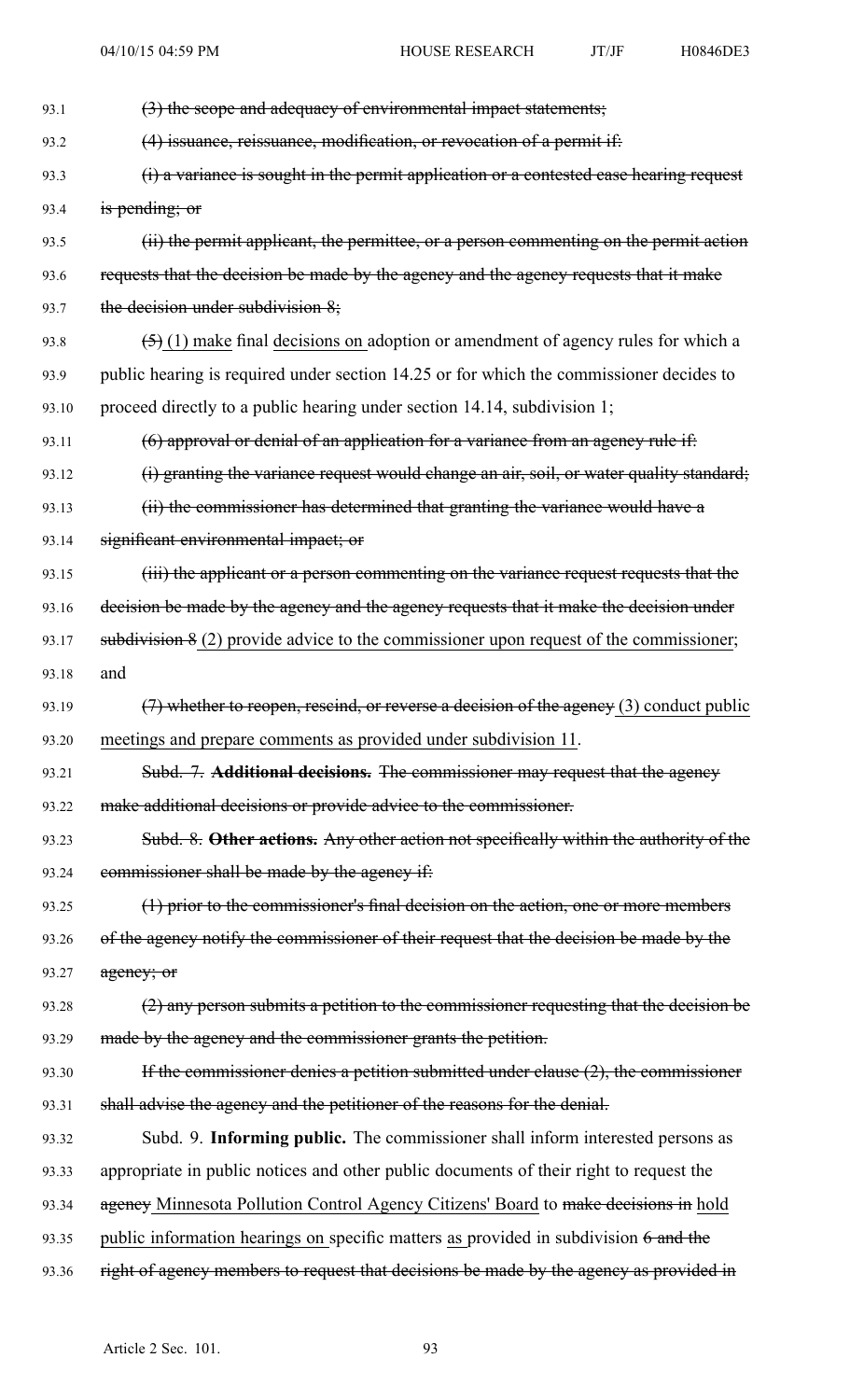~~(3) the scope and adequacy of environmental impact statements;~~

~~(4) issuance, reissuance, modification, or revocation of a permit if:~~

~~(i) a variance is sought in the permit application or a contested case hearing request is pending; or~~

~~(ii) the permit applicant, the permittee, or a person commenting on the permit action requests that the decision be made by the agency and the agency requests that it make the decision under subdivision 8;~~

~~(5)~~ (1) make final decisions on adoption or amendment of agency rules for which a public hearing is required under section 14.25 or for which the commissioner decides to proceed directly to a public hearing under section 14.14, subdivision 1;

~~(6) approval or denial of an application for a variance from an agency rule if:~~

~~(i) granting the variance request would change an air, soil, or water quality standard;~~

~~(ii) the commissioner has determined that granting the variance would have a significant environmental impact; or~~

~~(iii) the applicant or a person commenting on the variance request requests that the decision be made by the agency and the agency requests that it make the decision under subdivision 8~~ (2) provide advice to the commissioner upon request of the commissioner; and

~~(7) whether to reopen, rescind, or reverse a decision of the agency~~ (3) conduct public meetings and prepare comments as provided under subdivision 11.

~~Subd. 7. **Additional decisions.** The commissioner may request that the agency make additional decisions or provide advice to the commissioner.~~

~~Subd. 8. **Other actions.** Any other action not specifically within the authority of the commissioner shall be made by the agency if:~~

~~(1) prior to the commissioner's final decision on the action, one or more members of the agency notify the commissioner of their request that the decision be made by the agency; or~~

~~(2) any person submits a petition to the commissioner requesting that the decision be made by the agency and the commissioner grants the petition.~~

~~If the commissioner denies a petition submitted under clause (2), the commissioner shall advise the agency and the petitioner of the reasons for the denial.~~

Subd. 9. **Informing public.** The commissioner shall inform interested persons as appropriate in public notices and other public documents of their right to request the ~~agency~~ Minnesota Pollution Control Agency Citizens' Board to ~~make decisions in~~ hold public information hearings on specific matters as provided in subdivision ~~6 and the right of agency members to request that decisions be made by the agency as provided in~~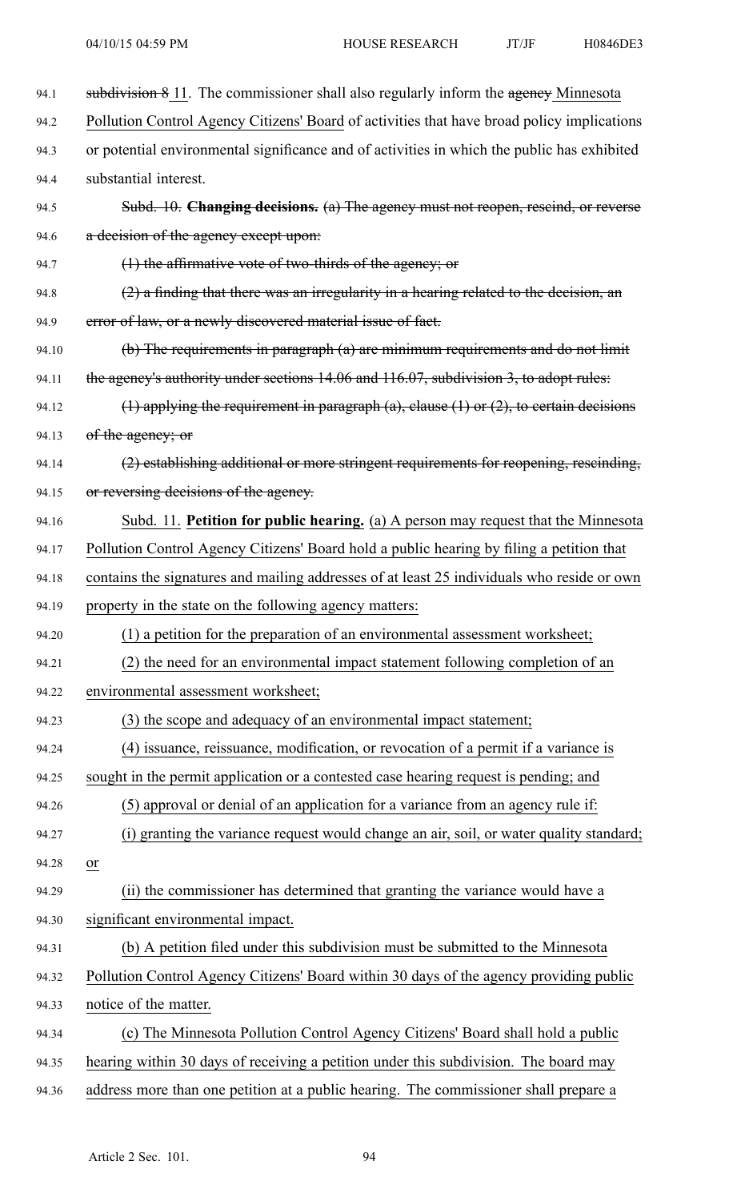~~subdivision 8~~ 11. The commissioner shall also regularly inform the ~~agency~~ Minnesota Pollution Control Agency Citizens' Board of activities that have broad policy implications or potential environmental significance and of activities in which the public has exhibited substantial interest.

~~Subd. 10. **Changing decisions.** (a) The agency must not reopen, rescind, or reverse a decision of the agency except upon:~~

~~(1) the affirmative vote of two-thirds of the agency; or~~

~~(2) a finding that there was an irregularity in a hearing related to the decision, an error of law, or a newly discovered material issue of fact.~~

~~(b) The requirements in paragraph (a) are minimum requirements and do not limit the agency's authority under sections 14.06 and 116.07, subdivision 3, to adopt rules:~~

~~(1) applying the requirement in paragraph (a), clause (1) or (2), to certain decisions of the agency; or~~

~~(2) establishing additional or more stringent requirements for reopening, rescinding, or reversing decisions of the agency.~~

Subd. 11. **Petition for public hearing.** (a) A person may request that the Minnesota Pollution Control Agency Citizens' Board hold a public hearing by filing a petition that contains the signatures and mailing addresses of at least 25 individuals who reside or own property in the state on the following agency matters:

(1) a petition for the preparation of an environmental assessment worksheet;

(2) the need for an environmental impact statement following completion of an environmental assessment worksheet;

(3) the scope and adequacy of an environmental impact statement;

(4) issuance, reissuance, modification, or revocation of a permit if a variance is sought in the permit application or a contested case hearing request is pending; and

(5) approval or denial of an application for a variance from an agency rule if:

(i) granting the variance request would change an air, soil, or water quality standard; or

(ii) the commissioner has determined that granting the variance would have a significant environmental impact.

(b) A petition filed under this subdivision must be submitted to the Minnesota Pollution Control Agency Citizens' Board within 30 days of the agency providing public notice of the matter.

(c) The Minnesota Pollution Control Agency Citizens' Board shall hold a public hearing within 30 days of receiving a petition under this subdivision. The board may address more than one petition at a public hearing. The commissioner shall prepare a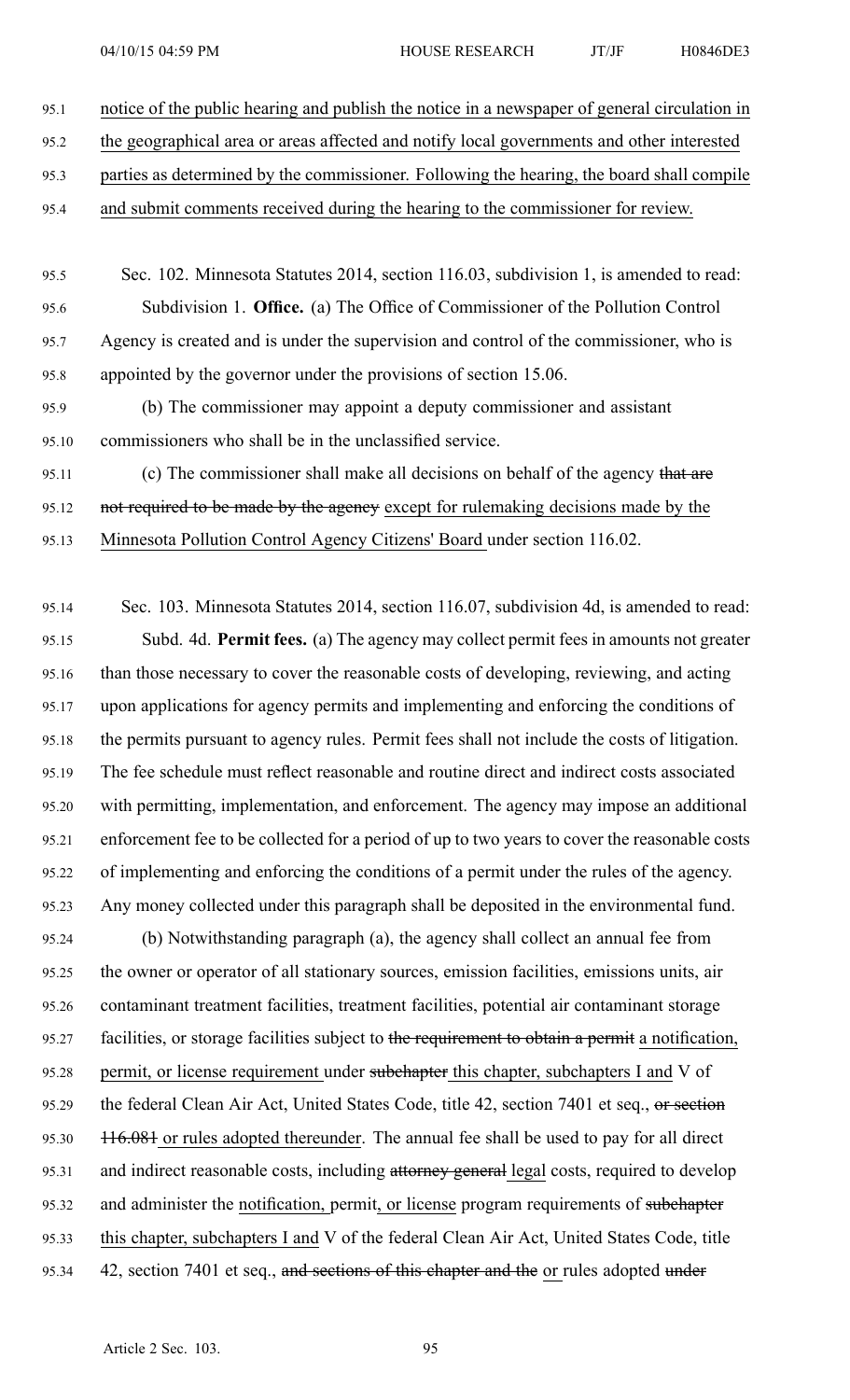notice of the public hearing and publish the notice in a newspaper of general circulation in the geographical area or areas affected and notify local governments and other interested parties as determined by the commissioner. Following the hearing, the board shall compile and submit comments received during the hearing to the commissioner for review.

Sec. 102. Minnesota Statutes 2014, section 116.03, subdivision 1, is amended to read:

Subdivision 1. **Office.** (a) The Office of Commissioner of the Pollution Control Agency is created and is under the supervision and control of the commissioner, who is appointed by the governor under the provisions of section 15.06.

(b) The commissioner may appoint a deputy commissioner and assistant commissioners who shall be in the unclassified service.

(c) The commissioner shall make all decisions on behalf of the agency ~~that are not required to be made by the agency~~ except for rulemaking decisions made by the Minnesota Pollution Control Agency Citizens' Board under section 116.02.

Sec. 103. Minnesota Statutes 2014, section 116.07, subdivision 4d, is amended to read:

Subd. 4d. **Permit fees.** (a) The agency may collect permit fees in amounts not greater than those necessary to cover the reasonable costs of developing, reviewing, and acting upon applications for agency permits and implementing and enforcing the conditions of the permits pursuant to agency rules. Permit fees shall not include the costs of litigation. The fee schedule must reflect reasonable and routine direct and indirect costs associated with permitting, implementation, and enforcement. The agency may impose an additional enforcement fee to be collected for a period of up to two years to cover the reasonable costs of implementing and enforcing the conditions of a permit under the rules of the agency. Any money collected under this paragraph shall be deposited in the environmental fund.

(b) Notwithstanding paragraph (a), the agency shall collect an annual fee from the owner or operator of all stationary sources, emission facilities, emissions units, air contaminant treatment facilities, treatment facilities, potential air contaminant storage facilities, or storage facilities subject to ~~the requirement to obtain a permit~~ a notification, permit, or license requirement under ~~subchapter~~ this chapter, subchapters I and V of the federal Clean Air Act, United States Code, title 42, section 7401 et seq., ~~or section 116.081~~ or rules adopted thereunder. The annual fee shall be used to pay for all direct and indirect reasonable costs, including ~~attorney general~~ legal costs, required to develop and administer the notification, permit, or license program requirements of ~~subchapter~~ this chapter, subchapters I and V of the federal Clean Air Act, United States Code, title 42, section 7401 et seq., ~~and sections of this chapter and the~~ or rules adopted ~~under~~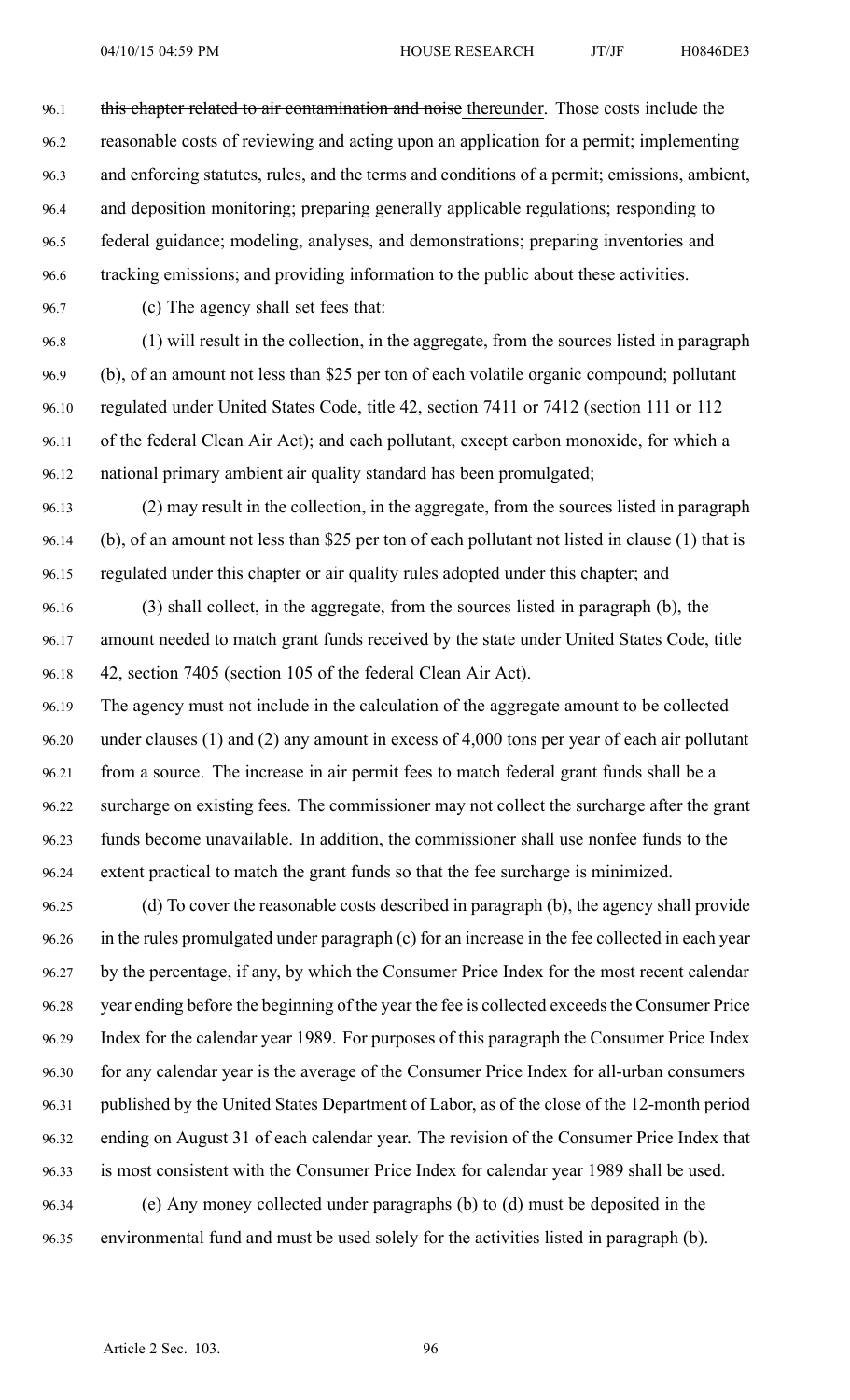~~this chapter related to air contamination and noise~~ thereunder. Those costs include the reasonable costs of reviewing and acting upon an application for a permit; implementing and enforcing statutes, rules, and the terms and conditions of a permit; emissions, ambient, and deposition monitoring; preparing generally applicable regulations; responding to federal guidance; modeling, analyses, and demonstrations; preparing inventories and tracking emissions; and providing information to the public about these activities.

(c) The agency shall set fees that:

(1) will result in the collection, in the aggregate, from the sources listed in paragraph (b), of an amount not less than $25 per ton of each volatile organic compound; pollutant regulated under United States Code, title 42, section 7411 or 7412 (section 111 or 112 of the federal Clean Air Act); and each pollutant, except carbon monoxide, for which a national primary ambient air quality standard has been promulgated;

(2) may result in the collection, in the aggregate, from the sources listed in paragraph (b), of an amount not less than $25 per ton of each pollutant not listed in clause (1) that is regulated under this chapter or air quality rules adopted under this chapter; and

(3) shall collect, in the aggregate, from the sources listed in paragraph (b), the amount needed to match grant funds received by the state under United States Code, title 42, section 7405 (section 105 of the federal Clean Air Act).

The agency must not include in the calculation of the aggregate amount to be collected under clauses (1) and (2) any amount in excess of 4,000 tons per year of each air pollutant from a source. The increase in air permit fees to match federal grant funds shall be a surcharge on existing fees. The commissioner may not collect the surcharge after the grant funds become unavailable. In addition, the commissioner shall use nonfee funds to the extent practical to match the grant funds so that the fee surcharge is minimized.

(d) To cover the reasonable costs described in paragraph (b), the agency shall provide in the rules promulgated under paragraph (c) for an increase in the fee collected in each year by the percentage, if any, by which the Consumer Price Index for the most recent calendar year ending before the beginning of the year the fee is collected exceeds the Consumer Price Index for the calendar year 1989. For purposes of this paragraph the Consumer Price Index for any calendar year is the average of the Consumer Price Index for all-urban consumers published by the United States Department of Labor, as of the close of the 12-month period ending on August 31 of each calendar year. The revision of the Consumer Price Index that is most consistent with the Consumer Price Index for calendar year 1989 shall be used.

(e) Any money collected under paragraphs (b) to (d) must be deposited in the environmental fund and must be used solely for the activities listed in paragraph (b).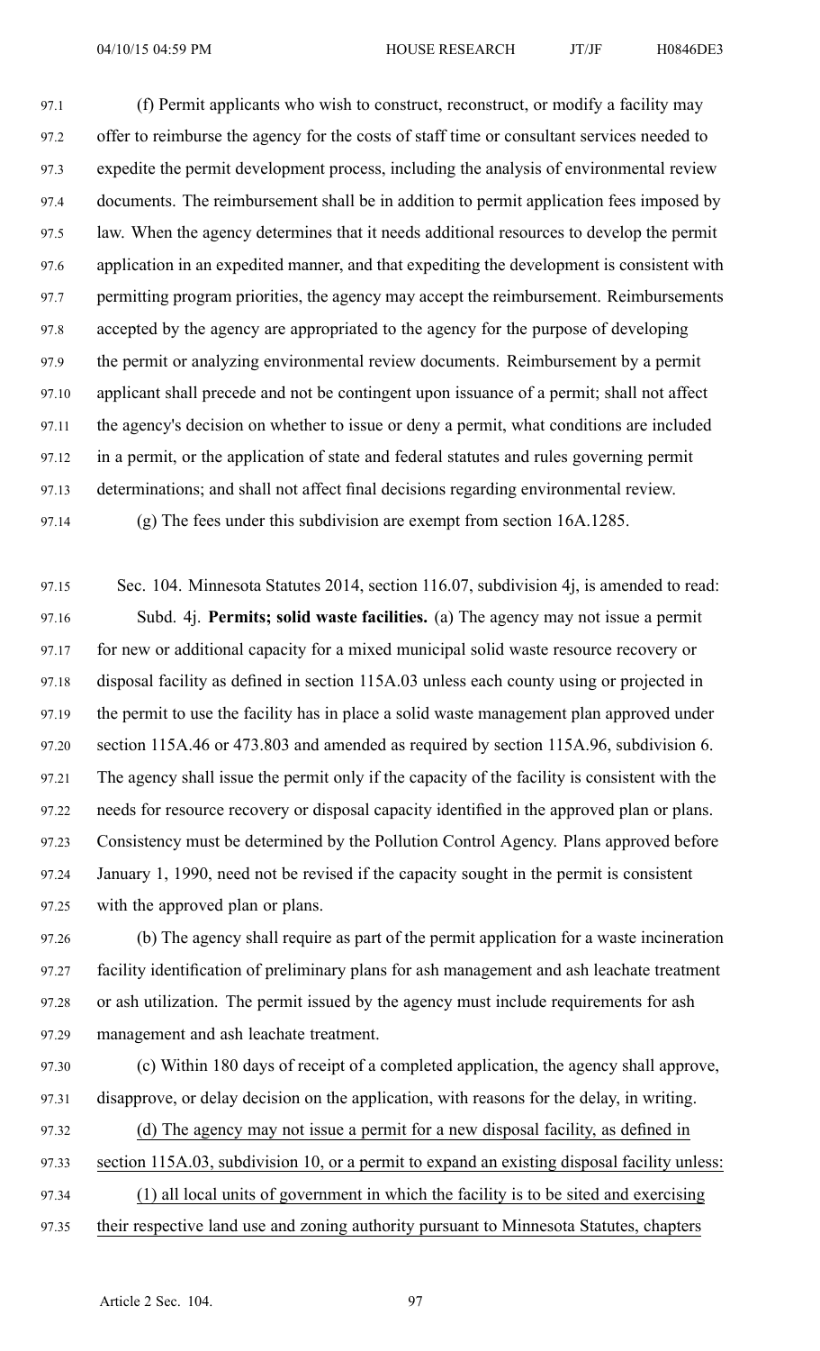(f) Permit applicants who wish to construct, reconstruct, or modify a facility may offer to reimburse the agency for the costs of staff time or consultant services needed to expedite the permit development process, including the analysis of environmental review documents. The reimbursement shall be in addition to permit application fees imposed by law. When the agency determines that it needs additional resources to develop the permit application in an expedited manner, and that expediting the development is consistent with permitting program priorities, the agency may accept the reimbursement. Reimbursements accepted by the agency are appropriated to the agency for the purpose of developing the permit or analyzing environmental review documents. Reimbursement by a permit applicant shall precede and not be contingent upon issuance of a permit; shall not affect the agency's decision on whether to issue or deny a permit, what conditions are included in a permit, or the application of state and federal statutes and rules governing permit determinations; and shall not affect final decisions regarding environmental review.

(g) The fees under this subdivision are exempt from section 16A.1285.

Sec. 104. Minnesota Statutes 2014, section 116.07, subdivision 4j, is amended to read:

Subd. 4j. **Permits; solid waste facilities.** (a) The agency may not issue a permit for new or additional capacity for a mixed municipal solid waste resource recovery or disposal facility as defined in section 115A.03 unless each county using or projected in the permit to use the facility has in place a solid waste management plan approved under section 115A.46 or 473.803 and amended as required by section 115A.96, subdivision 6. The agency shall issue the permit only if the capacity of the facility is consistent with the needs for resource recovery or disposal capacity identified in the approved plan or plans. Consistency must be determined by the Pollution Control Agency. Plans approved before January 1, 1990, need not be revised if the capacity sought in the permit is consistent with the approved plan or plans.

(b) The agency shall require as part of the permit application for a waste incineration facility identification of preliminary plans for ash management and ash leachate treatment or ash utilization. The permit issued by the agency must include requirements for ash management and ash leachate treatment.

(c) Within 180 days of receipt of a completed application, the agency shall approve, disapprove, or delay decision on the application, with reasons for the delay, in writing.

<u>(d) The agency may not issue a permit for a new disposal facility, as defined in section 115A.03, subdivision 10, or a permit to expand an existing disposal facility unless:</u>

<u>(1) all local units of government in which the facility is to be sited and exercising their respective land use and zoning authority pursuant to Minnesota Statutes, chapters</u>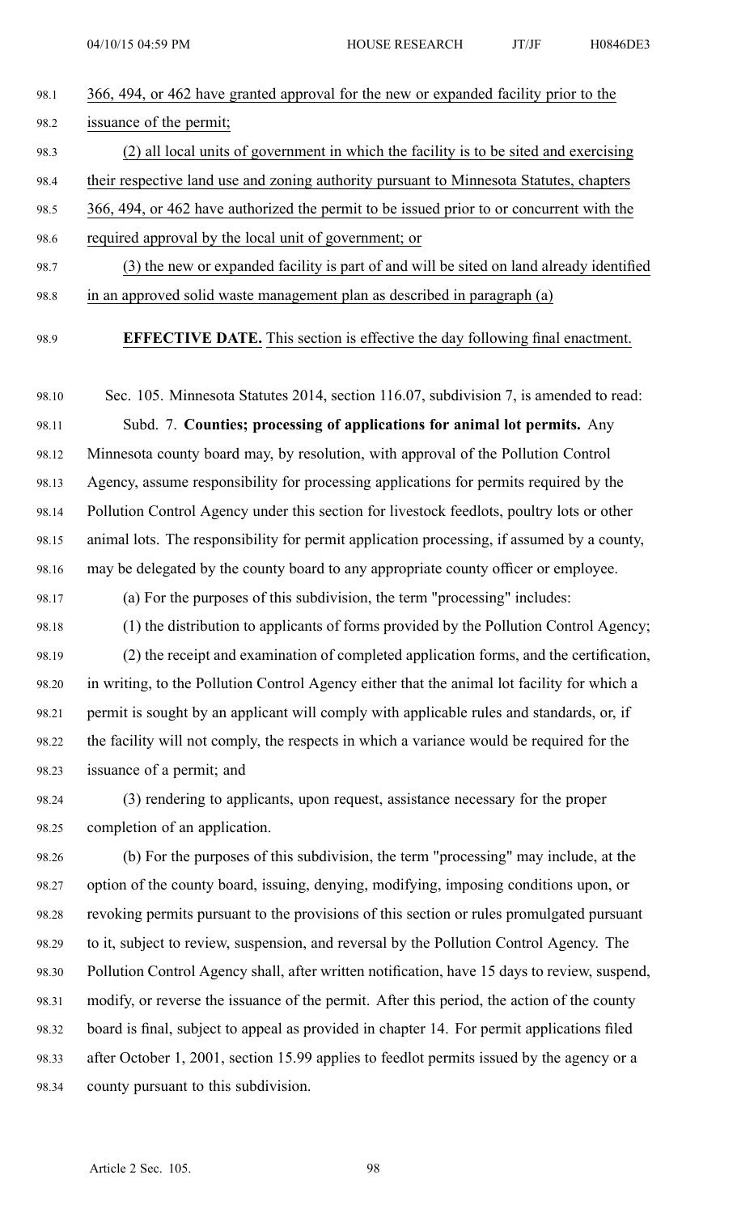366, 494, or 462 have granted approval for the new or expanded facility prior to the issuance of the permit;

(2) all local units of government in which the facility is to be sited and exercising their respective land use and zoning authority pursuant to Minnesota Statutes, chapters 366, 494, or 462 have authorized the permit to be issued prior to or concurrent with the required approval by the local unit of government; or

(3) the new or expanded facility is part of and will be sited on land already identified in an approved solid waste management plan as described in paragraph (a)

**EFFECTIVE DATE.** This section is effective the day following final enactment.

Sec. 105. Minnesota Statutes 2014, section 116.07, subdivision 7, is amended to read:

Subd. 7. **Counties; processing of applications for animal lot permits.** Any Minnesota county board may, by resolution, with approval of the Pollution Control Agency, assume responsibility for processing applications for permits required by the Pollution Control Agency under this section for livestock feedlots, poultry lots or other animal lots. The responsibility for permit application processing, if assumed by a county, may be delegated by the county board to any appropriate county officer or employee.

(a) For the purposes of this subdivision, the term "processing" includes:

(1) the distribution to applicants of forms provided by the Pollution Control Agency;

(2) the receipt and examination of completed application forms, and the certification, in writing, to the Pollution Control Agency either that the animal lot facility for which a permit is sought by an applicant will comply with applicable rules and standards, or, if the facility will not comply, the respects in which a variance would be required for the issuance of a permit; and

(3) rendering to applicants, upon request, assistance necessary for the proper completion of an application.

(b) For the purposes of this subdivision, the term "processing" may include, at the option of the county board, issuing, denying, modifying, imposing conditions upon, or revoking permits pursuant to the provisions of this section or rules promulgated pursuant to it, subject to review, suspension, and reversal by the Pollution Control Agency. The Pollution Control Agency shall, after written notification, have 15 days to review, suspend, modify, or reverse the issuance of the permit. After this period, the action of the county board is final, subject to appeal as provided in chapter 14. For permit applications filed after October 1, 2001, section 15.99 applies to feedlot permits issued by the agency or a county pursuant to this subdivision.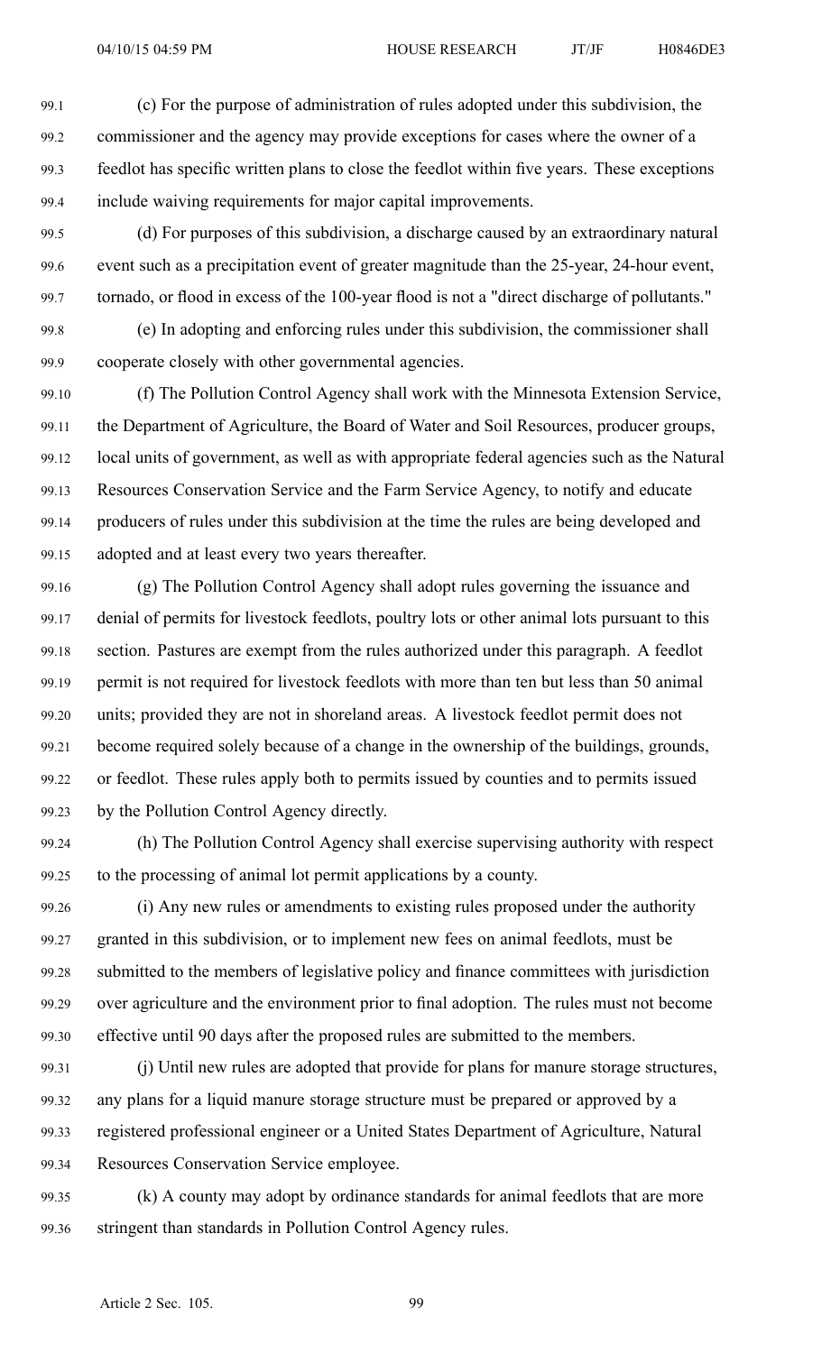(c) For the purpose of administration of rules adopted under this subdivision, the commissioner and the agency may provide exceptions for cases where the owner of a feedlot has specific written plans to close the feedlot within five years. These exceptions include waiving requirements for major capital improvements.

(d) For purposes of this subdivision, a discharge caused by an extraordinary natural event such as a precipitation event of greater magnitude than the 25-year, 24-hour event, tornado, or flood in excess of the 100-year flood is not a "direct discharge of pollutants."

(e) In adopting and enforcing rules under this subdivision, the commissioner shall cooperate closely with other governmental agencies.

(f) The Pollution Control Agency shall work with the Minnesota Extension Service, the Department of Agriculture, the Board of Water and Soil Resources, producer groups, local units of government, as well as with appropriate federal agencies such as the Natural Resources Conservation Service and the Farm Service Agency, to notify and educate producers of rules under this subdivision at the time the rules are being developed and adopted and at least every two years thereafter.

(g) The Pollution Control Agency shall adopt rules governing the issuance and denial of permits for livestock feedlots, poultry lots or other animal lots pursuant to this section. Pastures are exempt from the rules authorized under this paragraph. A feedlot permit is not required for livestock feedlots with more than ten but less than 50 animal units; provided they are not in shoreland areas. A livestock feedlot permit does not become required solely because of a change in the ownership of the buildings, grounds, or feedlot. These rules apply both to permits issued by counties and to permits issued by the Pollution Control Agency directly.

(h) The Pollution Control Agency shall exercise supervising authority with respect to the processing of animal lot permit applications by a county.

(i) Any new rules or amendments to existing rules proposed under the authority granted in this subdivision, or to implement new fees on animal feedlots, must be submitted to the members of legislative policy and finance committees with jurisdiction over agriculture and the environment prior to final adoption. The rules must not become effective until 90 days after the proposed rules are submitted to the members.

(j) Until new rules are adopted that provide for plans for manure storage structures, any plans for a liquid manure storage structure must be prepared or approved by a registered professional engineer or a United States Department of Agriculture, Natural Resources Conservation Service employee.

(k) A county may adopt by ordinance standards for animal feedlots that are more stringent than standards in Pollution Control Agency rules.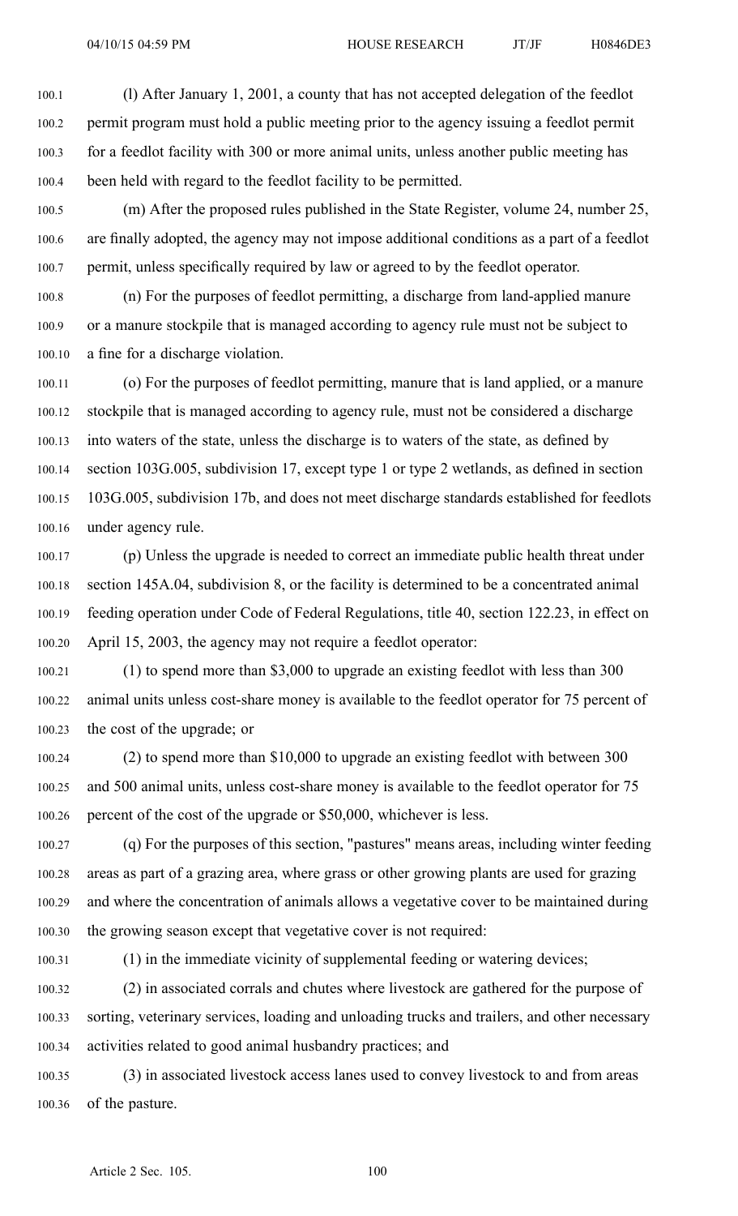(l) After January 1, 2001, a county that has not accepted delegation of the feedlot permit program must hold a public meeting prior to the agency issuing a feedlot permit for a feedlot facility with 300 or more animal units, unless another public meeting has been held with regard to the feedlot facility to be permitted.

(m) After the proposed rules published in the State Register, volume 24, number 25, are finally adopted, the agency may not impose additional conditions as a part of a feedlot permit, unless specifically required by law or agreed to by the feedlot operator.

(n) For the purposes of feedlot permitting, a discharge from land-applied manure or a manure stockpile that is managed according to agency rule must not be subject to a fine for a discharge violation.

(o) For the purposes of feedlot permitting, manure that is land applied, or a manure stockpile that is managed according to agency rule, must not be considered a discharge into waters of the state, unless the discharge is to waters of the state, as defined by section 103G.005, subdivision 17, except type 1 or type 2 wetlands, as defined in section 103G.005, subdivision 17b, and does not meet discharge standards established for feedlots under agency rule.

(p) Unless the upgrade is needed to correct an immediate public health threat under section 145A.04, subdivision 8, or the facility is determined to be a concentrated animal feeding operation under Code of Federal Regulations, title 40, section 122.23, in effect on April 15, 2003, the agency may not require a feedlot operator:

(1) to spend more than $3,000 to upgrade an existing feedlot with less than 300 animal units unless cost-share money is available to the feedlot operator for 75 percent of the cost of the upgrade; or

(2) to spend more than $10,000 to upgrade an existing feedlot with between 300 and 500 animal units, unless cost-share money is available to the feedlot operator for 75 percent of the cost of the upgrade or $50,000, whichever is less.

(q) For the purposes of this section, "pastures" means areas, including winter feeding areas as part of a grazing area, where grass or other growing plants are used for grazing and where the concentration of animals allows a vegetative cover to be maintained during the growing season except that vegetative cover is not required:

(1) in the immediate vicinity of supplemental feeding or watering devices;

(2) in associated corrals and chutes where livestock are gathered for the purpose of sorting, veterinary services, loading and unloading trucks and trailers, and other necessary activities related to good animal husbandry practices; and

(3) in associated livestock access lanes used to convey livestock to and from areas of the pasture.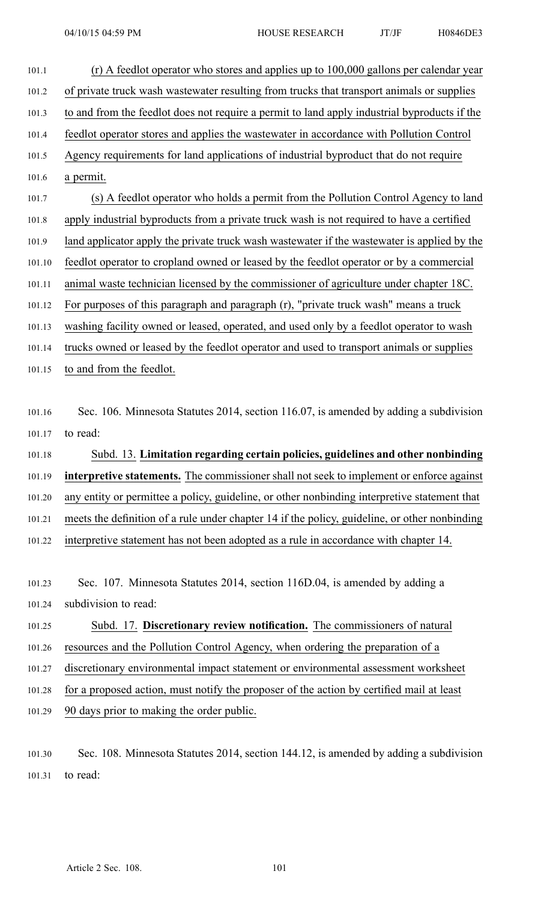(r) A feedlot operator who stores and applies up to 100,000 gallons per calendar year of private truck wash wastewater resulting from trucks that transport animals or supplies to and from the feedlot does not require a permit to land apply industrial byproducts if the feedlot operator stores and applies the wastewater in accordance with Pollution Control Agency requirements for land applications of industrial byproduct that do not require a permit.

(s) A feedlot operator who holds a permit from the Pollution Control Agency to land apply industrial byproducts from a private truck wash is not required to have a certified land applicator apply the private truck wash wastewater if the wastewater is applied by the feedlot operator to cropland owned or leased by the feedlot operator or by a commercial animal waste technician licensed by the commissioner of agriculture under chapter 18C. For purposes of this paragraph and paragraph (r), "private truck wash" means a truck washing facility owned or leased, operated, and used only by a feedlot operator to wash trucks owned or leased by the feedlot operator and used to transport animals or supplies to and from the feedlot.

Sec. 106. Minnesota Statutes 2014, section 116.07, is amended by adding a subdivision to read:

Subd. 13. **Limitation regarding certain policies, guidelines and other nonbinding interpretive statements.** The commissioner shall not seek to implement or enforce against any entity or permittee a policy, guideline, or other nonbinding interpretive statement that meets the definition of a rule under chapter 14 if the policy, guideline, or other nonbinding interpretive statement has not been adopted as a rule in accordance with chapter 14.

Sec. 107. Minnesota Statutes 2014, section 116D.04, is amended by adding a subdivision to read:

Subd. 17. **Discretionary review notification.** The commissioners of natural resources and the Pollution Control Agency, when ordering the preparation of a discretionary environmental impact statement or environmental assessment worksheet for a proposed action, must notify the proposer of the action by certified mail at least 90 days prior to making the order public.

Sec. 108. Minnesota Statutes 2014, section 144.12, is amended by adding a subdivision to read: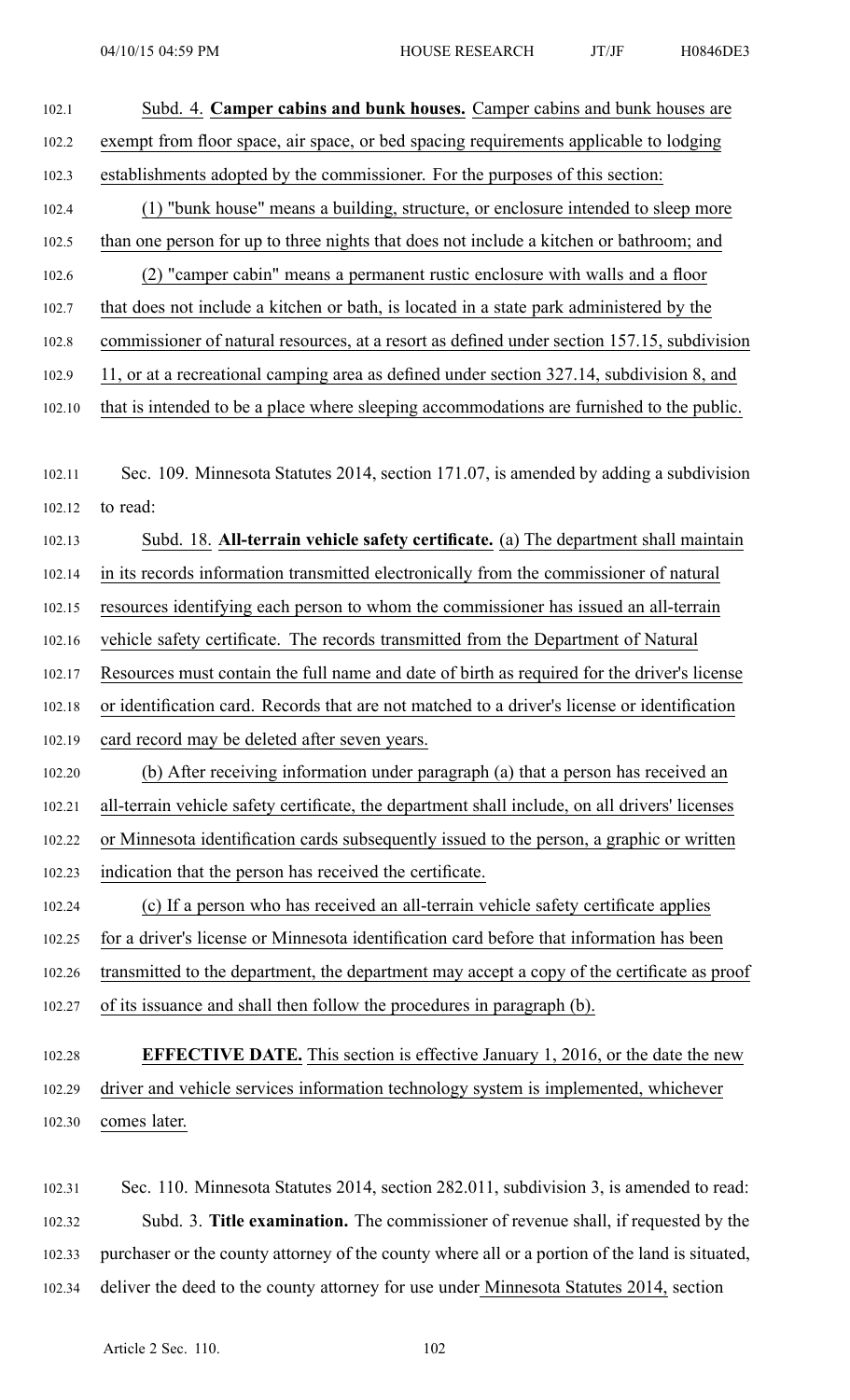Subd. 4. **Camper cabins and bunk houses.** Camper cabins and bunk houses are exempt from floor space, air space, or bed spacing requirements applicable to lodging establishments adopted by the commissioner. For the purposes of this section:

(1) "bunk house" means a building, structure, or enclosure intended to sleep more than one person for up to three nights that does not include a kitchen or bathroom; and

(2) "camper cabin" means a permanent rustic enclosure with walls and a floor that does not include a kitchen or bath, is located in a state park administered by the commissioner of natural resources, at a resort as defined under section 157.15, subdivision 11, or at a recreational camping area as defined under section 327.14, subdivision 8, and that is intended to be a place where sleeping accommodations are furnished to the public.

Sec. 109. Minnesota Statutes 2014, section 171.07, is amended by adding a subdivision to read:

Subd. 18. **All-terrain vehicle safety certificate.** (a) The department shall maintain in its records information transmitted electronically from the commissioner of natural resources identifying each person to whom the commissioner has issued an all-terrain vehicle safety certificate. The records transmitted from the Department of Natural Resources must contain the full name and date of birth as required for the driver's license or identification card. Records that are not matched to a driver's license or identification card record may be deleted after seven years.

(b) After receiving information under paragraph (a) that a person has received an all-terrain vehicle safety certificate, the department shall include, on all drivers' licenses or Minnesota identification cards subsequently issued to the person, a graphic or written indication that the person has received the certificate.

(c) If a person who has received an all-terrain vehicle safety certificate applies for a driver's license or Minnesota identification card before that information has been transmitted to the department, the department may accept a copy of the certificate as proof of its issuance and shall then follow the procedures in paragraph (b).

**EFFECTIVE DATE.** This section is effective January 1, 2016, or the date the new driver and vehicle services information technology system is implemented, whichever comes later.

Sec. 110. Minnesota Statutes 2014, section 282.011, subdivision 3, is amended to read:

Subd. 3. **Title examination.** The commissioner of revenue shall, if requested by the purchaser or the county attorney of the county where all or a portion of the land is situated, deliver the deed to the county attorney for use under Minnesota Statutes 2014, section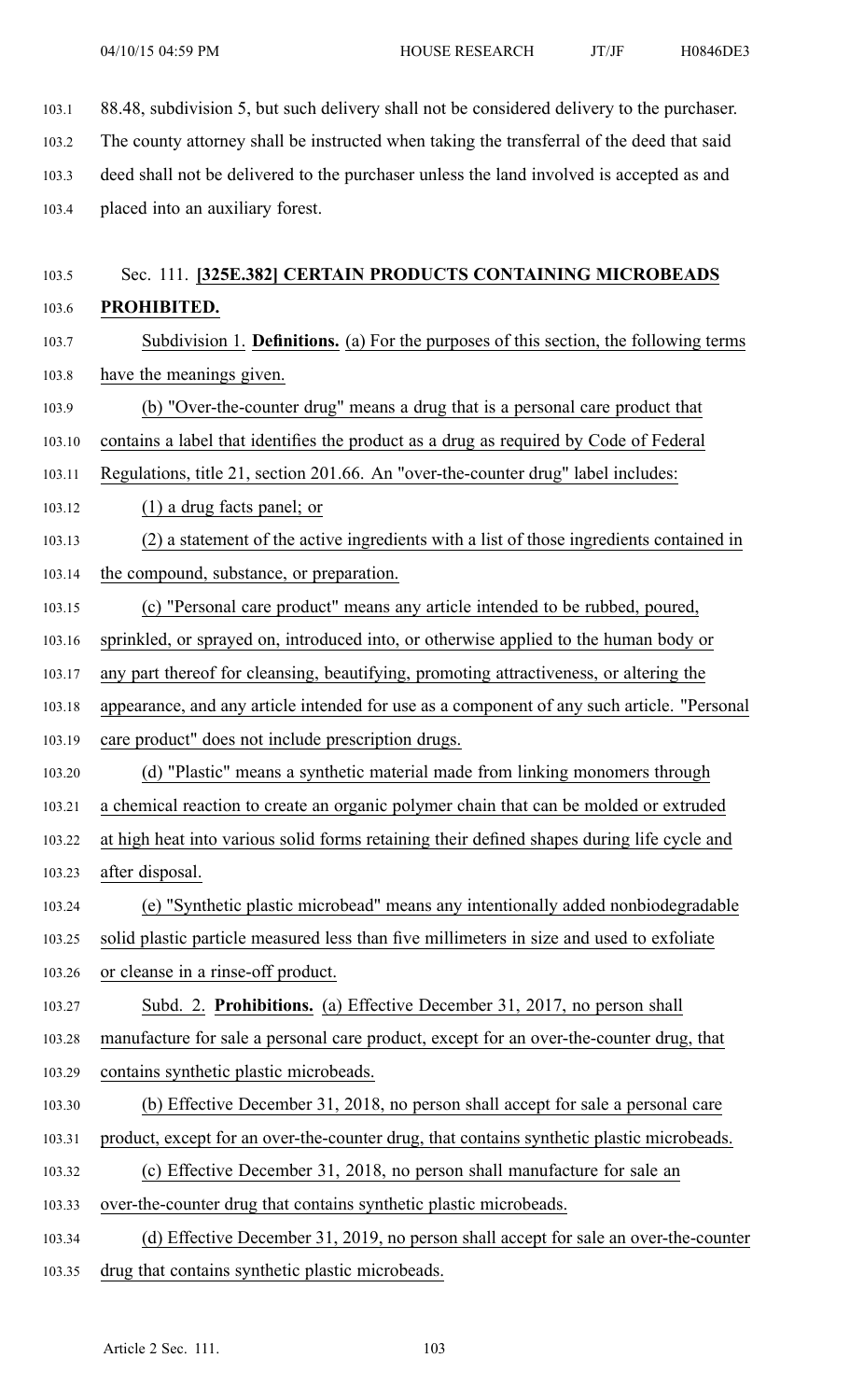88.48, subdivision 5, but such delivery shall not be considered delivery to the purchaser. The county attorney shall be instructed when taking the transferral of the deed that said deed shall not be delivered to the purchaser unless the land involved is accepted as and placed into an auxiliary forest.

Sec. 111. **[325E.382] CERTAIN PRODUCTS CONTAINING MICROBEADS PROHIBITED.**

Subdivision 1. **Definitions.** (a) For the purposes of this section, the following terms have the meanings given.

(b) "Over-the-counter drug" means a drug that is a personal care product that contains a label that identifies the product as a drug as required by Code of Federal Regulations, title 21, section 201.66. An "over-the-counter drug" label includes:

(1) a drug facts panel; or

(2) a statement of the active ingredients with a list of those ingredients contained in the compound, substance, or preparation.

(c) "Personal care product" means any article intended to be rubbed, poured, sprinkled, or sprayed on, introduced into, or otherwise applied to the human body or any part thereof for cleansing, beautifying, promoting attractiveness, or altering the appearance, and any article intended for use as a component of any such article. "Personal care product" does not include prescription drugs.

(d) "Plastic" means a synthetic material made from linking monomers through a chemical reaction to create an organic polymer chain that can be molded or extruded at high heat into various solid forms retaining their defined shapes during life cycle and after disposal.

(e) "Synthetic plastic microbead" means any intentionally added nonbiodegradable solid plastic particle measured less than five millimeters in size and used to exfoliate or cleanse in a rinse-off product.

Subd. 2. **Prohibitions.** (a) Effective December 31, 2017, no person shall manufacture for sale a personal care product, except for an over-the-counter drug, that contains synthetic plastic microbeads.

(b) Effective December 31, 2018, no person shall accept for sale a personal care product, except for an over-the-counter drug, that contains synthetic plastic microbeads.

(c) Effective December 31, 2018, no person shall manufacture for sale an over-the-counter drug that contains synthetic plastic microbeads.

(d) Effective December 31, 2019, no person shall accept for sale an over-the-counter drug that contains synthetic plastic microbeads.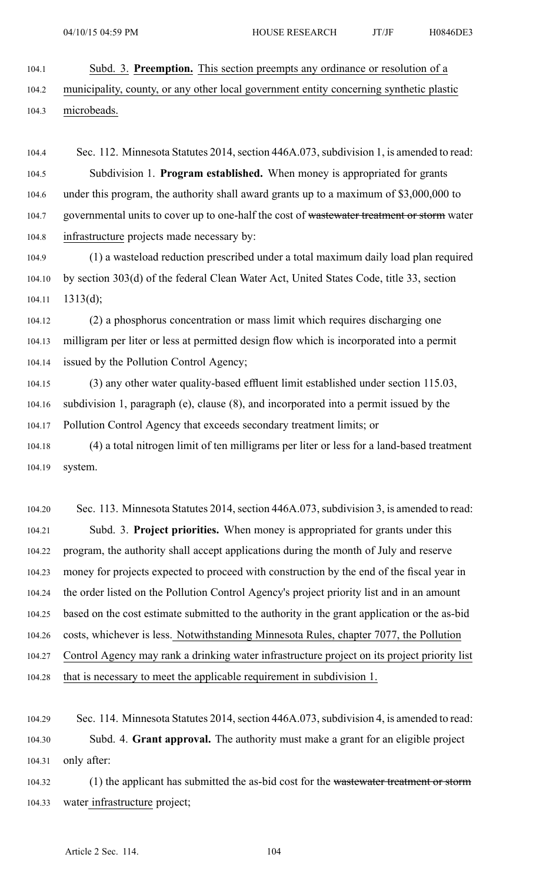Subd. 3. **Preemption.** This section preempts any ordinance or resolution of a municipality, county, or any other local government entity concerning synthetic plastic microbeads.

Sec. 112. Minnesota Statutes 2014, section 446A.073, subdivision 1, is amended to read:

Subdivision 1. **Program established.** When money is appropriated for grants under this program, the authority shall award grants up to a maximum of $3,000,000 to governmental units to cover up to one-half the cost of ~~wastewater treatment or storm~~ water infrastructure projects made necessary by:

(1) a wasteload reduction prescribed under a total maximum daily load plan required by section 303(d) of the federal Clean Water Act, United States Code, title 33, section 1313(d);

(2) a phosphorus concentration or mass limit which requires discharging one milligram per liter or less at permitted design flow which is incorporated into a permit issued by the Pollution Control Agency;

(3) any other water quality-based effluent limit established under section 115.03, subdivision 1, paragraph (e), clause (8), and incorporated into a permit issued by the Pollution Control Agency that exceeds secondary treatment limits; or

(4) a total nitrogen limit of ten milligrams per liter or less for a land-based treatment system.

Sec. 113. Minnesota Statutes 2014, section 446A.073, subdivision 3, is amended to read:

Subd. 3. **Project priorities.** When money is appropriated for grants under this program, the authority shall accept applications during the month of July and reserve money for projects expected to proceed with construction by the end of the fiscal year in the order listed on the Pollution Control Agency's project priority list and in an amount based on the cost estimate submitted to the authority in the grant application or the as-bid costs, whichever is less. Notwithstanding Minnesota Rules, chapter 7077, the Pollution Control Agency may rank a drinking water infrastructure project on its project priority list that is necessary to meet the applicable requirement in subdivision 1.

Sec. 114. Minnesota Statutes 2014, section 446A.073, subdivision 4, is amended to read:

Subd. 4. **Grant approval.** The authority must make a grant for an eligible project only after:

(1) the applicant has submitted the as-bid cost for the ~~wastewater treatment or storm~~ water infrastructure project;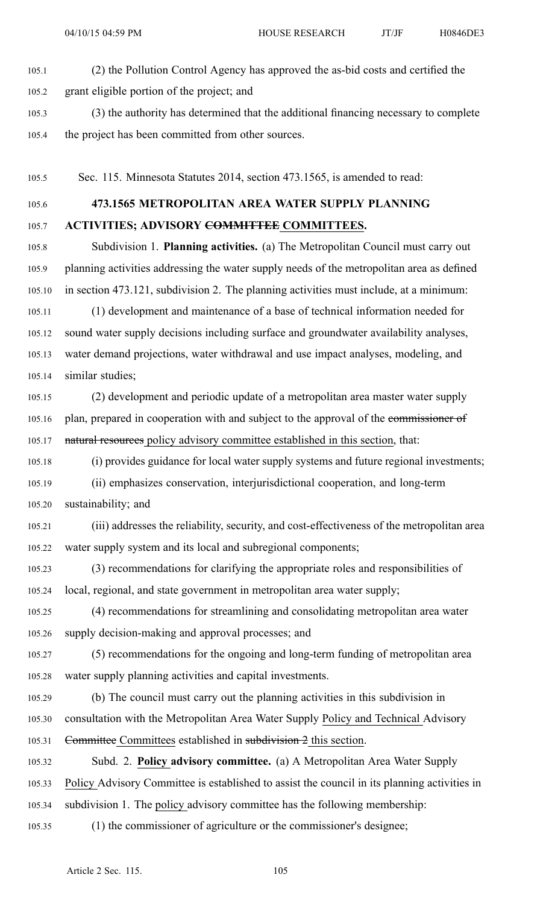(2) the Pollution Control Agency has approved the as-bid costs and certified the grant eligible portion of the project; and

(3) the authority has determined that the additional financing necessary to complete the project has been committed from other sources.

Sec. 115. Minnesota Statutes 2014, section 473.1565, is amended to read:

**473.1565 METROPOLITAN AREA WATER SUPPLY PLANNING ACTIVITIES; ADVISORY ~~COMMITTEE~~ COMMITTEES.**

Subdivision 1. **Planning activities.** (a) The Metropolitan Council must carry out planning activities addressing the water supply needs of the metropolitan area as defined in section 473.121, subdivision 2. The planning activities must include, at a minimum:

(1) development and maintenance of a base of technical information needed for sound water supply decisions including surface and groundwater availability analyses, water demand projections, water withdrawal and use impact analyses, modeling, and similar studies;

(2) development and periodic update of a metropolitan area master water supply plan, prepared in cooperation with and subject to the approval of the ~~commissioner of natural resources~~ policy advisory committee established in this section, that:

(i) provides guidance for local water supply systems and future regional investments;

(ii) emphasizes conservation, interjurisdictional cooperation, and long-term sustainability; and

(iii) addresses the reliability, security, and cost-effectiveness of the metropolitan area water supply system and its local and subregional components;

(3) recommendations for clarifying the appropriate roles and responsibilities of local, regional, and state government in metropolitan area water supply;

(4) recommendations for streamlining and consolidating metropolitan area water supply decision-making and approval processes; and

(5) recommendations for the ongoing and long-term funding of metropolitan area water supply planning activities and capital investments.

(b) The council must carry out the planning activities in this subdivision in consultation with the Metropolitan Area Water Supply Policy and Technical Advisory ~~Committee~~ Committees established in ~~subdivision 2~~ this section.

Subd. 2. **Policy advisory committee.** (a) A Metropolitan Area Water Supply Policy Advisory Committee is established to assist the council in its planning activities in subdivision 1. The policy advisory committee has the following membership:

(1) the commissioner of agriculture or the commissioner's designee;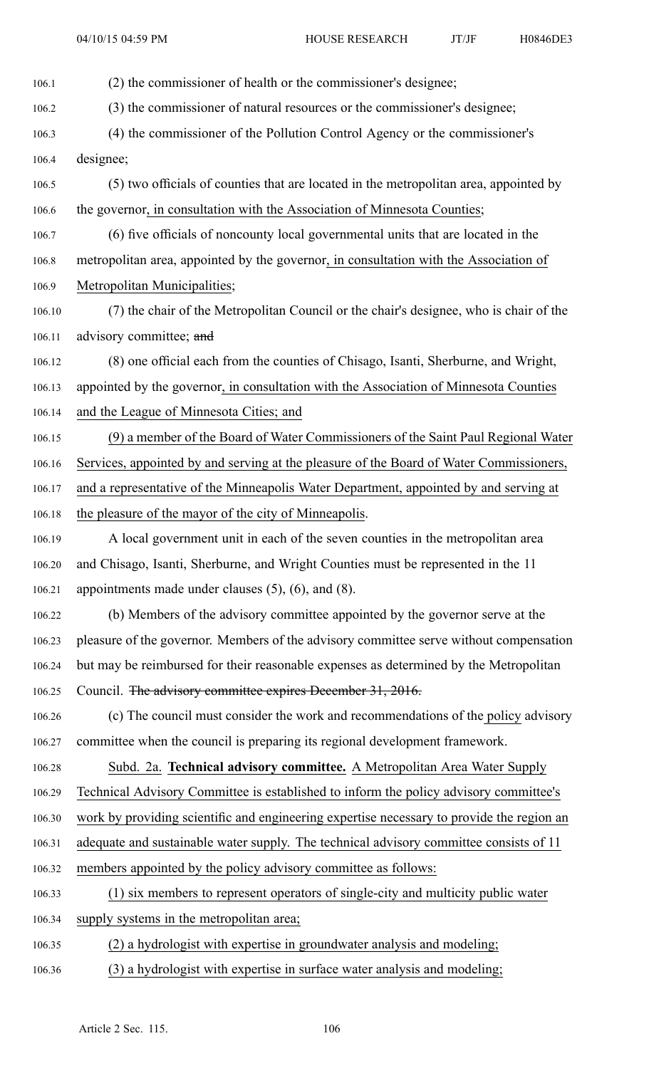(2) the commissioner of health or the commissioner's designee;

(3) the commissioner of natural resources or the commissioner's designee;

(4) the commissioner of the Pollution Control Agency or the commissioner's designee;

(5) two officials of counties that are located in the metropolitan area, appointed by the governor, in consultation with the Association of Minnesota Counties;

(6) five officials of noncounty local governmental units that are located in the metropolitan area, appointed by the governor, in consultation with the Association of Metropolitan Municipalities;

(7) the chair of the Metropolitan Council or the chair's designee, who is chair of the advisory committee; ~~and~~

(8) one official each from the counties of Chisago, Isanti, Sherburne, and Wright, appointed by the governor, in consultation with the Association of Minnesota Counties and the League of Minnesota Cities; and

(9) a member of the Board of Water Commissioners of the Saint Paul Regional Water Services, appointed by and serving at the pleasure of the Board of Water Commissioners, and a representative of the Minneapolis Water Department, appointed by and serving at the pleasure of the mayor of the city of Minneapolis.

A local government unit in each of the seven counties in the metropolitan area and Chisago, Isanti, Sherburne, and Wright Counties must be represented in the 11 appointments made under clauses (5), (6), and (8).

(b) Members of the advisory committee appointed by the governor serve at the pleasure of the governor. Members of the advisory committee serve without compensation but may be reimbursed for their reasonable expenses as determined by the Metropolitan Council. ~~The advisory committee expires December 31, 2016.~~

(c) The council must consider the work and recommendations of the policy advisory committee when the council is preparing its regional development framework.

Subd. 2a. **Technical advisory committee.** A Metropolitan Area Water Supply Technical Advisory Committee is established to inform the policy advisory committee's work by providing scientific and engineering expertise necessary to provide the region an adequate and sustainable water supply. The technical advisory committee consists of 11 members appointed by the policy advisory committee as follows:

(1) six members to represent operators of single-city and multicity public water supply systems in the metropolitan area;

(2) a hydrologist with expertise in groundwater analysis and modeling;

(3) a hydrologist with expertise in surface water analysis and modeling;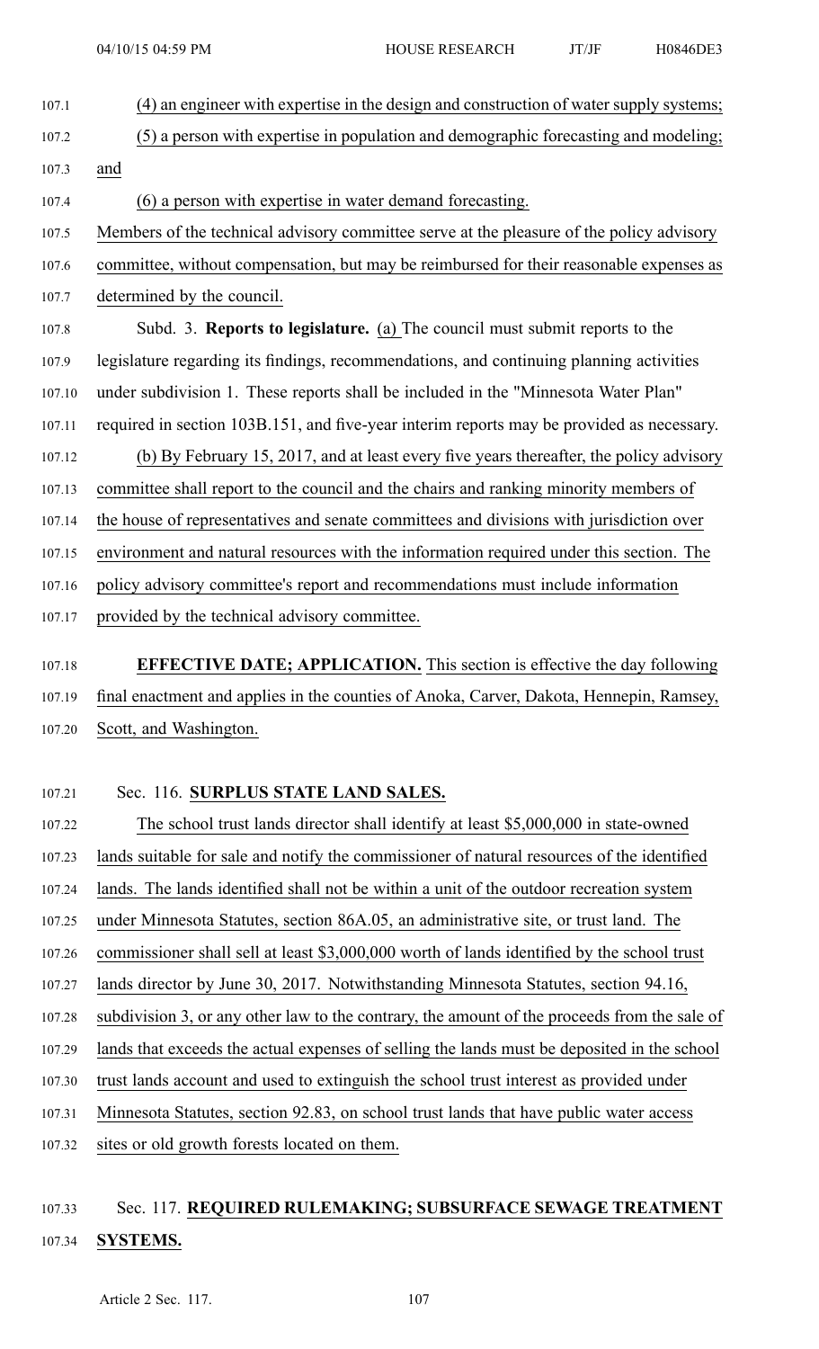(4) an engineer with expertise in the design and construction of water supply systems;

(5) a person with expertise in population and demographic forecasting and modeling; and

(6) a person with expertise in water demand forecasting.

Members of the technical advisory committee serve at the pleasure of the policy advisory committee, without compensation, but may be reimbursed for their reasonable expenses as determined by the council.

Subd. 3. **Reports to legislature.** (a) The council must submit reports to the legislature regarding its findings, recommendations, and continuing planning activities under subdivision 1. These reports shall be included in the "Minnesota Water Plan" required in section 103B.151, and five-year interim reports may be provided as necessary.

(b) By February 15, 2017, and at least every five years thereafter, the policy advisory committee shall report to the council and the chairs and ranking minority members of the house of representatives and senate committees and divisions with jurisdiction over environment and natural resources with the information required under this section. The policy advisory committee's report and recommendations must include information provided by the technical advisory committee.

**EFFECTIVE DATE; APPLICATION.** This section is effective the day following final enactment and applies in the counties of Anoka, Carver, Dakota, Hennepin, Ramsey, Scott, and Washington.

Sec. 116. **SURPLUS STATE LAND SALES.**

The school trust lands director shall identify at least $5,000,000 in state-owned lands suitable for sale and notify the commissioner of natural resources of the identified lands. The lands identified shall not be within a unit of the outdoor recreation system under Minnesota Statutes, section 86A.05, an administrative site, or trust land. The commissioner shall sell at least $3,000,000 worth of lands identified by the school trust lands director by June 30, 2017. Notwithstanding Minnesota Statutes, section 94.16, subdivision 3, or any other law to the contrary, the amount of the proceeds from the sale of lands that exceeds the actual expenses of selling the lands must be deposited in the school trust lands account and used to extinguish the school trust interest as provided under Minnesota Statutes, section 92.83, on school trust lands that have public water access sites or old growth forests located on them.

Sec. 117. **REQUIRED RULEMAKING; SUBSURFACE SEWAGE TREATMENT SYSTEMS.**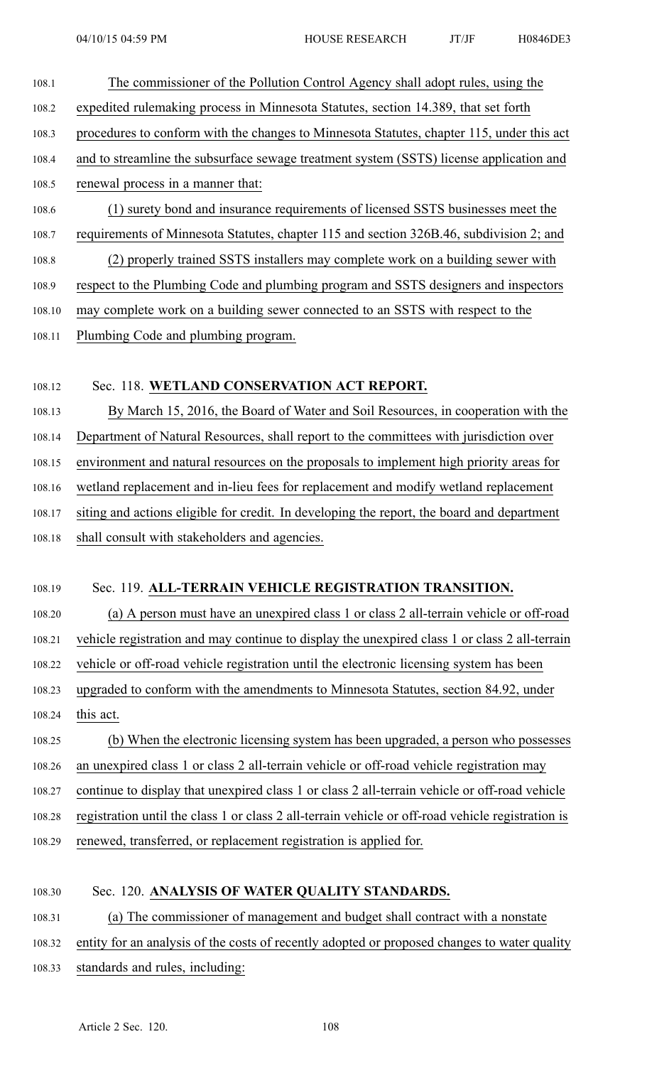The commissioner of the Pollution Control Agency shall adopt rules, using the expedited rulemaking process in Minnesota Statutes, section 14.389, that set forth procedures to conform with the changes to Minnesota Statutes, chapter 115, under this act and to streamline the subsurface sewage treatment system (SSTS) license application and renewal process in a manner that:

(1) surety bond and insurance requirements of licensed SSTS businesses meet the requirements of Minnesota Statutes, chapter 115 and section 326B.46, subdivision 2; and

(2) properly trained SSTS installers may complete work on a building sewer with respect to the Plumbing Code and plumbing program and SSTS designers and inspectors may complete work on a building sewer connected to an SSTS with respect to the Plumbing Code and plumbing program.

Sec. 118. **WETLAND CONSERVATION ACT REPORT.**

By March 15, 2016, the Board of Water and Soil Resources, in cooperation with the Department of Natural Resources, shall report to the committees with jurisdiction over environment and natural resources on the proposals to implement high priority areas for wetland replacement and in-lieu fees for replacement and modify wetland replacement siting and actions eligible for credit. In developing the report, the board and department shall consult with stakeholders and agencies.

Sec. 119. **ALL-TERRAIN VEHICLE REGISTRATION TRANSITION.**

(a) A person must have an unexpired class 1 or class 2 all-terrain vehicle or off-road vehicle registration and may continue to display the unexpired class 1 or class 2 all-terrain vehicle or off-road vehicle registration until the electronic licensing system has been upgraded to conform with the amendments to Minnesota Statutes, section 84.92, under this act.

(b) When the electronic licensing system has been upgraded, a person who possesses an unexpired class 1 or class 2 all-terrain vehicle or off-road vehicle registration may continue to display that unexpired class 1 or class 2 all-terrain vehicle or off-road vehicle registration until the class 1 or class 2 all-terrain vehicle or off-road vehicle registration is renewed, transferred, or replacement registration is applied for.

Sec. 120. **ANALYSIS OF WATER QUALITY STANDARDS.**

(a) The commissioner of management and budget shall contract with a nonstate entity for an analysis of the costs of recently adopted or proposed changes to water quality standards and rules, including: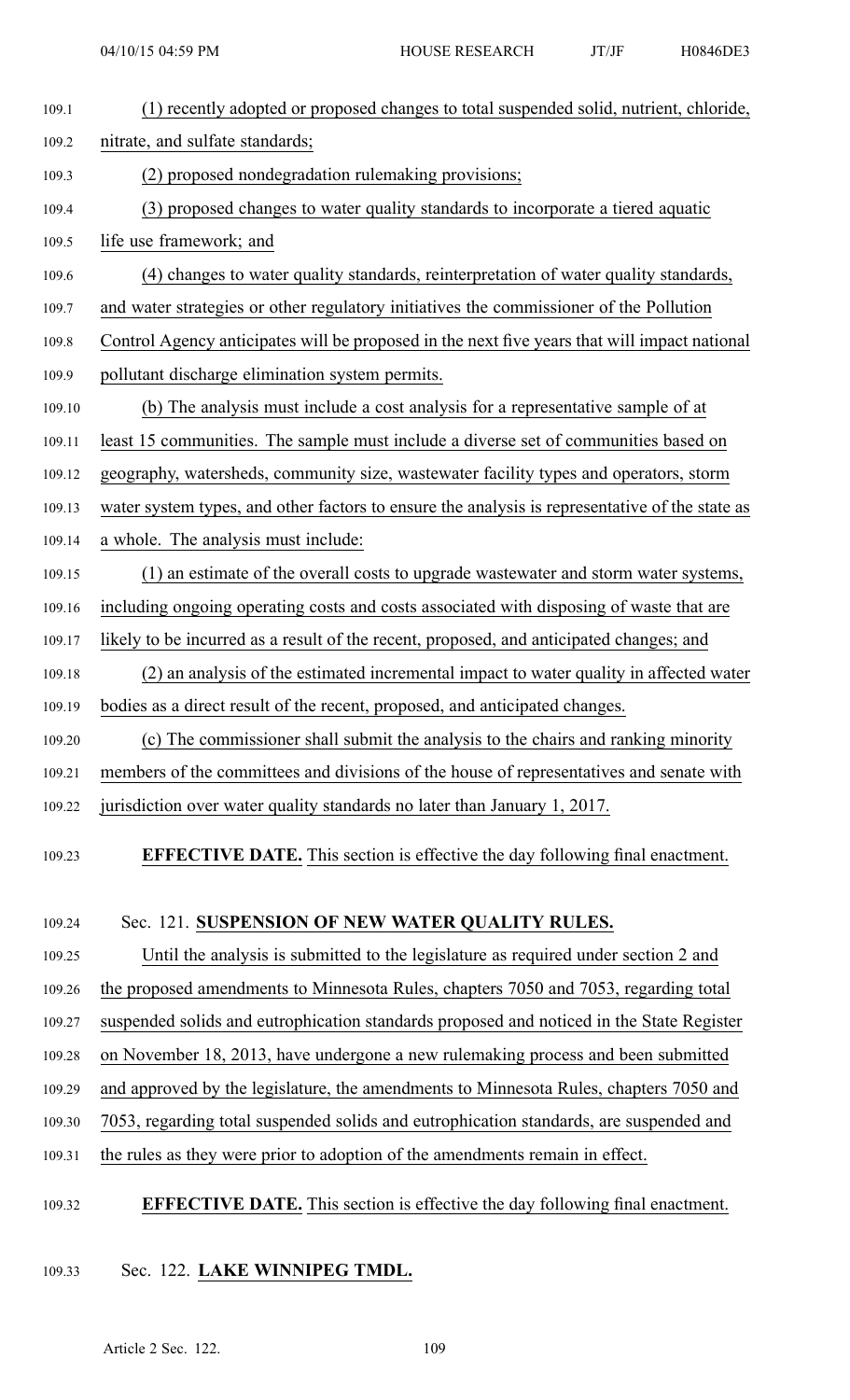(1) recently adopted or proposed changes to total suspended solid, nutrient, chloride, nitrate, and sulfate standards;

(2) proposed nondegradation rulemaking provisions;

(3) proposed changes to water quality standards to incorporate a tiered aquatic life use framework; and

(4) changes to water quality standards, reinterpretation of water quality standards, and water strategies or other regulatory initiatives the commissioner of the Pollution Control Agency anticipates will be proposed in the next five years that will impact national pollutant discharge elimination system permits.

(b) The analysis must include a cost analysis for a representative sample of at least 15 communities. The sample must include a diverse set of communities based on geography, watersheds, community size, wastewater facility types and operators, storm water system types, and other factors to ensure the analysis is representative of the state as a whole. The analysis must include:

(1) an estimate of the overall costs to upgrade wastewater and storm water systems, including ongoing operating costs and costs associated with disposing of waste that are likely to be incurred as a result of the recent, proposed, and anticipated changes; and

(2) an analysis of the estimated incremental impact to water quality in affected water bodies as a direct result of the recent, proposed, and anticipated changes.

(c) The commissioner shall submit the analysis to the chairs and ranking minority members of the committees and divisions of the house of representatives and senate with jurisdiction over water quality standards no later than January 1, 2017.

**EFFECTIVE DATE.** This section is effective the day following final enactment.

Sec. 121. **SUSPENSION OF NEW WATER QUALITY RULES.**

Until the analysis is submitted to the legislature as required under section 2 and the proposed amendments to Minnesota Rules, chapters 7050 and 7053, regarding total suspended solids and eutrophication standards proposed and noticed in the State Register on November 18, 2013, have undergone a new rulemaking process and been submitted and approved by the legislature, the amendments to Minnesota Rules, chapters 7050 and 7053, regarding total suspended solids and eutrophication standards, are suspended and the rules as they were prior to adoption of the amendments remain in effect.

**EFFECTIVE DATE.** This section is effective the day following final enactment.

Sec. 122. **LAKE WINNIPEG TMDL.**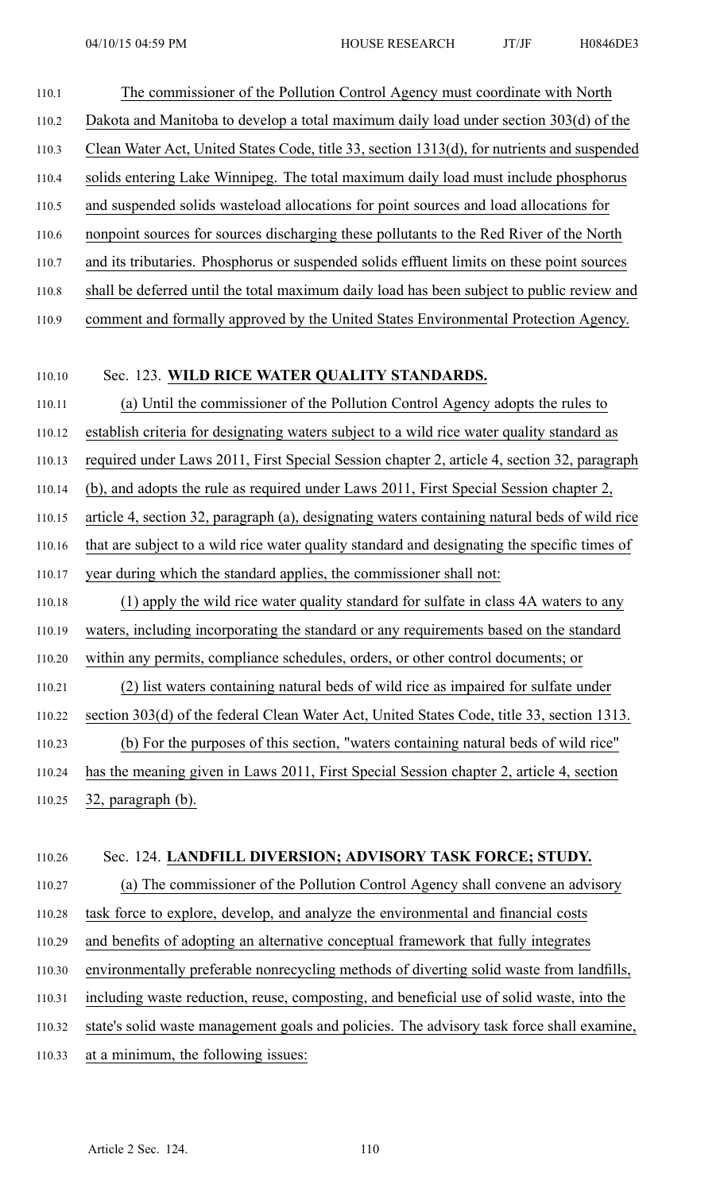The commissioner of the Pollution Control Agency must coordinate with North Dakota and Manitoba to develop a total maximum daily load under section 303(d) of the Clean Water Act, United States Code, title 33, section 1313(d), for nutrients and suspended solids entering Lake Winnipeg. The total maximum daily load must include phosphorus and suspended solids wasteload allocations for point sources and load allocations for nonpoint sources for sources discharging these pollutants to the Red River of the North and its tributaries. Phosphorus or suspended solids effluent limits on these point sources shall be deferred until the total maximum daily load has been subject to public review and comment and formally approved by the United States Environmental Protection Agency.

Sec. 123. **WILD RICE WATER QUALITY STANDARDS.**

(a) Until the commissioner of the Pollution Control Agency adopts the rules to establish criteria for designating waters subject to a wild rice water quality standard as required under Laws 2011, First Special Session chapter 2, article 4, section 32, paragraph (b), and adopts the rule as required under Laws 2011, First Special Session chapter 2, article 4, section 32, paragraph (a), designating waters containing natural beds of wild rice that are subject to a wild rice water quality standard and designating the specific times of year during which the standard applies, the commissioner shall not:

(1) apply the wild rice water quality standard for sulfate in class 4A waters to any waters, including incorporating the standard or any requirements based on the standard within any permits, compliance schedules, orders, or other control documents; or

(2) list waters containing natural beds of wild rice as impaired for sulfate under section 303(d) of the federal Clean Water Act, United States Code, title 33, section 1313.

(b) For the purposes of this section, "waters containing natural beds of wild rice" has the meaning given in Laws 2011, First Special Session chapter 2, article 4, section 32, paragraph (b).

Sec. 124. **LANDFILL DIVERSION; ADVISORY TASK FORCE; STUDY.**

(a) The commissioner of the Pollution Control Agency shall convene an advisory task force to explore, develop, and analyze the environmental and financial costs and benefits of adopting an alternative conceptual framework that fully integrates environmentally preferable nonrecycling methods of diverting solid waste from landfills, including waste reduction, reuse, composting, and beneficial use of solid waste, into the state's solid waste management goals and policies. The advisory task force shall examine, at a minimum, the following issues: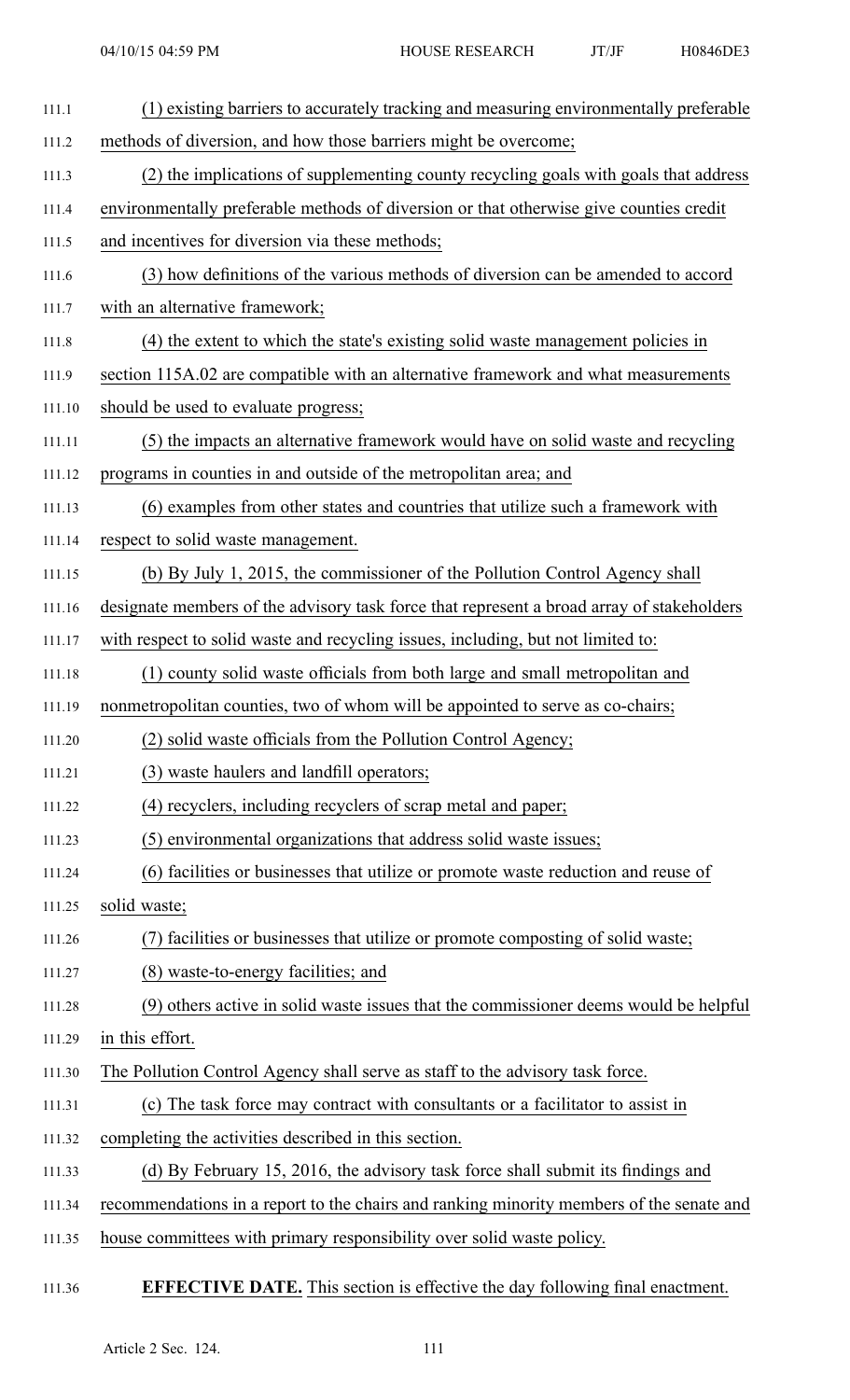(1) existing barriers to accurately tracking and measuring environmentally preferable methods of diversion, and how those barriers might be overcome;

(2) the implications of supplementing county recycling goals with goals that address environmentally preferable methods of diversion or that otherwise give counties credit and incentives for diversion via these methods;

(3) how definitions of the various methods of diversion can be amended to accord with an alternative framework;

(4) the extent to which the state's existing solid waste management policies in section 115A.02 are compatible with an alternative framework and what measurements should be used to evaluate progress;

(5) the impacts an alternative framework would have on solid waste and recycling programs in counties in and outside of the metropolitan area; and

(6) examples from other states and countries that utilize such a framework with respect to solid waste management.

(b) By July 1, 2015, the commissioner of the Pollution Control Agency shall designate members of the advisory task force that represent a broad array of stakeholders with respect to solid waste and recycling issues, including, but not limited to:

(1) county solid waste officials from both large and small metropolitan and nonmetropolitan counties, two of whom will be appointed to serve as co-chairs;

(2) solid waste officials from the Pollution Control Agency;

(3) waste haulers and landfill operators;

(4) recyclers, including recyclers of scrap metal and paper;

(5) environmental organizations that address solid waste issues;

(6) facilities or businesses that utilize or promote waste reduction and reuse of solid waste;

(7) facilities or businesses that utilize or promote composting of solid waste;

(8) waste-to-energy facilities; and

(9) others active in solid waste issues that the commissioner deems would be helpful in this effort.

The Pollution Control Agency shall serve as staff to the advisory task force.

(c) The task force may contract with consultants or a facilitator to assist in completing the activities described in this section.

(d) By February 15, 2016, the advisory task force shall submit its findings and recommendations in a report to the chairs and ranking minority members of the senate and house committees with primary responsibility over solid waste policy.

**EFFECTIVE DATE.** This section is effective the day following final enactment.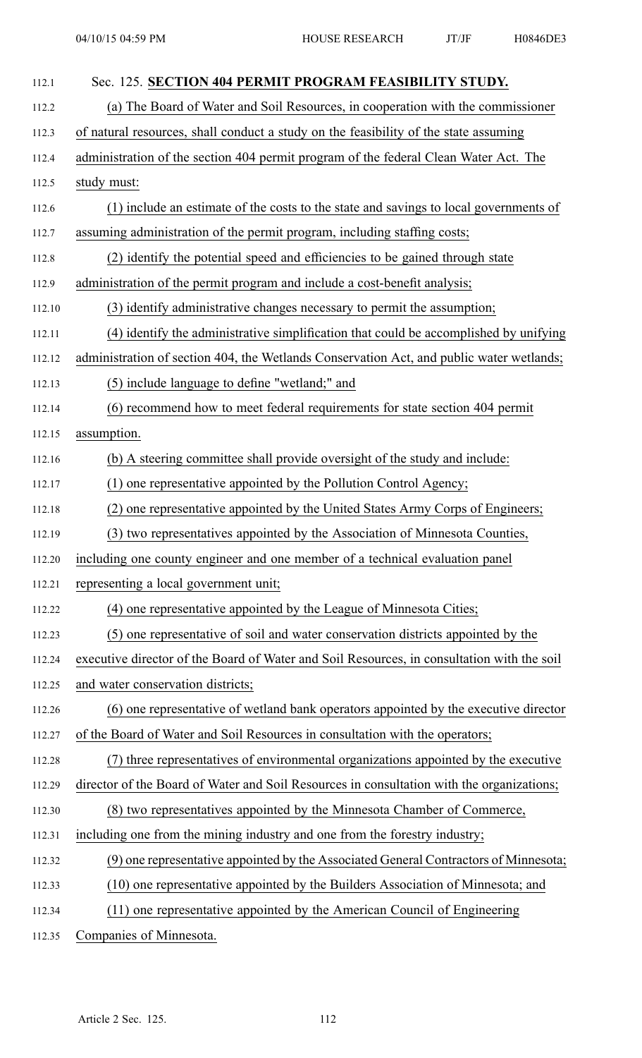Sec. 125. **SECTION 404 PERMIT PROGRAM FEASIBILITY STUDY.**

(a) The Board of Water and Soil Resources, in cooperation with the commissioner of natural resources, shall conduct a study on the feasibility of the state assuming administration of the section 404 permit program of the federal Clean Water Act. The study must:

(1) include an estimate of the costs to the state and savings to local governments of assuming administration of the permit program, including staffing costs;

(2) identify the potential speed and efficiencies to be gained through state administration of the permit program and include a cost-benefit analysis;

(3) identify administrative changes necessary to permit the assumption;

(4) identify the administrative simplification that could be accomplished by unifying administration of section 404, the Wetlands Conservation Act, and public water wetlands;

(5) include language to define "wetland;" and

(6) recommend how to meet federal requirements for state section 404 permit assumption.

(b) A steering committee shall provide oversight of the study and include:

(1) one representative appointed by the Pollution Control Agency;

(2) one representative appointed by the United States Army Corps of Engineers;

(3) two representatives appointed by the Association of Minnesota Counties, including one county engineer and one member of a technical evaluation panel representing a local government unit;

(4) one representative appointed by the League of Minnesota Cities;

(5) one representative of soil and water conservation districts appointed by the executive director of the Board of Water and Soil Resources, in consultation with the soil and water conservation districts;

(6) one representative of wetland bank operators appointed by the executive director of the Board of Water and Soil Resources in consultation with the operators;

(7) three representatives of environmental organizations appointed by the executive director of the Board of Water and Soil Resources in consultation with the organizations;

(8) two representatives appointed by the Minnesota Chamber of Commerce, including one from the mining industry and one from the forestry industry;

(9) one representative appointed by the Associated General Contractors of Minnesota;

(10) one representative appointed by the Builders Association of Minnesota; and

(11) one representative appointed by the American Council of Engineering Companies of Minnesota.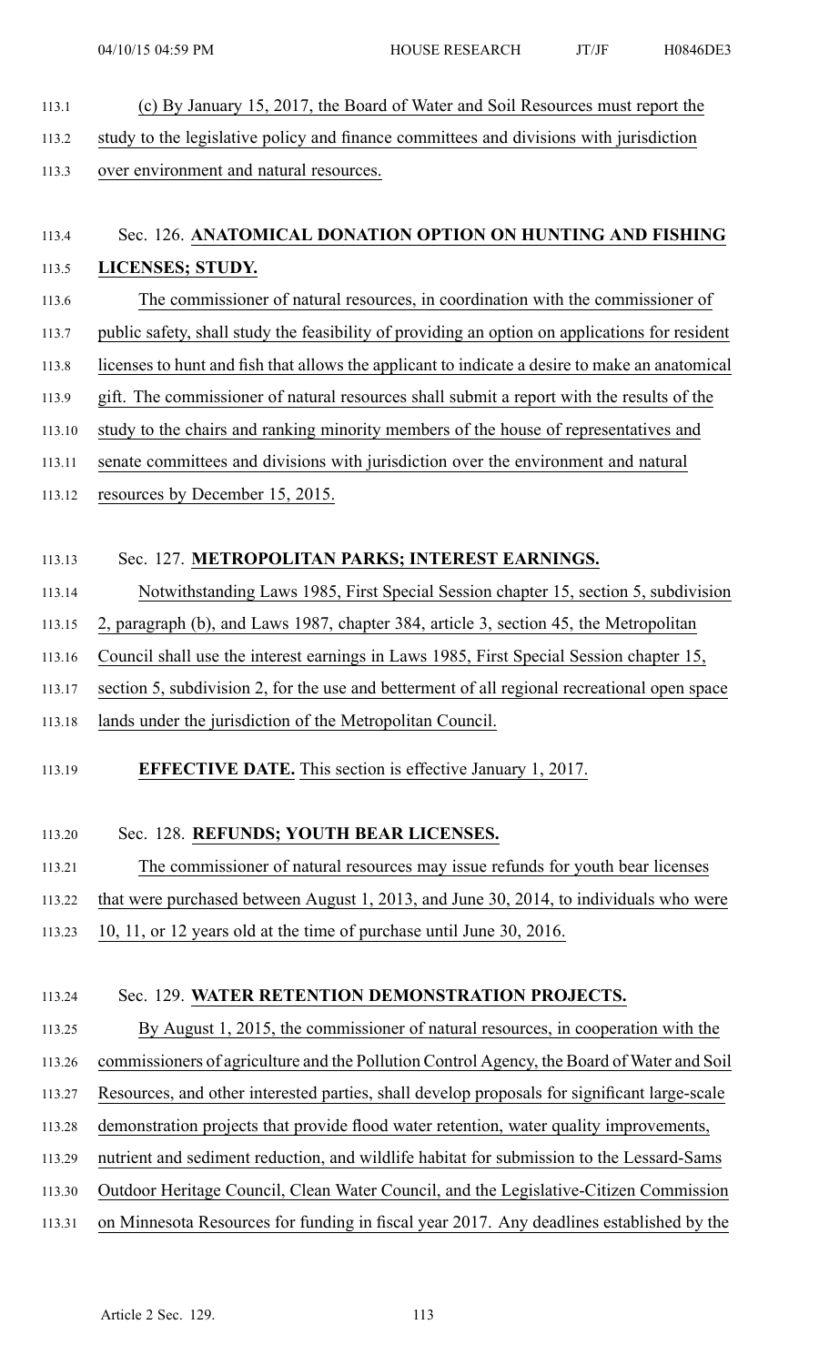(c) By January 15, 2017, the Board of Water and Soil Resources must report the study to the legislative policy and finance committees and divisions with jurisdiction over environment and natural resources.

Sec. 126. **ANATOMICAL DONATION OPTION ON HUNTING AND FISHING LICENSES; STUDY.**

The commissioner of natural resources, in coordination with the commissioner of public safety, shall study the feasibility of providing an option on applications for resident licenses to hunt and fish that allows the applicant to indicate a desire to make an anatomical gift. The commissioner of natural resources shall submit a report with the results of the study to the chairs and ranking minority members of the house of representatives and senate committees and divisions with jurisdiction over the environment and natural resources by December 15, 2015.

Sec. 127. **METROPOLITAN PARKS; INTEREST EARNINGS.**

Notwithstanding Laws 1985, First Special Session chapter 15, section 5, subdivision 2, paragraph (b), and Laws 1987, chapter 384, article 3, section 45, the Metropolitan Council shall use the interest earnings in Laws 1985, First Special Session chapter 15, section 5, subdivision 2, for the use and betterment of all regional recreational open space lands under the jurisdiction of the Metropolitan Council.

**EFFECTIVE DATE.** This section is effective January 1, 2017.

Sec. 128. **REFUNDS; YOUTH BEAR LICENSES.**

The commissioner of natural resources may issue refunds for youth bear licenses that were purchased between August 1, 2013, and June 30, 2014, to individuals who were 10, 11, or 12 years old at the time of purchase until June 30, 2016.

Sec. 129. **WATER RETENTION DEMONSTRATION PROJECTS.**

By August 1, 2015, the commissioner of natural resources, in cooperation with the commissioners of agriculture and the Pollution Control Agency, the Board of Water and Soil Resources, and other interested parties, shall develop proposals for significant large-scale demonstration projects that provide flood water retention, water quality improvements, nutrient and sediment reduction, and wildlife habitat for submission to the Lessard-Sams Outdoor Heritage Council, Clean Water Council, and the Legislative-Citizen Commission on Minnesota Resources for funding in fiscal year 2017. Any deadlines established by the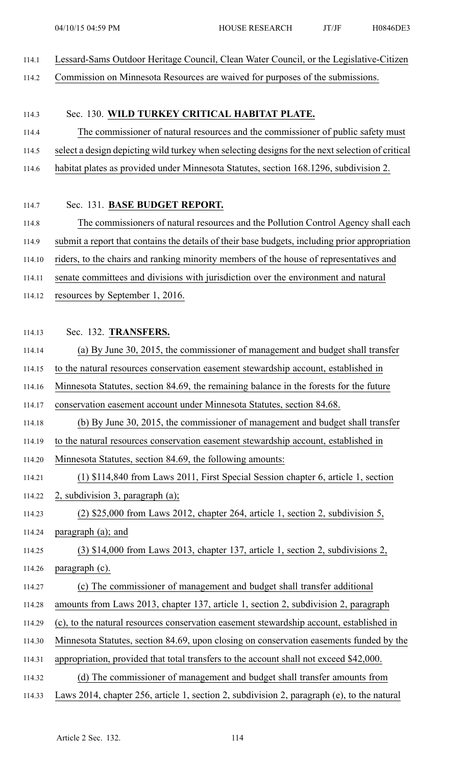Lessard-Sams Outdoor Heritage Council, Clean Water Council, or the Legislative-Citizen Commission on Minnesota Resources are waived for purposes of the submissions.

Sec. 130. **WILD TURKEY CRITICAL HABITAT PLATE.**

The commissioner of natural resources and the commissioner of public safety must select a design depicting wild turkey when selecting designs for the next selection of critical habitat plates as provided under Minnesota Statutes, section 168.1296, subdivision 2.

Sec. 131. **BASE BUDGET REPORT.**

The commissioners of natural resources and the Pollution Control Agency shall each submit a report that contains the details of their base budgets, including prior appropriation riders, to the chairs and ranking minority members of the house of representatives and senate committees and divisions with jurisdiction over the environment and natural resources by September 1, 2016.

Sec. 132. **TRANSFERS.**

(a) By June 30, 2015, the commissioner of management and budget shall transfer to the natural resources conservation easement stewardship account, established in Minnesota Statutes, section 84.69, the remaining balance in the forests for the future conservation easement account under Minnesota Statutes, section 84.68.

(b) By June 30, 2015, the commissioner of management and budget shall transfer to the natural resources conservation easement stewardship account, established in Minnesota Statutes, section 84.69, the following amounts:

(1) $114,840 from Laws 2011, First Special Session chapter 6, article 1, section 2, subdivision 3, paragraph (a);

(2) $25,000 from Laws 2012, chapter 264, article 1, section 2, subdivision 5, paragraph (a); and

(3) $14,000 from Laws 2013, chapter 137, article 1, section 2, subdivisions 2, paragraph (c).

(c) The commissioner of management and budget shall transfer additional amounts from Laws 2013, chapter 137, article 1, section 2, subdivision 2, paragraph (c), to the natural resources conservation easement stewardship account, established in Minnesota Statutes, section 84.69, upon closing on conservation easements funded by the appropriation, provided that total transfers to the account shall not exceed $42,000.

(d) The commissioner of management and budget shall transfer amounts from Laws 2014, chapter 256, article 1, section 2, subdivision 2, paragraph (e), to the natural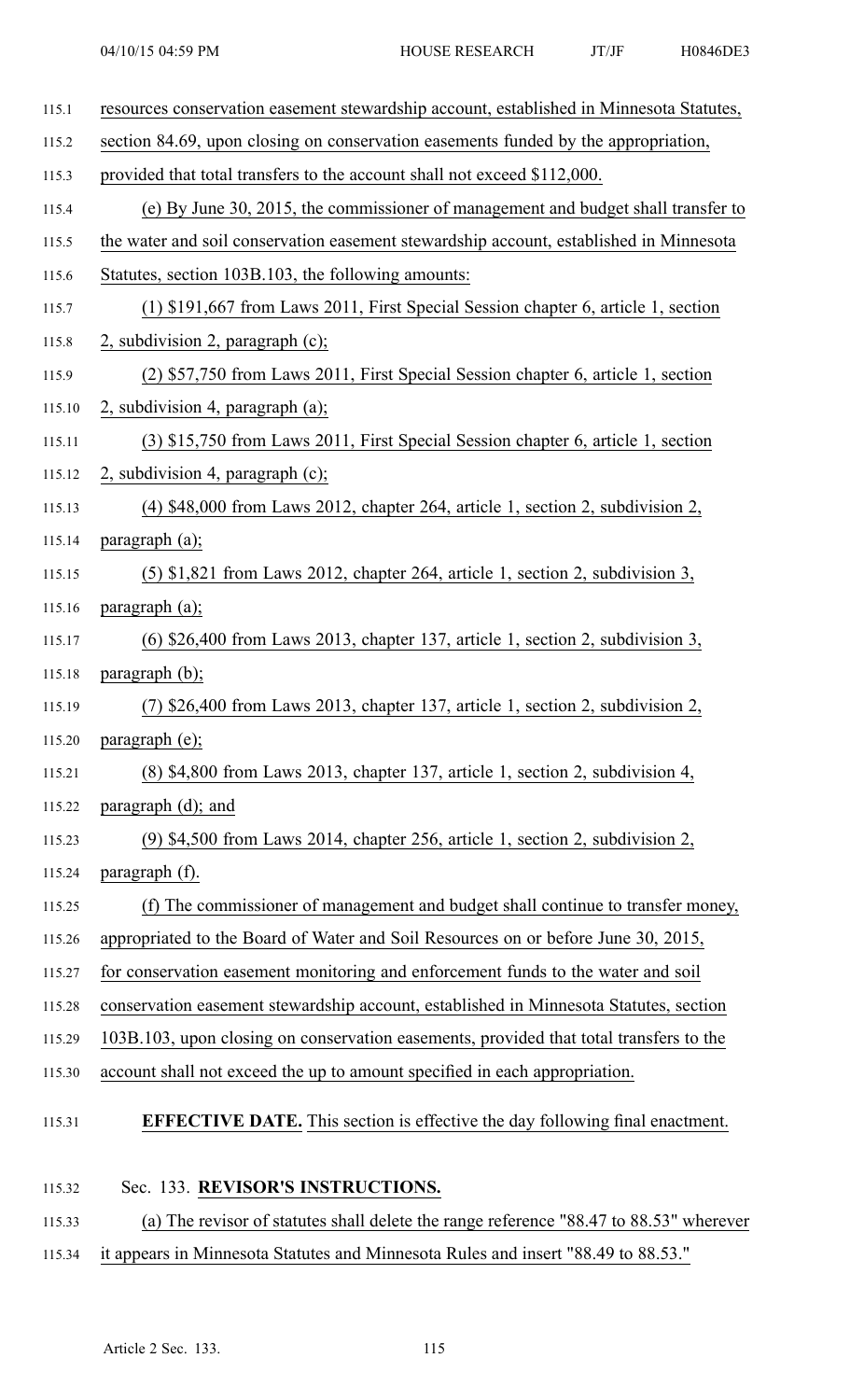resources conservation easement stewardship account, established in Minnesota Statutes, section 84.69, upon closing on conservation easements funded by the appropriation, provided that total transfers to the account shall not exceed $112,000.

(e) By June 30, 2015, the commissioner of management and budget shall transfer to the water and soil conservation easement stewardship account, established in Minnesota Statutes, section 103B.103, the following amounts:

(1) $191,667 from Laws 2011, First Special Session chapter 6, article 1, section 2, subdivision 2, paragraph (c);

(2) $57,750 from Laws 2011, First Special Session chapter 6, article 1, section 2, subdivision 4, paragraph (a);

(3) $15,750 from Laws 2011, First Special Session chapter 6, article 1, section 2, subdivision 4, paragraph (c);

(4) $48,000 from Laws 2012, chapter 264, article 1, section 2, subdivision 2, paragraph (a);

(5) $1,821 from Laws 2012, chapter 264, article 1, section 2, subdivision 3, paragraph (a);

(6) $26,400 from Laws 2013, chapter 137, article 1, section 2, subdivision 3, paragraph (b);

(7) $26,400 from Laws 2013, chapter 137, article 1, section 2, subdivision 2, paragraph (e);

(8) $4,800 from Laws 2013, chapter 137, article 1, section 2, subdivision 4, paragraph (d); and

(9) $4,500 from Laws 2014, chapter 256, article 1, section 2, subdivision 2, paragraph (f).

(f) The commissioner of management and budget shall continue to transfer money, appropriated to the Board of Water and Soil Resources on or before June 30, 2015, for conservation easement monitoring and enforcement funds to the water and soil conservation easement stewardship account, established in Minnesota Statutes, section 103B.103, upon closing on conservation easements, provided that total transfers to the account shall not exceed the up to amount specified in each appropriation.

**EFFECTIVE DATE.** This section is effective the day following final enactment.

Sec. 133. **REVISOR'S INSTRUCTIONS.**

(a) The revisor of statutes shall delete the range reference "88.47 to 88.53" wherever it appears in Minnesota Statutes and Minnesota Rules and insert "88.49 to 88.53."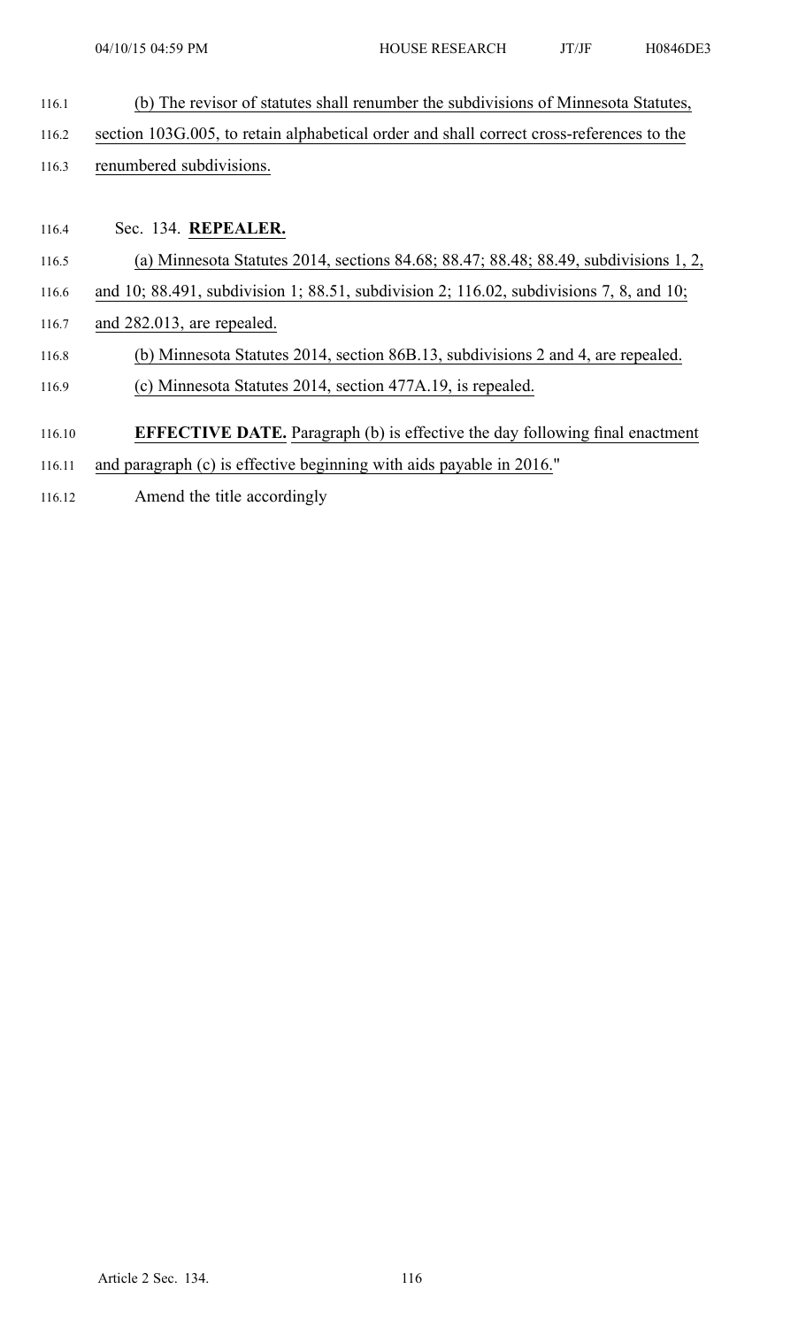(b) The revisor of statutes shall renumber the subdivisions of Minnesota Statutes, section 103G.005, to retain alphabetical order and shall correct cross-references to the renumbered subdivisions.

Sec. 134. **REPEALER.**

(a) Minnesota Statutes 2014, sections 84.68; 88.47; 88.48; 88.49, subdivisions 1, 2, and 10; 88.491, subdivision 1; 88.51, subdivision 2; 116.02, subdivisions 7, 8, and 10; and 282.013, are repealed.

(b) Minnesota Statutes 2014, section 86B.13, subdivisions 2 and 4, are repealed.

(c) Minnesota Statutes 2014, section 477A.19, is repealed.

**EFFECTIVE DATE.** Paragraph (b) is effective the day following final enactment and paragraph (c) is effective beginning with aids payable in 2016."

Amend the title accordingly